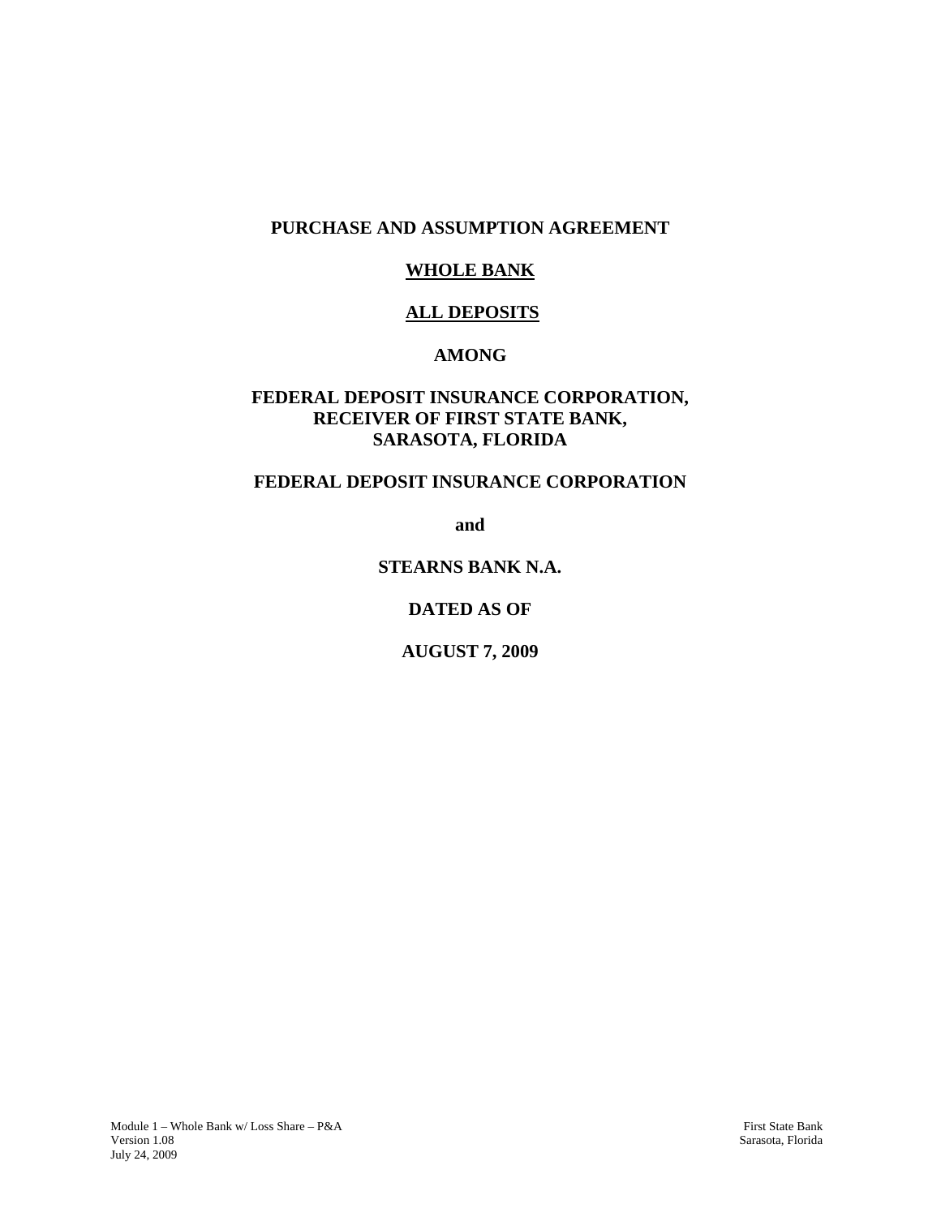# PURCHASE AND ASSUMPTION AGREEMENT

## WHOLE BANK

## ALL DEPOSITS

## AMONG

## FEDERAL DEPOSIT INSURANCE CORPORATION, RECEIVER OF FIRST STATE BANK, SARASOTA, FLORIDA

## FEDERAL DEPOSIT INSURANCE CORPORATION

**and**

## STEARNS BANK N.A.

## DATED AS OF

## AUGUST 7, 2009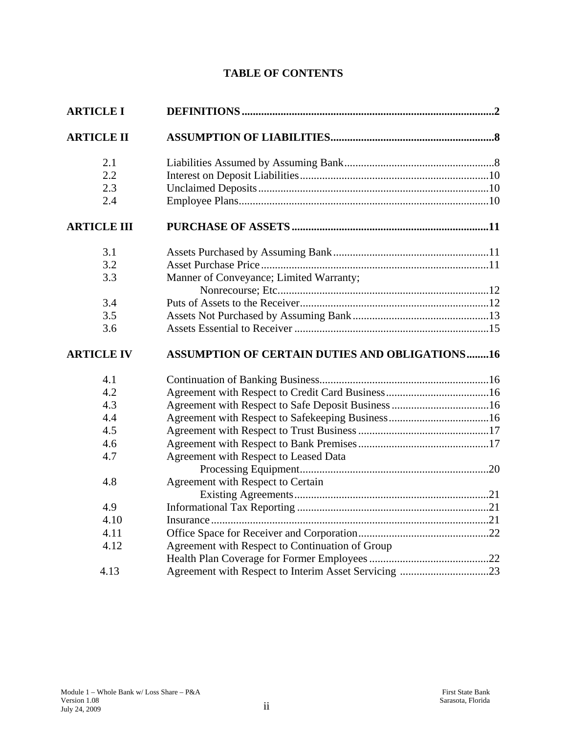## TABLE OF CONTENTS

| | | |
|---|---|---|
| **ARTICLE I** | **DEFINITIONS** | **2** |
| **ARTICLE II** | **ASSUMPTION OF LIABILITIES** | **8** |
| 2.1 | Liabilities Assumed by Assuming Bank | 8 |
| 2.2 | Interest on Deposit Liabilities | 10 |
| 2.3 | Unclaimed Deposits | 10 |
| 2.4 | Employee Plans | 10 |
| **ARTICLE III** | **PURCHASE OF ASSETS** | **11** |
| 3.1 | Assets Purchased by Assuming Bank | 11 |
| 3.2 | Asset Purchase Price | 11 |
| 3.3 | Manner of Conveyance; Limited Warranty; Nonrecourse; Etc. | 12 |
| 3.4 | Puts of Assets to the Receiver | 12 |
| 3.5 | Assets Not Purchased by Assuming Bank | 13 |
| 3.6 | Assets Essential to Receiver | 15 |
| **ARTICLE IV** | **ASSUMPTION OF CERTAIN DUTIES AND OBLIGATIONS** | **16** |
| 4.1 | Continuation of Banking Business | 16 |
| 4.2 | Agreement with Respect to Credit Card Business | 16 |
| 4.3 | Agreement with Respect to Safe Deposit Business | 16 |
| 4.4 | Agreement with Respect to Safekeeping Business | 16 |
| 4.5 | Agreement with Respect to Trust Business | 17 |
| 4.6 | Agreement with Respect to Bank Premises | 17 |
| 4.7 | Agreement with Respect to Leased Data Processing Equipment | 20 |
| 4.8 | Agreement with Respect to Certain Existing Agreements | 21 |
| 4.9 | Informational Tax Reporting | 21 |
| 4.10 | Insurance | 21 |
| 4.11 | Office Space for Receiver and Corporation | 22 |
| 4.12 | Agreement with Respect to Continuation of Group Health Plan Coverage for Former Employees | 22 |
| 4.13 | Agreement with Respect to Interim Asset Servicing | 23 |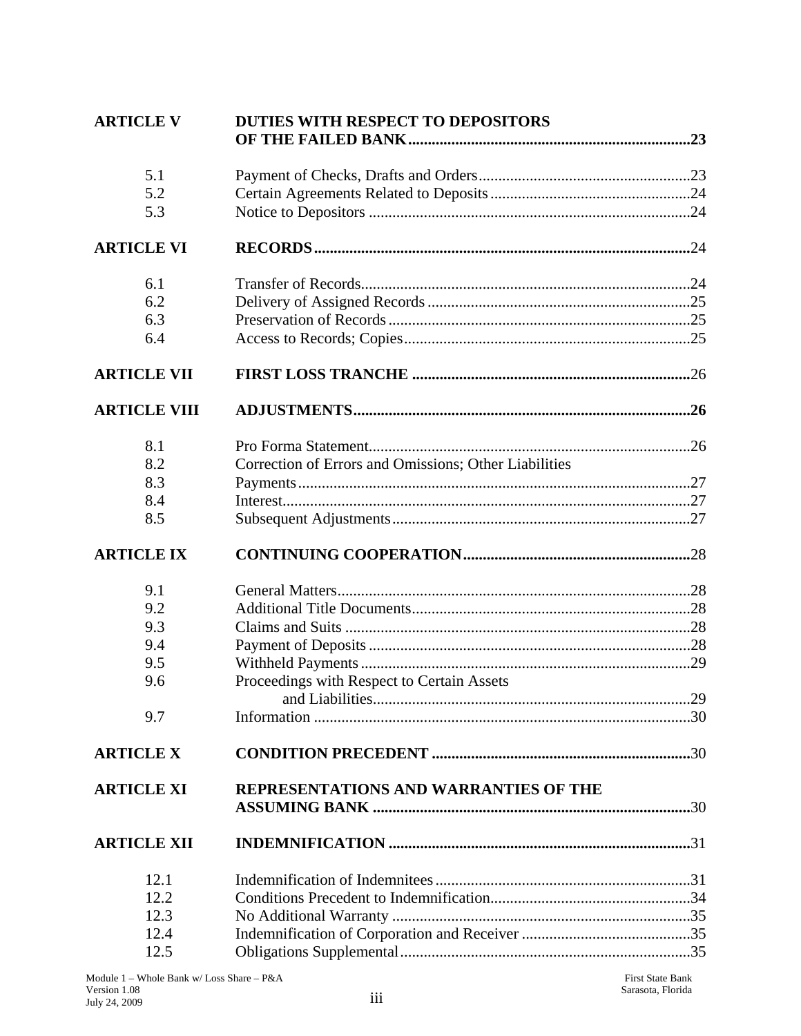| | | |
|---|---|---|
| **ARTICLE V** | **DUTIES WITH RESPECT TO DEPOSITORS OF THE FAILED BANK** | **23** |
| 5.1 | Payment of Checks, Drafts and Orders | 23 |
| 5.2 | Certain Agreements Related to Deposits | 24 |
| 5.3 | Notice to Depositors | 24 |
| **ARTICLE VI** | **RECORDS** | 24 |
| 6.1 | Transfer of Records | 24 |
| 6.2 | Delivery of Assigned Records | 25 |
| 6.3 | Preservation of Records | 25 |
| 6.4 | Access to Records; Copies | 25 |
| **ARTICLE VII** | **FIRST LOSS TRANCHE** | 26 |
| **ARTICLE VIII** | **ADJUSTMENTS** | **26** |
| 8.1 | Pro Forma Statement | 26 |
| 8.2 | Correction of Errors and Omissions; Other Liabilities | |
| 8.3 | Payments | 27 |
| 8.4 | Interest | 27 |
| 8.5 | Subsequent Adjustments | 27 |
| **ARTICLE IX** | **CONTINUING COOPERATION** | 28 |
| 9.1 | General Matters | 28 |
| 9.2 | Additional Title Documents | 28 |
| 9.3 | Claims and Suits | 28 |
| 9.4 | Payment of Deposits | 28 |
| 9.5 | Withheld Payments | 29 |
| 9.6 | Proceedings with Respect to Certain Assets and Liabilities | 29 |
| 9.7 | Information | 30 |
| **ARTICLE X** | **CONDITION PRECEDENT** | 30 |
| **ARTICLE XI** | **REPRESENTATIONS AND WARRANTIES OF THE ASSUMING BANK** | 30 |
| **ARTICLE XII** | **INDEMNIFICATION** | 31 |
| 12.1 | Indemnification of Indemnitees | 31 |
| 12.2 | Conditions Precedent to Indemnification | 34 |
| 12.3 | No Additional Warranty | 35 |
| 12.4 | Indemnification of Corporation and Receiver | 35 |
| 12.5 | Obligations Supplemental | 35 |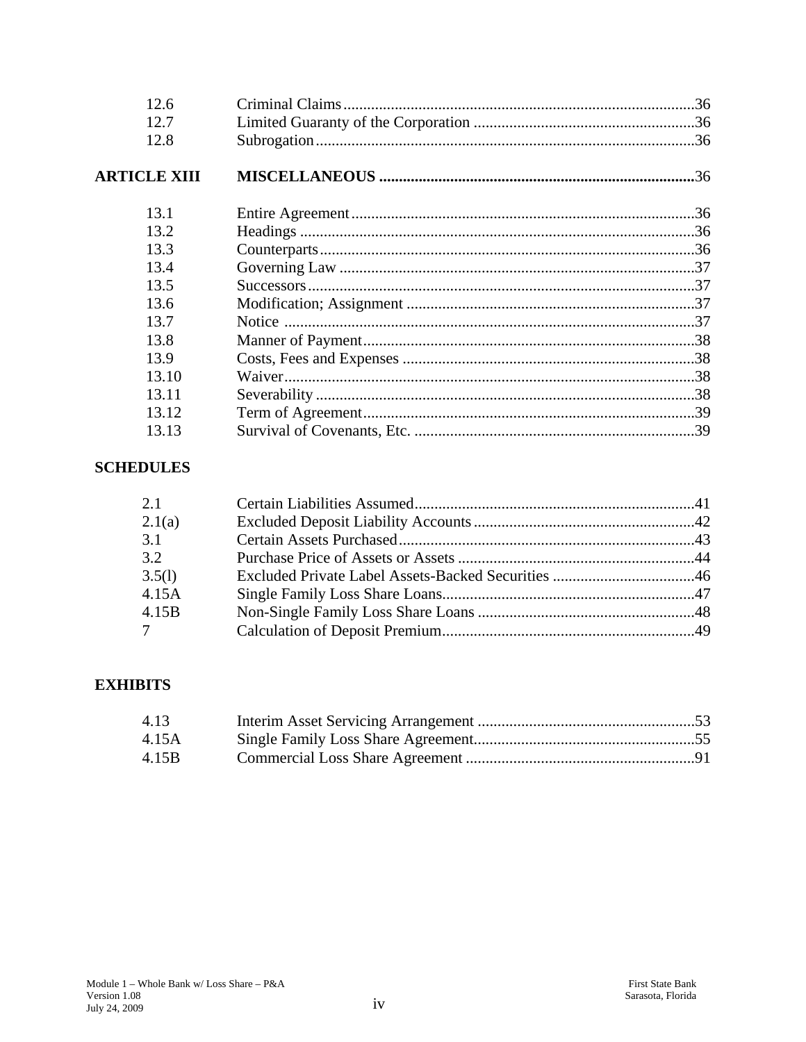| | | |
|---|---|---|
| 12.6 | Criminal Claims | 36 |
| 12.7 | Limited Guaranty of the Corporation | 36 |
| 12.8 | Subrogation | 36 |
| **ARTICLE XIII** | **MISCELLANEOUS** | 36 |
| 13.1 | Entire Agreement | 36 |
| 13.2 | Headings | 36 |
| 13.3 | Counterparts | 36 |
| 13.4 | Governing Law | 37 |
| 13.5 | Successors | 37 |
| 13.6 | Modification; Assignment | 37 |
| 13.7 | Notice | 37 |
| 13.8 | Manner of Payment | 38 |
| 13.9 | Costs, Fees and Expenses | 38 |
| 13.10 | Waiver | 38 |
| 13.11 | Severability | 38 |
| 13.12 | Term of Agreement | 39 |
| 13.13 | Survival of Covenants, Etc. | 39 |

**SCHEDULES**

| | | |
|---|---|---|
| 2.1 | Certain Liabilities Assumed | 41 |
| 2.1(a) | Excluded Deposit Liability Accounts | 42 |
| 3.1 | Certain Assets Purchased | 43 |
| 3.2 | Purchase Price of Assets or Assets | 44 |
| 3.5(l) | Excluded Private Label Assets-Backed Securities | 46 |
| 4.15A | Single Family Loss Share Loans | 47 |
| 4.15B | Non-Single Family Loss Share Loans | 48 |
| 7 | Calculation of Deposit Premium | 49 |

**EXHIBITS**

| | | |
|---|---|---|
| 4.13 | Interim Asset Servicing Arrangement | 53 |
| 4.15A | Single Family Loss Share Agreement | 55 |
| 4.15B | Commercial Loss Share Agreement | 91 |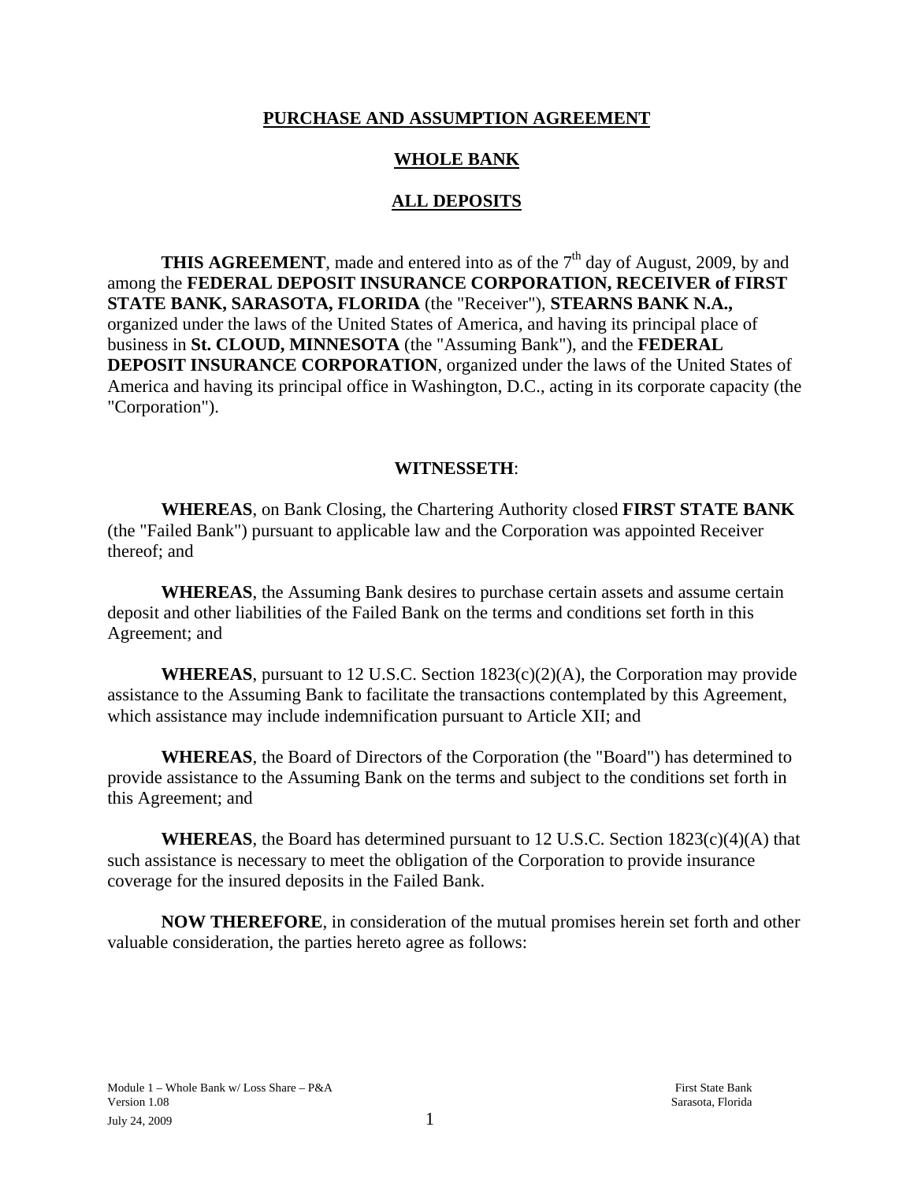**PURCHASE AND ASSUMPTION AGREEMENT**

**WHOLE BANK**

**ALL DEPOSITS**

**THIS AGREEMENT**, made and entered into as of the 7th day of August, 2009, by and among the **FEDERAL DEPOSIT INSURANCE CORPORATION, RECEIVER of FIRST STATE BANK, SARASOTA, FLORIDA** (the "Receiver"), **STEARNS BANK N.A.,** organized under the laws of the United States of America, and having its principal place of business in **St. CLOUD, MINNESOTA** (the "Assuming Bank"), and the **FEDERAL DEPOSIT INSURANCE CORPORATION**, organized under the laws of the United States of America and having its principal office in Washington, D.C., acting in its corporate capacity (the "Corporation").

**WITNESSETH**:

**WHEREAS**, on Bank Closing, the Chartering Authority closed **FIRST STATE BANK** (the "Failed Bank") pursuant to applicable law and the Corporation was appointed Receiver thereof; and

**WHEREAS**, the Assuming Bank desires to purchase certain assets and assume certain deposit and other liabilities of the Failed Bank on the terms and conditions set forth in this Agreement; and

**WHEREAS**, pursuant to 12 U.S.C. Section 1823(c)(2)(A), the Corporation may provide assistance to the Assuming Bank to facilitate the transactions contemplated by this Agreement, which assistance may include indemnification pursuant to Article XII; and

**WHEREAS**, the Board of Directors of the Corporation (the "Board") has determined to provide assistance to the Assuming Bank on the terms and subject to the conditions set forth in this Agreement; and

**WHEREAS**, the Board has determined pursuant to 12 U.S.C. Section 1823(c)(4)(A) that such assistance is necessary to meet the obligation of the Corporation to provide insurance coverage for the insured deposits in the Failed Bank.

**NOW THEREFORE**, in consideration of the mutual promises herein set forth and other valuable consideration, the parties hereto agree as follows: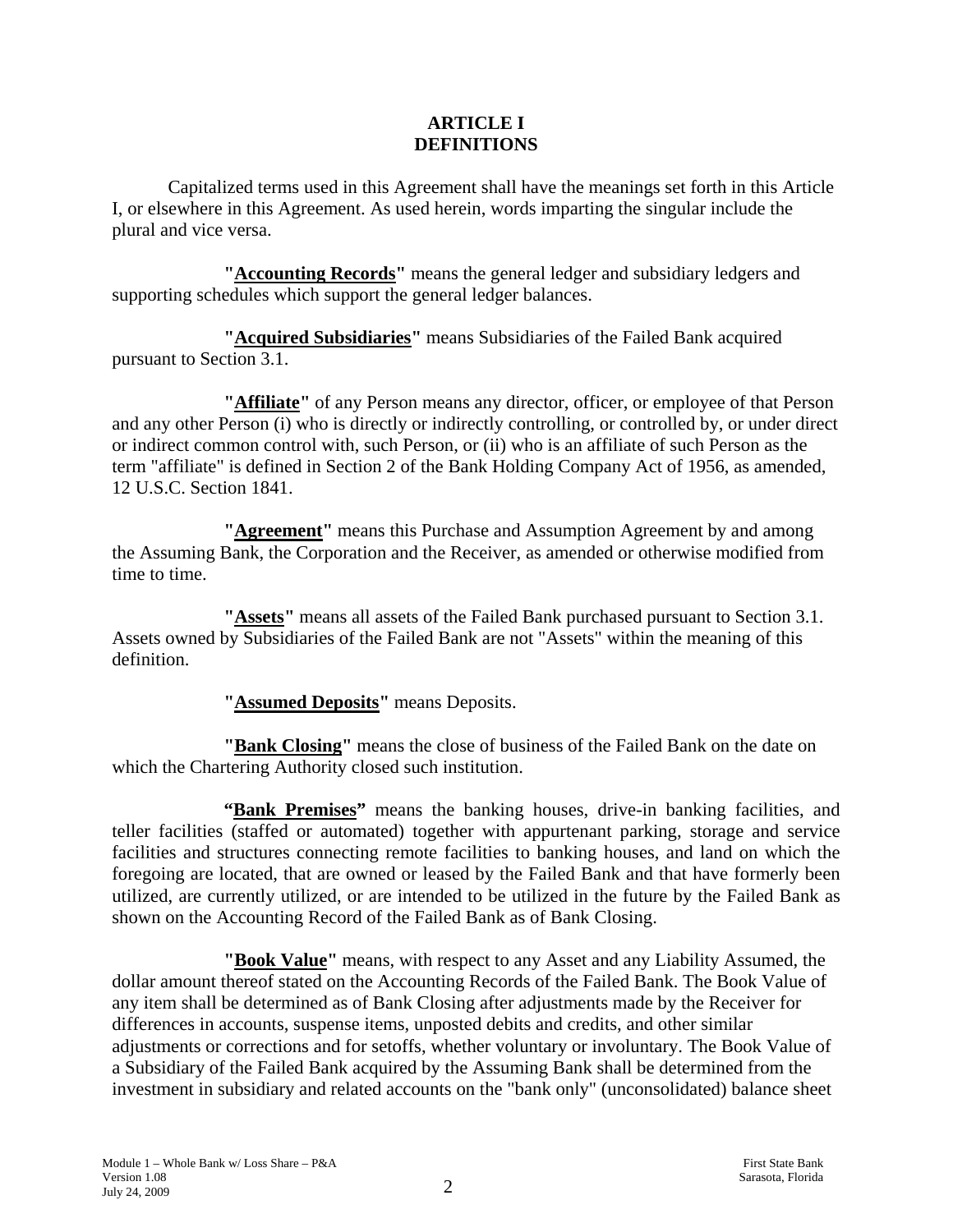# ARTICLE I
# DEFINITIONS

Capitalized terms used in this Agreement shall have the meanings set forth in this Article I, or elsewhere in this Agreement. As used herein, words imparting the singular include the plural and vice versa.

**"Accounting Records"** means the general ledger and subsidiary ledgers and supporting schedules which support the general ledger balances.

**"Acquired Subsidiaries"** means Subsidiaries of the Failed Bank acquired pursuant to Section 3.1.

**"Affiliate"** of any Person means any director, officer, or employee of that Person and any other Person (i) who is directly or indirectly controlling, or controlled by, or under direct or indirect common control with, such Person, or (ii) who is an affiliate of such Person as the term "affiliate" is defined in Section 2 of the Bank Holding Company Act of 1956, as amended, 12 U.S.C. Section 1841.

**"Agreement"** means this Purchase and Assumption Agreement by and among the Assuming Bank, the Corporation and the Receiver, as amended or otherwise modified from time to time.

**"Assets"** means all assets of the Failed Bank purchased pursuant to Section 3.1. Assets owned by Subsidiaries of the Failed Bank are not "Assets" within the meaning of this definition.

**"Assumed Deposits"** means Deposits.

**"Bank Closing"** means the close of business of the Failed Bank on the date on which the Chartering Authority closed such institution.

**"Bank Premises"** means the banking houses, drive-in banking facilities, and teller facilities (staffed or automated) together with appurtenant parking, storage and service facilities and structures connecting remote facilities to banking houses, and land on which the foregoing are located, that are owned or leased by the Failed Bank and that have formerly been utilized, are currently utilized, or are intended to be utilized in the future by the Failed Bank as shown on the Accounting Record of the Failed Bank as of Bank Closing.

**"Book Value"** means, with respect to any Asset and any Liability Assumed, the dollar amount thereof stated on the Accounting Records of the Failed Bank. The Book Value of any item shall be determined as of Bank Closing after adjustments made by the Receiver for differences in accounts, suspense items, unposted debits and credits, and other similar adjustments or corrections and for setoffs, whether voluntary or involuntary. The Book Value of a Subsidiary of the Failed Bank acquired by the Assuming Bank shall be determined from the investment in subsidiary and related accounts on the "bank only" (unconsolidated) balance sheet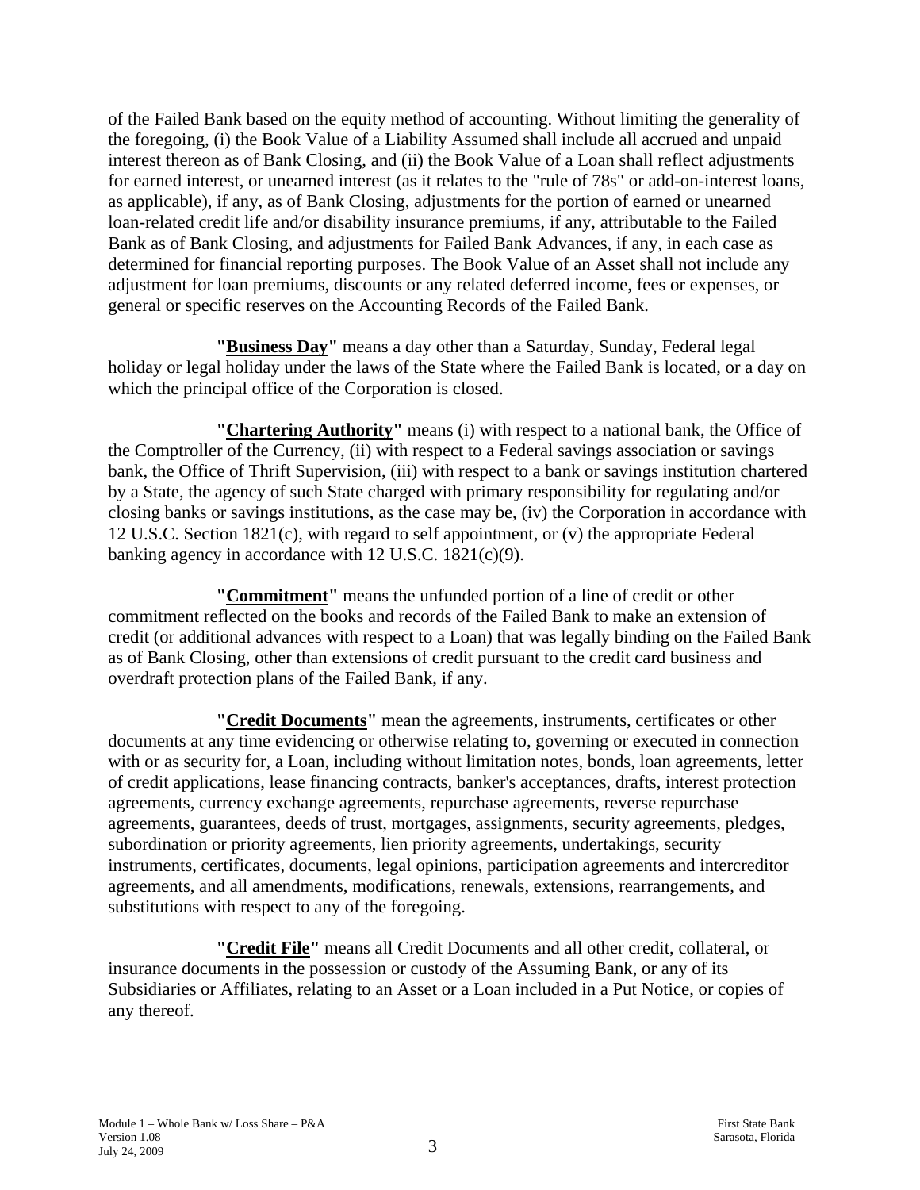of the Failed Bank based on the equity method of accounting. Without limiting the generality of the foregoing, (i) the Book Value of a Liability Assumed shall include all accrued and unpaid interest thereon as of Bank Closing, and (ii) the Book Value of a Loan shall reflect adjustments for earned interest, or unearned interest (as it relates to the "rule of 78s" or add-on-interest loans, as applicable), if any, as of Bank Closing, adjustments for the portion of earned or unearned loan-related credit life and/or disability insurance premiums, if any, attributable to the Failed Bank as of Bank Closing, and adjustments for Failed Bank Advances, if any, in each case as determined for financial reporting purposes. The Book Value of an Asset shall not include any adjustment for loan premiums, discounts or any related deferred income, fees or expenses, or general or specific reserves on the Accounting Records of the Failed Bank.

**"Business Day"** means a day other than a Saturday, Sunday, Federal legal holiday or legal holiday under the laws of the State where the Failed Bank is located, or a day on which the principal office of the Corporation is closed.

**"Chartering Authority"** means (i) with respect to a national bank, the Office of the Comptroller of the Currency, (ii) with respect to a Federal savings association or savings bank, the Office of Thrift Supervision, (iii) with respect to a bank or savings institution chartered by a State, the agency of such State charged with primary responsibility for regulating and/or closing banks or savings institutions, as the case may be, (iv) the Corporation in accordance with 12 U.S.C. Section 1821(c), with regard to self appointment, or (v) the appropriate Federal banking agency in accordance with 12 U.S.C. 1821(c)(9).

**"Commitment"** means the unfunded portion of a line of credit or other commitment reflected on the books and records of the Failed Bank to make an extension of credit (or additional advances with respect to a Loan) that was legally binding on the Failed Bank as of Bank Closing, other than extensions of credit pursuant to the credit card business and overdraft protection plans of the Failed Bank, if any.

**"Credit Documents"** mean the agreements, instruments, certificates or other documents at any time evidencing or otherwise relating to, governing or executed in connection with or as security for, a Loan, including without limitation notes, bonds, loan agreements, letter of credit applications, lease financing contracts, banker's acceptances, drafts, interest protection agreements, currency exchange agreements, repurchase agreements, reverse repurchase agreements, guarantees, deeds of trust, mortgages, assignments, security agreements, pledges, subordination or priority agreements, lien priority agreements, undertakings, security instruments, certificates, documents, legal opinions, participation agreements and intercreditor agreements, and all amendments, modifications, renewals, extensions, rearrangements, and substitutions with respect to any of the foregoing.

**"Credit File"** means all Credit Documents and all other credit, collateral, or insurance documents in the possession or custody of the Assuming Bank, or any of its Subsidiaries or Affiliates, relating to an Asset or a Loan included in a Put Notice, or copies of any thereof.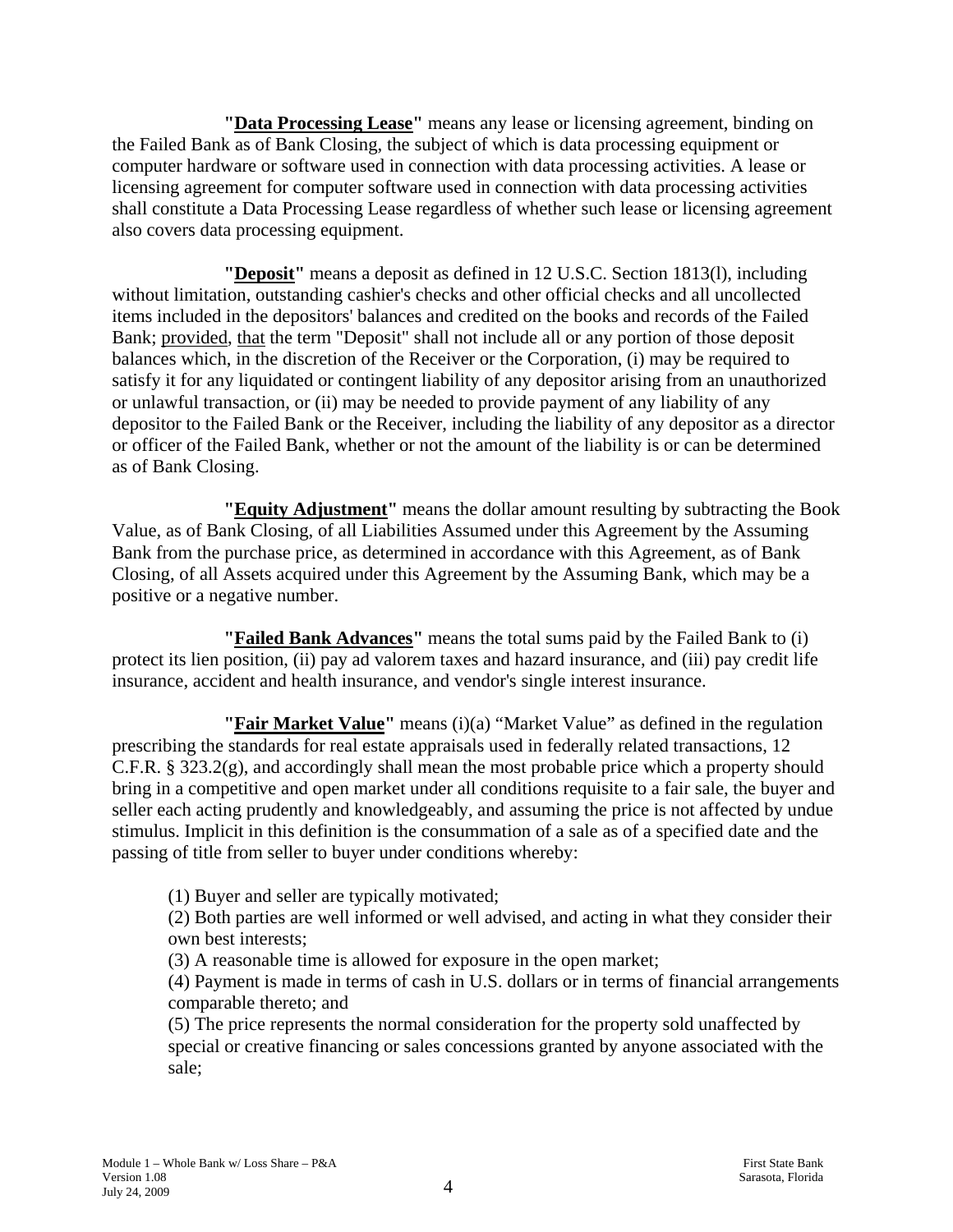**"Data Processing Lease"** means any lease or licensing agreement, binding on the Failed Bank as of Bank Closing, the subject of which is data processing equipment or computer hardware or software used in connection with data processing activities. A lease or licensing agreement for computer software used in connection with data processing activities shall constitute a Data Processing Lease regardless of whether such lease or licensing agreement also covers data processing equipment.

**"Deposit"** means a deposit as defined in 12 U.S.C. Section 1813(l), including without limitation, outstanding cashier's checks and other official checks and all uncollected items included in the depositors' balances and credited on the books and records of the Failed Bank; provided, that the term "Deposit" shall not include all or any portion of those deposit balances which, in the discretion of the Receiver or the Corporation, (i) may be required to satisfy it for any liquidated or contingent liability of any depositor arising from an unauthorized or unlawful transaction, or (ii) may be needed to provide payment of any liability of any depositor to the Failed Bank or the Receiver, including the liability of any depositor as a director or officer of the Failed Bank, whether or not the amount of the liability is or can be determined as of Bank Closing.

**"Equity Adjustment"** means the dollar amount resulting by subtracting the Book Value, as of Bank Closing, of all Liabilities Assumed under this Agreement by the Assuming Bank from the purchase price, as determined in accordance with this Agreement, as of Bank Closing, of all Assets acquired under this Agreement by the Assuming Bank, which may be a positive or a negative number.

**"Failed Bank Advances"** means the total sums paid by the Failed Bank to (i) protect its lien position, (ii) pay ad valorem taxes and hazard insurance, and (iii) pay credit life insurance, accident and health insurance, and vendor's single interest insurance.

**"Fair Market Value"** means (i)(a) "Market Value" as defined in the regulation prescribing the standards for real estate appraisals used in federally related transactions, 12 C.F.R. § 323.2(g), and accordingly shall mean the most probable price which a property should bring in a competitive and open market under all conditions requisite to a fair sale, the buyer and seller each acting prudently and knowledgeably, and assuming the price is not affected by undue stimulus. Implicit in this definition is the consummation of a sale as of a specified date and the passing of title from seller to buyer under conditions whereby:

(1) Buyer and seller are typically motivated;
(2) Both parties are well informed or well advised, and acting in what they consider their own best interests;
(3) A reasonable time is allowed for exposure in the open market;
(4) Payment is made in terms of cash in U.S. dollars or in terms of financial arrangements comparable thereto; and
(5) The price represents the normal consideration for the property sold unaffected by special or creative financing or sales concessions granted by anyone associated with the sale;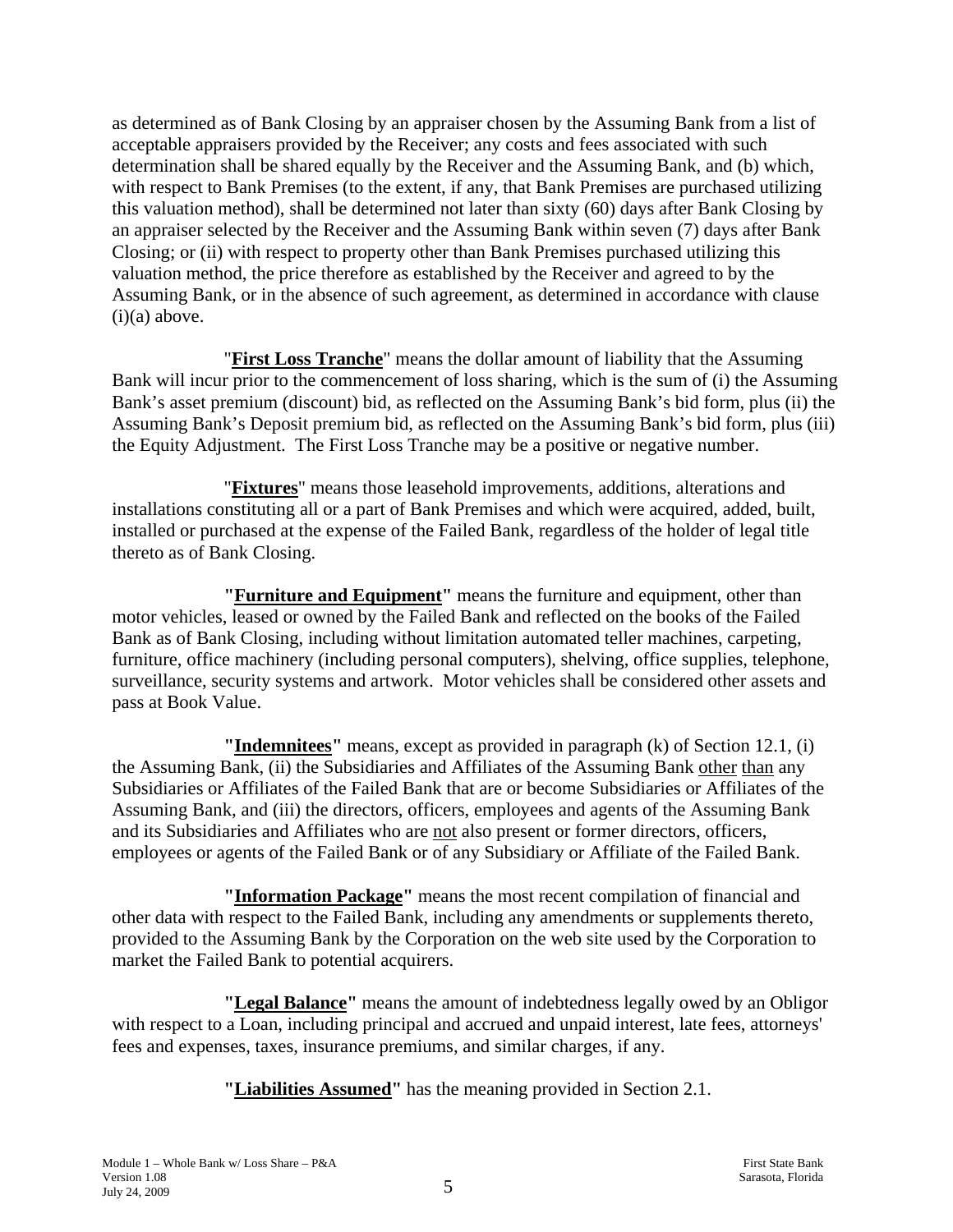as determined as of Bank Closing by an appraiser chosen by the Assuming Bank from a list of acceptable appraisers provided by the Receiver; any costs and fees associated with such determination shall be shared equally by the Receiver and the Assuming Bank, and (b) which, with respect to Bank Premises (to the extent, if any, that Bank Premises are purchased utilizing this valuation method), shall be determined not later than sixty (60) days after Bank Closing by an appraiser selected by the Receiver and the Assuming Bank within seven (7) days after Bank Closing; or (ii) with respect to property other than Bank Premises purchased utilizing this valuation method, the price therefore as established by the Receiver and agreed to by the Assuming Bank, or in the absence of such agreement, as determined in accordance with clause (i)(a) above.

"**First Loss Tranche**" means the dollar amount of liability that the Assuming Bank will incur prior to the commencement of loss sharing, which is the sum of (i) the Assuming Bank's asset premium (discount) bid, as reflected on the Assuming Bank's bid form, plus (ii) the Assuming Bank's Deposit premium bid, as reflected on the Assuming Bank's bid form, plus (iii) the Equity Adjustment. The First Loss Tranche may be a positive or negative number.

"**Fixtures**" means those leasehold improvements, additions, alterations and installations constituting all or a part of Bank Premises and which were acquired, added, built, installed or purchased at the expense of the Failed Bank, regardless of the holder of legal title thereto as of Bank Closing.

**"Furniture and Equipment"** means the furniture and equipment, other than motor vehicles, leased or owned by the Failed Bank and reflected on the books of the Failed Bank as of Bank Closing, including without limitation automated teller machines, carpeting, furniture, office machinery (including personal computers), shelving, office supplies, telephone, surveillance, security systems and artwork. Motor vehicles shall be considered other assets and pass at Book Value.

**"Indemnitees"** means, except as provided in paragraph (k) of Section 12.1, (i) the Assuming Bank, (ii) the Subsidiaries and Affiliates of the Assuming Bank other than any Subsidiaries or Affiliates of the Failed Bank that are or become Subsidiaries or Affiliates of the Assuming Bank, and (iii) the directors, officers, employees and agents of the Assuming Bank and its Subsidiaries and Affiliates who are not also present or former directors, officers, employees or agents of the Failed Bank or of any Subsidiary or Affiliate of the Failed Bank.

**"Information Package"** means the most recent compilation of financial and other data with respect to the Failed Bank, including any amendments or supplements thereto, provided to the Assuming Bank by the Corporation on the web site used by the Corporation to market the Failed Bank to potential acquirers.

**"Legal Balance"** means the amount of indebtedness legally owed by an Obligor with respect to a Loan, including principal and accrued and unpaid interest, late fees, attorneys' fees and expenses, taxes, insurance premiums, and similar charges, if any.

**"Liabilities Assumed"** has the meaning provided in Section 2.1.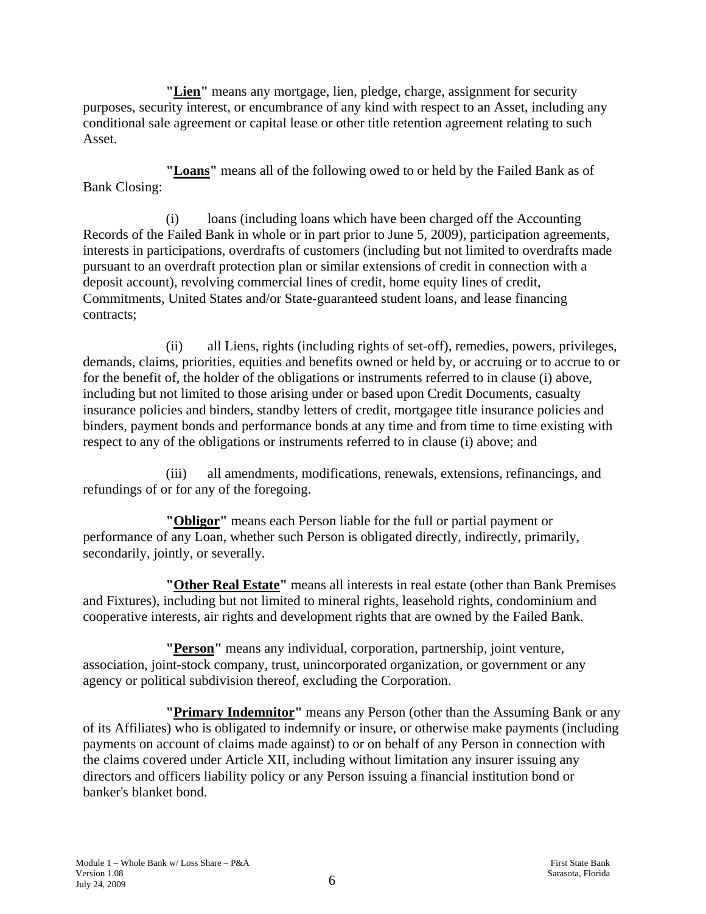**"Lien"** means any mortgage, lien, pledge, charge, assignment for security purposes, security interest, or encumbrance of any kind with respect to an Asset, including any conditional sale agreement or capital lease or other title retention agreement relating to such Asset.

**"Loans"** means all of the following owed to or held by the Failed Bank as of Bank Closing:

(i) loans (including loans which have been charged off the Accounting Records of the Failed Bank in whole or in part prior to June 5, 2009), participation agreements, interests in participations, overdrafts of customers (including but not limited to overdrafts made pursuant to an overdraft protection plan or similar extensions of credit in connection with a deposit account), revolving commercial lines of credit, home equity lines of credit, Commitments, United States and/or State-guaranteed student loans, and lease financing contracts;

(ii) all Liens, rights (including rights of set-off), remedies, powers, privileges, demands, claims, priorities, equities and benefits owned or held by, or accruing or to accrue to or for the benefit of, the holder of the obligations or instruments referred to in clause (i) above, including but not limited to those arising under or based upon Credit Documents, casualty insurance policies and binders, standby letters of credit, mortgagee title insurance policies and binders, payment bonds and performance bonds at any time and from time to time existing with respect to any of the obligations or instruments referred to in clause (i) above; and

(iii) all amendments, modifications, renewals, extensions, refinancings, and refundings of or for any of the foregoing.

**"Obligor"** means each Person liable for the full or partial payment or performance of any Loan, whether such Person is obligated directly, indirectly, primarily, secondarily, jointly, or severally.

**"Other Real Estate"** means all interests in real estate (other than Bank Premises and Fixtures), including but not limited to mineral rights, leasehold rights, condominium and cooperative interests, air rights and development rights that are owned by the Failed Bank.

**"Person"** means any individual, corporation, partnership, joint venture, association, joint-stock company, trust, unincorporated organization, or government or any agency or political subdivision thereof, excluding the Corporation.

**"Primary Indemnitor"** means any Person (other than the Assuming Bank or any of its Affiliates) who is obligated to indemnify or insure, or otherwise make payments (including payments on account of claims made against) to or on behalf of any Person in connection with the claims covered under Article XII, including without limitation any insurer issuing any directors and officers liability policy or any Person issuing a financial institution bond or banker's blanket bond.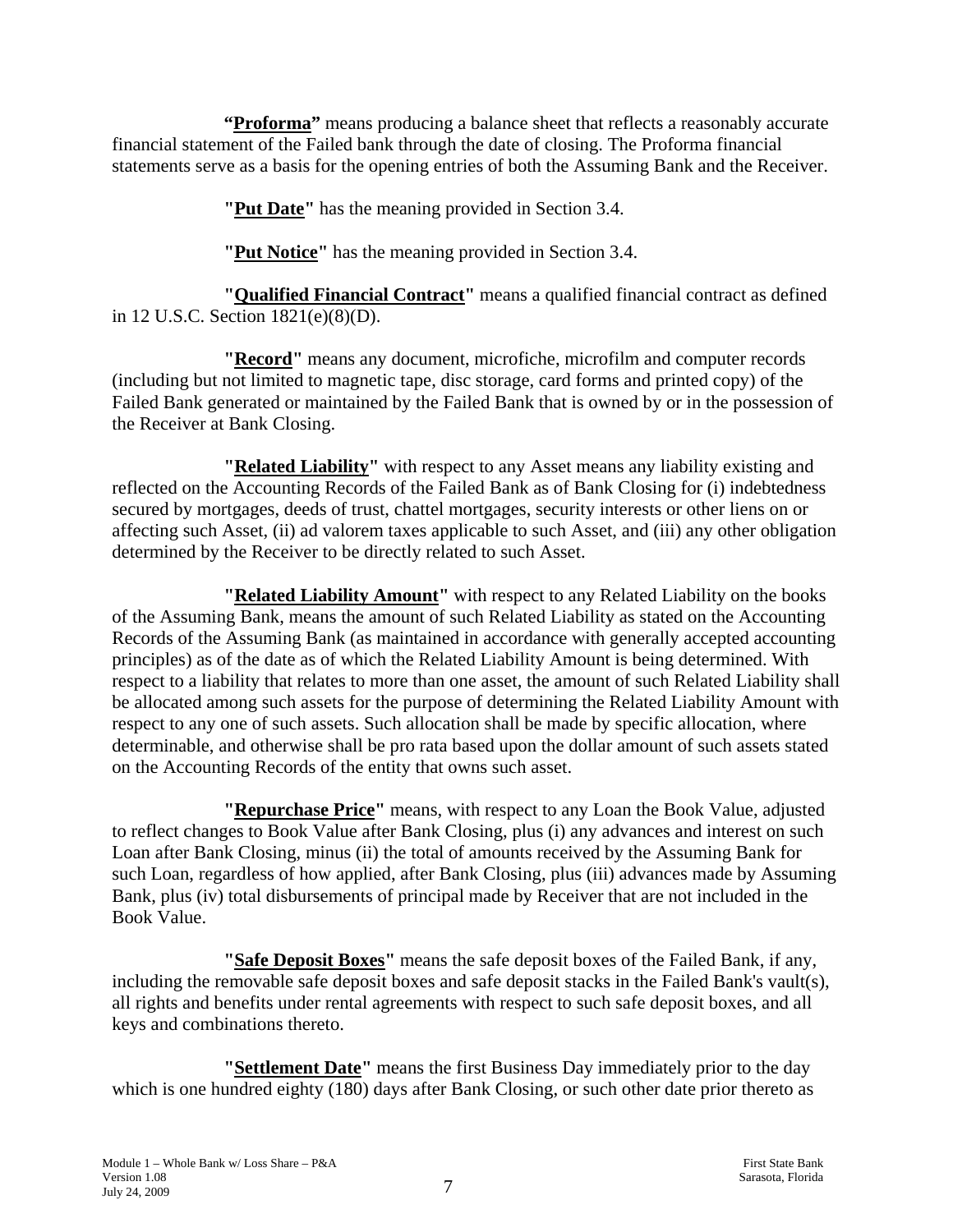**"Proforma"** means producing a balance sheet that reflects a reasonably accurate financial statement of the Failed bank through the date of closing. The Proforma financial statements serve as a basis for the opening entries of both the Assuming Bank and the Receiver.

**"Put Date"** has the meaning provided in Section 3.4.

**"Put Notice"** has the meaning provided in Section 3.4.

**"Qualified Financial Contract"** means a qualified financial contract as defined in 12 U.S.C. Section 1821(e)(8)(D).

**"Record"** means any document, microfiche, microfilm and computer records (including but not limited to magnetic tape, disc storage, card forms and printed copy) of the Failed Bank generated or maintained by the Failed Bank that is owned by or in the possession of the Receiver at Bank Closing.

**"Related Liability"** with respect to any Asset means any liability existing and reflected on the Accounting Records of the Failed Bank as of Bank Closing for (i) indebtedness secured by mortgages, deeds of trust, chattel mortgages, security interests or other liens on or affecting such Asset, (ii) ad valorem taxes applicable to such Asset, and (iii) any other obligation determined by the Receiver to be directly related to such Asset.

**"Related Liability Amount"** with respect to any Related Liability on the books of the Assuming Bank, means the amount of such Related Liability as stated on the Accounting Records of the Assuming Bank (as maintained in accordance with generally accepted accounting principles) as of the date as of which the Related Liability Amount is being determined. With respect to a liability that relates to more than one asset, the amount of such Related Liability shall be allocated among such assets for the purpose of determining the Related Liability Amount with respect to any one of such assets. Such allocation shall be made by specific allocation, where determinable, and otherwise shall be pro rata based upon the dollar amount of such assets stated on the Accounting Records of the entity that owns such asset.

**"Repurchase Price"** means, with respect to any Loan the Book Value, adjusted to reflect changes to Book Value after Bank Closing, plus (i) any advances and interest on such Loan after Bank Closing, minus (ii) the total of amounts received by the Assuming Bank for such Loan, regardless of how applied, after Bank Closing, plus (iii) advances made by Assuming Bank, plus (iv) total disbursements of principal made by Receiver that are not included in the Book Value.

**"Safe Deposit Boxes"** means the safe deposit boxes of the Failed Bank, if any, including the removable safe deposit boxes and safe deposit stacks in the Failed Bank's vault(s), all rights and benefits under rental agreements with respect to such safe deposit boxes, and all keys and combinations thereto.

**"Settlement Date"** means the first Business Day immediately prior to the day which is one hundred eighty (180) days after Bank Closing, or such other date prior thereto as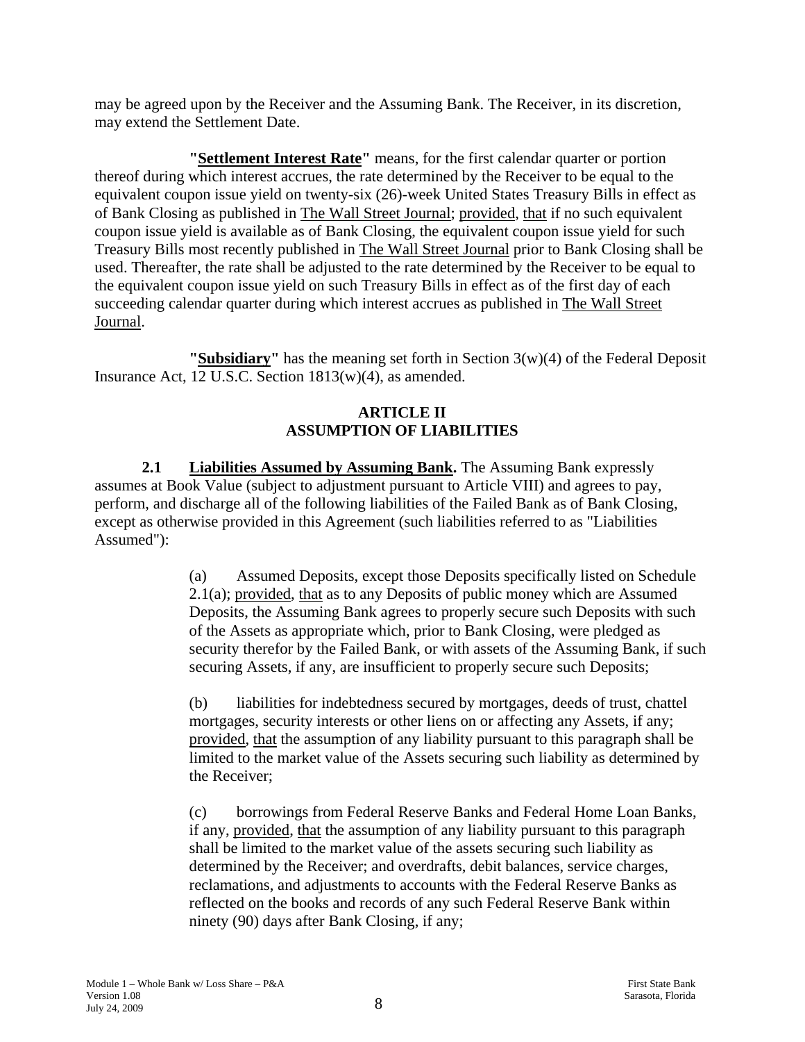may be agreed upon by the Receiver and the Assuming Bank. The Receiver, in its discretion, may extend the Settlement Date.

**"Settlement Interest Rate"** means, for the first calendar quarter or portion thereof during which interest accrues, the rate determined by the Receiver to be equal to the equivalent coupon issue yield on twenty-six (26)-week United States Treasury Bills in effect as of Bank Closing as published in The Wall Street Journal; provided, that if no such equivalent coupon issue yield is available as of Bank Closing, the equivalent coupon issue yield for such Treasury Bills most recently published in The Wall Street Journal prior to Bank Closing shall be used. Thereafter, the rate shall be adjusted to the rate determined by the Receiver to be equal to the equivalent coupon issue yield on such Treasury Bills in effect as of the first day of each succeeding calendar quarter during which interest accrues as published in The Wall Street Journal.

**"Subsidiary"** has the meaning set forth in Section 3(w)(4) of the Federal Deposit Insurance Act, 12 U.S.C. Section 1813(w)(4), as amended.

## ARTICLE II
## ASSUMPTION OF LIABILITIES

**2.1 Liabilities Assumed by Assuming Bank.** The Assuming Bank expressly assumes at Book Value (subject to adjustment pursuant to Article VIII) and agrees to pay, perform, and discharge all of the following liabilities of the Failed Bank as of Bank Closing, except as otherwise provided in this Agreement (such liabilities referred to as "Liabilities Assumed"):

(a) Assumed Deposits, except those Deposits specifically listed on Schedule 2.1(a); provided, that as to any Deposits of public money which are Assumed Deposits, the Assuming Bank agrees to properly secure such Deposits with such of the Assets as appropriate which, prior to Bank Closing, were pledged as security therefor by the Failed Bank, or with assets of the Assuming Bank, if such securing Assets, if any, are insufficient to properly secure such Deposits;

(b) liabilities for indebtedness secured by mortgages, deeds of trust, chattel mortgages, security interests or other liens on or affecting any Assets, if any; provided, that the assumption of any liability pursuant to this paragraph shall be limited to the market value of the Assets securing such liability as determined by the Receiver;

(c) borrowings from Federal Reserve Banks and Federal Home Loan Banks, if any, provided, that the assumption of any liability pursuant to this paragraph shall be limited to the market value of the assets securing such liability as determined by the Receiver; and overdrafts, debit balances, service charges, reclamations, and adjustments to accounts with the Federal Reserve Banks as reflected on the books and records of any such Federal Reserve Bank within ninety (90) days after Bank Closing, if any;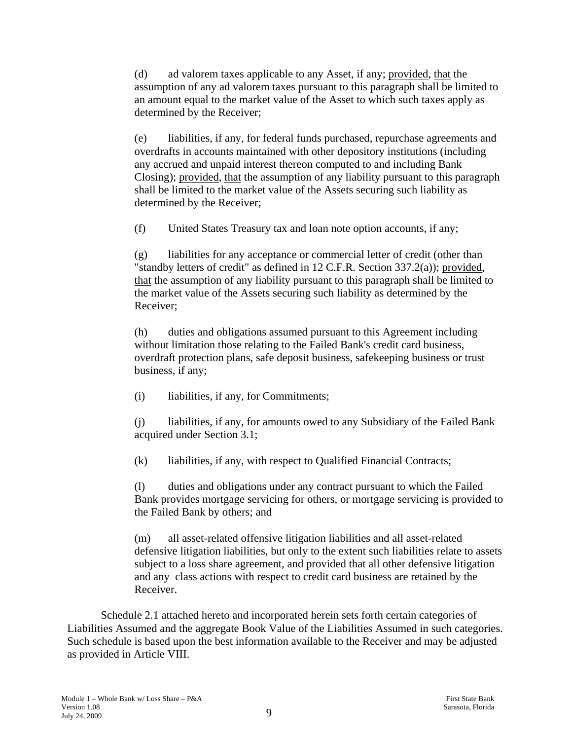(d) ad valorem taxes applicable to any Asset, if any; provided, that the assumption of any ad valorem taxes pursuant to this paragraph shall be limited to an amount equal to the market value of the Asset to which such taxes apply as determined by the Receiver;

(e) liabilities, if any, for federal funds purchased, repurchase agreements and overdrafts in accounts maintained with other depository institutions (including any accrued and unpaid interest thereon computed to and including Bank Closing); provided, that the assumption of any liability pursuant to this paragraph shall be limited to the market value of the Assets securing such liability as determined by the Receiver;

(f) United States Treasury tax and loan note option accounts, if any;

(g) liabilities for any acceptance or commercial letter of credit (other than "standby letters of credit" as defined in 12 C.F.R. Section 337.2(a)); provided, that the assumption of any liability pursuant to this paragraph shall be limited to the market value of the Assets securing such liability as determined by the Receiver;

(h) duties and obligations assumed pursuant to this Agreement including without limitation those relating to the Failed Bank's credit card business, overdraft protection plans, safe deposit business, safekeeping business or trust business, if any;

(i) liabilities, if any, for Commitments;

(j) liabilities, if any, for amounts owed to any Subsidiary of the Failed Bank acquired under Section 3.1;

(k) liabilities, if any, with respect to Qualified Financial Contracts;

(l) duties and obligations under any contract pursuant to which the Failed Bank provides mortgage servicing for others, or mortgage servicing is provided to the Failed Bank by others; and

(m) all asset-related offensive litigation liabilities and all asset-related defensive litigation liabilities, but only to the extent such liabilities relate to assets subject to a loss share agreement, and provided that all other defensive litigation and any class actions with respect to credit card business are retained by the Receiver.

Schedule 2.1 attached hereto and incorporated herein sets forth certain categories of Liabilities Assumed and the aggregate Book Value of the Liabilities Assumed in such categories. Such schedule is based upon the best information available to the Receiver and may be adjusted as provided in Article VIII.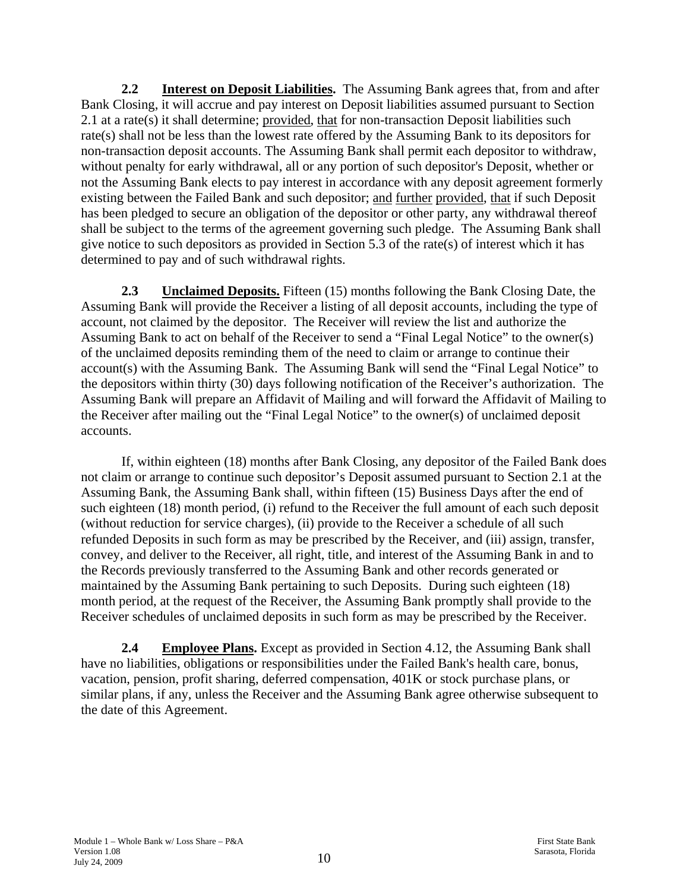**2.2 Interest on Deposit Liabilities.** The Assuming Bank agrees that, from and after Bank Closing, it will accrue and pay interest on Deposit liabilities assumed pursuant to Section 2.1 at a rate(s) it shall determine; provided, that for non-transaction Deposit liabilities such rate(s) shall not be less than the lowest rate offered by the Assuming Bank to its depositors for non-transaction deposit accounts. The Assuming Bank shall permit each depositor to withdraw, without penalty for early withdrawal, all or any portion of such depositor's Deposit, whether or not the Assuming Bank elects to pay interest in accordance with any deposit agreement formerly existing between the Failed Bank and such depositor; and further provided, that if such Deposit has been pledged to secure an obligation of the depositor or other party, any withdrawal thereof shall be subject to the terms of the agreement governing such pledge. The Assuming Bank shall give notice to such depositors as provided in Section 5.3 of the rate(s) of interest which it has determined to pay and of such withdrawal rights.

**2.3 Unclaimed Deposits.** Fifteen (15) months following the Bank Closing Date, the Assuming Bank will provide the Receiver a listing of all deposit accounts, including the type of account, not claimed by the depositor. The Receiver will review the list and authorize the Assuming Bank to act on behalf of the Receiver to send a "Final Legal Notice" to the owner(s) of the unclaimed deposits reminding them of the need to claim or arrange to continue their account(s) with the Assuming Bank. The Assuming Bank will send the "Final Legal Notice" to the depositors within thirty (30) days following notification of the Receiver's authorization. The Assuming Bank will prepare an Affidavit of Mailing and will forward the Affidavit of Mailing to the Receiver after mailing out the "Final Legal Notice" to the owner(s) of unclaimed deposit accounts.

If, within eighteen (18) months after Bank Closing, any depositor of the Failed Bank does not claim or arrange to continue such depositor's Deposit assumed pursuant to Section 2.1 at the Assuming Bank, the Assuming Bank shall, within fifteen (15) Business Days after the end of such eighteen (18) month period, (i) refund to the Receiver the full amount of each such deposit (without reduction for service charges), (ii) provide to the Receiver a schedule of all such refunded Deposits in such form as may be prescribed by the Receiver, and (iii) assign, transfer, convey, and deliver to the Receiver, all right, title, and interest of the Assuming Bank in and to the Records previously transferred to the Assuming Bank and other records generated or maintained by the Assuming Bank pertaining to such Deposits. During such eighteen (18) month period, at the request of the Receiver, the Assuming Bank promptly shall provide to the Receiver schedules of unclaimed deposits in such form as may be prescribed by the Receiver.

**2.4 Employee Plans.** Except as provided in Section 4.12, the Assuming Bank shall have no liabilities, obligations or responsibilities under the Failed Bank's health care, bonus, vacation, pension, profit sharing, deferred compensation, 401K or stock purchase plans, or similar plans, if any, unless the Receiver and the Assuming Bank agree otherwise subsequent to the date of this Agreement.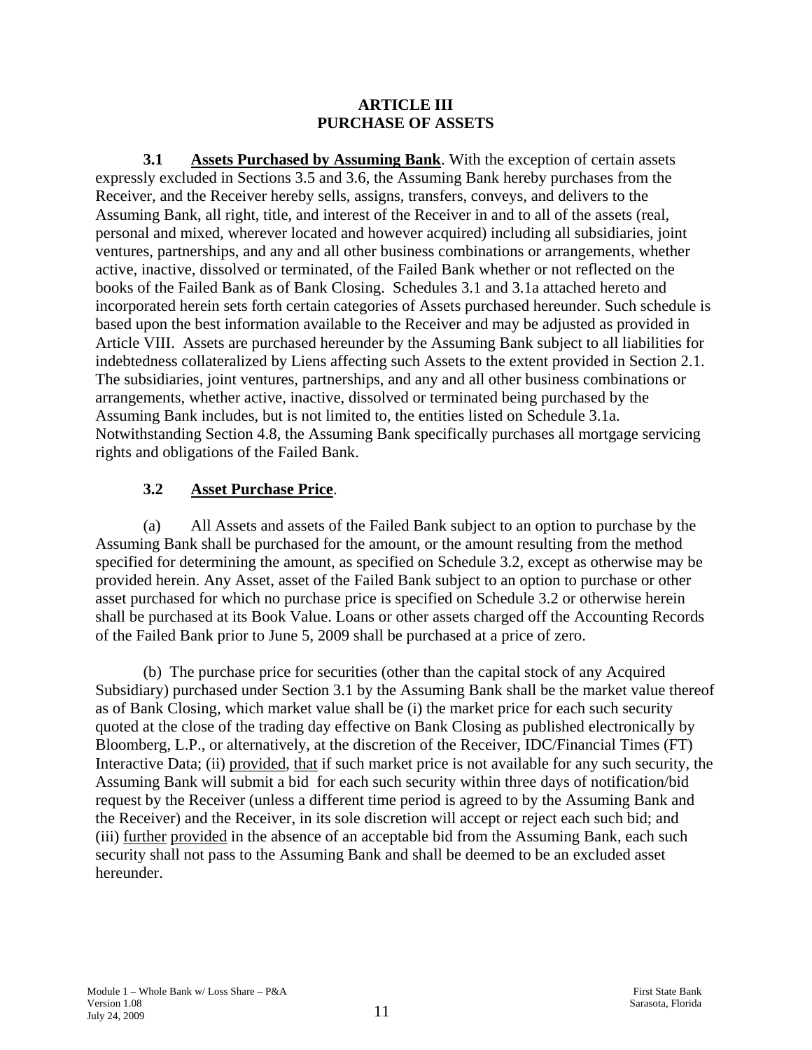# ARTICLE III
# PURCHASE OF ASSETS

**3.1** **Assets Purchased by Assuming Bank**. With the exception of certain assets expressly excluded in Sections 3.5 and 3.6, the Assuming Bank hereby purchases from the Receiver, and the Receiver hereby sells, assigns, transfers, conveys, and delivers to the Assuming Bank, all right, title, and interest of the Receiver in and to all of the assets (real, personal and mixed, wherever located and however acquired) including all subsidiaries, joint ventures, partnerships, and any and all other business combinations or arrangements, whether active, inactive, dissolved or terminated, of the Failed Bank whether or not reflected on the books of the Failed Bank as of Bank Closing. Schedules 3.1 and 3.1a attached hereto and incorporated herein sets forth certain categories of Assets purchased hereunder. Such schedule is based upon the best information available to the Receiver and may be adjusted as provided in Article VIII. Assets are purchased hereunder by the Assuming Bank subject to all liabilities for indebtedness collateralized by Liens affecting such Assets to the extent provided in Section 2.1. The subsidiaries, joint ventures, partnerships, and any and all other business combinations or arrangements, whether active, inactive, dissolved or terminated being purchased by the Assuming Bank includes, but is not limited to, the entities listed on Schedule 3.1a. Notwithstanding Section 4.8, the Assuming Bank specifically purchases all mortgage servicing rights and obligations of the Failed Bank.

## 3.2 Asset Purchase Price.

(a) All Assets and assets of the Failed Bank subject to an option to purchase by the Assuming Bank shall be purchased for the amount, or the amount resulting from the method specified for determining the amount, as specified on Schedule 3.2, except as otherwise may be provided herein. Any Asset, asset of the Failed Bank subject to an option to purchase or other asset purchased for which no purchase price is specified on Schedule 3.2 or otherwise herein shall be purchased at its Book Value. Loans or other assets charged off the Accounting Records of the Failed Bank prior to June 5, 2009 shall be purchased at a price of zero.

(b) The purchase price for securities (other than the capital stock of any Acquired Subsidiary) purchased under Section 3.1 by the Assuming Bank shall be the market value thereof as of Bank Closing, which market value shall be (i) the market price for each such security quoted at the close of the trading day effective on Bank Closing as published electronically by Bloomberg, L.P., or alternatively, at the discretion of the Receiver, IDC/Financial Times (FT) Interactive Data; (ii) provided, that if such market price is not available for any such security, the Assuming Bank will submit a bid for each such security within three days of notification/bid request by the Receiver (unless a different time period is agreed to by the Assuming Bank and the Receiver) and the Receiver, in its sole discretion will accept or reject each such bid; and (iii) further provided in the absence of an acceptable bid from the Assuming Bank, each such security shall not pass to the Assuming Bank and shall be deemed to be an excluded asset hereunder.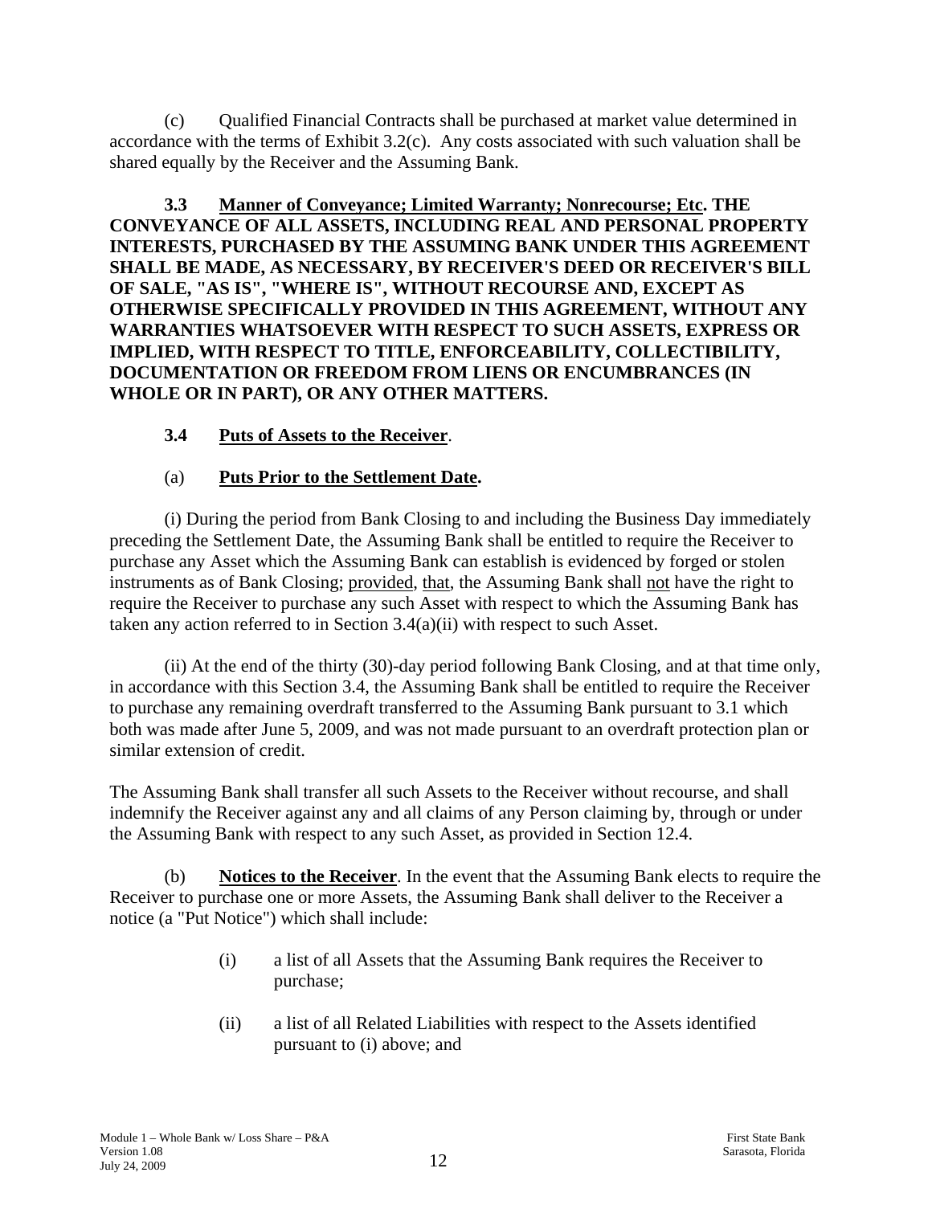(c) Qualified Financial Contracts shall be purchased at market value determined in accordance with the terms of Exhibit 3.2(c). Any costs associated with such valuation shall be shared equally by the Receiver and the Assuming Bank.

**3.3 Manner of Conveyance; Limited Warranty; Nonrecourse; Etc. THE CONVEYANCE OF ALL ASSETS, INCLUDING REAL AND PERSONAL PROPERTY INTERESTS, PURCHASED BY THE ASSUMING BANK UNDER THIS AGREEMENT SHALL BE MADE, AS NECESSARY, BY RECEIVER'S DEED OR RECEIVER'S BILL OF SALE, "AS IS", "WHERE IS", WITHOUT RECOURSE AND, EXCEPT AS OTHERWISE SPECIFICALLY PROVIDED IN THIS AGREEMENT, WITHOUT ANY WARRANTIES WHATSOEVER WITH RESPECT TO SUCH ASSETS, EXPRESS OR IMPLIED, WITH RESPECT TO TITLE, ENFORCEABILITY, COLLECTIBILITY, DOCUMENTATION OR FREEDOM FROM LIENS OR ENCUMBRANCES (IN WHOLE OR IN PART), OR ANY OTHER MATTERS.**

**3.4 Puts of Assets to the Receiver**.

(a) **Puts Prior to the Settlement Date.**

(i) During the period from Bank Closing to and including the Business Day immediately preceding the Settlement Date, the Assuming Bank shall be entitled to require the Receiver to purchase any Asset which the Assuming Bank can establish is evidenced by forged or stolen instruments as of Bank Closing; provided, that, the Assuming Bank shall not have the right to require the Receiver to purchase any such Asset with respect to which the Assuming Bank has taken any action referred to in Section 3.4(a)(ii) with respect to such Asset.

(ii) At the end of the thirty (30)-day period following Bank Closing, and at that time only, in accordance with this Section 3.4, the Assuming Bank shall be entitled to require the Receiver to purchase any remaining overdraft transferred to the Assuming Bank pursuant to 3.1 which both was made after June 5, 2009, and was not made pursuant to an overdraft protection plan or similar extension of credit.

The Assuming Bank shall transfer all such Assets to the Receiver without recourse, and shall indemnify the Receiver against any and all claims of any Person claiming by, through or under the Assuming Bank with respect to any such Asset, as provided in Section 12.4.

(b) **Notices to the Receiver**. In the event that the Assuming Bank elects to require the Receiver to purchase one or more Assets, the Assuming Bank shall deliver to the Receiver a notice (a "Put Notice") which shall include:

(i) a list of all Assets that the Assuming Bank requires the Receiver to purchase;

(ii) a list of all Related Liabilities with respect to the Assets identified pursuant to (i) above; and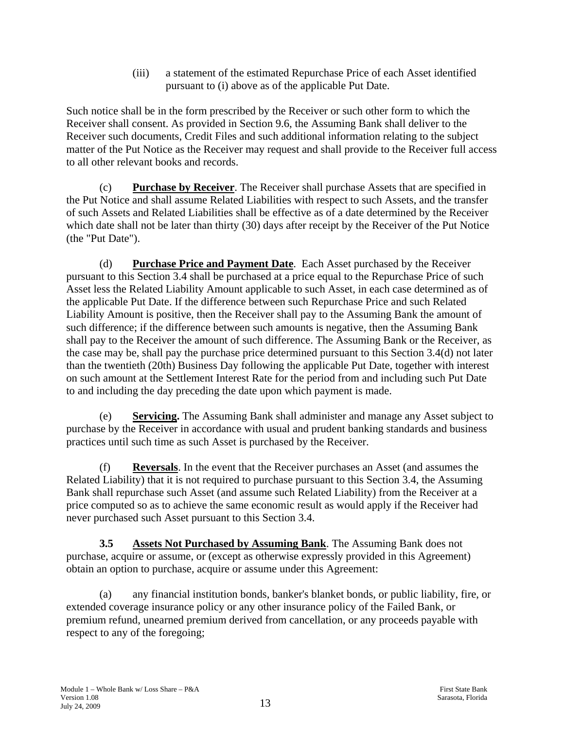(iii) a statement of the estimated Repurchase Price of each Asset identified pursuant to (i) above as of the applicable Put Date.

Such notice shall be in the form prescribed by the Receiver or such other form to which the Receiver shall consent. As provided in Section 9.6, the Assuming Bank shall deliver to the Receiver such documents, Credit Files and such additional information relating to the subject matter of the Put Notice as the Receiver may request and shall provide to the Receiver full access to all other relevant books and records.

(c) **Purchase by Receiver**. The Receiver shall purchase Assets that are specified in the Put Notice and shall assume Related Liabilities with respect to such Assets, and the transfer of such Assets and Related Liabilities shall be effective as of a date determined by the Receiver which date shall not be later than thirty (30) days after receipt by the Receiver of the Put Notice (the "Put Date").

(d) **Purchase Price and Payment Date**. Each Asset purchased by the Receiver pursuant to this Section 3.4 shall be purchased at a price equal to the Repurchase Price of such Asset less the Related Liability Amount applicable to such Asset, in each case determined as of the applicable Put Date. If the difference between such Repurchase Price and such Related Liability Amount is positive, then the Receiver shall pay to the Assuming Bank the amount of such difference; if the difference between such amounts is negative, then the Assuming Bank shall pay to the Receiver the amount of such difference. The Assuming Bank or the Receiver, as the case may be, shall pay the purchase price determined pursuant to this Section 3.4(d) not later than the twentieth (20th) Business Day following the applicable Put Date, together with interest on such amount at the Settlement Interest Rate for the period from and including such Put Date to and including the day preceding the date upon which payment is made.

(e) **Servicing.** The Assuming Bank shall administer and manage any Asset subject to purchase by the Receiver in accordance with usual and prudent banking standards and business practices until such time as such Asset is purchased by the Receiver.

(f) **Reversals**. In the event that the Receiver purchases an Asset (and assumes the Related Liability) that it is not required to purchase pursuant to this Section 3.4, the Assuming Bank shall repurchase such Asset (and assume such Related Liability) from the Receiver at a price computed so as to achieve the same economic result as would apply if the Receiver had never purchased such Asset pursuant to this Section 3.4.

**3.5 Assets Not Purchased by Assuming Bank**. The Assuming Bank does not purchase, acquire or assume, or (except as otherwise expressly provided in this Agreement) obtain an option to purchase, acquire or assume under this Agreement:

(a) any financial institution bonds, banker's blanket bonds, or public liability, fire, or extended coverage insurance policy or any other insurance policy of the Failed Bank, or premium refund, unearned premium derived from cancellation, or any proceeds payable with respect to any of the foregoing;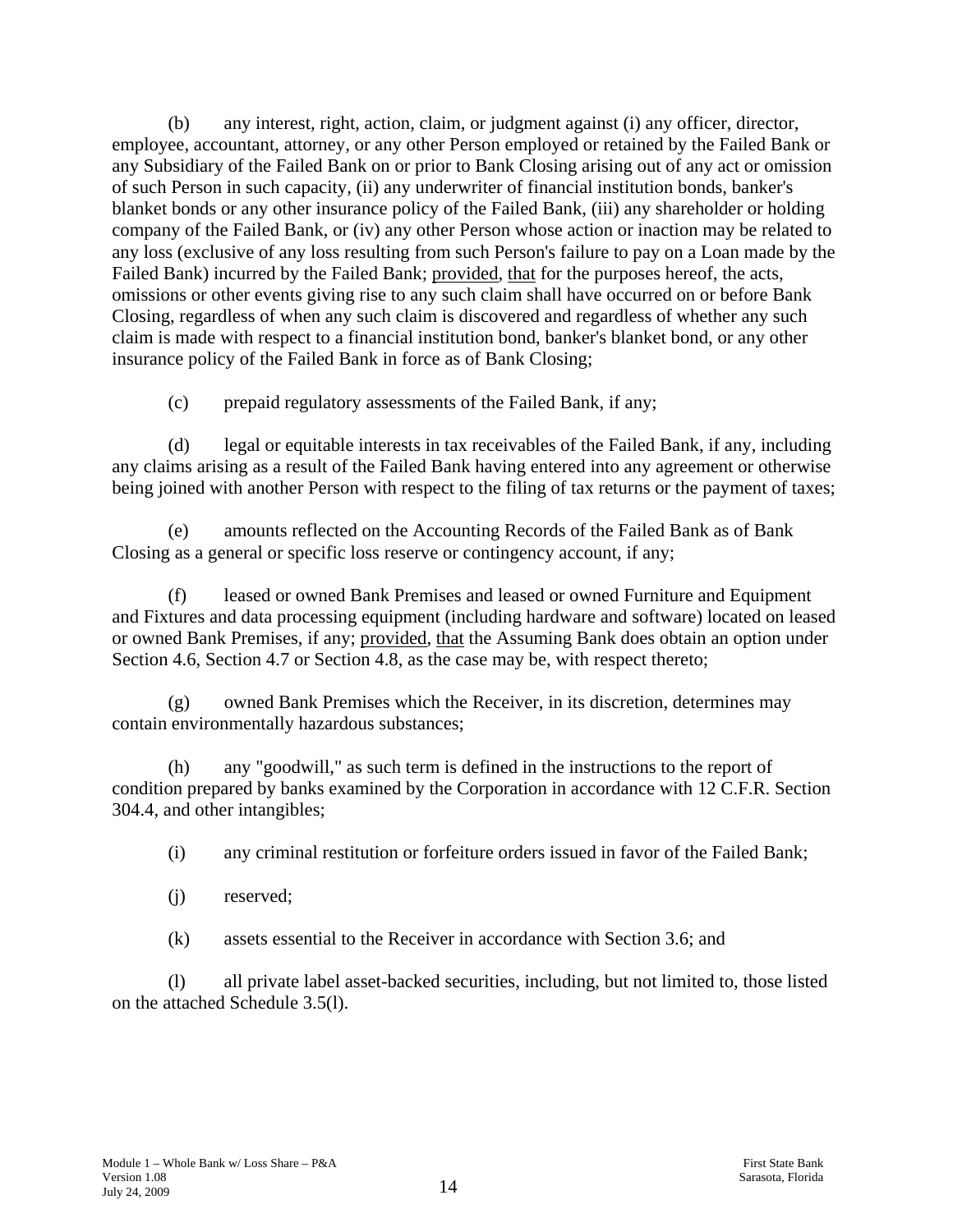(b) any interest, right, action, claim, or judgment against (i) any officer, director, employee, accountant, attorney, or any other Person employed or retained by the Failed Bank or any Subsidiary of the Failed Bank on or prior to Bank Closing arising out of any act or omission of such Person in such capacity, (ii) any underwriter of financial institution bonds, banker's blanket bonds or any other insurance policy of the Failed Bank, (iii) any shareholder or holding company of the Failed Bank, or (iv) any other Person whose action or inaction may be related to any loss (exclusive of any loss resulting from such Person's failure to pay on a Loan made by the Failed Bank) incurred by the Failed Bank; provided, that for the purposes hereof, the acts, omissions or other events giving rise to any such claim shall have occurred on or before Bank Closing, regardless of when any such claim is discovered and regardless of whether any such claim is made with respect to a financial institution bond, banker's blanket bond, or any other insurance policy of the Failed Bank in force as of Bank Closing;

(c) prepaid regulatory assessments of the Failed Bank, if any;

(d) legal or equitable interests in tax receivables of the Failed Bank, if any, including any claims arising as a result of the Failed Bank having entered into any agreement or otherwise being joined with another Person with respect to the filing of tax returns or the payment of taxes;

(e) amounts reflected on the Accounting Records of the Failed Bank as of Bank Closing as a general or specific loss reserve or contingency account, if any;

(f) leased or owned Bank Premises and leased or owned Furniture and Equipment and Fixtures and data processing equipment (including hardware and software) located on leased or owned Bank Premises, if any; provided, that the Assuming Bank does obtain an option under Section 4.6, Section 4.7 or Section 4.8, as the case may be, with respect thereto;

(g) owned Bank Premises which the Receiver, in its discretion, determines may contain environmentally hazardous substances;

(h) any "goodwill," as such term is defined in the instructions to the report of condition prepared by banks examined by the Corporation in accordance with 12 C.F.R. Section 304.4, and other intangibles;

(i) any criminal restitution or forfeiture orders issued in favor of the Failed Bank;

(j) reserved;

(k) assets essential to the Receiver in accordance with Section 3.6; and

(l) all private label asset-backed securities, including, but not limited to, those listed on the attached Schedule 3.5(l).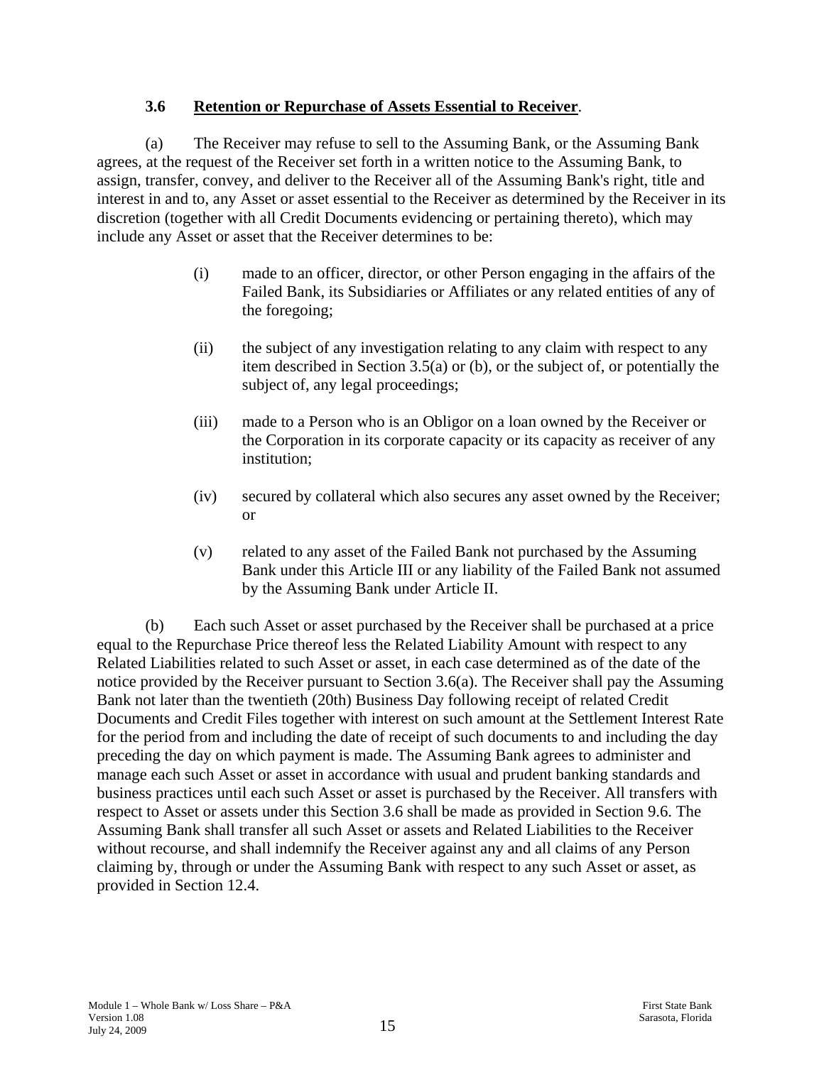### 3.6 Retention or Repurchase of Assets Essential to Receiver.

(a) The Receiver may refuse to sell to the Assuming Bank, or the Assuming Bank agrees, at the request of the Receiver set forth in a written notice to the Assuming Bank, to assign, transfer, convey, and deliver to the Receiver all of the Assuming Bank's right, title and interest in and to, any Asset or asset essential to the Receiver as determined by the Receiver in its discretion (together with all Credit Documents evidencing or pertaining thereto), which may include any Asset or asset that the Receiver determines to be:

(i) made to an officer, director, or other Person engaging in the affairs of the Failed Bank, its Subsidiaries or Affiliates or any related entities of any of the foregoing;

(ii) the subject of any investigation relating to any claim with respect to any item described in Section 3.5(a) or (b), or the subject of, or potentially the subject of, any legal proceedings;

(iii) made to a Person who is an Obligor on a loan owned by the Receiver or the Corporation in its corporate capacity or its capacity as receiver of any institution;

(iv) secured by collateral which also secures any asset owned by the Receiver; or

(v) related to any asset of the Failed Bank not purchased by the Assuming Bank under this Article III or any liability of the Failed Bank not assumed by the Assuming Bank under Article II.

(b) Each such Asset or asset purchased by the Receiver shall be purchased at a price equal to the Repurchase Price thereof less the Related Liability Amount with respect to any Related Liabilities related to such Asset or asset, in each case determined as of the date of the notice provided by the Receiver pursuant to Section 3.6(a). The Receiver shall pay the Assuming Bank not later than the twentieth (20th) Business Day following receipt of related Credit Documents and Credit Files together with interest on such amount at the Settlement Interest Rate for the period from and including the date of receipt of such documents to and including the day preceding the day on which payment is made. The Assuming Bank agrees to administer and manage each such Asset or asset in accordance with usual and prudent banking standards and business practices until each such Asset or asset is purchased by the Receiver. All transfers with respect to Asset or assets under this Section 3.6 shall be made as provided in Section 9.6. The Assuming Bank shall transfer all such Asset or assets and Related Liabilities to the Receiver without recourse, and shall indemnify the Receiver against any and all claims of any Person claiming by, through or under the Assuming Bank with respect to any such Asset or asset, as provided in Section 12.4.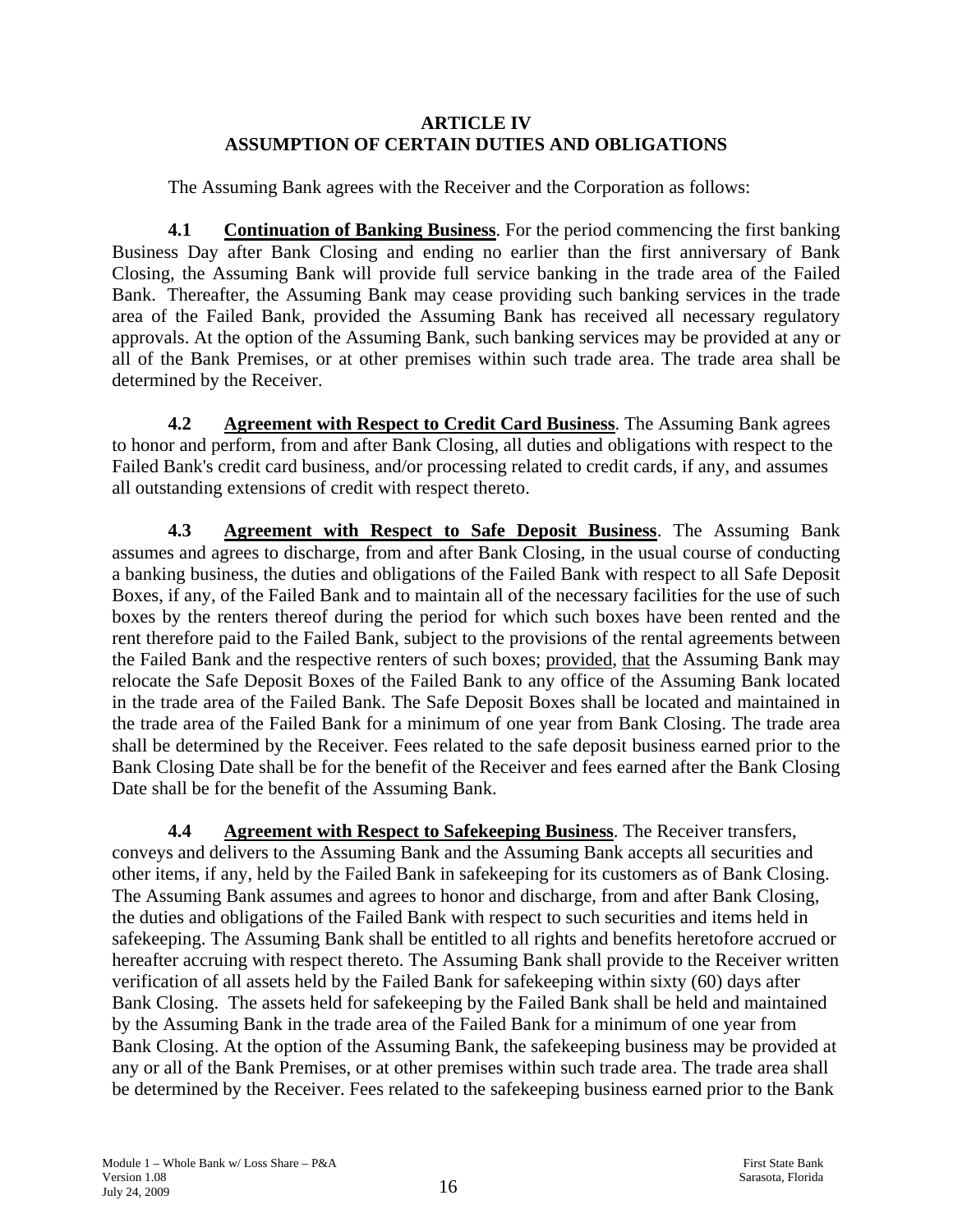## ARTICLE IV
## ASSUMPTION OF CERTAIN DUTIES AND OBLIGATIONS

The Assuming Bank agrees with the Receiver and the Corporation as follows:

**4.1 Continuation of Banking Business**. For the period commencing the first banking Business Day after Bank Closing and ending no earlier than the first anniversary of Bank Closing, the Assuming Bank will provide full service banking in the trade area of the Failed Bank. Thereafter, the Assuming Bank may cease providing such banking services in the trade area of the Failed Bank, provided the Assuming Bank has received all necessary regulatory approvals. At the option of the Assuming Bank, such banking services may be provided at any or all of the Bank Premises, or at other premises within such trade area. The trade area shall be determined by the Receiver.

**4.2 Agreement with Respect to Credit Card Business**. The Assuming Bank agrees to honor and perform, from and after Bank Closing, all duties and obligations with respect to the Failed Bank's credit card business, and/or processing related to credit cards, if any, and assumes all outstanding extensions of credit with respect thereto.

**4.3 Agreement with Respect to Safe Deposit Business**. The Assuming Bank assumes and agrees to discharge, from and after Bank Closing, in the usual course of conducting a banking business, the duties and obligations of the Failed Bank with respect to all Safe Deposit Boxes, if any, of the Failed Bank and to maintain all of the necessary facilities for the use of such boxes by the renters thereof during the period for which such boxes have been rented and the rent therefore paid to the Failed Bank, subject to the provisions of the rental agreements between the Failed Bank and the respective renters of such boxes; provided, that the Assuming Bank may relocate the Safe Deposit Boxes of the Failed Bank to any office of the Assuming Bank located in the trade area of the Failed Bank. The Safe Deposit Boxes shall be located and maintained in the trade area of the Failed Bank for a minimum of one year from Bank Closing. The trade area shall be determined by the Receiver. Fees related to the safe deposit business earned prior to the Bank Closing Date shall be for the benefit of the Receiver and fees earned after the Bank Closing Date shall be for the benefit of the Assuming Bank.

**4.4 Agreement with Respect to Safekeeping Business**. The Receiver transfers, conveys and delivers to the Assuming Bank and the Assuming Bank accepts all securities and other items, if any, held by the Failed Bank in safekeeping for its customers as of Bank Closing. The Assuming Bank assumes and agrees to honor and discharge, from and after Bank Closing, the duties and obligations of the Failed Bank with respect to such securities and items held in safekeeping. The Assuming Bank shall be entitled to all rights and benefits heretofore accrued or hereafter accruing with respect thereto. The Assuming Bank shall provide to the Receiver written verification of all assets held by the Failed Bank for safekeeping within sixty (60) days after Bank Closing. The assets held for safekeeping by the Failed Bank shall be held and maintained by the Assuming Bank in the trade area of the Failed Bank for a minimum of one year from Bank Closing. At the option of the Assuming Bank, the safekeeping business may be provided at any or all of the Bank Premises, or at other premises within such trade area. The trade area shall be determined by the Receiver. Fees related to the safekeeping business earned prior to the Bank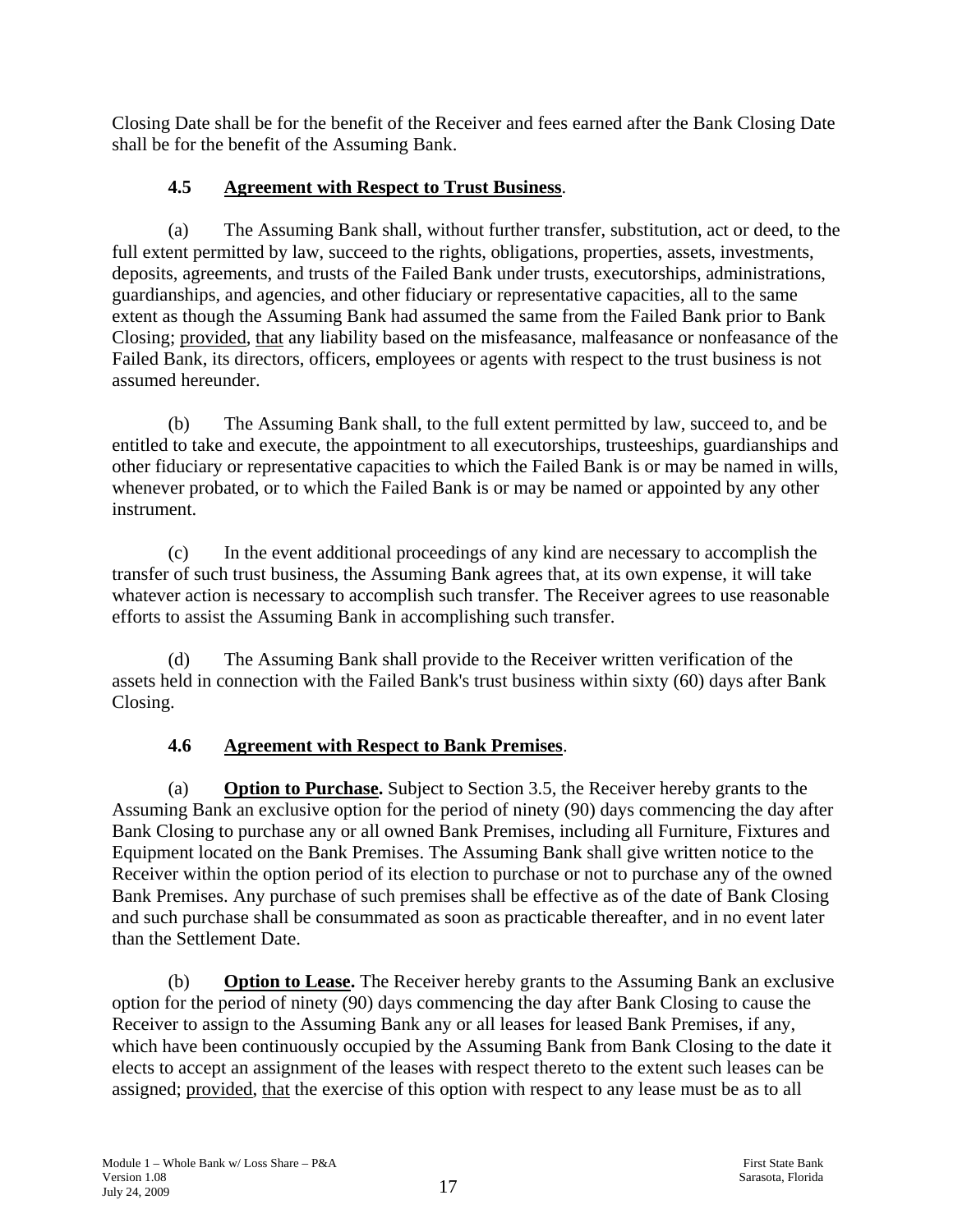Closing Date shall be for the benefit of the Receiver and fees earned after the Bank Closing Date shall be for the benefit of the Assuming Bank.

### 4.5 Agreement with Respect to Trust Business.

(a) The Assuming Bank shall, without further transfer, substitution, act or deed, to the full extent permitted by law, succeed to the rights, obligations, properties, assets, investments, deposits, agreements, and trusts of the Failed Bank under trusts, executorships, administrations, guardianships, and agencies, and other fiduciary or representative capacities, all to the same extent as though the Assuming Bank had assumed the same from the Failed Bank prior to Bank Closing; provided, that any liability based on the misfeasance, malfeasance or nonfeasance of the Failed Bank, its directors, officers, employees or agents with respect to the trust business is not assumed hereunder.

(b) The Assuming Bank shall, to the full extent permitted by law, succeed to, and be entitled to take and execute, the appointment to all executorships, trusteeships, guardianships and other fiduciary or representative capacities to which the Failed Bank is or may be named in wills, whenever probated, or to which the Failed Bank is or may be named or appointed by any other instrument.

(c) In the event additional proceedings of any kind are necessary to accomplish the transfer of such trust business, the Assuming Bank agrees that, at its own expense, it will take whatever action is necessary to accomplish such transfer. The Receiver agrees to use reasonable efforts to assist the Assuming Bank in accomplishing such transfer.

(d) The Assuming Bank shall provide to the Receiver written verification of the assets held in connection with the Failed Bank's trust business within sixty (60) days after Bank Closing.

### 4.6 Agreement with Respect to Bank Premises.

(a) **Option to Purchase.** Subject to Section 3.5, the Receiver hereby grants to the Assuming Bank an exclusive option for the period of ninety (90) days commencing the day after Bank Closing to purchase any or all owned Bank Premises, including all Furniture, Fixtures and Equipment located on the Bank Premises. The Assuming Bank shall give written notice to the Receiver within the option period of its election to purchase or not to purchase any of the owned Bank Premises. Any purchase of such premises shall be effective as of the date of Bank Closing and such purchase shall be consummated as soon as practicable thereafter, and in no event later than the Settlement Date.

(b) **Option to Lease.** The Receiver hereby grants to the Assuming Bank an exclusive option for the period of ninety (90) days commencing the day after Bank Closing to cause the Receiver to assign to the Assuming Bank any or all leases for leased Bank Premises, if any, which have been continuously occupied by the Assuming Bank from Bank Closing to the date it elects to accept an assignment of the leases with respect thereto to the extent such leases can be assigned; provided, that the exercise of this option with respect to any lease must be as to all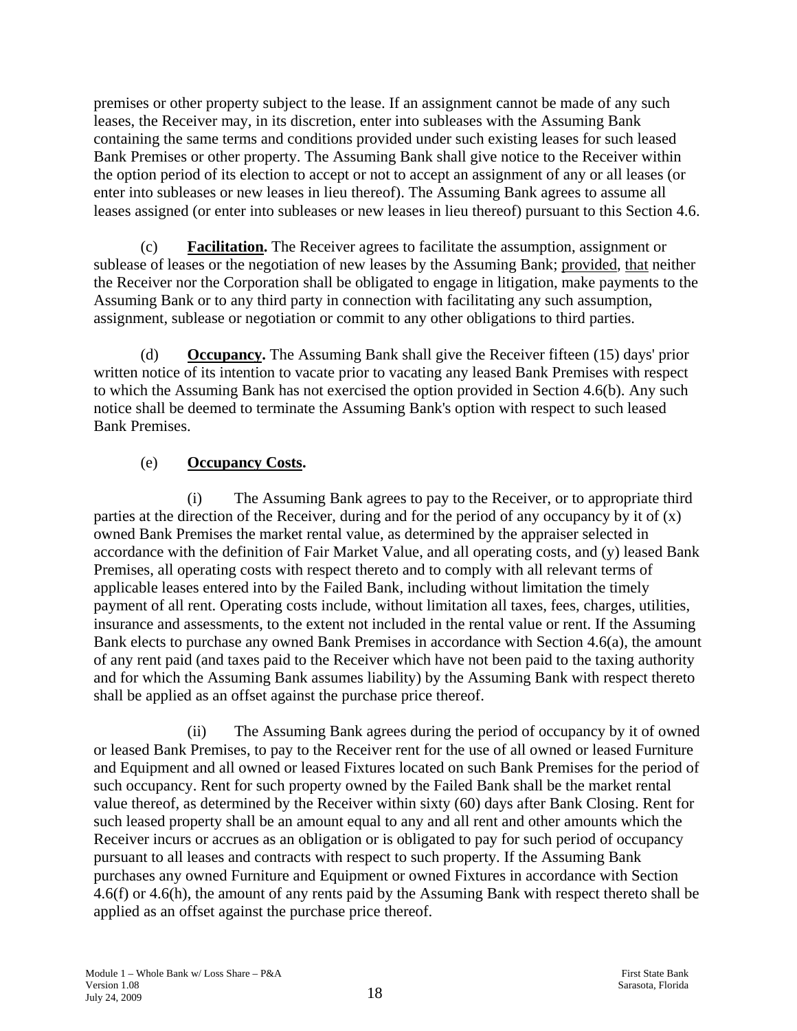premises or other property subject to the lease. If an assignment cannot be made of any such leases, the Receiver may, in its discretion, enter into subleases with the Assuming Bank containing the same terms and conditions provided under such existing leases for such leased Bank Premises or other property. The Assuming Bank shall give notice to the Receiver within the option period of its election to accept or not to accept an assignment of any or all leases (or enter into subleases or new leases in lieu thereof). The Assuming Bank agrees to assume all leases assigned (or enter into subleases or new leases in lieu thereof) pursuant to this Section 4.6.

(c) **Facilitation.** The Receiver agrees to facilitate the assumption, assignment or sublease of leases or the negotiation of new leases by the Assuming Bank; provided, that neither the Receiver nor the Corporation shall be obligated to engage in litigation, make payments to the Assuming Bank or to any third party in connection with facilitating any such assumption, assignment, sublease or negotiation or commit to any other obligations to third parties.

(d) **Occupancy.** The Assuming Bank shall give the Receiver fifteen (15) days' prior written notice of its intention to vacate prior to vacating any leased Bank Premises with respect to which the Assuming Bank has not exercised the option provided in Section 4.6(b). Any such notice shall be deemed to terminate the Assuming Bank's option with respect to such leased Bank Premises.

(e) **Occupancy Costs.**

(i) The Assuming Bank agrees to pay to the Receiver, or to appropriate third parties at the direction of the Receiver, during and for the period of any occupancy by it of (x) owned Bank Premises the market rental value, as determined by the appraiser selected in accordance with the definition of Fair Market Value, and all operating costs, and (y) leased Bank Premises, all operating costs with respect thereto and to comply with all relevant terms of applicable leases entered into by the Failed Bank, including without limitation the timely payment of all rent. Operating costs include, without limitation all taxes, fees, charges, utilities, insurance and assessments, to the extent not included in the rental value or rent. If the Assuming Bank elects to purchase any owned Bank Premises in accordance with Section 4.6(a), the amount of any rent paid (and taxes paid to the Receiver which have not been paid to the taxing authority and for which the Assuming Bank assumes liability) by the Assuming Bank with respect thereto shall be applied as an offset against the purchase price thereof.

(ii) The Assuming Bank agrees during the period of occupancy by it of owned or leased Bank Premises, to pay to the Receiver rent for the use of all owned or leased Furniture and Equipment and all owned or leased Fixtures located on such Bank Premises for the period of such occupancy. Rent for such property owned by the Failed Bank shall be the market rental value thereof, as determined by the Receiver within sixty (60) days after Bank Closing. Rent for such leased property shall be an amount equal to any and all rent and other amounts which the Receiver incurs or accrues as an obligation or is obligated to pay for such period of occupancy pursuant to all leases and contracts with respect to such property. If the Assuming Bank purchases any owned Furniture and Equipment or owned Fixtures in accordance with Section 4.6(f) or 4.6(h), the amount of any rents paid by the Assuming Bank with respect thereto shall be applied as an offset against the purchase price thereof.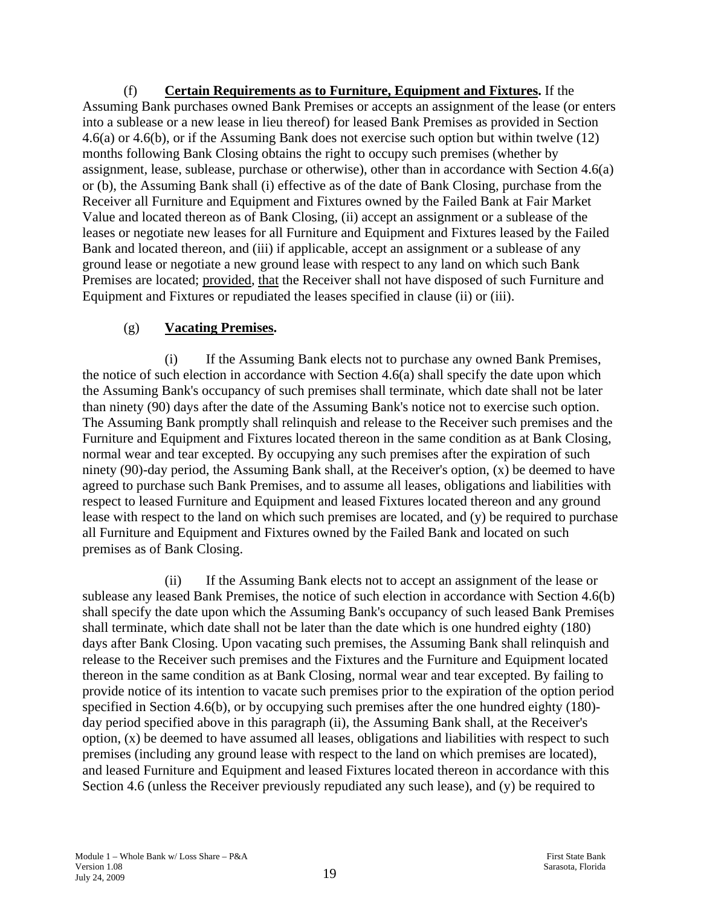(f) **Certain Requirements as to Furniture, Equipment and Fixtures.** If the Assuming Bank purchases owned Bank Premises or accepts an assignment of the lease (or enters into a sublease or a new lease in lieu thereof) for leased Bank Premises as provided in Section 4.6(a) or 4.6(b), or if the Assuming Bank does not exercise such option but within twelve (12) months following Bank Closing obtains the right to occupy such premises (whether by assignment, lease, sublease, purchase or otherwise), other than in accordance with Section 4.6(a) or (b), the Assuming Bank shall (i) effective as of the date of Bank Closing, purchase from the Receiver all Furniture and Equipment and Fixtures owned by the Failed Bank at Fair Market Value and located thereon as of Bank Closing, (ii) accept an assignment or a sublease of the leases or negotiate new leases for all Furniture and Equipment and Fixtures leased by the Failed Bank and located thereon, and (iii) if applicable, accept an assignment or a sublease of any ground lease or negotiate a new ground lease with respect to any land on which such Bank Premises are located; provided, that the Receiver shall not have disposed of such Furniture and Equipment and Fixtures or repudiated the leases specified in clause (ii) or (iii).

(g) **Vacating Premises.**

(i) If the Assuming Bank elects not to purchase any owned Bank Premises, the notice of such election in accordance with Section 4.6(a) shall specify the date upon which the Assuming Bank's occupancy of such premises shall terminate, which date shall not be later than ninety (90) days after the date of the Assuming Bank's notice not to exercise such option. The Assuming Bank promptly shall relinquish and release to the Receiver such premises and the Furniture and Equipment and Fixtures located thereon in the same condition as at Bank Closing, normal wear and tear excepted. By occupying any such premises after the expiration of such ninety (90)-day period, the Assuming Bank shall, at the Receiver's option, (x) be deemed to have agreed to purchase such Bank Premises, and to assume all leases, obligations and liabilities with respect to leased Furniture and Equipment and leased Fixtures located thereon and any ground lease with respect to the land on which such premises are located, and (y) be required to purchase all Furniture and Equipment and Fixtures owned by the Failed Bank and located on such premises as of Bank Closing.

(ii) If the Assuming Bank elects not to accept an assignment of the lease or sublease any leased Bank Premises, the notice of such election in accordance with Section 4.6(b) shall specify the date upon which the Assuming Bank's occupancy of such leased Bank Premises shall terminate, which date shall not be later than the date which is one hundred eighty (180) days after Bank Closing. Upon vacating such premises, the Assuming Bank shall relinquish and release to the Receiver such premises and the Fixtures and the Furniture and Equipment located thereon in the same condition as at Bank Closing, normal wear and tear excepted. By failing to provide notice of its intention to vacate such premises prior to the expiration of the option period specified in Section 4.6(b), or by occupying such premises after the one hundred eighty (180)-day period specified above in this paragraph (ii), the Assuming Bank shall, at the Receiver's option, (x) be deemed to have assumed all leases, obligations and liabilities with respect to such premises (including any ground lease with respect to the land on which premises are located), and leased Furniture and Equipment and leased Fixtures located thereon in accordance with this Section 4.6 (unless the Receiver previously repudiated any such lease), and (y) be required to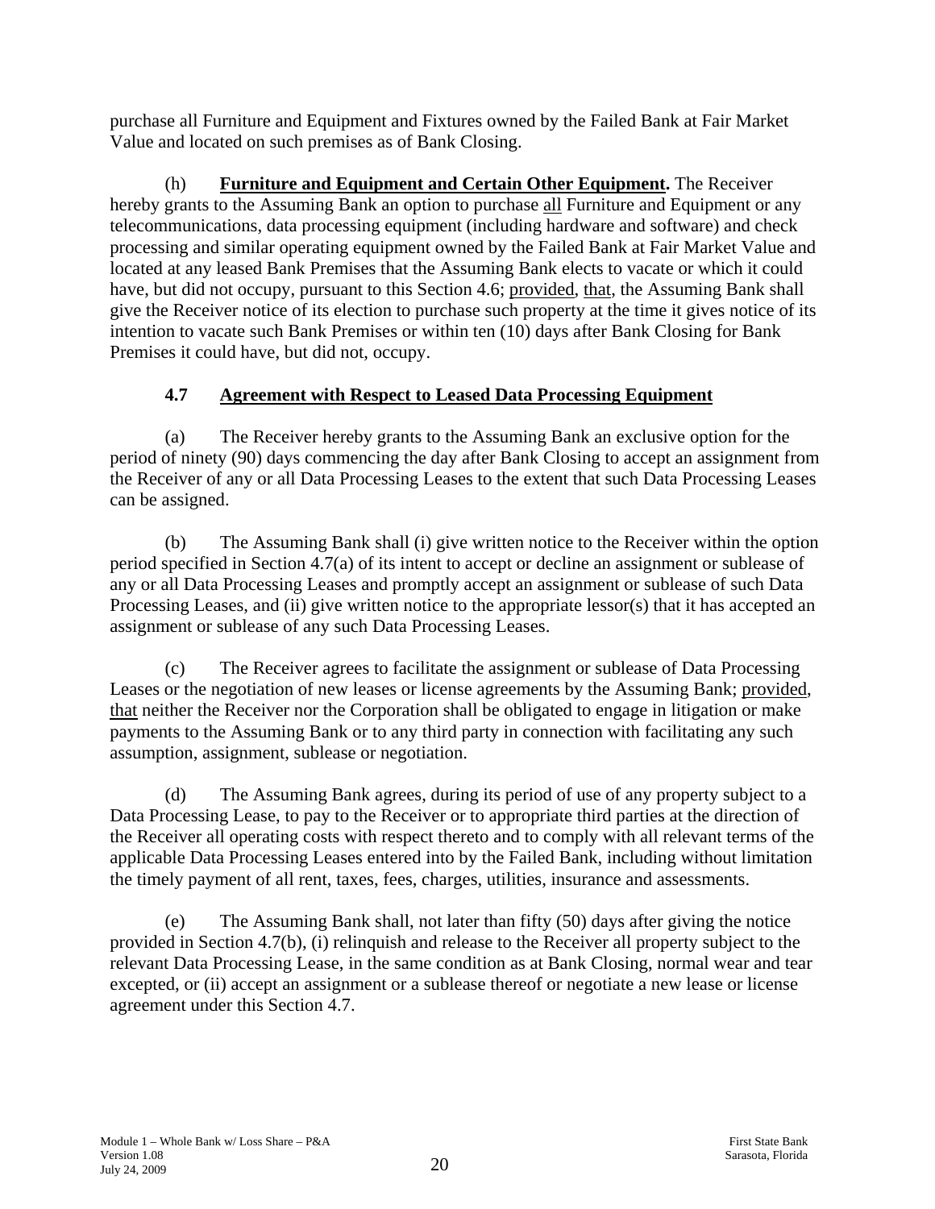purchase all Furniture and Equipment and Fixtures owned by the Failed Bank at Fair Market Value and located on such premises as of Bank Closing.

(h) **Furniture and Equipment and Certain Other Equipment.** The Receiver hereby grants to the Assuming Bank an option to purchase all Furniture and Equipment or any telecommunications, data processing equipment (including hardware and software) and check processing and similar operating equipment owned by the Failed Bank at Fair Market Value and located at any leased Bank Premises that the Assuming Bank elects to vacate or which it could have, but did not occupy, pursuant to this Section 4.6; provided, that, the Assuming Bank shall give the Receiver notice of its election to purchase such property at the time it gives notice of its intention to vacate such Bank Premises or within ten (10) days after Bank Closing for Bank Premises it could have, but did not, occupy.

### 4.7 Agreement with Respect to Leased Data Processing Equipment

(a) The Receiver hereby grants to the Assuming Bank an exclusive option for the period of ninety (90) days commencing the day after Bank Closing to accept an assignment from the Receiver of any or all Data Processing Leases to the extent that such Data Processing Leases can be assigned.

(b) The Assuming Bank shall (i) give written notice to the Receiver within the option period specified in Section 4.7(a) of its intent to accept or decline an assignment or sublease of any or all Data Processing Leases and promptly accept an assignment or sublease of such Data Processing Leases, and (ii) give written notice to the appropriate lessor(s) that it has accepted an assignment or sublease of any such Data Processing Leases.

(c) The Receiver agrees to facilitate the assignment or sublease of Data Processing Leases or the negotiation of new leases or license agreements by the Assuming Bank; provided, that neither the Receiver nor the Corporation shall be obligated to engage in litigation or make payments to the Assuming Bank or to any third party in connection with facilitating any such assumption, assignment, sublease or negotiation.

(d) The Assuming Bank agrees, during its period of use of any property subject to a Data Processing Lease, to pay to the Receiver or to appropriate third parties at the direction of the Receiver all operating costs with respect thereto and to comply with all relevant terms of the applicable Data Processing Leases entered into by the Failed Bank, including without limitation the timely payment of all rent, taxes, fees, charges, utilities, insurance and assessments.

(e) The Assuming Bank shall, not later than fifty (50) days after giving the notice provided in Section 4.7(b), (i) relinquish and release to the Receiver all property subject to the relevant Data Processing Lease, in the same condition as at Bank Closing, normal wear and tear excepted, or (ii) accept an assignment or a sublease thereof or negotiate a new lease or license agreement under this Section 4.7.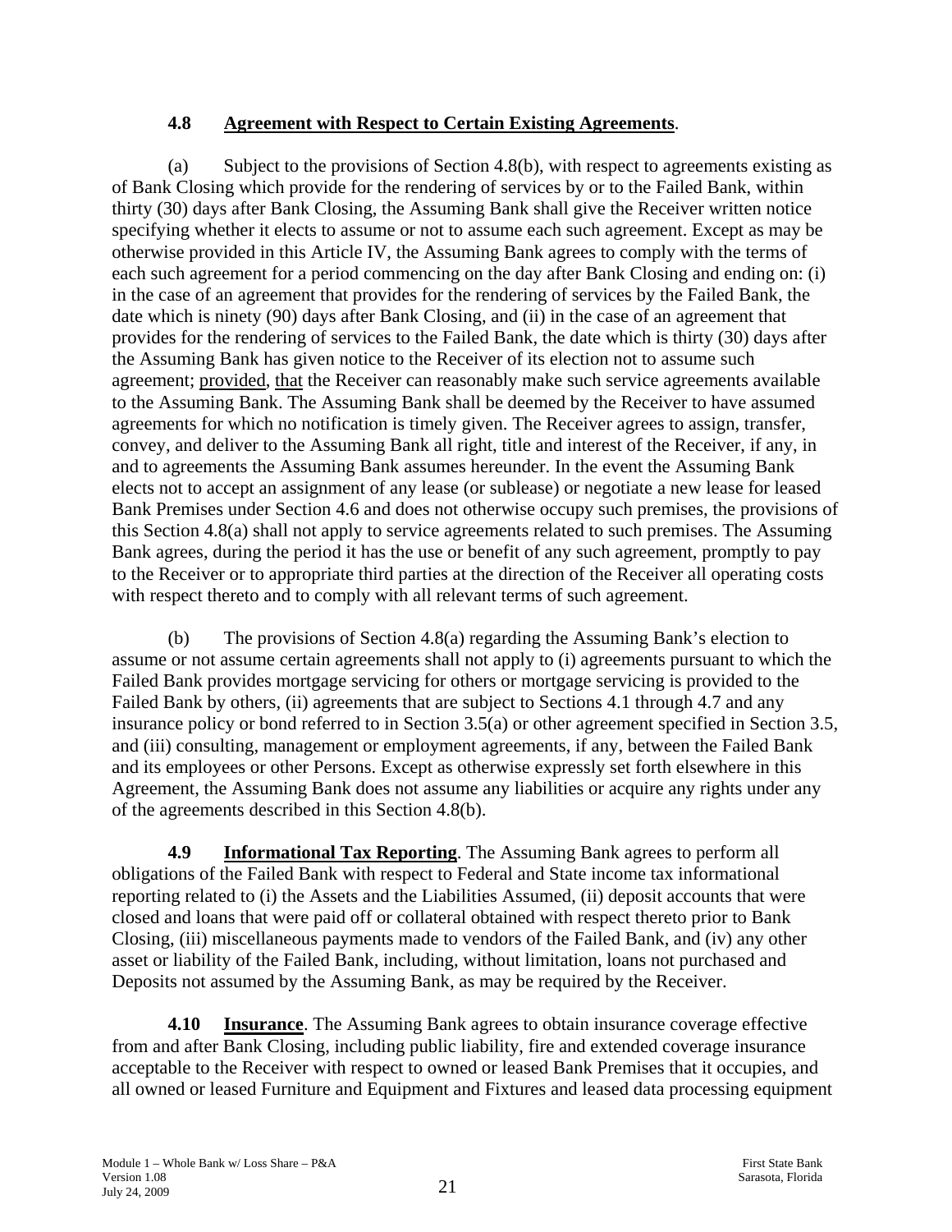### **4.8 Agreement with Respect to Certain Existing Agreements**.

(a) Subject to the provisions of Section 4.8(b), with respect to agreements existing as of Bank Closing which provide for the rendering of services by or to the Failed Bank, within thirty (30) days after Bank Closing, the Assuming Bank shall give the Receiver written notice specifying whether it elects to assume or not to assume each such agreement. Except as may be otherwise provided in this Article IV, the Assuming Bank agrees to comply with the terms of each such agreement for a period commencing on the day after Bank Closing and ending on: (i) in the case of an agreement that provides for the rendering of services by the Failed Bank, the date which is ninety (90) days after Bank Closing, and (ii) in the case of an agreement that provides for the rendering of services to the Failed Bank, the date which is thirty (30) days after the Assuming Bank has given notice to the Receiver of its election not to assume such agreement; provided, that the Receiver can reasonably make such service agreements available to the Assuming Bank. The Assuming Bank shall be deemed by the Receiver to have assumed agreements for which no notification is timely given. The Receiver agrees to assign, transfer, convey, and deliver to the Assuming Bank all right, title and interest of the Receiver, if any, in and to agreements the Assuming Bank assumes hereunder. In the event the Assuming Bank elects not to accept an assignment of any lease (or sublease) or negotiate a new lease for leased Bank Premises under Section 4.6 and does not otherwise occupy such premises, the provisions of this Section 4.8(a) shall not apply to service agreements related to such premises. The Assuming Bank agrees, during the period it has the use or benefit of any such agreement, promptly to pay to the Receiver or to appropriate third parties at the direction of the Receiver all operating costs with respect thereto and to comply with all relevant terms of such agreement.

(b) The provisions of Section 4.8(a) regarding the Assuming Bank's election to assume or not assume certain agreements shall not apply to (i) agreements pursuant to which the Failed Bank provides mortgage servicing for others or mortgage servicing is provided to the Failed Bank by others, (ii) agreements that are subject to Sections 4.1 through 4.7 and any insurance policy or bond referred to in Section 3.5(a) or other agreement specified in Section 3.5, and (iii) consulting, management or employment agreements, if any, between the Failed Bank and its employees or other Persons. Except as otherwise expressly set forth elsewhere in this Agreement, the Assuming Bank does not assume any liabilities or acquire any rights under any of the agreements described in this Section 4.8(b).

**4.9 Informational Tax Reporting**. The Assuming Bank agrees to perform all obligations of the Failed Bank with respect to Federal and State income tax informational reporting related to (i) the Assets and the Liabilities Assumed, (ii) deposit accounts that were closed and loans that were paid off or collateral obtained with respect thereto prior to Bank Closing, (iii) miscellaneous payments made to vendors of the Failed Bank, and (iv) any other asset or liability of the Failed Bank, including, without limitation, loans not purchased and Deposits not assumed by the Assuming Bank, as may be required by the Receiver.

**4.10 Insurance**. The Assuming Bank agrees to obtain insurance coverage effective from and after Bank Closing, including public liability, fire and extended coverage insurance acceptable to the Receiver with respect to owned or leased Bank Premises that it occupies, and all owned or leased Furniture and Equipment and Fixtures and leased data processing equipment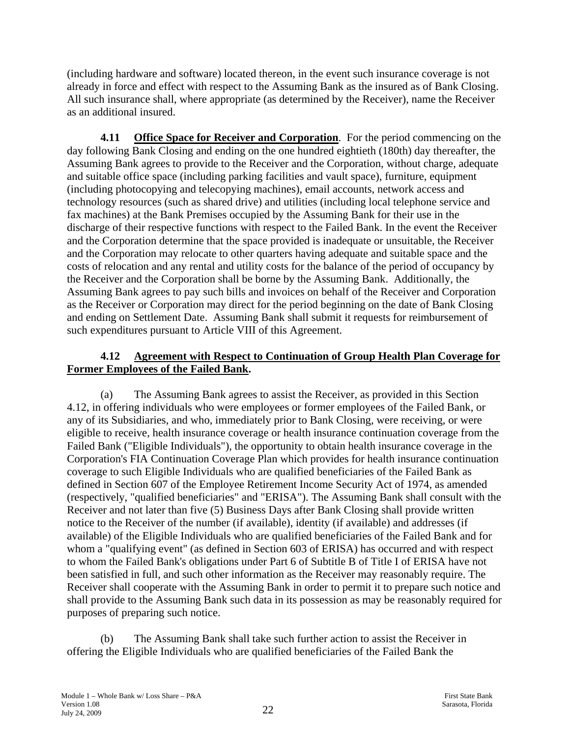(including hardware and software) located thereon, in the event such insurance coverage is not already in force and effect with respect to the Assuming Bank as the insured as of Bank Closing. All such insurance shall, where appropriate (as determined by the Receiver), name the Receiver as an additional insured.

**4.11 Office Space for Receiver and Corporation**. For the period commencing on the day following Bank Closing and ending on the one hundred eightieth (180th) day thereafter, the Assuming Bank agrees to provide to the Receiver and the Corporation, without charge, adequate and suitable office space (including parking facilities and vault space), furniture, equipment (including photocopying and telecopying machines), email accounts, network access and technology resources (such as shared drive) and utilities (including local telephone service and fax machines) at the Bank Premises occupied by the Assuming Bank for their use in the discharge of their respective functions with respect to the Failed Bank. In the event the Receiver and the Corporation determine that the space provided is inadequate or unsuitable, the Receiver and the Corporation may relocate to other quarters having adequate and suitable space and the costs of relocation and any rental and utility costs for the balance of the period of occupancy by the Receiver and the Corporation shall be borne by the Assuming Bank. Additionally, the Assuming Bank agrees to pay such bills and invoices on behalf of the Receiver and Corporation as the Receiver or Corporation may direct for the period beginning on the date of Bank Closing and ending on Settlement Date. Assuming Bank shall submit it requests for reimbursement of such expenditures pursuant to Article VIII of this Agreement.

**4.12 Agreement with Respect to Continuation of Group Health Plan Coverage for Former Employees of the Failed Bank.**

(a) The Assuming Bank agrees to assist the Receiver, as provided in this Section 4.12, in offering individuals who were employees or former employees of the Failed Bank, or any of its Subsidiaries, and who, immediately prior to Bank Closing, were receiving, or were eligible to receive, health insurance coverage or health insurance continuation coverage from the Failed Bank ("Eligible Individuals"), the opportunity to obtain health insurance coverage in the Corporation's FIA Continuation Coverage Plan which provides for health insurance continuation coverage to such Eligible Individuals who are qualified beneficiaries of the Failed Bank as defined in Section 607 of the Employee Retirement Income Security Act of 1974, as amended (respectively, "qualified beneficiaries" and "ERISA"). The Assuming Bank shall consult with the Receiver and not later than five (5) Business Days after Bank Closing shall provide written notice to the Receiver of the number (if available), identity (if available) and addresses (if available) of the Eligible Individuals who are qualified beneficiaries of the Failed Bank and for whom a "qualifying event" (as defined in Section 603 of ERISA) has occurred and with respect to whom the Failed Bank's obligations under Part 6 of Subtitle B of Title I of ERISA have not been satisfied in full, and such other information as the Receiver may reasonably require. The Receiver shall cooperate with the Assuming Bank in order to permit it to prepare such notice and shall provide to the Assuming Bank such data in its possession as may be reasonably required for purposes of preparing such notice.

(b) The Assuming Bank shall take such further action to assist the Receiver in offering the Eligible Individuals who are qualified beneficiaries of the Failed Bank the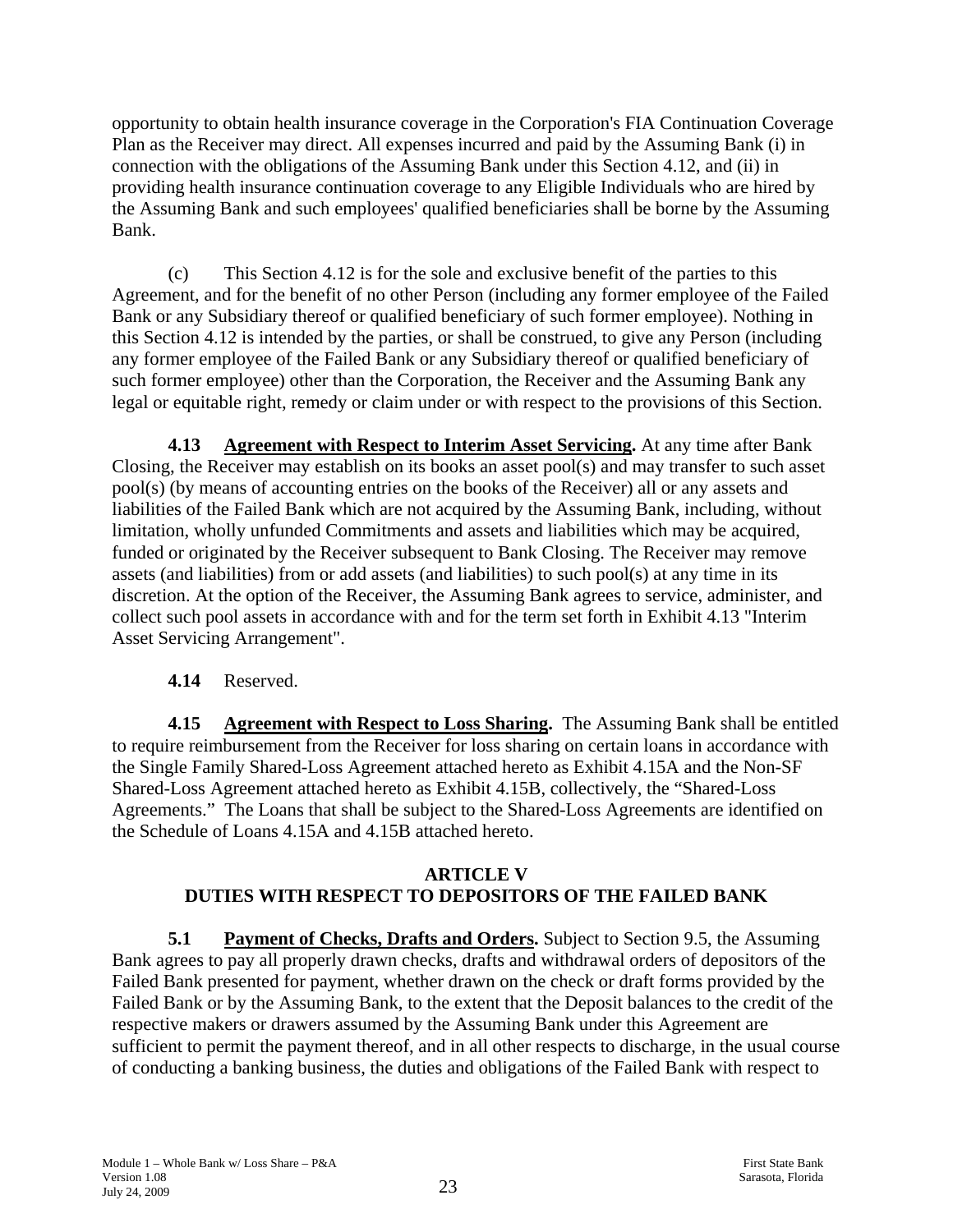opportunity to obtain health insurance coverage in the Corporation's FIA Continuation Coverage Plan as the Receiver may direct. All expenses incurred and paid by the Assuming Bank (i) in connection with the obligations of the Assuming Bank under this Section 4.12, and (ii) in providing health insurance continuation coverage to any Eligible Individuals who are hired by the Assuming Bank and such employees' qualified beneficiaries shall be borne by the Assuming Bank.

(c) This Section 4.12 is for the sole and exclusive benefit of the parties to this Agreement, and for the benefit of no other Person (including any former employee of the Failed Bank or any Subsidiary thereof or qualified beneficiary of such former employee). Nothing in this Section 4.12 is intended by the parties, or shall be construed, to give any Person (including any former employee of the Failed Bank or any Subsidiary thereof or qualified beneficiary of such former employee) other than the Corporation, the Receiver and the Assuming Bank any legal or equitable right, remedy or claim under or with respect to the provisions of this Section.

**4.13 Agreement with Respect to Interim Asset Servicing.** At any time after Bank Closing, the Receiver may establish on its books an asset pool(s) and may transfer to such asset pool(s) (by means of accounting entries on the books of the Receiver) all or any assets and liabilities of the Failed Bank which are not acquired by the Assuming Bank, including, without limitation, wholly unfunded Commitments and assets and liabilities which may be acquired, funded or originated by the Receiver subsequent to Bank Closing. The Receiver may remove assets (and liabilities) from or add assets (and liabilities) to such pool(s) at any time in its discretion. At the option of the Receiver, the Assuming Bank agrees to service, administer, and collect such pool assets in accordance with and for the term set forth in Exhibit 4.13 "Interim Asset Servicing Arrangement".

**4.14** Reserved.

**4.15 Agreement with Respect to Loss Sharing.** The Assuming Bank shall be entitled to require reimbursement from the Receiver for loss sharing on certain loans in accordance with the Single Family Shared-Loss Agreement attached hereto as Exhibit 4.15A and the Non-SF Shared-Loss Agreement attached hereto as Exhibit 4.15B, collectively, the "Shared-Loss Agreements." The Loans that shall be subject to the Shared-Loss Agreements are identified on the Schedule of Loans 4.15A and 4.15B attached hereto.

## ARTICLE V
## DUTIES WITH RESPECT TO DEPOSITORS OF THE FAILED BANK

**5.1 Payment of Checks, Drafts and Orders.** Subject to Section 9.5, the Assuming Bank agrees to pay all properly drawn checks, drafts and withdrawal orders of depositors of the Failed Bank presented for payment, whether drawn on the check or draft forms provided by the Failed Bank or by the Assuming Bank, to the extent that the Deposit balances to the credit of the respective makers or drawers assumed by the Assuming Bank under this Agreement are sufficient to permit the payment thereof, and in all other respects to discharge, in the usual course of conducting a banking business, the duties and obligations of the Failed Bank with respect to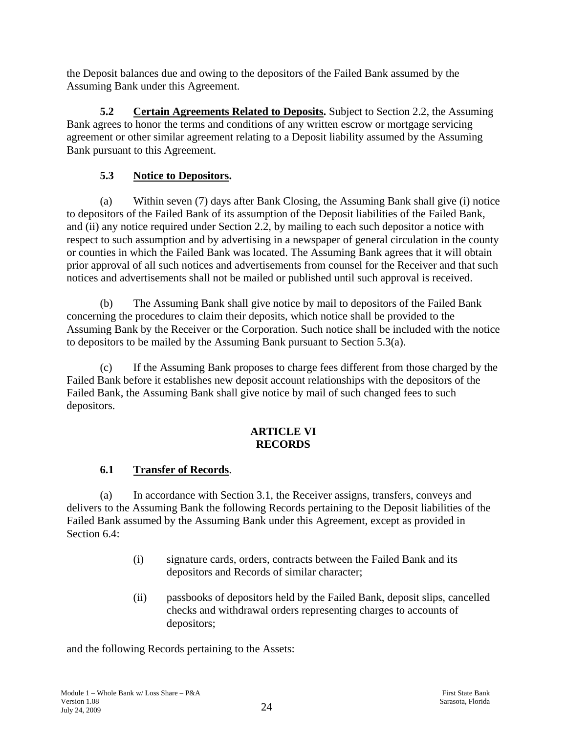the Deposit balances due and owing to the depositors of the Failed Bank assumed by the Assuming Bank under this Agreement.

**5.2 Certain Agreements Related to Deposits.** Subject to Section 2.2, the Assuming Bank agrees to honor the terms and conditions of any written escrow or mortgage servicing agreement or other similar agreement relating to a Deposit liability assumed by the Assuming Bank pursuant to this Agreement.

**5.3 Notice to Depositors.**

(a) Within seven (7) days after Bank Closing, the Assuming Bank shall give (i) notice to depositors of the Failed Bank of its assumption of the Deposit liabilities of the Failed Bank, and (ii) any notice required under Section 2.2, by mailing to each such depositor a notice with respect to such assumption and by advertising in a newspaper of general circulation in the county or counties in which the Failed Bank was located. The Assuming Bank agrees that it will obtain prior approval of all such notices and advertisements from counsel for the Receiver and that such notices and advertisements shall not be mailed or published until such approval is received.

(b) The Assuming Bank shall give notice by mail to depositors of the Failed Bank concerning the procedures to claim their deposits, which notice shall be provided to the Assuming Bank by the Receiver or the Corporation. Such notice shall be included with the notice to depositors to be mailed by the Assuming Bank pursuant to Section 5.3(a).

(c) If the Assuming Bank proposes to charge fees different from those charged by the Failed Bank before it establishes new deposit account relationships with the depositors of the Failed Bank, the Assuming Bank shall give notice by mail of such changed fees to such depositors.

## ARTICLE VI
## RECORDS

**6.1 Transfer of Records.**

(a) In accordance with Section 3.1, the Receiver assigns, transfers, conveys and delivers to the Assuming Bank the following Records pertaining to the Deposit liabilities of the Failed Bank assumed by the Assuming Bank under this Agreement, except as provided in Section 6.4:

(i) signature cards, orders, contracts between the Failed Bank and its depositors and Records of similar character;

(ii) passbooks of depositors held by the Failed Bank, deposit slips, cancelled checks and withdrawal orders representing charges to accounts of depositors;

and the following Records pertaining to the Assets: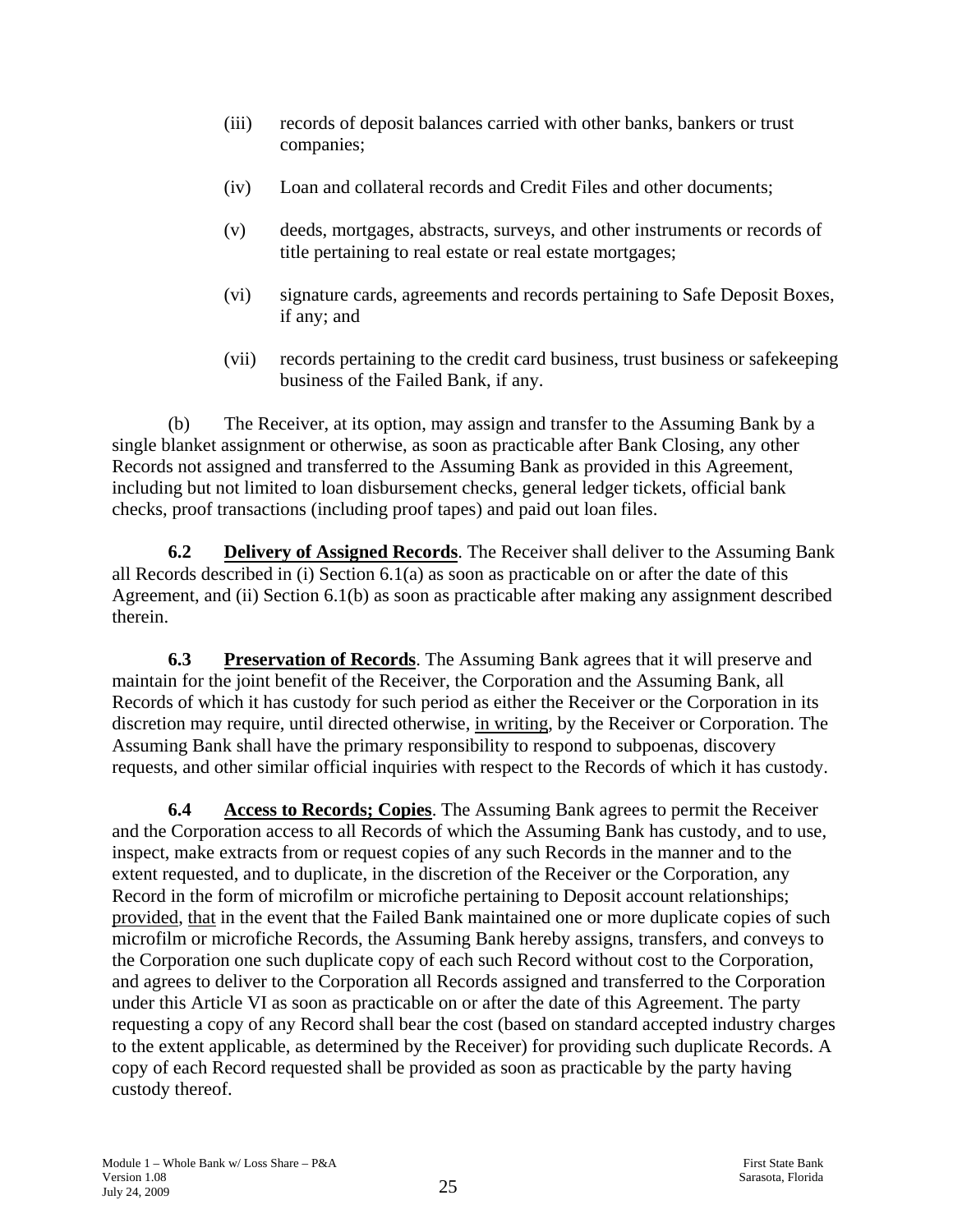(iii) records of deposit balances carried with other banks, bankers or trust companies;

(iv) Loan and collateral records and Credit Files and other documents;

(v) deeds, mortgages, abstracts, surveys, and other instruments or records of title pertaining to real estate or real estate mortgages;

(vi) signature cards, agreements and records pertaining to Safe Deposit Boxes, if any; and

(vii) records pertaining to the credit card business, trust business or safekeeping business of the Failed Bank, if any.

(b) The Receiver, at its option, may assign and transfer to the Assuming Bank by a single blanket assignment or otherwise, as soon as practicable after Bank Closing, any other Records not assigned and transferred to the Assuming Bank as provided in this Agreement, including but not limited to loan disbursement checks, general ledger tickets, official bank checks, proof transactions (including proof tapes) and paid out loan files.

**6.2 Delivery of Assigned Records**. The Receiver shall deliver to the Assuming Bank all Records described in (i) Section 6.1(a) as soon as practicable on or after the date of this Agreement, and (ii) Section 6.1(b) as soon as practicable after making any assignment described therein.

**6.3 Preservation of Records**. The Assuming Bank agrees that it will preserve and maintain for the joint benefit of the Receiver, the Corporation and the Assuming Bank, all Records of which it has custody for such period as either the Receiver or the Corporation in its discretion may require, until directed otherwise, in writing, by the Receiver or Corporation. The Assuming Bank shall have the primary responsibility to respond to subpoenas, discovery requests, and other similar official inquiries with respect to the Records of which it has custody.

**6.4 Access to Records; Copies**. The Assuming Bank agrees to permit the Receiver and the Corporation access to all Records of which the Assuming Bank has custody, and to use, inspect, make extracts from or request copies of any such Records in the manner and to the extent requested, and to duplicate, in the discretion of the Receiver or the Corporation, any Record in the form of microfilm or microfiche pertaining to Deposit account relationships; provided, that in the event that the Failed Bank maintained one or more duplicate copies of such microfilm or microfiche Records, the Assuming Bank hereby assigns, transfers, and conveys to the Corporation one such duplicate copy of each such Record without cost to the Corporation, and agrees to deliver to the Corporation all Records assigned and transferred to the Corporation under this Article VI as soon as practicable on or after the date of this Agreement. The party requesting a copy of any Record shall bear the cost (based on standard accepted industry charges to the extent applicable, as determined by the Receiver) for providing such duplicate Records. A copy of each Record requested shall be provided as soon as practicable by the party having custody thereof.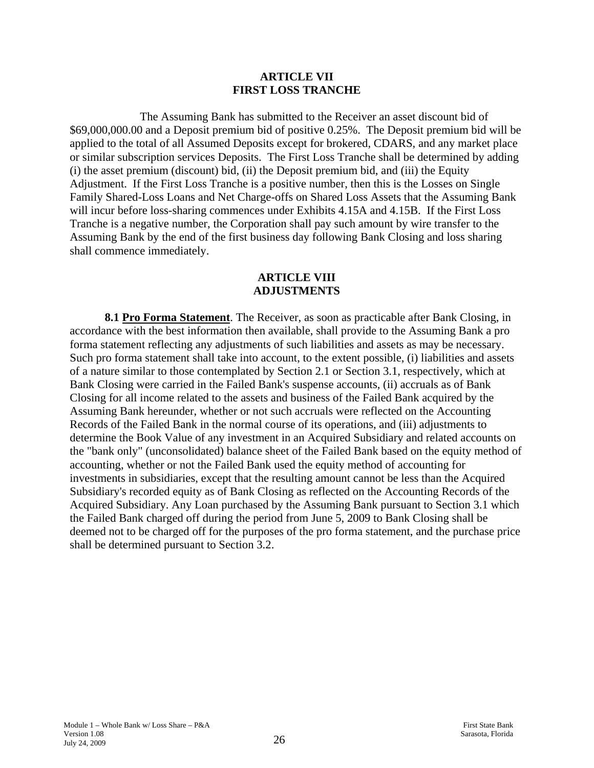## ARTICLE VII
## FIRST LOSS TRANCHE

The Assuming Bank has submitted to the Receiver an asset discount bid of $69,000,000.00 and a Deposit premium bid of positive 0.25%. The Deposit premium bid will be applied to the total of all Assumed Deposits except for brokered, CDARS, and any market place or similar subscription services Deposits. The First Loss Tranche shall be determined by adding (i) the asset premium (discount) bid, (ii) the Deposit premium bid, and (iii) the Equity Adjustment. If the First Loss Tranche is a positive number, then this is the Losses on Single Family Shared-Loss Loans and Net Charge-offs on Shared Loss Assets that the Assuming Bank will incur before loss-sharing commences under Exhibits 4.15A and 4.15B. If the First Loss Tranche is a negative number, the Corporation shall pay such amount by wire transfer to the Assuming Bank by the end of the first business day following Bank Closing and loss sharing shall commence immediately.

## ARTICLE VIII
## ADJUSTMENTS

**8.1 Pro Forma Statement**. The Receiver, as soon as practicable after Bank Closing, in accordance with the best information then available, shall provide to the Assuming Bank a pro forma statement reflecting any adjustments of such liabilities and assets as may be necessary. Such pro forma statement shall take into account, to the extent possible, (i) liabilities and assets of a nature similar to those contemplated by Section 2.1 or Section 3.1, respectively, which at Bank Closing were carried in the Failed Bank's suspense accounts, (ii) accruals as of Bank Closing for all income related to the assets and business of the Failed Bank acquired by the Assuming Bank hereunder, whether or not such accruals were reflected on the Accounting Records of the Failed Bank in the normal course of its operations, and (iii) adjustments to determine the Book Value of any investment in an Acquired Subsidiary and related accounts on the "bank only" (unconsolidated) balance sheet of the Failed Bank based on the equity method of accounting, whether or not the Failed Bank used the equity method of accounting for investments in subsidiaries, except that the resulting amount cannot be less than the Acquired Subsidiary's recorded equity as of Bank Closing as reflected on the Accounting Records of the Acquired Subsidiary. Any Loan purchased by the Assuming Bank pursuant to Section 3.1 which the Failed Bank charged off during the period from June 5, 2009 to Bank Closing shall be deemed not to be charged off for the purposes of the pro forma statement, and the purchase price shall be determined pursuant to Section 3.2.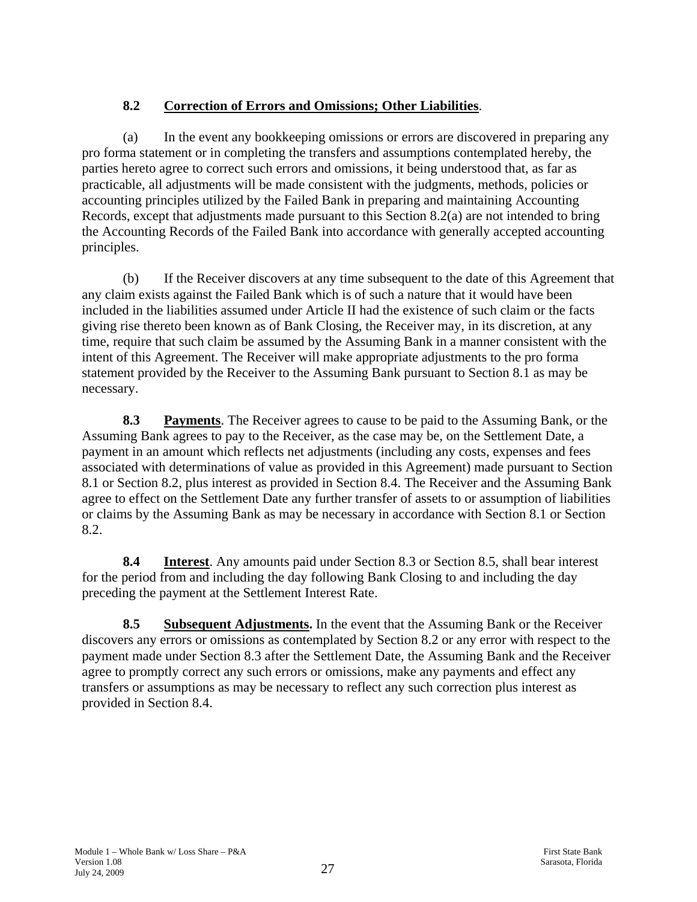**8.2 Correction of Errors and Omissions; Other Liabilities**.

(a) In the event any bookkeeping omissions or errors are discovered in preparing any pro forma statement or in completing the transfers and assumptions contemplated hereby, the parties hereto agree to correct such errors and omissions, it being understood that, as far as practicable, all adjustments will be made consistent with the judgments, methods, policies or accounting principles utilized by the Failed Bank in preparing and maintaining Accounting Records, except that adjustments made pursuant to this Section 8.2(a) are not intended to bring the Accounting Records of the Failed Bank into accordance with generally accepted accounting principles.

(b) If the Receiver discovers at any time subsequent to the date of this Agreement that any claim exists against the Failed Bank which is of such a nature that it would have been included in the liabilities assumed under Article II had the existence of such claim or the facts giving rise thereto been known as of Bank Closing, the Receiver may, in its discretion, at any time, require that such claim be assumed by the Assuming Bank in a manner consistent with the intent of this Agreement. The Receiver will make appropriate adjustments to the pro forma statement provided by the Receiver to the Assuming Bank pursuant to Section 8.1 as may be necessary.

**8.3 Payments**. The Receiver agrees to cause to be paid to the Assuming Bank, or the Assuming Bank agrees to pay to the Receiver, as the case may be, on the Settlement Date, a payment in an amount which reflects net adjustments (including any costs, expenses and fees associated with determinations of value as provided in this Agreement) made pursuant to Section 8.1 or Section 8.2, plus interest as provided in Section 8.4. The Receiver and the Assuming Bank agree to effect on the Settlement Date any further transfer of assets to or assumption of liabilities or claims by the Assuming Bank as may be necessary in accordance with Section 8.1 or Section 8.2.

**8.4 Interest**. Any amounts paid under Section 8.3 or Section 8.5, shall bear interest for the period from and including the day following Bank Closing to and including the day preceding the payment at the Settlement Interest Rate.

**8.5 Subsequent Adjustments.** In the event that the Assuming Bank or the Receiver discovers any errors or omissions as contemplated by Section 8.2 or any error with respect to the payment made under Section 8.3 after the Settlement Date, the Assuming Bank and the Receiver agree to promptly correct any such errors or omissions, make any payments and effect any transfers or assumptions as may be necessary to reflect any such correction plus interest as provided in Section 8.4.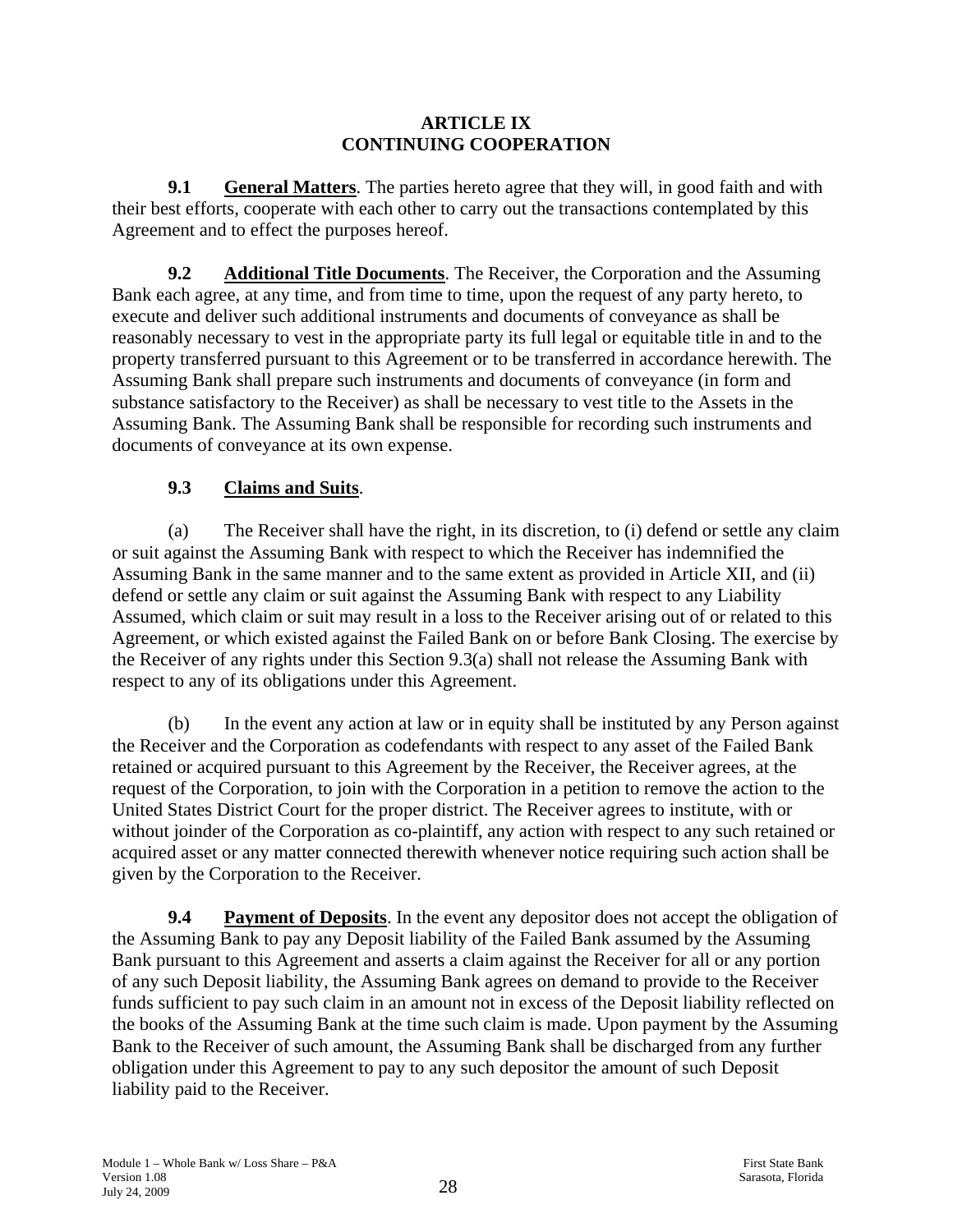# ARTICLE IX
# CONTINUING COOPERATION

**9.1 General Matters**. The parties hereto agree that they will, in good faith and with their best efforts, cooperate with each other to carry out the transactions contemplated by this Agreement and to effect the purposes hereof.

**9.2 Additional Title Documents**. The Receiver, the Corporation and the Assuming Bank each agree, at any time, and from time to time, upon the request of any party hereto, to execute and deliver such additional instruments and documents of conveyance as shall be reasonably necessary to vest in the appropriate party its full legal or equitable title in and to the property transferred pursuant to this Agreement or to be transferred in accordance herewith. The Assuming Bank shall prepare such instruments and documents of conveyance (in form and substance satisfactory to the Receiver) as shall be necessary to vest title to the Assets in the Assuming Bank. The Assuming Bank shall be responsible for recording such instruments and documents of conveyance at its own expense.

**9.3 Claims and Suits**.

(a) The Receiver shall have the right, in its discretion, to (i) defend or settle any claim or suit against the Assuming Bank with respect to which the Receiver has indemnified the Assuming Bank in the same manner and to the same extent as provided in Article XII, and (ii) defend or settle any claim or suit against the Assuming Bank with respect to any Liability Assumed, which claim or suit may result in a loss to the Receiver arising out of or related to this Agreement, or which existed against the Failed Bank on or before Bank Closing. The exercise by the Receiver of any rights under this Section 9.3(a) shall not release the Assuming Bank with respect to any of its obligations under this Agreement.

(b) In the event any action at law or in equity shall be instituted by any Person against the Receiver and the Corporation as codefendants with respect to any asset of the Failed Bank retained or acquired pursuant to this Agreement by the Receiver, the Receiver agrees, at the request of the Corporation, to join with the Corporation in a petition to remove the action to the United States District Court for the proper district. The Receiver agrees to institute, with or without joinder of the Corporation as co-plaintiff, any action with respect to any such retained or acquired asset or any matter connected therewith whenever notice requiring such action shall be given by the Corporation to the Receiver.

**9.4 Payment of Deposits**. In the event any depositor does not accept the obligation of the Assuming Bank to pay any Deposit liability of the Failed Bank assumed by the Assuming Bank pursuant to this Agreement and asserts a claim against the Receiver for all or any portion of any such Deposit liability, the Assuming Bank agrees on demand to provide to the Receiver funds sufficient to pay such claim in an amount not in excess of the Deposit liability reflected on the books of the Assuming Bank at the time such claim is made. Upon payment by the Assuming Bank to the Receiver of such amount, the Assuming Bank shall be discharged from any further obligation under this Agreement to pay to any such depositor the amount of such Deposit liability paid to the Receiver.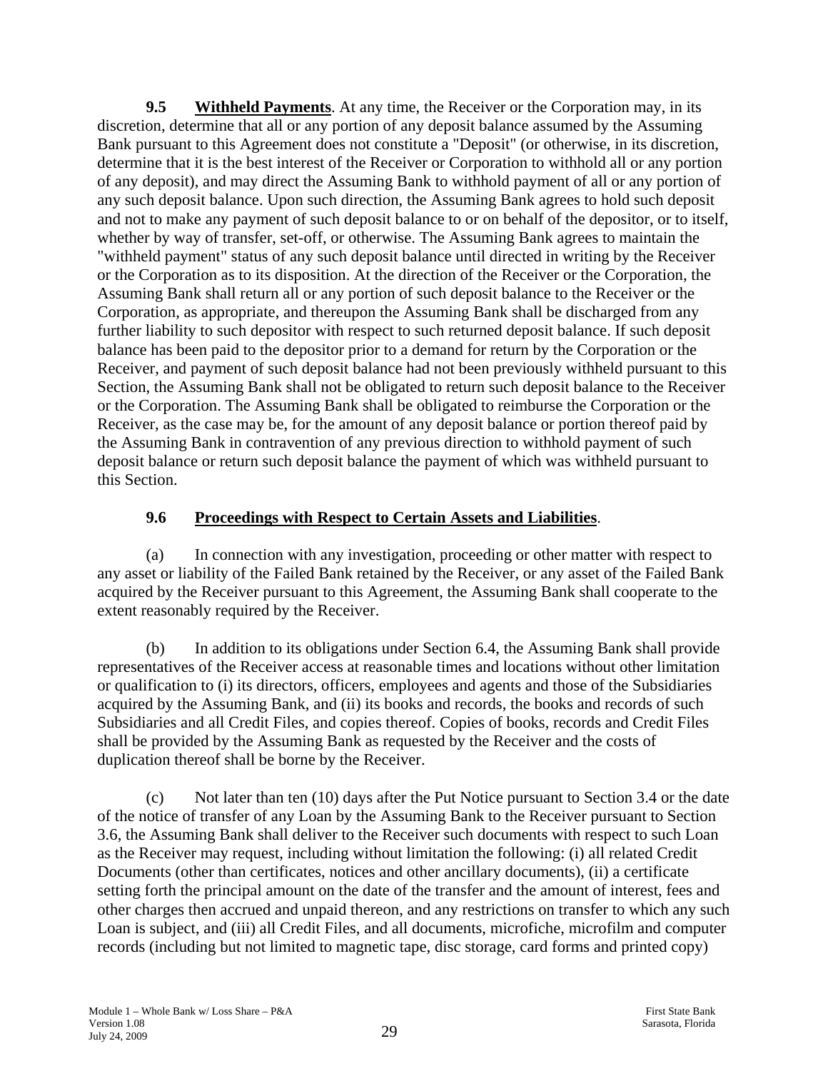**9.5 Withheld Payments**. At any time, the Receiver or the Corporation may, in its discretion, determine that all or any portion of any deposit balance assumed by the Assuming Bank pursuant to this Agreement does not constitute a "Deposit" (or otherwise, in its discretion, determine that it is the best interest of the Receiver or Corporation to withhold all or any portion of any deposit), and may direct the Assuming Bank to withhold payment of all or any portion of any such deposit balance. Upon such direction, the Assuming Bank agrees to hold such deposit and not to make any payment of such deposit balance to or on behalf of the depositor, or to itself, whether by way of transfer, set-off, or otherwise. The Assuming Bank agrees to maintain the "withheld payment" status of any such deposit balance until directed in writing by the Receiver or the Corporation as to its disposition. At the direction of the Receiver or the Corporation, the Assuming Bank shall return all or any portion of such deposit balance to the Receiver or the Corporation, as appropriate, and thereupon the Assuming Bank shall be discharged from any further liability to such depositor with respect to such returned deposit balance. If such deposit balance has been paid to the depositor prior to a demand for return by the Corporation or the Receiver, and payment of such deposit balance had not been previously withheld pursuant to this Section, the Assuming Bank shall not be obligated to return such deposit balance to the Receiver or the Corporation. The Assuming Bank shall be obligated to reimburse the Corporation or the Receiver, as the case may be, for the amount of any deposit balance or portion thereof paid by the Assuming Bank in contravention of any previous direction to withhold payment of such deposit balance or return such deposit balance the payment of which was withheld pursuant to this Section.

**9.6 Proceedings with Respect to Certain Assets and Liabilities**.

(a) In connection with any investigation, proceeding or other matter with respect to any asset or liability of the Failed Bank retained by the Receiver, or any asset of the Failed Bank acquired by the Receiver pursuant to this Agreement, the Assuming Bank shall cooperate to the extent reasonably required by the Receiver.

(b) In addition to its obligations under Section 6.4, the Assuming Bank shall provide representatives of the Receiver access at reasonable times and locations without other limitation or qualification to (i) its directors, officers, employees and agents and those of the Subsidiaries acquired by the Assuming Bank, and (ii) its books and records, the books and records of such Subsidiaries and all Credit Files, and copies thereof. Copies of books, records and Credit Files shall be provided by the Assuming Bank as requested by the Receiver and the costs of duplication thereof shall be borne by the Receiver.

(c) Not later than ten (10) days after the Put Notice pursuant to Section 3.4 or the date of the notice of transfer of any Loan by the Assuming Bank to the Receiver pursuant to Section 3.6, the Assuming Bank shall deliver to the Receiver such documents with respect to such Loan as the Receiver may request, including without limitation the following: (i) all related Credit Documents (other than certificates, notices and other ancillary documents), (ii) a certificate setting forth the principal amount on the date of the transfer and the amount of interest, fees and other charges then accrued and unpaid thereon, and any restrictions on transfer to which any such Loan is subject, and (iii) all Credit Files, and all documents, microfiche, microfilm and computer records (including but not limited to magnetic tape, disc storage, card forms and printed copy)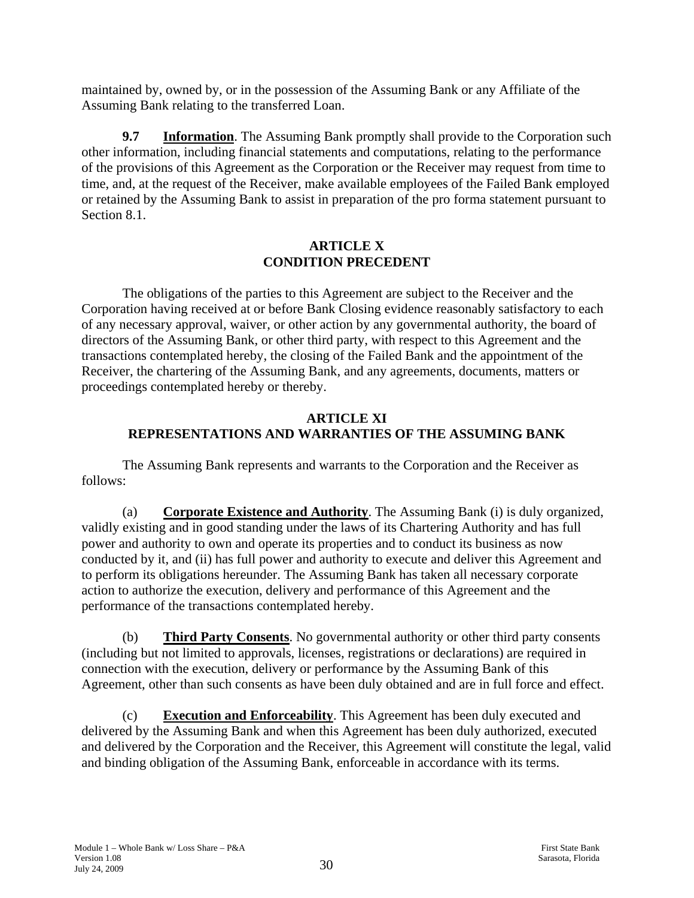maintained by, owned by, or in the possession of the Assuming Bank or any Affiliate of the Assuming Bank relating to the transferred Loan.

**9.7 Information**. The Assuming Bank promptly shall provide to the Corporation such other information, including financial statements and computations, relating to the performance of the provisions of this Agreement as the Corporation or the Receiver may request from time to time, and, at the request of the Receiver, make available employees of the Failed Bank employed or retained by the Assuming Bank to assist in preparation of the pro forma statement pursuant to Section 8.1.

## ARTICLE X
## CONDITION PRECEDENT

The obligations of the parties to this Agreement are subject to the Receiver and the Corporation having received at or before Bank Closing evidence reasonably satisfactory to each of any necessary approval, waiver, or other action by any governmental authority, the board of directors of the Assuming Bank, or other third party, with respect to this Agreement and the transactions contemplated hereby, the closing of the Failed Bank and the appointment of the Receiver, the chartering of the Assuming Bank, and any agreements, documents, matters or proceedings contemplated hereby or thereby.

## ARTICLE XI
## REPRESENTATIONS AND WARRANTIES OF THE ASSUMING BANK

The Assuming Bank represents and warrants to the Corporation and the Receiver as follows:

(a) **Corporate Existence and Authority**. The Assuming Bank (i) is duly organized, validly existing and in good standing under the laws of its Chartering Authority and has full power and authority to own and operate its properties and to conduct its business as now conducted by it, and (ii) has full power and authority to execute and deliver this Agreement and to perform its obligations hereunder. The Assuming Bank has taken all necessary corporate action to authorize the execution, delivery and performance of this Agreement and the performance of the transactions contemplated hereby.

(b) **Third Party Consents**. No governmental authority or other third party consents (including but not limited to approvals, licenses, registrations or declarations) are required in connection with the execution, delivery or performance by the Assuming Bank of this Agreement, other than such consents as have been duly obtained and are in full force and effect.

(c) **Execution and Enforceability**. This Agreement has been duly executed and delivered by the Assuming Bank and when this Agreement has been duly authorized, executed and delivered by the Corporation and the Receiver, this Agreement will constitute the legal, valid and binding obligation of the Assuming Bank, enforceable in accordance with its terms.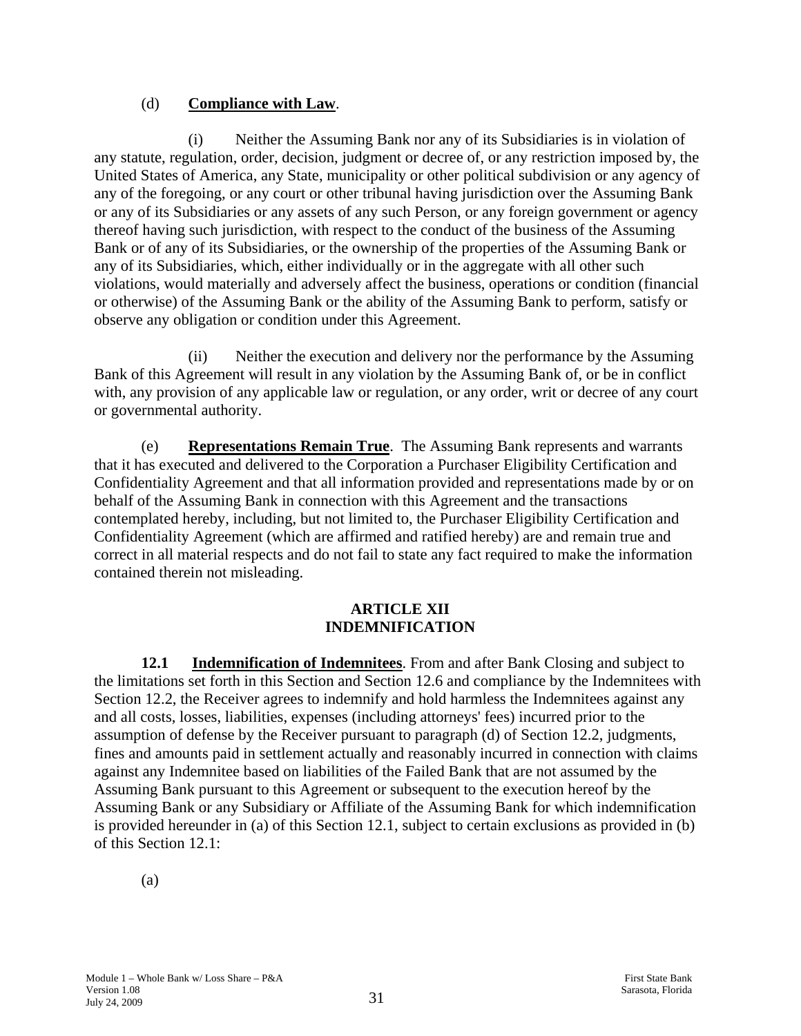(d) **Compliance with Law**.

(i) Neither the Assuming Bank nor any of its Subsidiaries is in violation of any statute, regulation, order, decision, judgment or decree of, or any restriction imposed by, the United States of America, any State, municipality or other political subdivision or any agency of any of the foregoing, or any court or other tribunal having jurisdiction over the Assuming Bank or any of its Subsidiaries or any assets of any such Person, or any foreign government or agency thereof having such jurisdiction, with respect to the conduct of the business of the Assuming Bank or of any of its Subsidiaries, or the ownership of the properties of the Assuming Bank or any of its Subsidiaries, which, either individually or in the aggregate with all other such violations, would materially and adversely affect the business, operations or condition (financial or otherwise) of the Assuming Bank or the ability of the Assuming Bank to perform, satisfy or observe any obligation or condition under this Agreement.

(ii) Neither the execution and delivery nor the performance by the Assuming Bank of this Agreement will result in any violation by the Assuming Bank of, or be in conflict with, any provision of any applicable law or regulation, or any order, writ or decree of any court or governmental authority.

(e) **Representations Remain True**. The Assuming Bank represents and warrants that it has executed and delivered to the Corporation a Purchaser Eligibility Certification and Confidentiality Agreement and that all information provided and representations made by or on behalf of the Assuming Bank in connection with this Agreement and the transactions contemplated hereby, including, but not limited to, the Purchaser Eligibility Certification and Confidentiality Agreement (which are affirmed and ratified hereby) are and remain true and correct in all material respects and do not fail to state any fact required to make the information contained therein not misleading.

## ARTICLE XII
## INDEMNIFICATION

**12.1 Indemnification of Indemnitees**. From and after Bank Closing and subject to the limitations set forth in this Section and Section 12.6 and compliance by the Indemnitees with Section 12.2, the Receiver agrees to indemnify and hold harmless the Indemnitees against any and all costs, losses, liabilities, expenses (including attorneys' fees) incurred prior to the assumption of defense by the Receiver pursuant to paragraph (d) of Section 12.2, judgments, fines and amounts paid in settlement actually and reasonably incurred in connection with claims against any Indemnitee based on liabilities of the Failed Bank that are not assumed by the Assuming Bank pursuant to this Agreement or subsequent to the execution hereof by the Assuming Bank or any Subsidiary or Affiliate of the Assuming Bank for which indemnification is provided hereunder in (a) of this Section 12.1, subject to certain exclusions as provided in (b) of this Section 12.1:

(a)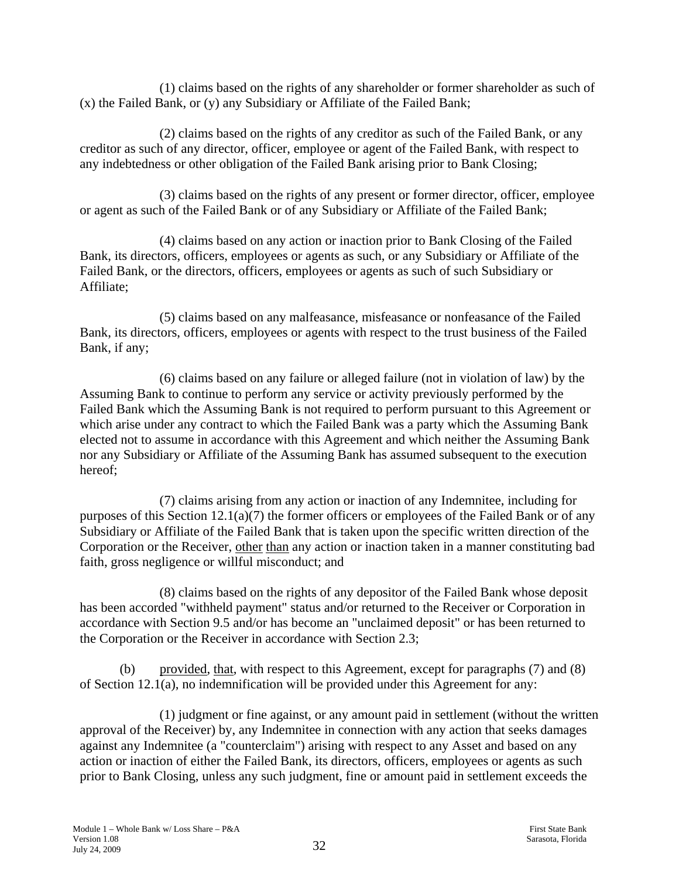(1) claims based on the rights of any shareholder or former shareholder as such of (x) the Failed Bank, or (y) any Subsidiary or Affiliate of the Failed Bank;

(2) claims based on the rights of any creditor as such of the Failed Bank, or any creditor as such of any director, officer, employee or agent of the Failed Bank, with respect to any indebtedness or other obligation of the Failed Bank arising prior to Bank Closing;

(3) claims based on the rights of any present or former director, officer, employee or agent as such of the Failed Bank or of any Subsidiary or Affiliate of the Failed Bank;

(4) claims based on any action or inaction prior to Bank Closing of the Failed Bank, its directors, officers, employees or agents as such, or any Subsidiary or Affiliate of the Failed Bank, or the directors, officers, employees or agents as such of such Subsidiary or Affiliate;

(5) claims based on any malfeasance, misfeasance or nonfeasance of the Failed Bank, its directors, officers, employees or agents with respect to the trust business of the Failed Bank, if any;

(6) claims based on any failure or alleged failure (not in violation of law) by the Assuming Bank to continue to perform any service or activity previously performed by the Failed Bank which the Assuming Bank is not required to perform pursuant to this Agreement or which arise under any contract to which the Failed Bank was a party which the Assuming Bank elected not to assume in accordance with this Agreement and which neither the Assuming Bank nor any Subsidiary or Affiliate of the Assuming Bank has assumed subsequent to the execution hereof;

(7) claims arising from any action or inaction of any Indemnitee, including for purposes of this Section 12.1(a)(7) the former officers or employees of the Failed Bank or of any Subsidiary or Affiliate of the Failed Bank that is taken upon the specific written direction of the Corporation or the Receiver, other than any action or inaction taken in a manner constituting bad faith, gross negligence or willful misconduct; and

(8) claims based on the rights of any depositor of the Failed Bank whose deposit has been accorded "withheld payment" status and/or returned to the Receiver or Corporation in accordance with Section 9.5 and/or has become an "unclaimed deposit" or has been returned to the Corporation or the Receiver in accordance with Section 2.3;

(b) provided, that, with respect to this Agreement, except for paragraphs (7) and (8) of Section 12.1(a), no indemnification will be provided under this Agreement for any:

(1) judgment or fine against, or any amount paid in settlement (without the written approval of the Receiver) by, any Indemnitee in connection with any action that seeks damages against any Indemnitee (a "counterclaim") arising with respect to any Asset and based on any action or inaction of either the Failed Bank, its directors, officers, employees or agents as such prior to Bank Closing, unless any such judgment, fine or amount paid in settlement exceeds the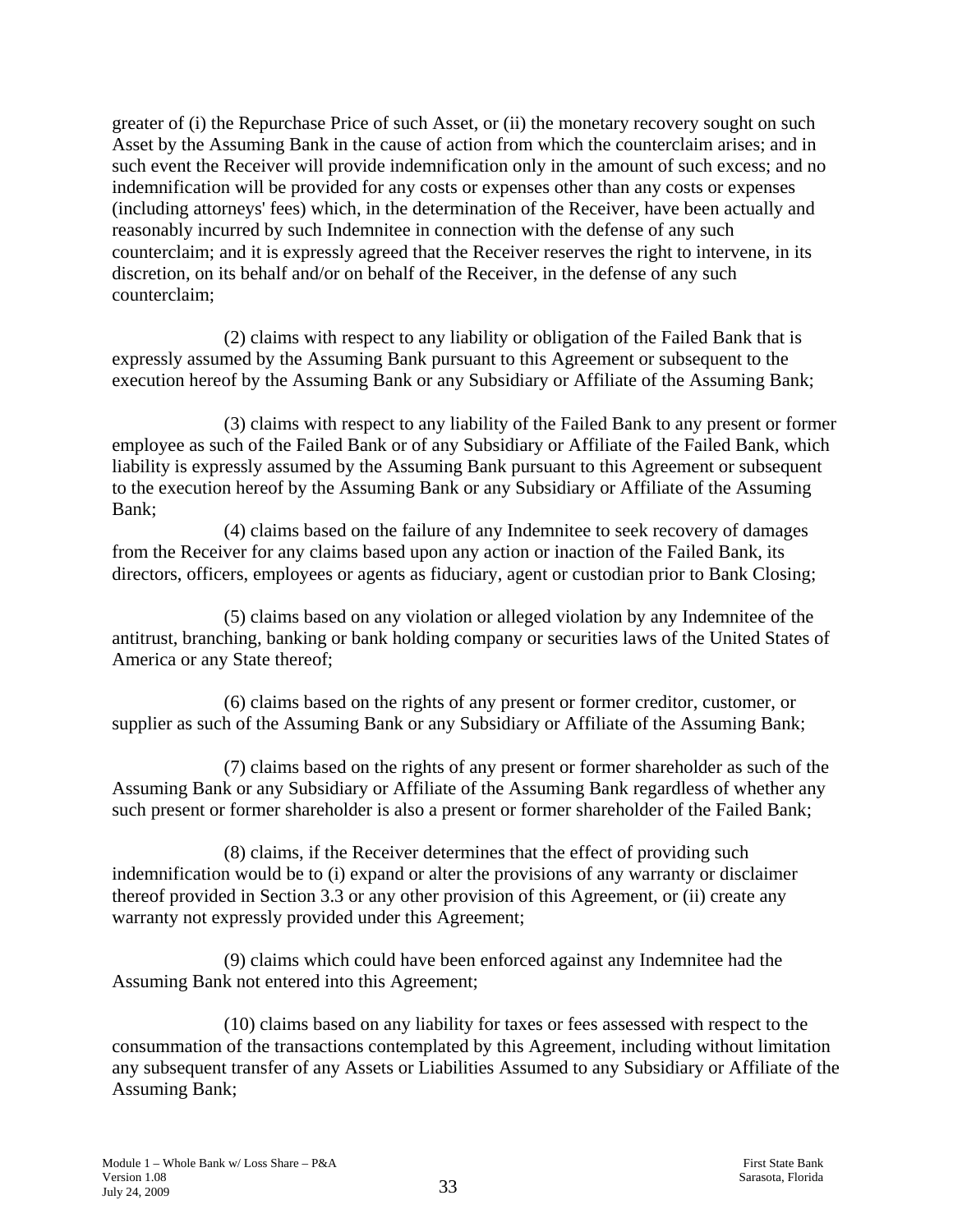greater of (i) the Repurchase Price of such Asset, or (ii) the monetary recovery sought on such Asset by the Assuming Bank in the cause of action from which the counterclaim arises; and in such event the Receiver will provide indemnification only in the amount of such excess; and no indemnification will be provided for any costs or expenses other than any costs or expenses (including attorneys' fees) which, in the determination of the Receiver, have been actually and reasonably incurred by such Indemnitee in connection with the defense of any such counterclaim; and it is expressly agreed that the Receiver reserves the right to intervene, in its discretion, on its behalf and/or on behalf of the Receiver, in the defense of any such counterclaim;

(2) claims with respect to any liability or obligation of the Failed Bank that is expressly assumed by the Assuming Bank pursuant to this Agreement or subsequent to the execution hereof by the Assuming Bank or any Subsidiary or Affiliate of the Assuming Bank;

(3) claims with respect to any liability of the Failed Bank to any present or former employee as such of the Failed Bank or of any Subsidiary or Affiliate of the Failed Bank, which liability is expressly assumed by the Assuming Bank pursuant to this Agreement or subsequent to the execution hereof by the Assuming Bank or any Subsidiary or Affiliate of the Assuming Bank;

(4) claims based on the failure of any Indemnitee to seek recovery of damages from the Receiver for any claims based upon any action or inaction of the Failed Bank, its directors, officers, employees or agents as fiduciary, agent or custodian prior to Bank Closing;

(5) claims based on any violation or alleged violation by any Indemnitee of the antitrust, branching, banking or bank holding company or securities laws of the United States of America or any State thereof;

(6) claims based on the rights of any present or former creditor, customer, or supplier as such of the Assuming Bank or any Subsidiary or Affiliate of the Assuming Bank;

(7) claims based on the rights of any present or former shareholder as such of the Assuming Bank or any Subsidiary or Affiliate of the Assuming Bank regardless of whether any such present or former shareholder is also a present or former shareholder of the Failed Bank;

(8) claims, if the Receiver determines that the effect of providing such indemnification would be to (i) expand or alter the provisions of any warranty or disclaimer thereof provided in Section 3.3 or any other provision of this Agreement, or (ii) create any warranty not expressly provided under this Agreement;

(9) claims which could have been enforced against any Indemnitee had the Assuming Bank not entered into this Agreement;

(10) claims based on any liability for taxes or fees assessed with respect to the consummation of the transactions contemplated by this Agreement, including without limitation any subsequent transfer of any Assets or Liabilities Assumed to any Subsidiary or Affiliate of the Assuming Bank;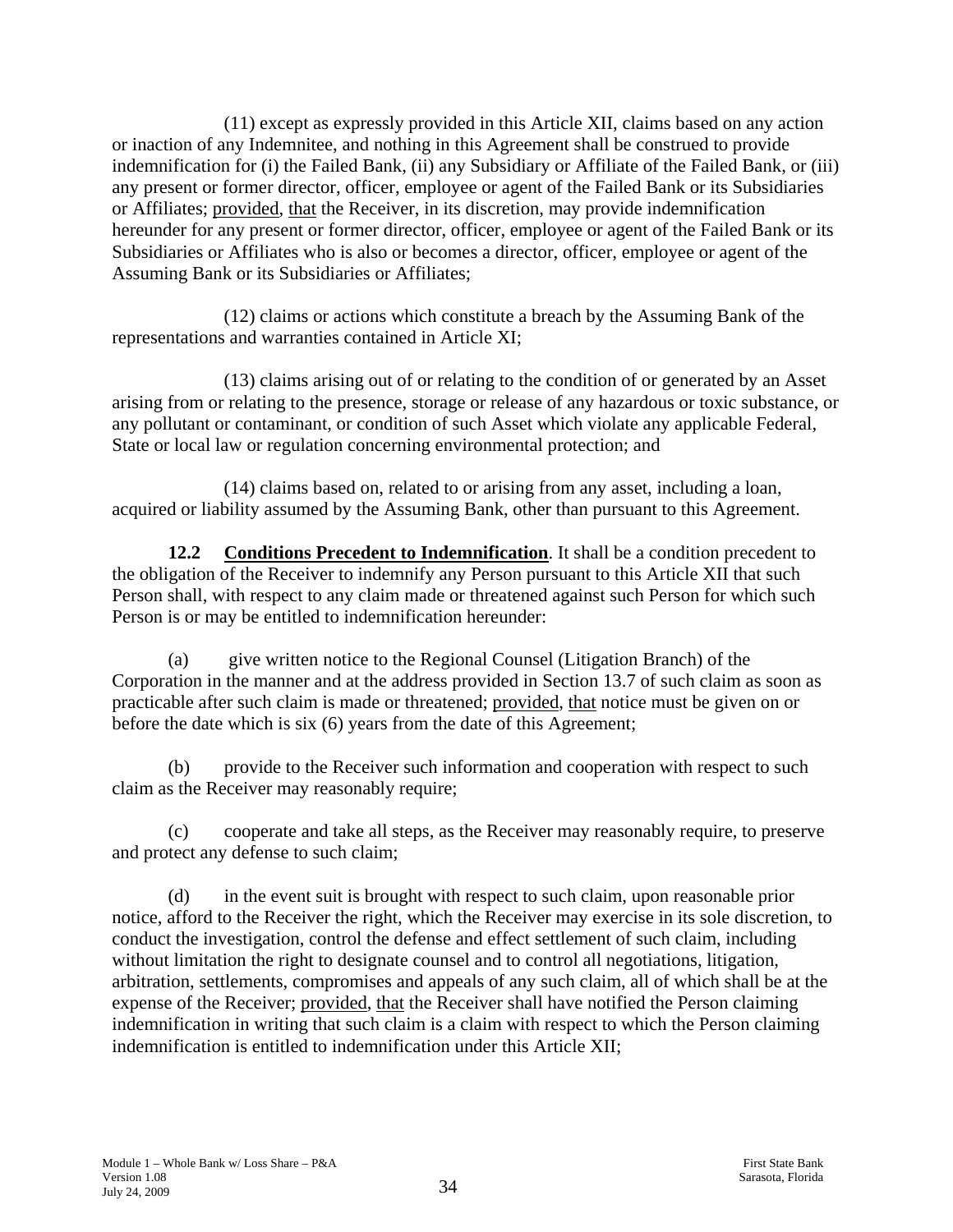(11) except as expressly provided in this Article XII, claims based on any action or inaction of any Indemnitee, and nothing in this Agreement shall be construed to provide indemnification for (i) the Failed Bank, (ii) any Subsidiary or Affiliate of the Failed Bank, or (iii) any present or former director, officer, employee or agent of the Failed Bank or its Subsidiaries or Affiliates; provided, that the Receiver, in its discretion, may provide indemnification hereunder for any present or former director, officer, employee or agent of the Failed Bank or its Subsidiaries or Affiliates who is also or becomes a director, officer, employee or agent of the Assuming Bank or its Subsidiaries or Affiliates;

(12) claims or actions which constitute a breach by the Assuming Bank of the representations and warranties contained in Article XI;

(13) claims arising out of or relating to the condition of or generated by an Asset arising from or relating to the presence, storage or release of any hazardous or toxic substance, or any pollutant or contaminant, or condition of such Asset which violate any applicable Federal, State or local law or regulation concerning environmental protection; and

(14) claims based on, related to or arising from any asset, including a loan, acquired or liability assumed by the Assuming Bank, other than pursuant to this Agreement.

**12.2 Conditions Precedent to Indemnification**. It shall be a condition precedent to the obligation of the Receiver to indemnify any Person pursuant to this Article XII that such Person shall, with respect to any claim made or threatened against such Person for which such Person is or may be entitled to indemnification hereunder:

(a) give written notice to the Regional Counsel (Litigation Branch) of the Corporation in the manner and at the address provided in Section 13.7 of such claim as soon as practicable after such claim is made or threatened; provided, that notice must be given on or before the date which is six (6) years from the date of this Agreement;

(b) provide to the Receiver such information and cooperation with respect to such claim as the Receiver may reasonably require;

(c) cooperate and take all steps, as the Receiver may reasonably require, to preserve and protect any defense to such claim;

(d) in the event suit is brought with respect to such claim, upon reasonable prior notice, afford to the Receiver the right, which the Receiver may exercise in its sole discretion, to conduct the investigation, control the defense and effect settlement of such claim, including without limitation the right to designate counsel and to control all negotiations, litigation, arbitration, settlements, compromises and appeals of any such claim, all of which shall be at the expense of the Receiver; provided, that the Receiver shall have notified the Person claiming indemnification in writing that such claim is a claim with respect to which the Person claiming indemnification is entitled to indemnification under this Article XII;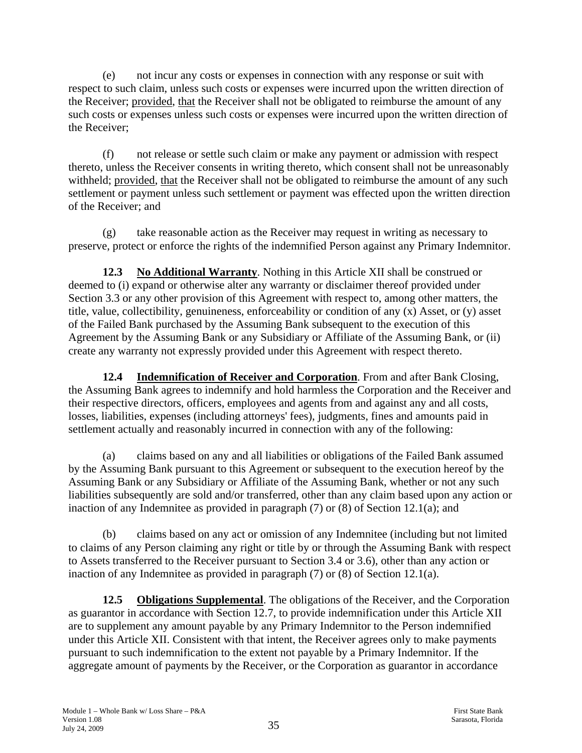(e) not incur any costs or expenses in connection with any response or suit with respect to such claim, unless such costs or expenses were incurred upon the written direction of the Receiver; provided, that the Receiver shall not be obligated to reimburse the amount of any such costs or expenses unless such costs or expenses were incurred upon the written direction of the Receiver;

(f) not release or settle such claim or make any payment or admission with respect thereto, unless the Receiver consents in writing thereto, which consent shall not be unreasonably withheld; provided, that the Receiver shall not be obligated to reimburse the amount of any such settlement or payment unless such settlement or payment was effected upon the written direction of the Receiver; and

(g) take reasonable action as the Receiver may request in writing as necessary to preserve, protect or enforce the rights of the indemnified Person against any Primary Indemnitor.

**12.3 No Additional Warranty**. Nothing in this Article XII shall be construed or deemed to (i) expand or otherwise alter any warranty or disclaimer thereof provided under Section 3.3 or any other provision of this Agreement with respect to, among other matters, the title, value, collectibility, genuineness, enforceability or condition of any (x) Asset, or (y) asset of the Failed Bank purchased by the Assuming Bank subsequent to the execution of this Agreement by the Assuming Bank or any Subsidiary or Affiliate of the Assuming Bank, or (ii) create any warranty not expressly provided under this Agreement with respect thereto.

**12.4 Indemnification of Receiver and Corporation**. From and after Bank Closing, the Assuming Bank agrees to indemnify and hold harmless the Corporation and the Receiver and their respective directors, officers, employees and agents from and against any and all costs, losses, liabilities, expenses (including attorneys' fees), judgments, fines and amounts paid in settlement actually and reasonably incurred in connection with any of the following:

(a) claims based on any and all liabilities or obligations of the Failed Bank assumed by the Assuming Bank pursuant to this Agreement or subsequent to the execution hereof by the Assuming Bank or any Subsidiary or Affiliate of the Assuming Bank, whether or not any such liabilities subsequently are sold and/or transferred, other than any claim based upon any action or inaction of any Indemnitee as provided in paragraph (7) or (8) of Section 12.1(a); and

(b) claims based on any act or omission of any Indemnitee (including but not limited to claims of any Person claiming any right or title by or through the Assuming Bank with respect to Assets transferred to the Receiver pursuant to Section 3.4 or 3.6), other than any action or inaction of any Indemnitee as provided in paragraph (7) or (8) of Section 12.1(a).

**12.5 Obligations Supplemental**. The obligations of the Receiver, and the Corporation as guarantor in accordance with Section 12.7, to provide indemnification under this Article XII are to supplement any amount payable by any Primary Indemnitor to the Person indemnified under this Article XII. Consistent with that intent, the Receiver agrees only to make payments pursuant to such indemnification to the extent not payable by a Primary Indemnitor. If the aggregate amount of payments by the Receiver, or the Corporation as guarantor in accordance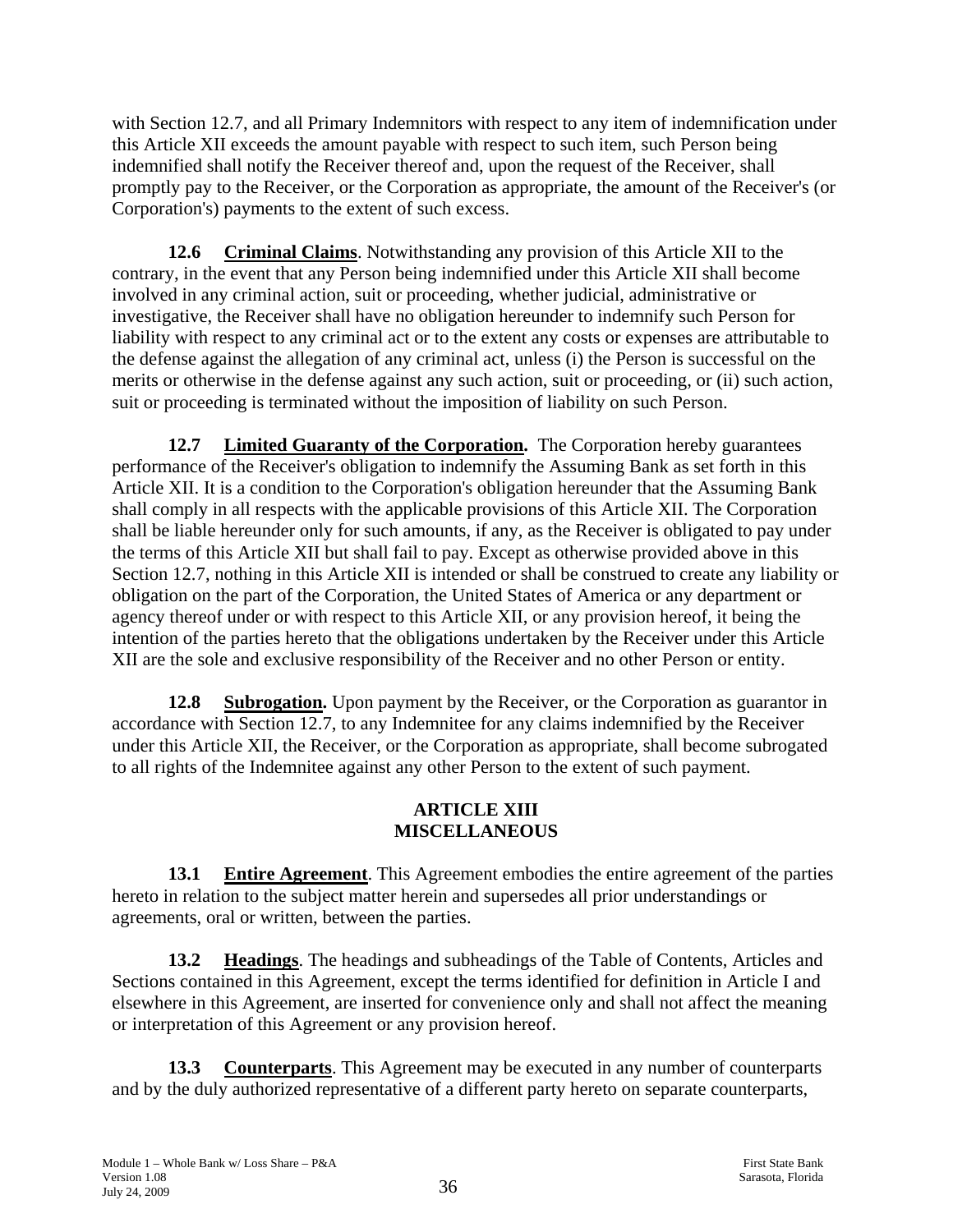with Section 12.7, and all Primary Indemnitors with respect to any item of indemnification under this Article XII exceeds the amount payable with respect to such item, such Person being indemnified shall notify the Receiver thereof and, upon the request of the Receiver, shall promptly pay to the Receiver, or the Corporation as appropriate, the amount of the Receiver's (or Corporation's) payments to the extent of such excess.

**12.6 Criminal Claims**. Notwithstanding any provision of this Article XII to the contrary, in the event that any Person being indemnified under this Article XII shall become involved in any criminal action, suit or proceeding, whether judicial, administrative or investigative, the Receiver shall have no obligation hereunder to indemnify such Person for liability with respect to any criminal act or to the extent any costs or expenses are attributable to the defense against the allegation of any criminal act, unless (i) the Person is successful on the merits or otherwise in the defense against any such action, suit or proceeding, or (ii) such action, suit or proceeding is terminated without the imposition of liability on such Person.

**12.7 Limited Guaranty of the Corporation.** The Corporation hereby guarantees performance of the Receiver's obligation to indemnify the Assuming Bank as set forth in this Article XII. It is a condition to the Corporation's obligation hereunder that the Assuming Bank shall comply in all respects with the applicable provisions of this Article XII. The Corporation shall be liable hereunder only for such amounts, if any, as the Receiver is obligated to pay under the terms of this Article XII but shall fail to pay. Except as otherwise provided above in this Section 12.7, nothing in this Article XII is intended or shall be construed to create any liability or obligation on the part of the Corporation, the United States of America or any department or agency thereof under or with respect to this Article XII, or any provision hereof, it being the intention of the parties hereto that the obligations undertaken by the Receiver under this Article XII are the sole and exclusive responsibility of the Receiver and no other Person or entity.

**12.8 Subrogation.** Upon payment by the Receiver, or the Corporation as guarantor in accordance with Section 12.7, to any Indemnitee for any claims indemnified by the Receiver under this Article XII, the Receiver, or the Corporation as appropriate, shall become subrogated to all rights of the Indemnitee against any other Person to the extent of such payment.

## ARTICLE XIII
## MISCELLANEOUS

**13.1 Entire Agreement**. This Agreement embodies the entire agreement of the parties hereto in relation to the subject matter herein and supersedes all prior understandings or agreements, oral or written, between the parties.

**13.2 Headings**. The headings and subheadings of the Table of Contents, Articles and Sections contained in this Agreement, except the terms identified for definition in Article I and elsewhere in this Agreement, are inserted for convenience only and shall not affect the meaning or interpretation of this Agreement or any provision hereof.

**13.3 Counterparts**. This Agreement may be executed in any number of counterparts and by the duly authorized representative of a different party hereto on separate counterparts,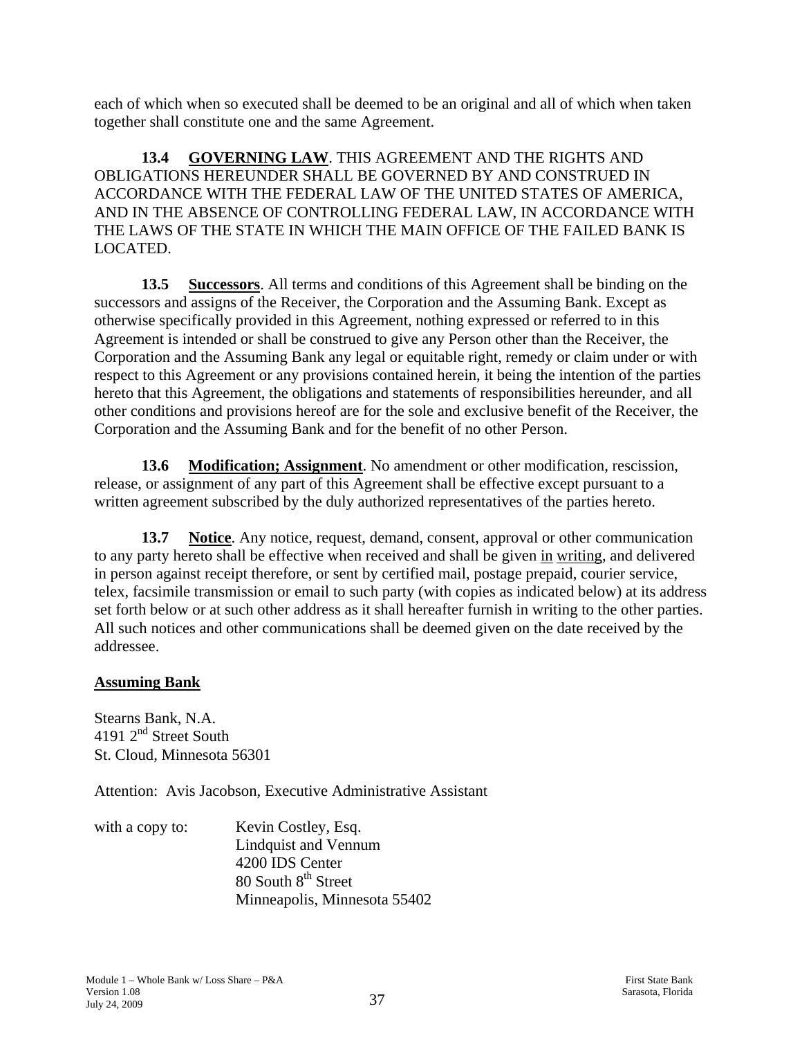each of which when so executed shall be deemed to be an original and all of which when taken together shall constitute one and the same Agreement.

**13.4 GOVERNING LAW**. THIS AGREEMENT AND THE RIGHTS AND OBLIGATIONS HEREUNDER SHALL BE GOVERNED BY AND CONSTRUED IN ACCORDANCE WITH THE FEDERAL LAW OF THE UNITED STATES OF AMERICA, AND IN THE ABSENCE OF CONTROLLING FEDERAL LAW, IN ACCORDANCE WITH THE LAWS OF THE STATE IN WHICH THE MAIN OFFICE OF THE FAILED BANK IS LOCATED.

**13.5 Successors**. All terms and conditions of this Agreement shall be binding on the successors and assigns of the Receiver, the Corporation and the Assuming Bank. Except as otherwise specifically provided in this Agreement, nothing expressed or referred to in this Agreement is intended or shall be construed to give any Person other than the Receiver, the Corporation and the Assuming Bank any legal or equitable right, remedy or claim under or with respect to this Agreement or any provisions contained herein, it being the intention of the parties hereto that this Agreement, the obligations and statements of responsibilities hereunder, and all other conditions and provisions hereof are for the sole and exclusive benefit of the Receiver, the Corporation and the Assuming Bank and for the benefit of no other Person.

**13.6 Modification; Assignment**. No amendment or other modification, rescission, release, or assignment of any part of this Agreement shall be effective except pursuant to a written agreement subscribed by the duly authorized representatives of the parties hereto.

**13.7 Notice**. Any notice, request, demand, consent, approval or other communication to any party hereto shall be effective when received and shall be given in writing, and delivered in person against receipt therefore, or sent by certified mail, postage prepaid, courier service, telex, facsimile transmission or email to such party (with copies as indicated below) at its address set forth below or at such other address as it shall hereafter furnish in writing to the other parties. All such notices and other communications shall be deemed given on the date received by the addressee.

**Assuming Bank**

Stearns Bank, N.A.
4191 2nd Street South
St. Cloud, Minnesota 56301

Attention: Avis Jacobson, Executive Administrative Assistant

with a copy to: Kevin Costley, Esq.
Lindquist and Vennum
4200 IDS Center
80 South 8th Street
Minneapolis, Minnesota 55402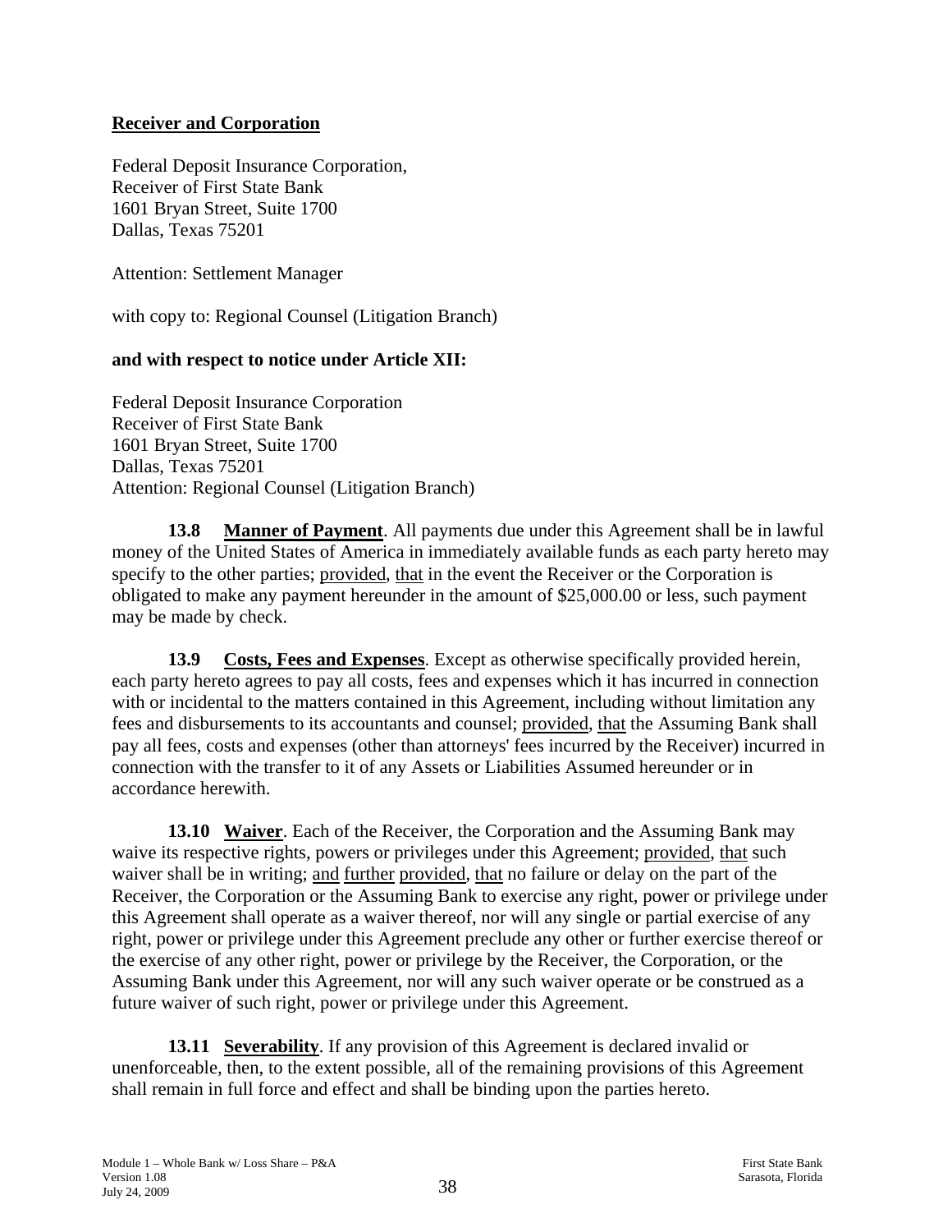**Receiver and Corporation**

Federal Deposit Insurance Corporation,
Receiver of First State Bank
1601 Bryan Street, Suite 1700
Dallas, Texas 75201

Attention: Settlement Manager

with copy to: Regional Counsel (Litigation Branch)

**and with respect to notice under Article XII:**

Federal Deposit Insurance Corporation
Receiver of First State Bank
1601 Bryan Street, Suite 1700
Dallas, Texas 75201
Attention: Regional Counsel (Litigation Branch)

**13.8 Manner of Payment**. All payments due under this Agreement shall be in lawful money of the United States of America in immediately available funds as each party hereto may specify to the other parties; provided, that in the event the Receiver or the Corporation is obligated to make any payment hereunder in the amount of $25,000.00 or less, such payment may be made by check.

**13.9 Costs, Fees and Expenses**. Except as otherwise specifically provided herein, each party hereto agrees to pay all costs, fees and expenses which it has incurred in connection with or incidental to the matters contained in this Agreement, including without limitation any fees and disbursements to its accountants and counsel; provided, that the Assuming Bank shall pay all fees, costs and expenses (other than attorneys' fees incurred by the Receiver) incurred in connection with the transfer to it of any Assets or Liabilities Assumed hereunder or in accordance herewith.

**13.10 Waiver**. Each of the Receiver, the Corporation and the Assuming Bank may waive its respective rights, powers or privileges under this Agreement; provided, that such waiver shall be in writing; and further provided, that no failure or delay on the part of the Receiver, the Corporation or the Assuming Bank to exercise any right, power or privilege under this Agreement shall operate as a waiver thereof, nor will any single or partial exercise of any right, power or privilege under this Agreement preclude any other or further exercise thereof or the exercise of any other right, power or privilege by the Receiver, the Corporation, or the Assuming Bank under this Agreement, nor will any such waiver operate or be construed as a future waiver of such right, power or privilege under this Agreement.

**13.11 Severability**. If any provision of this Agreement is declared invalid or unenforceable, then, to the extent possible, all of the remaining provisions of this Agreement shall remain in full force and effect and shall be binding upon the parties hereto.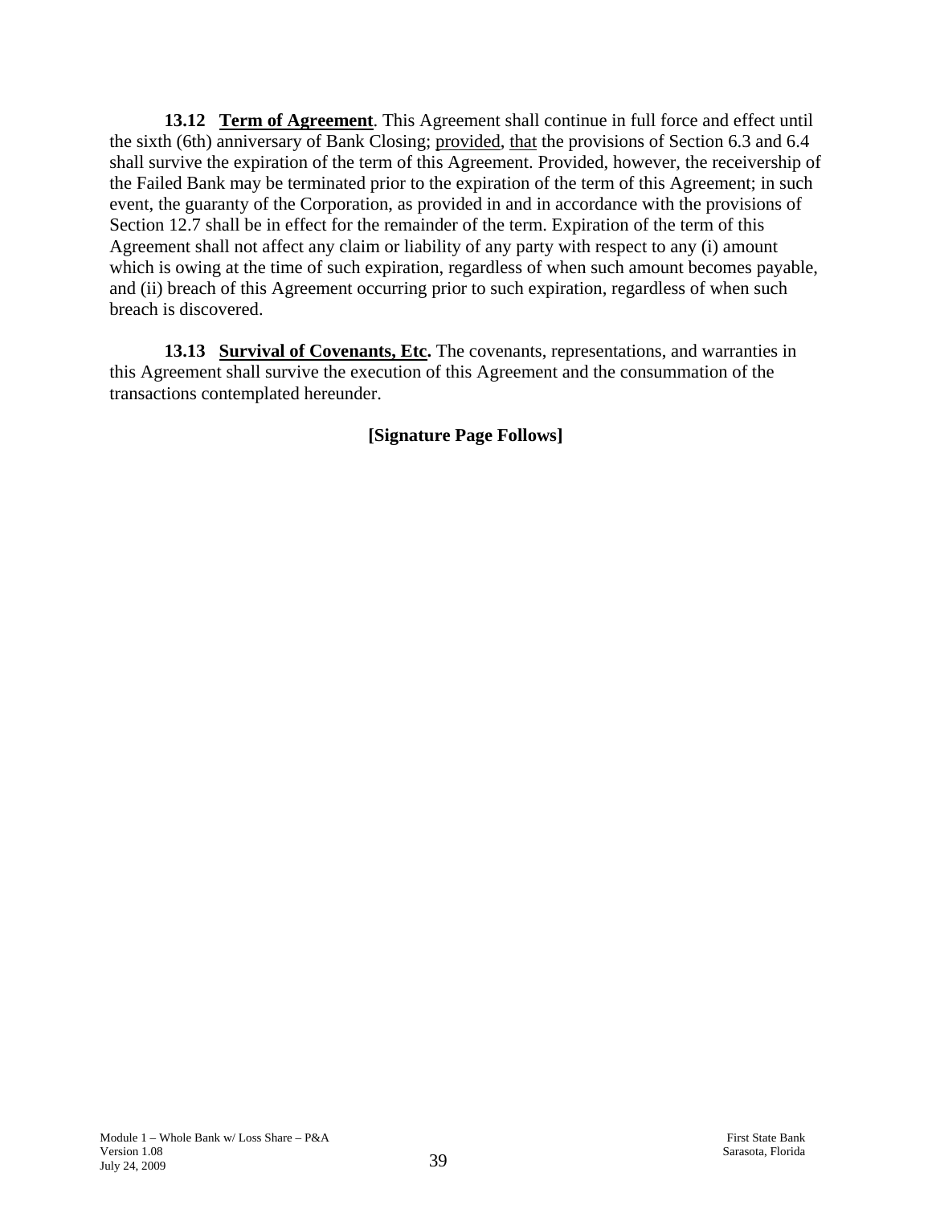**13.12 Term of Agreement**. This Agreement shall continue in full force and effect until the sixth (6th) anniversary of Bank Closing; provided, that the provisions of Section 6.3 and 6.4 shall survive the expiration of the term of this Agreement. Provided, however, the receivership of the Failed Bank may be terminated prior to the expiration of the term of this Agreement; in such event, the guaranty of the Corporation, as provided in and in accordance with the provisions of Section 12.7 shall be in effect for the remainder of the term. Expiration of the term of this Agreement shall not affect any claim or liability of any party with respect to any (i) amount which is owing at the time of such expiration, regardless of when such amount becomes payable, and (ii) breach of this Agreement occurring prior to such expiration, regardless of when such breach is discovered.

**13.13 Survival of Covenants, Etc.** The covenants, representations, and warranties in this Agreement shall survive the execution of this Agreement and the consummation of the transactions contemplated hereunder.

**[Signature Page Follows]**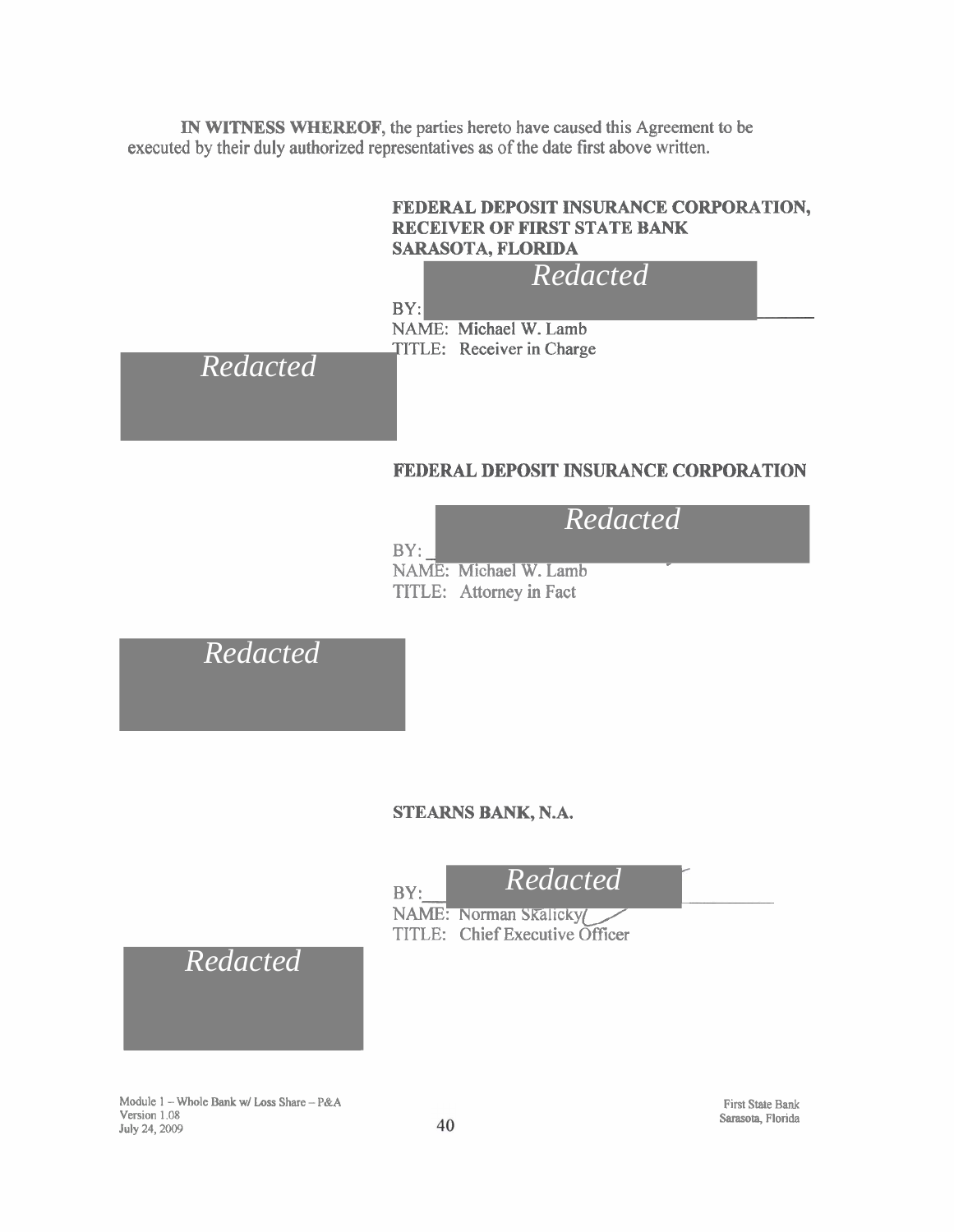**IN WITNESS WHEREOF**, the parties hereto have caused this Agreement to be executed by their duly authorized representatives as of the date first above written.

**FEDERAL DEPOSIT INSURANCE CORPORATION, RECEIVER OF FIRST STATE BANK SARASOTA, FLORIDA**

*Redacted*

BY: ______________________

NAME: Michael W. Lamb

TITLE: Receiver in Charge

*Redacted*

**FEDERAL DEPOSIT INSURANCE CORPORATION**

*Redacted*

BY: ______________________

NAME: Michael W. Lamb

TITLE: Attorney in Fact

*Redacted*

**STEARNS BANK, N.A.**

*Redacted*

BY: ______________________

NAME: Norman Skalicky

TITLE: Chief Executive Officer

*Redacted*

Module 1 – Whole Bank w/ Loss Share – P&A
Version 1.08
July 24, 2009

First State Bank
Sarasota, Florida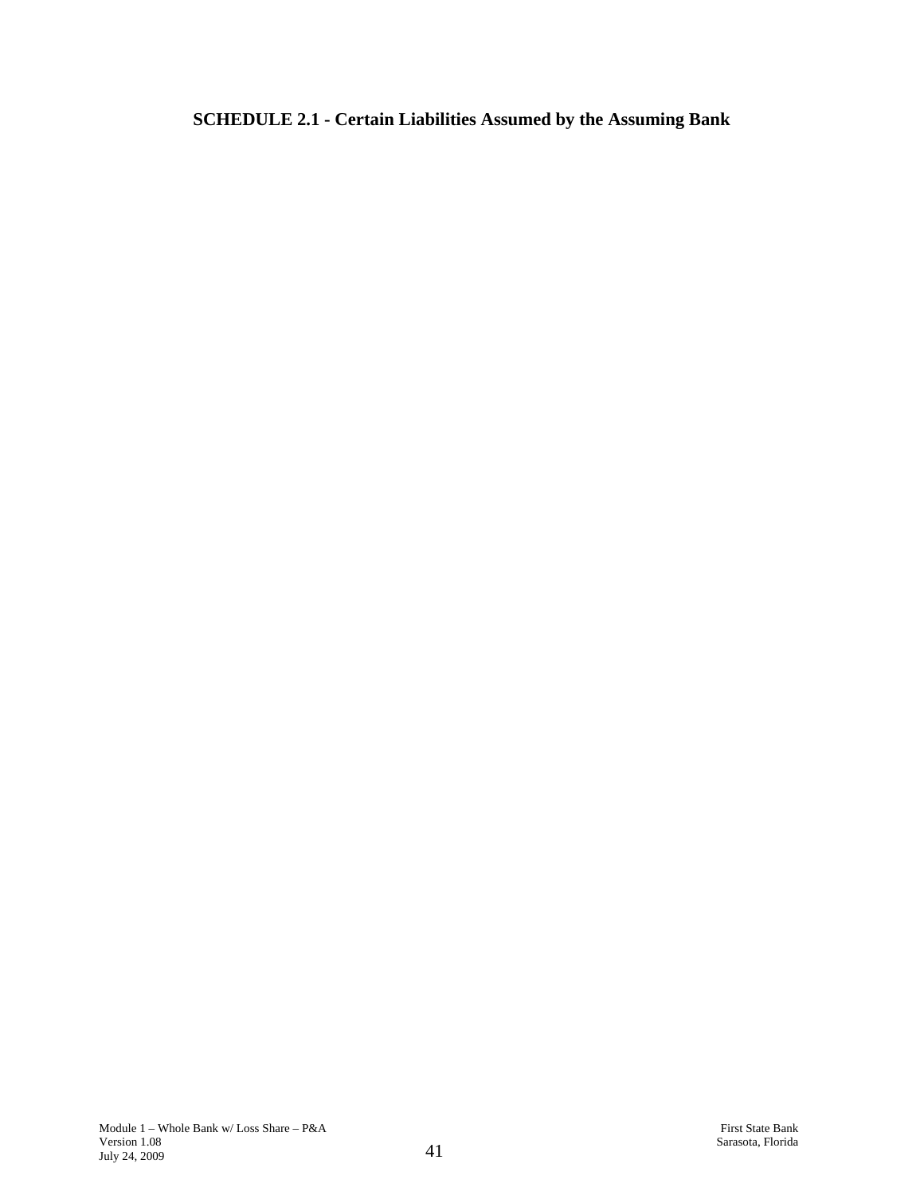## SCHEDULE 2.1 - Certain Liabilities Assumed by the Assuming Bank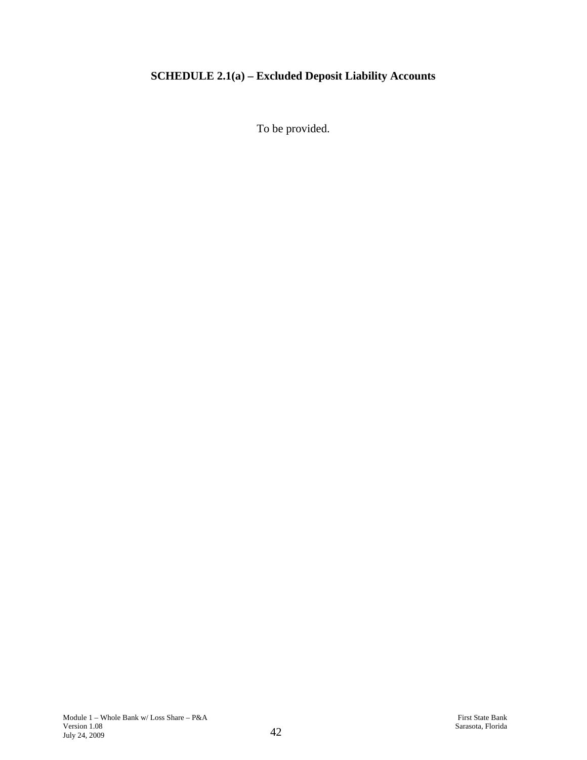## SCHEDULE 2.1(a) – Excluded Deposit Liability Accounts

To be provided.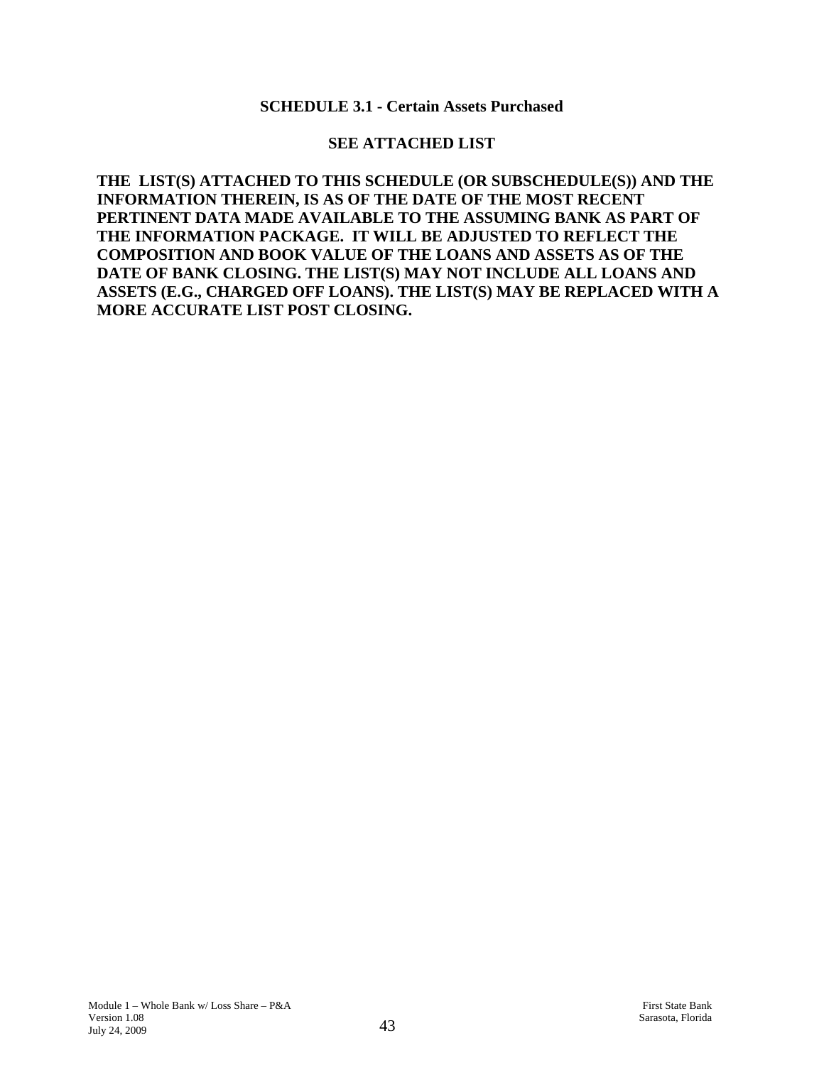## SCHEDULE 3.1 - Certain Assets Purchased

**SEE ATTACHED LIST**

**THE LIST(S) ATTACHED TO THIS SCHEDULE (OR SUBSCHEDULE(S)) AND THE INFORMATION THEREIN, IS AS OF THE DATE OF THE MOST RECENT PERTINENT DATA MADE AVAILABLE TO THE ASSUMING BANK AS PART OF THE INFORMATION PACKAGE. IT WILL BE ADJUSTED TO REFLECT THE COMPOSITION AND BOOK VALUE OF THE LOANS AND ASSETS AS OF THE DATE OF BANK CLOSING. THE LIST(S) MAY NOT INCLUDE ALL LOANS AND ASSETS (E.G., CHARGED OFF LOANS). THE LIST(S) MAY BE REPLACED WITH A MORE ACCURATE LIST POST CLOSING.**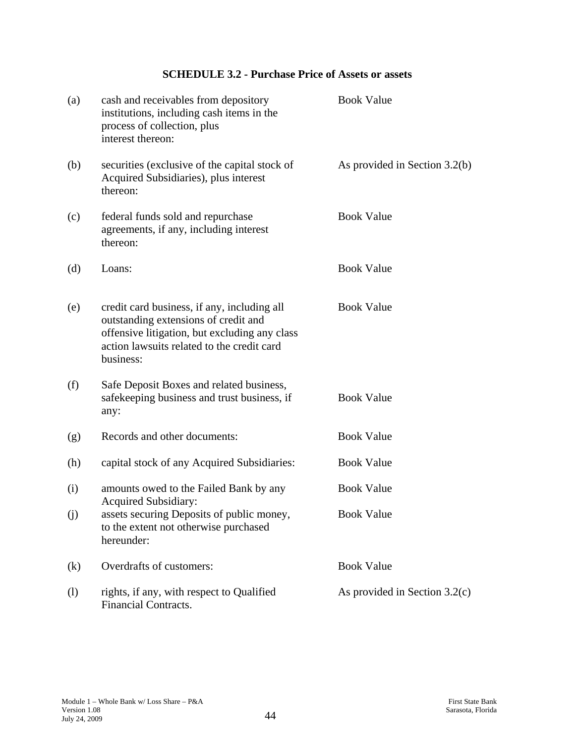## SCHEDULE 3.2 - Purchase Price of Assets or assets

| | | |
|---|---|---|
| (a) | cash and receivables from depository institutions, including cash items in the process of collection, plus interest thereon: | Book Value |
| (b) | securities (exclusive of the capital stock of Acquired Subsidiaries), plus interest thereon: | As provided in Section 3.2(b) |
| (c) | federal funds sold and repurchase agreements, if any, including interest thereon: | Book Value |
| (d) | Loans: | Book Value |
| (e) | credit card business, if any, including all outstanding extensions of credit and offensive litigation, but excluding any class action lawsuits related to the credit card business: | Book Value |
| (f) | Safe Deposit Boxes and related business, safekeeping business and trust business, if any: | Book Value |
| (g) | Records and other documents: | Book Value |
| (h) | capital stock of any Acquired Subsidiaries: | Book Value |
| (i) | amounts owed to the Failed Bank by any Acquired Subsidiary: | Book Value |
| (j) | assets securing Deposits of public money, to the extent not otherwise purchased hereunder: | Book Value |
| (k) | Overdrafts of customers: | Book Value |
| (l) | rights, if any, with respect to Qualified Financial Contracts. | As provided in Section 3.2(c) |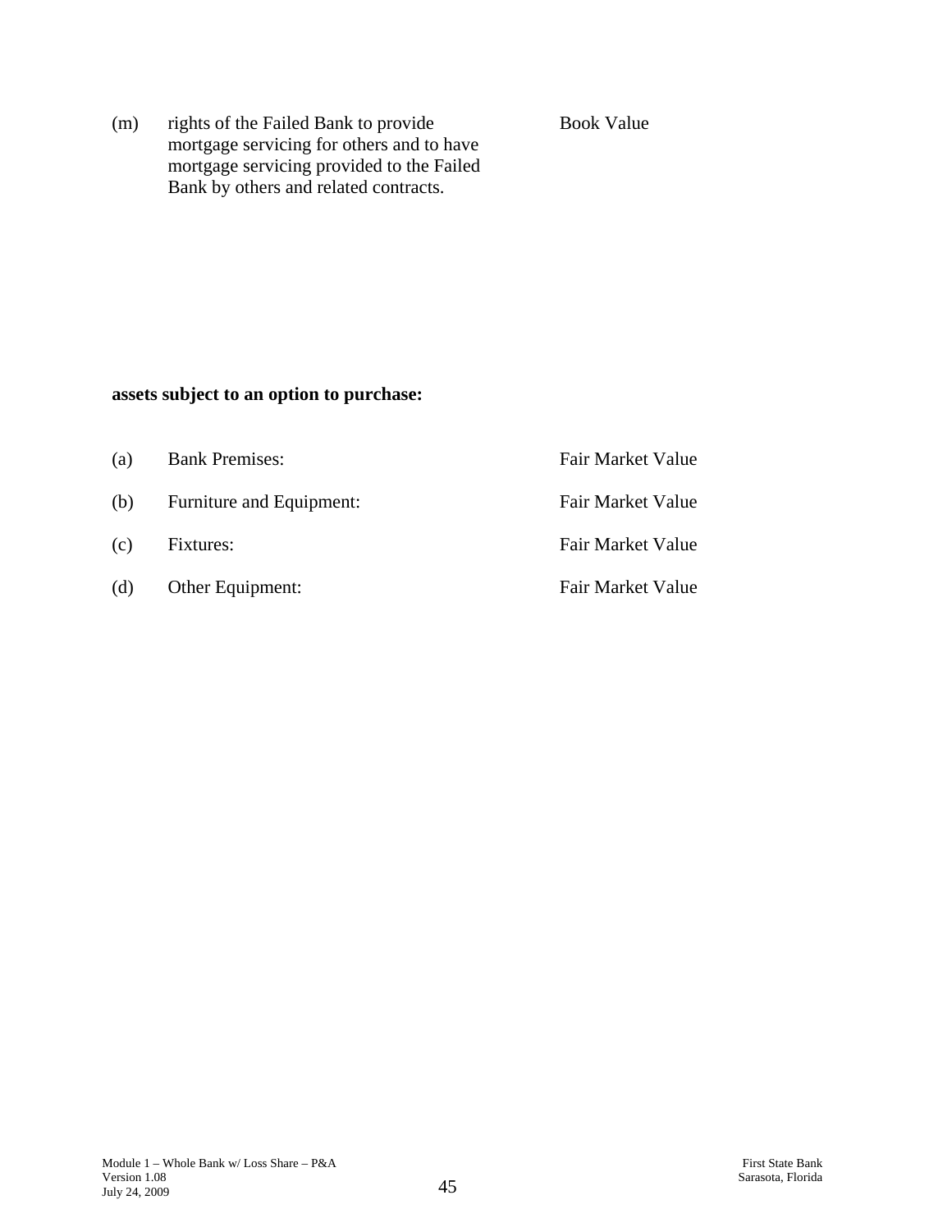| | | |
|---|---|---|
| (m) | rights of the Failed Bank to provide mortgage servicing for others and to have mortgage servicing provided to the Failed Bank by others and related contracts. | Book Value |

**assets subject to an option to purchase:**

| | | |
|---|---|---|
| (a) | Bank Premises: | Fair Market Value |
| (b) | Furniture and Equipment: | Fair Market Value |
| (c) | Fixtures: | Fair Market Value |
| (d) | Other Equipment: | Fair Market Value |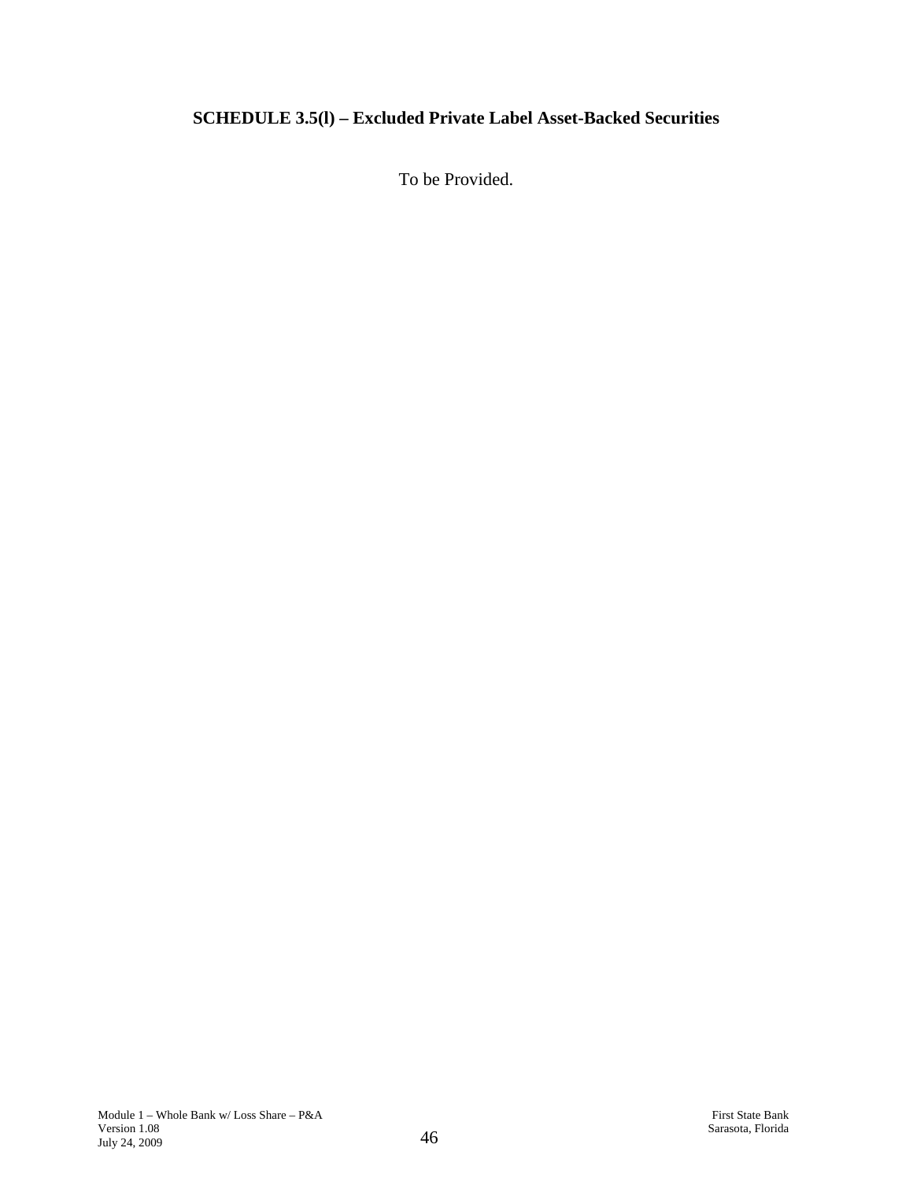**SCHEDULE 3.5(l) – Excluded Private Label Asset-Backed Securities**

To be Provided.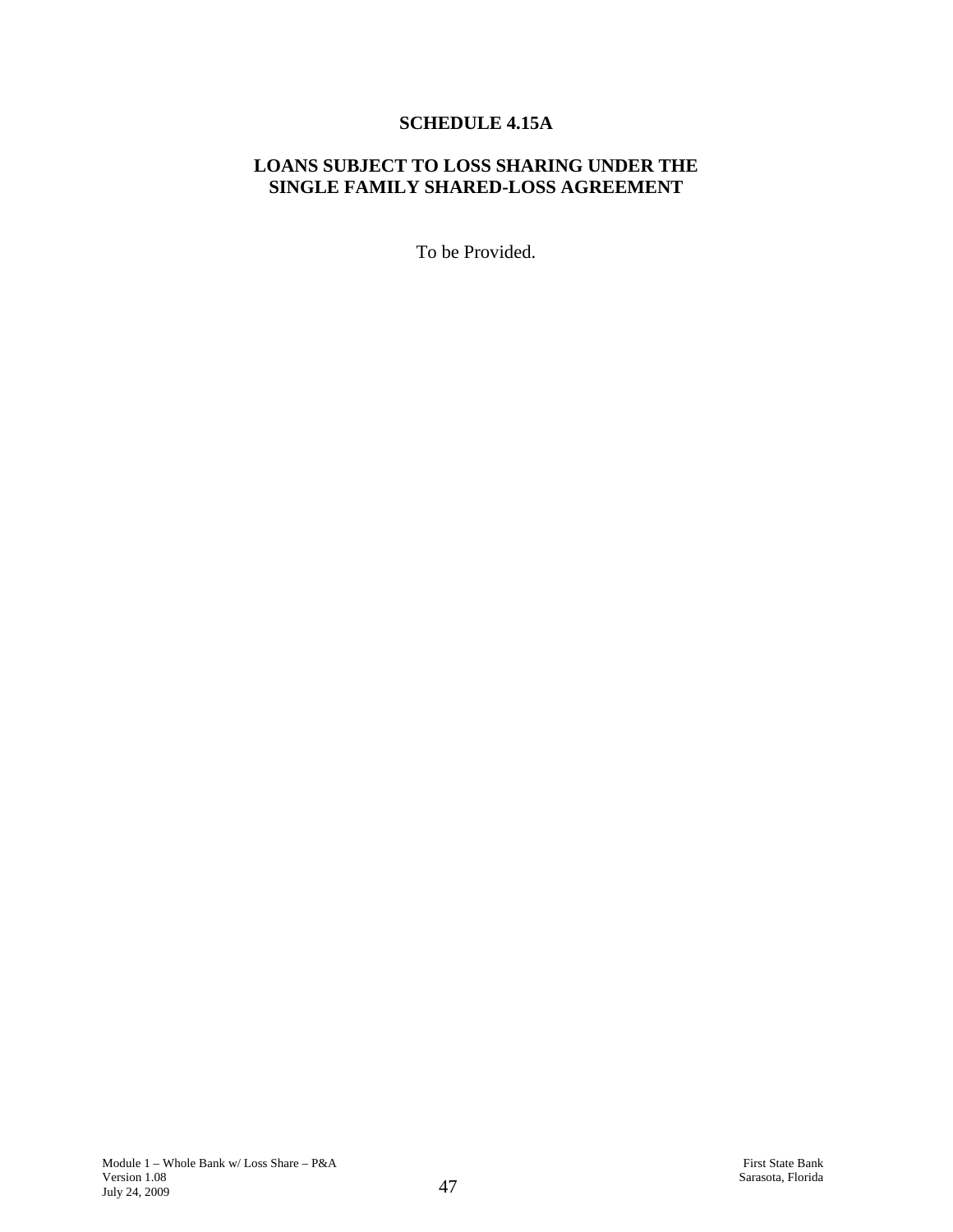# SCHEDULE 4.15A

## LOANS SUBJECT TO LOSS SHARING UNDER THE SINGLE FAMILY SHARED-LOSS AGREEMENT

To be Provided.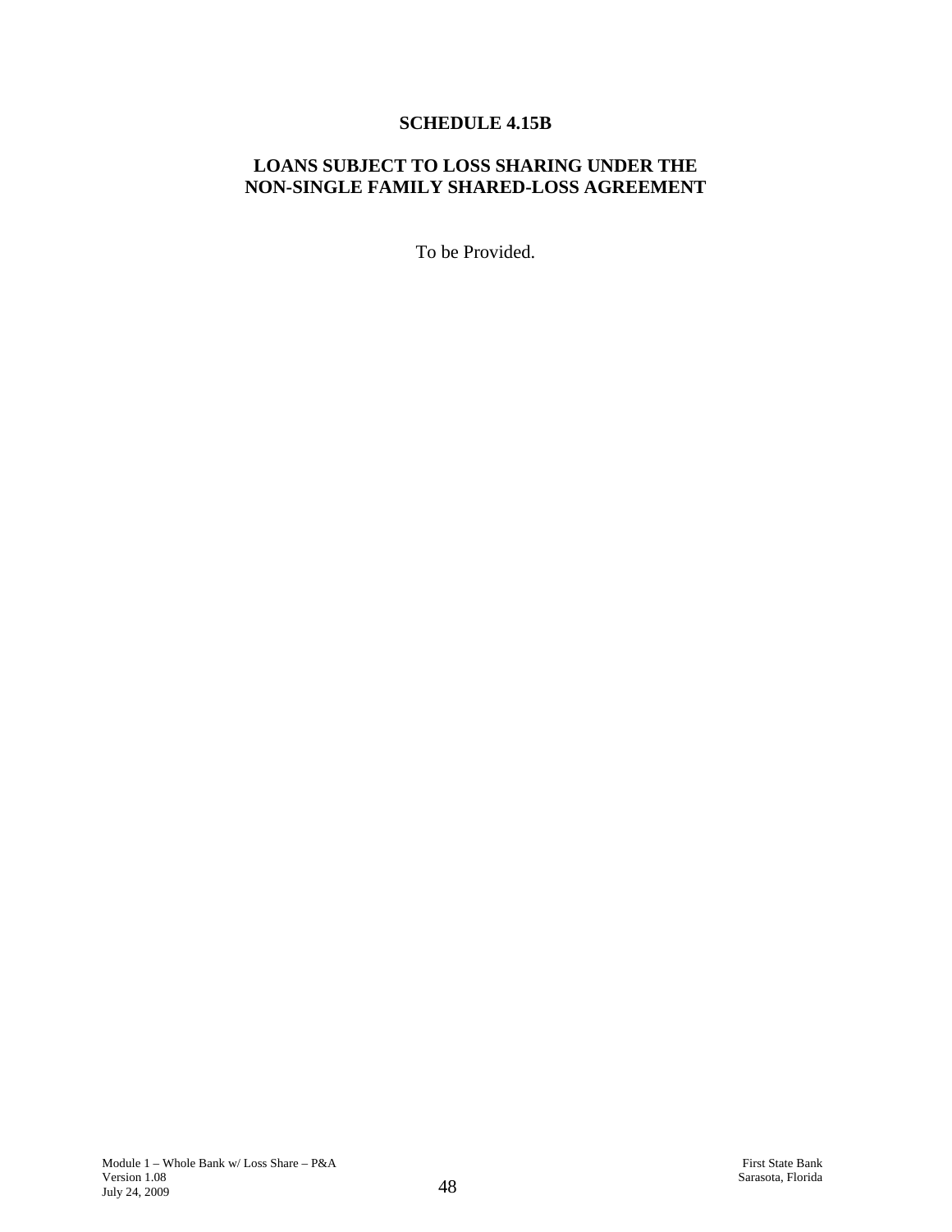# SCHEDULE 4.15B

## LOANS SUBJECT TO LOSS SHARING UNDER THE NON-SINGLE FAMILY SHARED-LOSS AGREEMENT

To be Provided.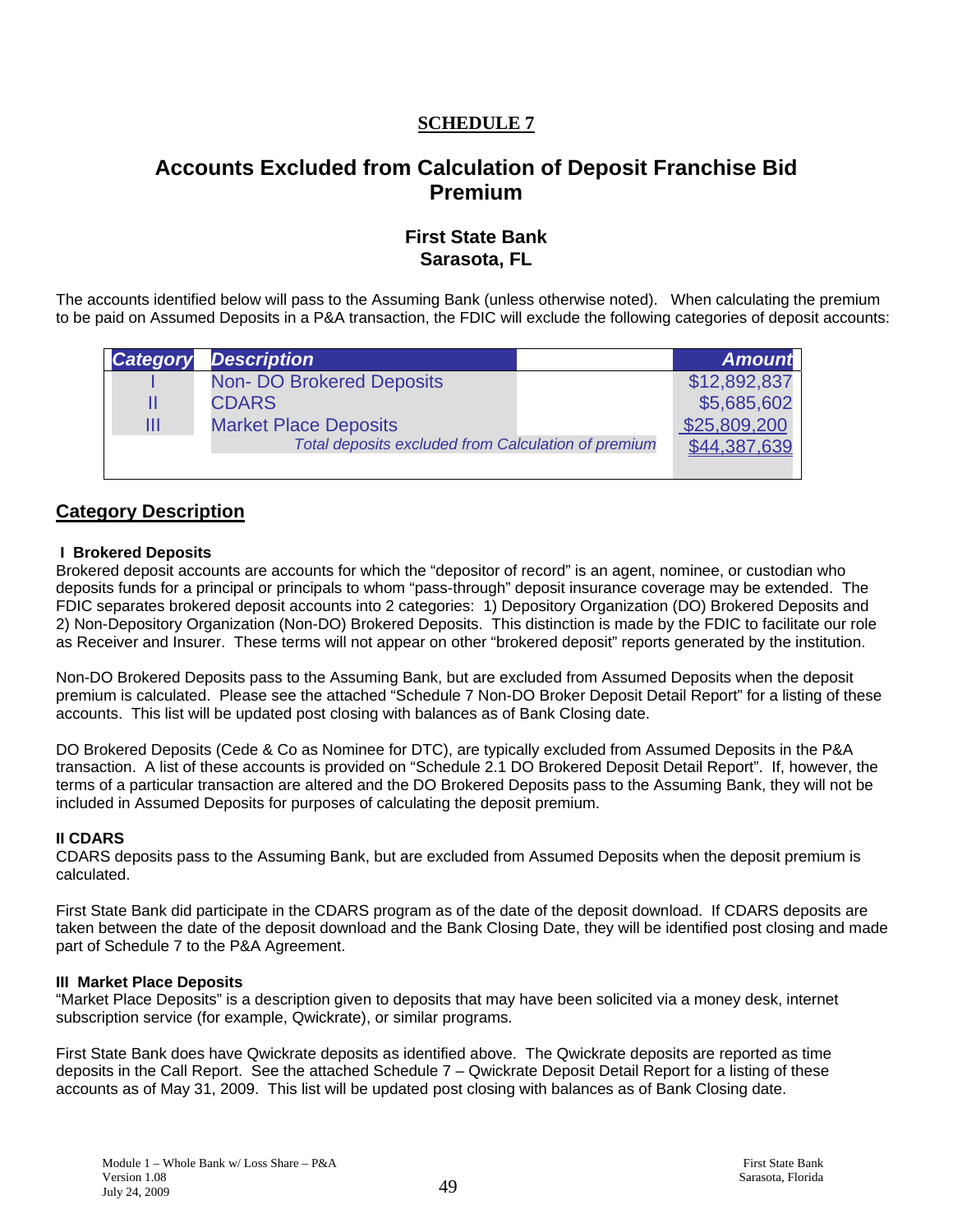**SCHEDULE 7**

# Accounts Excluded from Calculation of Deposit Franchise Bid Premium

## First State Bank
## Sarasota, FL

The accounts identified below will pass to the Assuming Bank (unless otherwise noted). When calculating the premium to be paid on Assumed Deposits in a P&A transaction, the FDIC will exclude the following categories of deposit accounts:

| Category | Description | Amount |
|---|---|---|
| I | Non- DO Brokered Deposits | $12,892,837 |
| II | CDARS | $5,685,602 |
| III | Market Place Deposits | $25,809,200 |
| | *Total deposits excluded from Calculation of premium* | $44,387,639 |

## Category Description

**I Brokered Deposits**
Brokered deposit accounts are accounts for which the "depositor of record" is an agent, nominee, or custodian who deposits funds for a principal or principals to whom "pass-through" deposit insurance coverage may be extended. The FDIC separates brokered deposit accounts into 2 categories: 1) Depository Organization (DO) Brokered Deposits and 2) Non-Depository Organization (Non-DO) Brokered Deposits. This distinction is made by the FDIC to facilitate our role as Receiver and Insurer. These terms will not appear on other "brokered deposit" reports generated by the institution.

Non-DO Brokered Deposits pass to the Assuming Bank, but are excluded from Assumed Deposits when the deposit premium is calculated. Please see the attached "Schedule 7 Non-DO Broker Deposit Detail Report" for a listing of these accounts. This list will be updated post closing with balances as of Bank Closing date.

DO Brokered Deposits (Cede & Co as Nominee for DTC), are typically excluded from Assumed Deposits in the P&A transaction. A list of these accounts is provided on "Schedule 2.1 DO Brokered Deposit Detail Report". If, however, the terms of a particular transaction are altered and the DO Brokered Deposits pass to the Assuming Bank, they will not be included in Assumed Deposits for purposes of calculating the deposit premium.

**II CDARS**
CDARS deposits pass to the Assuming Bank, but are excluded from Assumed Deposits when the deposit premium is calculated.

First State Bank did participate in the CDARS program as of the date of the deposit download. If CDARS deposits are taken between the date of the deposit download and the Bank Closing Date, they will be identified post closing and made part of Schedule 7 to the P&A Agreement.

**III Market Place Deposits**
"Market Place Deposits" is a description given to deposits that may have been solicited via a money desk, internet subscription service (for example, Qwickrate), or similar programs.

First State Bank does have Qwickrate deposits as identified above. The Qwickrate deposits are reported as time deposits in the Call Report. See the attached Schedule 7 – Qwickrate Deposit Detail Report for a listing of these accounts as of May 31, 2009. This list will be updated post closing with balances as of Bank Closing date.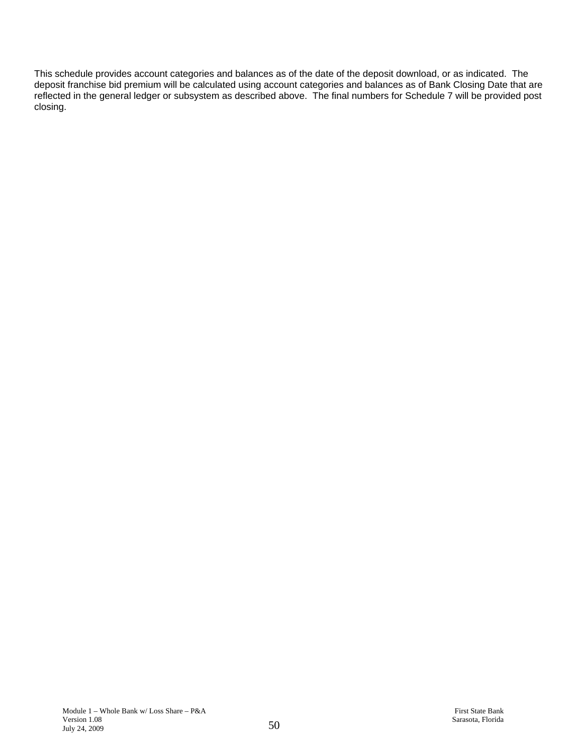This schedule provides account categories and balances as of the date of the deposit download, or as indicated. The deposit franchise bid premium will be calculated using account categories and balances as of Bank Closing Date that are reflected in the general ledger or subsystem as described above. The final numbers for Schedule 7 will be provided post closing.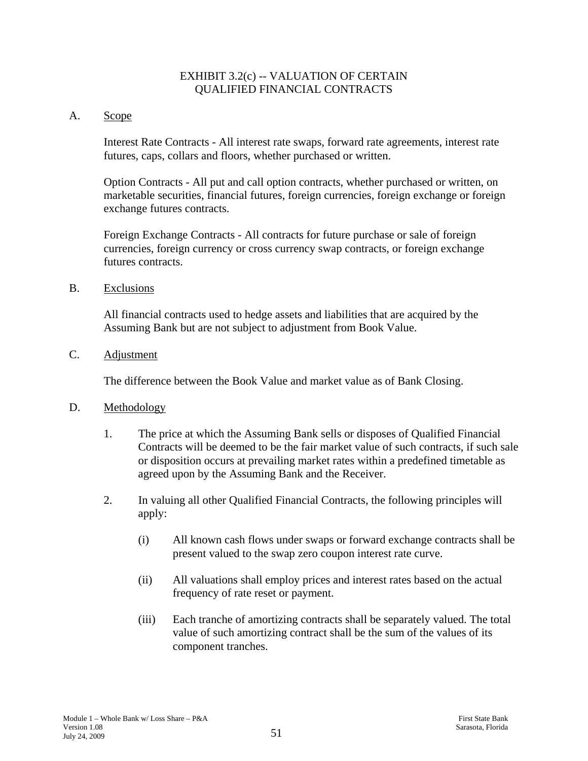# EXHIBIT 3.2(c) -- VALUATION OF CERTAIN QUALIFIED FINANCIAL CONTRACTS

A. Scope

Interest Rate Contracts - All interest rate swaps, forward rate agreements, interest rate futures, caps, collars and floors, whether purchased or written.

Option Contracts - All put and call option contracts, whether purchased or written, on marketable securities, financial futures, foreign currencies, foreign exchange or foreign exchange futures contracts.

Foreign Exchange Contracts - All contracts for future purchase or sale of foreign currencies, foreign currency or cross currency swap contracts, or foreign exchange futures contracts.

B. Exclusions

All financial contracts used to hedge assets and liabilities that are acquired by the Assuming Bank but are not subject to adjustment from Book Value.

C. Adjustment

The difference between the Book Value and market value as of Bank Closing.

D. Methodology

1. The price at which the Assuming Bank sells or disposes of Qualified Financial Contracts will be deemed to be the fair market value of such contracts, if such sale or disposition occurs at prevailing market rates within a predefined timetable as agreed upon by the Assuming Bank and the Receiver.

2. In valuing all other Qualified Financial Contracts, the following principles will apply:

   (i) All known cash flows under swaps or forward exchange contracts shall be present valued to the swap zero coupon interest rate curve.

   (ii) All valuations shall employ prices and interest rates based on the actual frequency of rate reset or payment.

   (iii) Each tranche of amortizing contracts shall be separately valued. The total value of such amortizing contract shall be the sum of the values of its component tranches.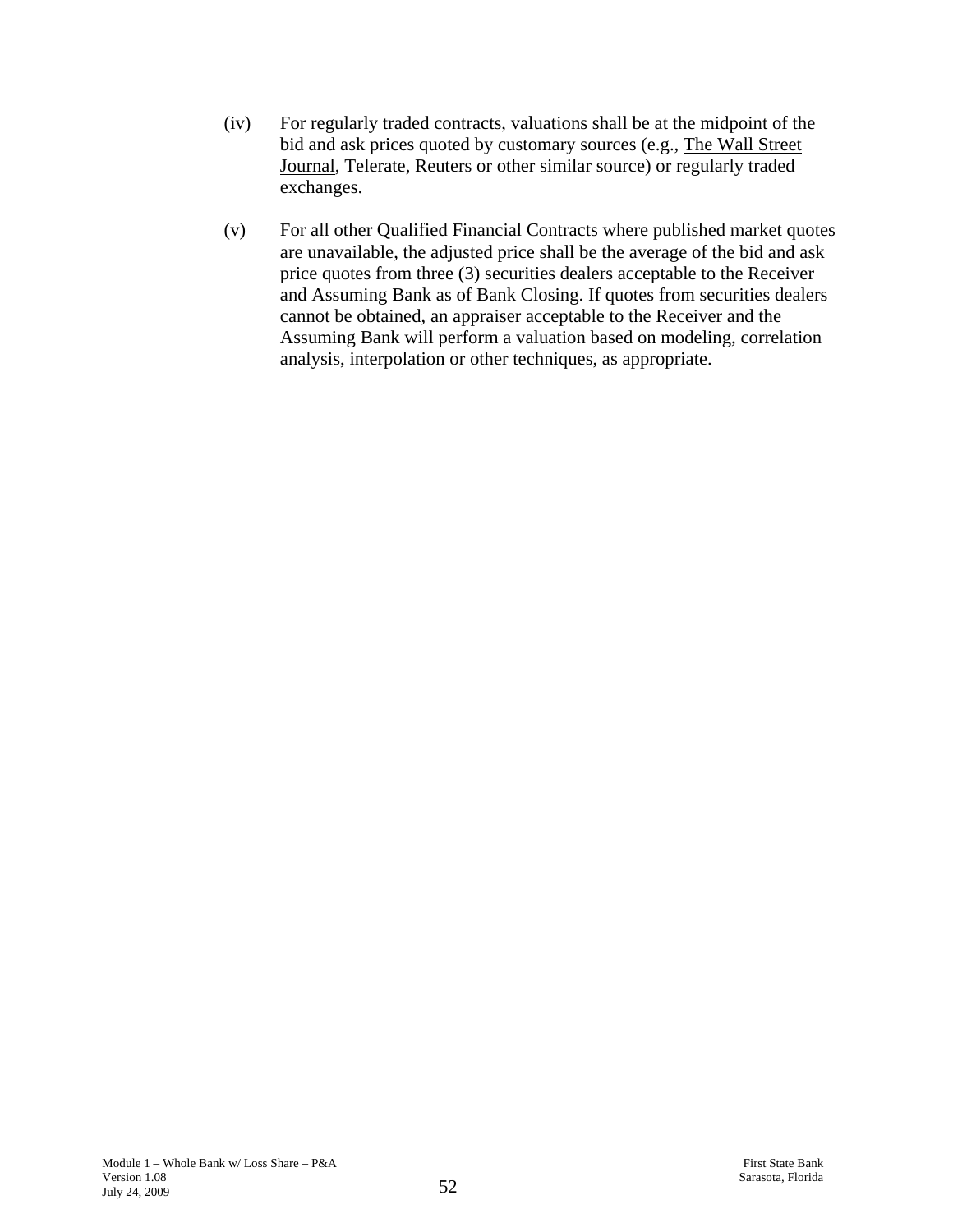(iv) For regularly traded contracts, valuations shall be at the midpoint of the bid and ask prices quoted by customary sources (e.g., The Wall Street Journal, Telerate, Reuters or other similar source) or regularly traded exchanges.

(v) For all other Qualified Financial Contracts where published market quotes are unavailable, the adjusted price shall be the average of the bid and ask price quotes from three (3) securities dealers acceptable to the Receiver and Assuming Bank as of Bank Closing. If quotes from securities dealers cannot be obtained, an appraiser acceptable to the Receiver and the Assuming Bank will perform a valuation based on modeling, correlation analysis, interpolation or other techniques, as appropriate.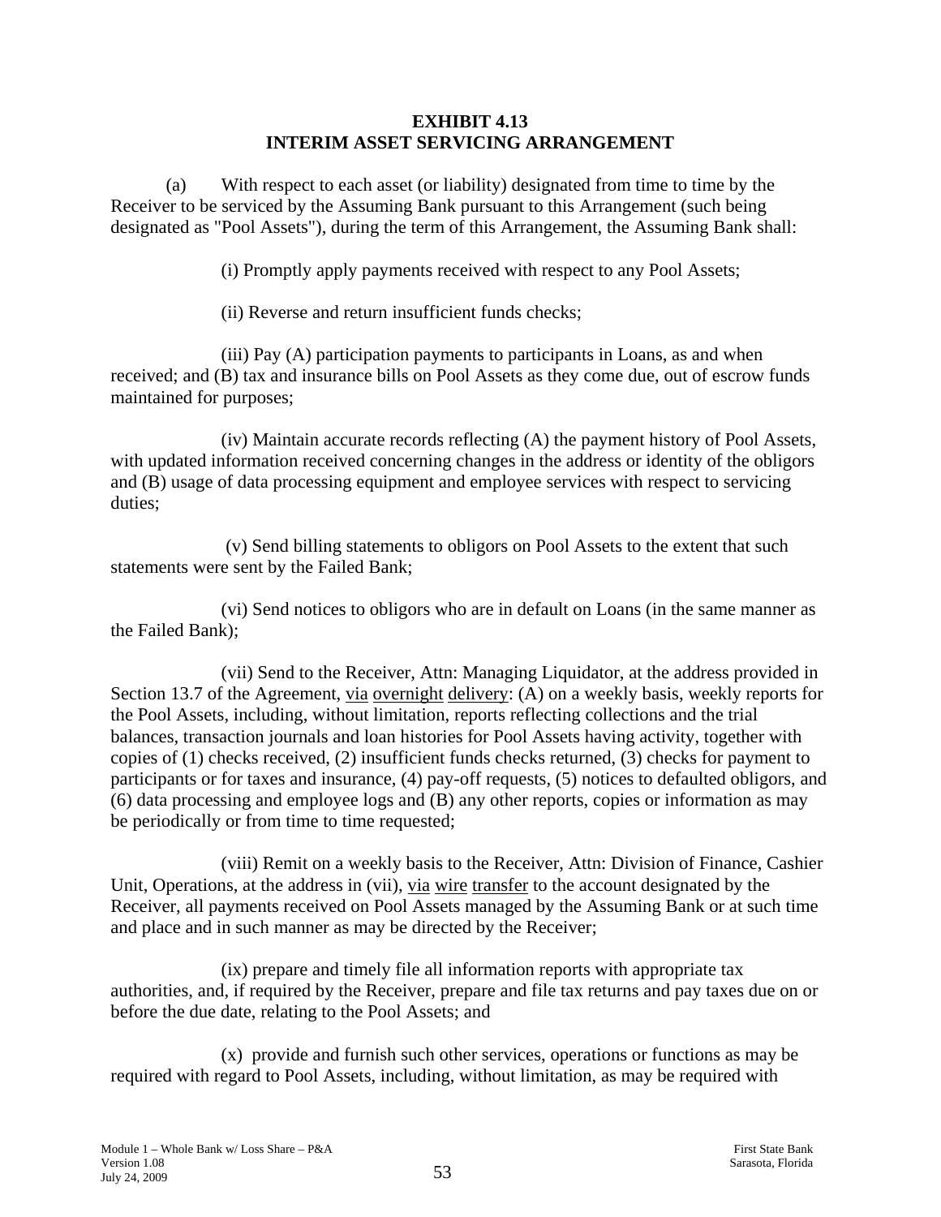# EXHIBIT 4.13
## INTERIM ASSET SERVICING ARRANGEMENT

(a) With respect to each asset (or liability) designated from time to time by the Receiver to be serviced by the Assuming Bank pursuant to this Arrangement (such being designated as "Pool Assets"), during the term of this Arrangement, the Assuming Bank shall:

(i) Promptly apply payments received with respect to any Pool Assets;

(ii) Reverse and return insufficient funds checks;

(iii) Pay (A) participation payments to participants in Loans, as and when received; and (B) tax and insurance bills on Pool Assets as they come due, out of escrow funds maintained for purposes;

(iv) Maintain accurate records reflecting (A) the payment history of Pool Assets, with updated information received concerning changes in the address or identity of the obligors and (B) usage of data processing equipment and employee services with respect to servicing duties;

(v) Send billing statements to obligors on Pool Assets to the extent that such statements were sent by the Failed Bank;

(vi) Send notices to obligors who are in default on Loans (in the same manner as the Failed Bank);

(vii) Send to the Receiver, Attn: Managing Liquidator, at the address provided in Section 13.7 of the Agreement, via overnight delivery: (A) on a weekly basis, weekly reports for the Pool Assets, including, without limitation, reports reflecting collections and the trial balances, transaction journals and loan histories for Pool Assets having activity, together with copies of (1) checks received, (2) insufficient funds checks returned, (3) checks for payment to participants or for taxes and insurance, (4) pay-off requests, (5) notices to defaulted obligors, and (6) data processing and employee logs and (B) any other reports, copies or information as may be periodically or from time to time requested;

(viii) Remit on a weekly basis to the Receiver, Attn: Division of Finance, Cashier Unit, Operations, at the address in (vii), via wire transfer to the account designated by the Receiver, all payments received on Pool Assets managed by the Assuming Bank or at such time and place and in such manner as may be directed by the Receiver;

(ix) prepare and timely file all information reports with appropriate tax authorities, and, if required by the Receiver, prepare and file tax returns and pay taxes due on or before the due date, relating to the Pool Assets; and

(x) provide and furnish such other services, operations or functions as may be required with regard to Pool Assets, including, without limitation, as may be required with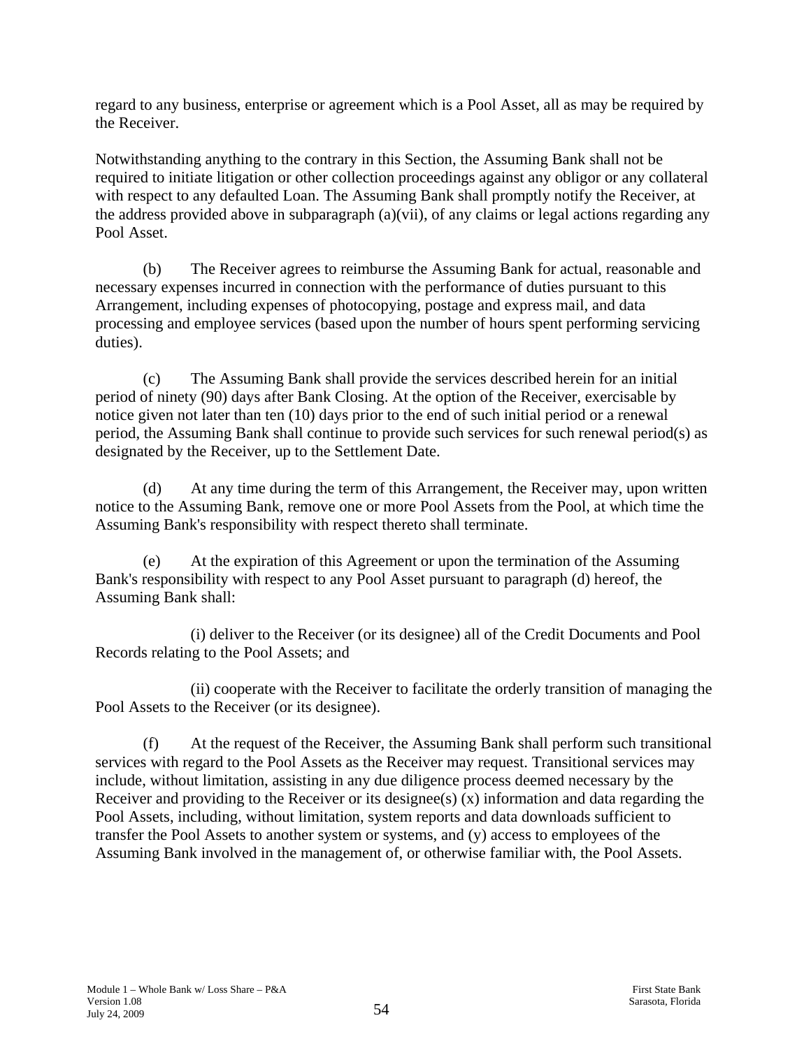regard to any business, enterprise or agreement which is a Pool Asset, all as may be required by the Receiver.

Notwithstanding anything to the contrary in this Section, the Assuming Bank shall not be required to initiate litigation or other collection proceedings against any obligor or any collateral with respect to any defaulted Loan. The Assuming Bank shall promptly notify the Receiver, at the address provided above in subparagraph (a)(vii), of any claims or legal actions regarding any Pool Asset.

(b) The Receiver agrees to reimburse the Assuming Bank for actual, reasonable and necessary expenses incurred in connection with the performance of duties pursuant to this Arrangement, including expenses of photocopying, postage and express mail, and data processing and employee services (based upon the number of hours spent performing servicing duties).

(c) The Assuming Bank shall provide the services described herein for an initial period of ninety (90) days after Bank Closing. At the option of the Receiver, exercisable by notice given not later than ten (10) days prior to the end of such initial period or a renewal period, the Assuming Bank shall continue to provide such services for such renewal period(s) as designated by the Receiver, up to the Settlement Date.

(d) At any time during the term of this Arrangement, the Receiver may, upon written notice to the Assuming Bank, remove one or more Pool Assets from the Pool, at which time the Assuming Bank's responsibility with respect thereto shall terminate.

(e) At the expiration of this Agreement or upon the termination of the Assuming Bank's responsibility with respect to any Pool Asset pursuant to paragraph (d) hereof, the Assuming Bank shall:

(i) deliver to the Receiver (or its designee) all of the Credit Documents and Pool Records relating to the Pool Assets; and

(ii) cooperate with the Receiver to facilitate the orderly transition of managing the Pool Assets to the Receiver (or its designee).

(f) At the request of the Receiver, the Assuming Bank shall perform such transitional services with regard to the Pool Assets as the Receiver may request. Transitional services may include, without limitation, assisting in any due diligence process deemed necessary by the Receiver and providing to the Receiver or its designee(s) (x) information and data regarding the Pool Assets, including, without limitation, system reports and data downloads sufficient to transfer the Pool Assets to another system or systems, and (y) access to employees of the Assuming Bank involved in the management of, or otherwise familiar with, the Pool Assets.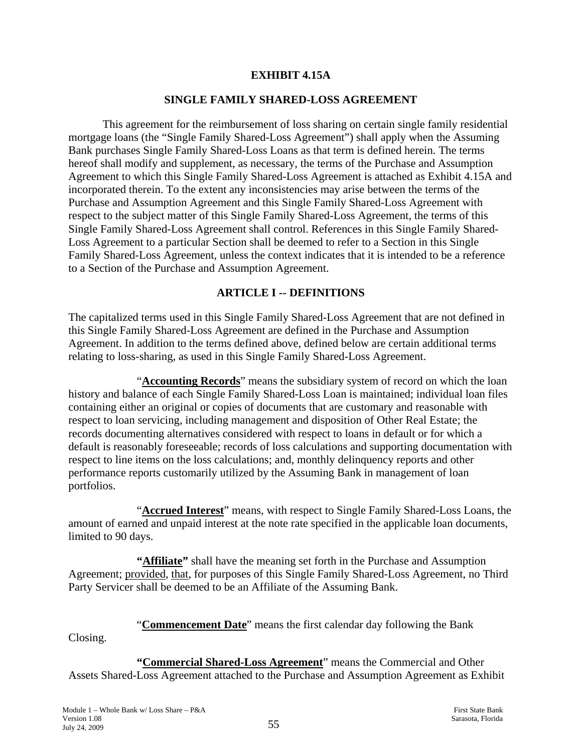# EXHIBIT 4.15A

## SINGLE FAMILY SHARED-LOSS AGREEMENT

This agreement for the reimbursement of loss sharing on certain single family residential mortgage loans (the "Single Family Shared-Loss Agreement") shall apply when the Assuming Bank purchases Single Family Shared-Loss Loans as that term is defined herein. The terms hereof shall modify and supplement, as necessary, the terms of the Purchase and Assumption Agreement to which this Single Family Shared-Loss Agreement is attached as Exhibit 4.15A and incorporated therein. To the extent any inconsistencies may arise between the terms of the Purchase and Assumption Agreement and this Single Family Shared-Loss Agreement with respect to the subject matter of this Single Family Shared-Loss Agreement, the terms of this Single Family Shared-Loss Agreement shall control. References in this Single Family Shared-Loss Agreement to a particular Section shall be deemed to refer to a Section in this Single Family Shared-Loss Agreement, unless the context indicates that it is intended to be a reference to a Section of the Purchase and Assumption Agreement.

## ARTICLE I -- DEFINITIONS

The capitalized terms used in this Single Family Shared-Loss Agreement that are not defined in this Single Family Shared-Loss Agreement are defined in the Purchase and Assumption Agreement. In addition to the terms defined above, defined below are certain additional terms relating to loss-sharing, as used in this Single Family Shared-Loss Agreement.

"**Accounting Records**" means the subsidiary system of record on which the loan history and balance of each Single Family Shared-Loss Loan is maintained; individual loan files containing either an original or copies of documents that are customary and reasonable with respect to loan servicing, including management and disposition of Other Real Estate; the records documenting alternatives considered with respect to loans in default or for which a default is reasonably foreseeable; records of loss calculations and supporting documentation with respect to line items on the loss calculations; and, monthly delinquency reports and other performance reports customarily utilized by the Assuming Bank in management of loan portfolios.

"**Accrued Interest**" means, with respect to Single Family Shared-Loss Loans, the amount of earned and unpaid interest at the note rate specified in the applicable loan documents, limited to 90 days.

**"Affiliate"** shall have the meaning set forth in the Purchase and Assumption Agreement; provided, that, for purposes of this Single Family Shared-Loss Agreement, no Third Party Servicer shall be deemed to be an Affiliate of the Assuming Bank.

"**Commencement Date**" means the first calendar day following the Bank Closing.

**"Commercial Shared-Loss Agreement"** means the Commercial and Other Assets Shared-Loss Agreement attached to the Purchase and Assumption Agreement as Exhibit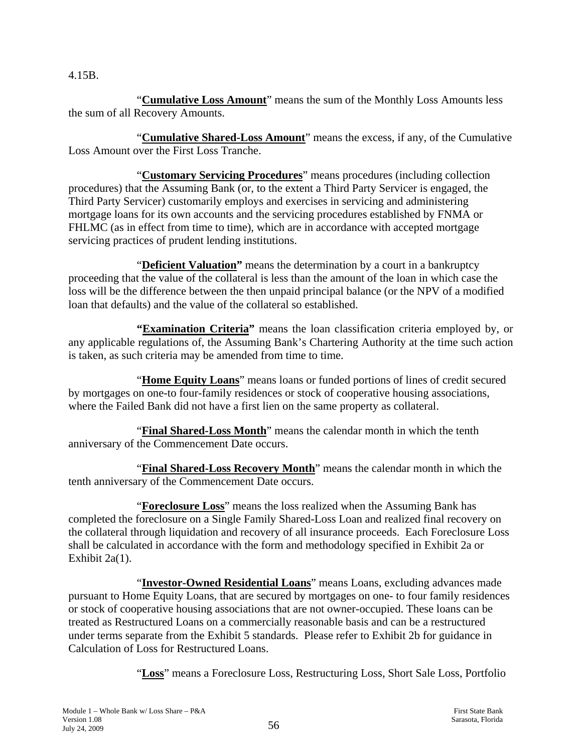4.15B.

"**Cumulative Loss Amount**" means the sum of the Monthly Loss Amounts less the sum of all Recovery Amounts.

"**Cumulative Shared-Loss Amount**" means the excess, if any, of the Cumulative Loss Amount over the First Loss Tranche.

"**Customary Servicing Procedures**" means procedures (including collection procedures) that the Assuming Bank (or, to the extent a Third Party Servicer is engaged, the Third Party Servicer) customarily employs and exercises in servicing and administering mortgage loans for its own accounts and the servicing procedures established by FNMA or FHLMC (as in effect from time to time), which are in accordance with accepted mortgage servicing practices of prudent lending institutions.

"**Deficient Valuation**" means the determination by a court in a bankruptcy proceeding that the value of the collateral is less than the amount of the loan in which case the loss will be the difference between the then unpaid principal balance (or the NPV of a modified loan that defaults) and the value of the collateral so established.

**"Examination Criteria"** means the loan classification criteria employed by, or any applicable regulations of, the Assuming Bank's Chartering Authority at the time such action is taken, as such criteria may be amended from time to time.

"**Home Equity Loans**" means loans or funded portions of lines of credit secured by mortgages on one-to four-family residences or stock of cooperative housing associations, where the Failed Bank did not have a first lien on the same property as collateral.

"**Final Shared-Loss Month**" means the calendar month in which the tenth anniversary of the Commencement Date occurs.

"**Final Shared-Loss Recovery Month**" means the calendar month in which the tenth anniversary of the Commencement Date occurs.

"**Foreclosure Loss**" means the loss realized when the Assuming Bank has completed the foreclosure on a Single Family Shared-Loss Loan and realized final recovery on the collateral through liquidation and recovery of all insurance proceeds. Each Foreclosure Loss shall be calculated in accordance with the form and methodology specified in Exhibit 2a or Exhibit 2a(1).

"**Investor-Owned Residential Loans**" means Loans, excluding advances made pursuant to Home Equity Loans, that are secured by mortgages on one- to four family residences or stock of cooperative housing associations that are not owner-occupied. These loans can be treated as Restructured Loans on a commercially reasonable basis and can be a restructured under terms separate from the Exhibit 5 standards. Please refer to Exhibit 2b for guidance in Calculation of Loss for Restructured Loans.

"**Loss**" means a Foreclosure Loss, Restructuring Loss, Short Sale Loss, Portfolio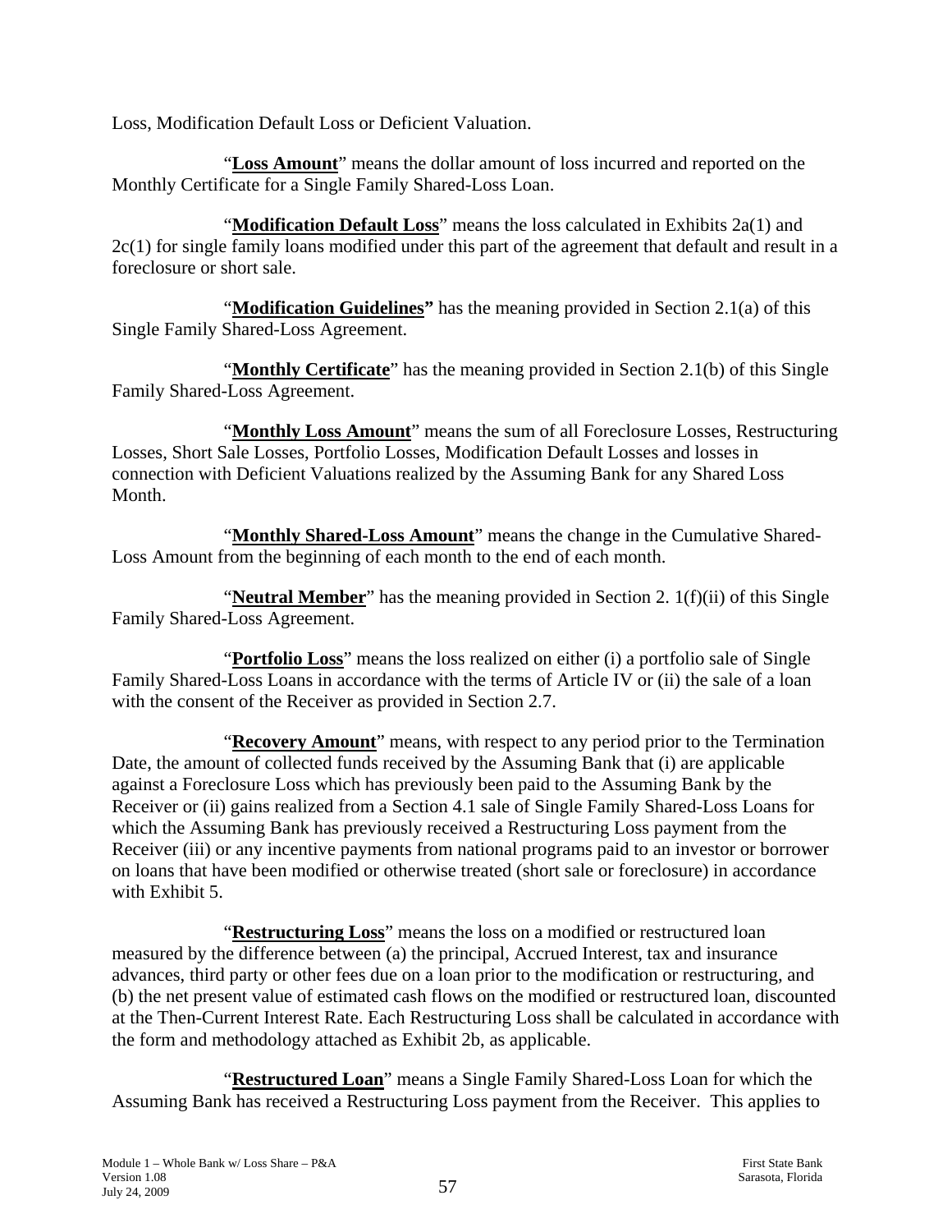Loss, Modification Default Loss or Deficient Valuation.

"**Loss Amount**" means the dollar amount of loss incurred and reported on the Monthly Certificate for a Single Family Shared-Loss Loan.

"**Modification Default Loss**" means the loss calculated in Exhibits 2a(1) and 2c(1) for single family loans modified under this part of the agreement that default and result in a foreclosure or short sale.

"**Modification Guidelines"** has the meaning provided in Section 2.1(a) of this Single Family Shared-Loss Agreement.

"**Monthly Certificate**" has the meaning provided in Section 2.1(b) of this Single Family Shared-Loss Agreement.

"**Monthly Loss Amount**" means the sum of all Foreclosure Losses, Restructuring Losses, Short Sale Losses, Portfolio Losses, Modification Default Losses and losses in connection with Deficient Valuations realized by the Assuming Bank for any Shared Loss Month.

"**Monthly Shared-Loss Amount**" means the change in the Cumulative Shared-Loss Amount from the beginning of each month to the end of each month.

"**Neutral Member**" has the meaning provided in Section 2. 1(f)(ii) of this Single Family Shared-Loss Agreement.

"**Portfolio Loss**" means the loss realized on either (i) a portfolio sale of Single Family Shared-Loss Loans in accordance with the terms of Article IV or (ii) the sale of a loan with the consent of the Receiver as provided in Section 2.7.

"**Recovery Amount**" means, with respect to any period prior to the Termination Date, the amount of collected funds received by the Assuming Bank that (i) are applicable against a Foreclosure Loss which has previously been paid to the Assuming Bank by the Receiver or (ii) gains realized from a Section 4.1 sale of Single Family Shared-Loss Loans for which the Assuming Bank has previously received a Restructuring Loss payment from the Receiver (iii) or any incentive payments from national programs paid to an investor or borrower on loans that have been modified or otherwise treated (short sale or foreclosure) in accordance with Exhibit 5.

"**Restructuring Loss**" means the loss on a modified or restructured loan measured by the difference between (a) the principal, Accrued Interest, tax and insurance advances, third party or other fees due on a loan prior to the modification or restructuring, and (b) the net present value of estimated cash flows on the modified or restructured loan, discounted at the Then-Current Interest Rate. Each Restructuring Loss shall be calculated in accordance with the form and methodology attached as Exhibit 2b, as applicable.

"**Restructured Loan**" means a Single Family Shared-Loss Loan for which the Assuming Bank has received a Restructuring Loss payment from the Receiver. This applies to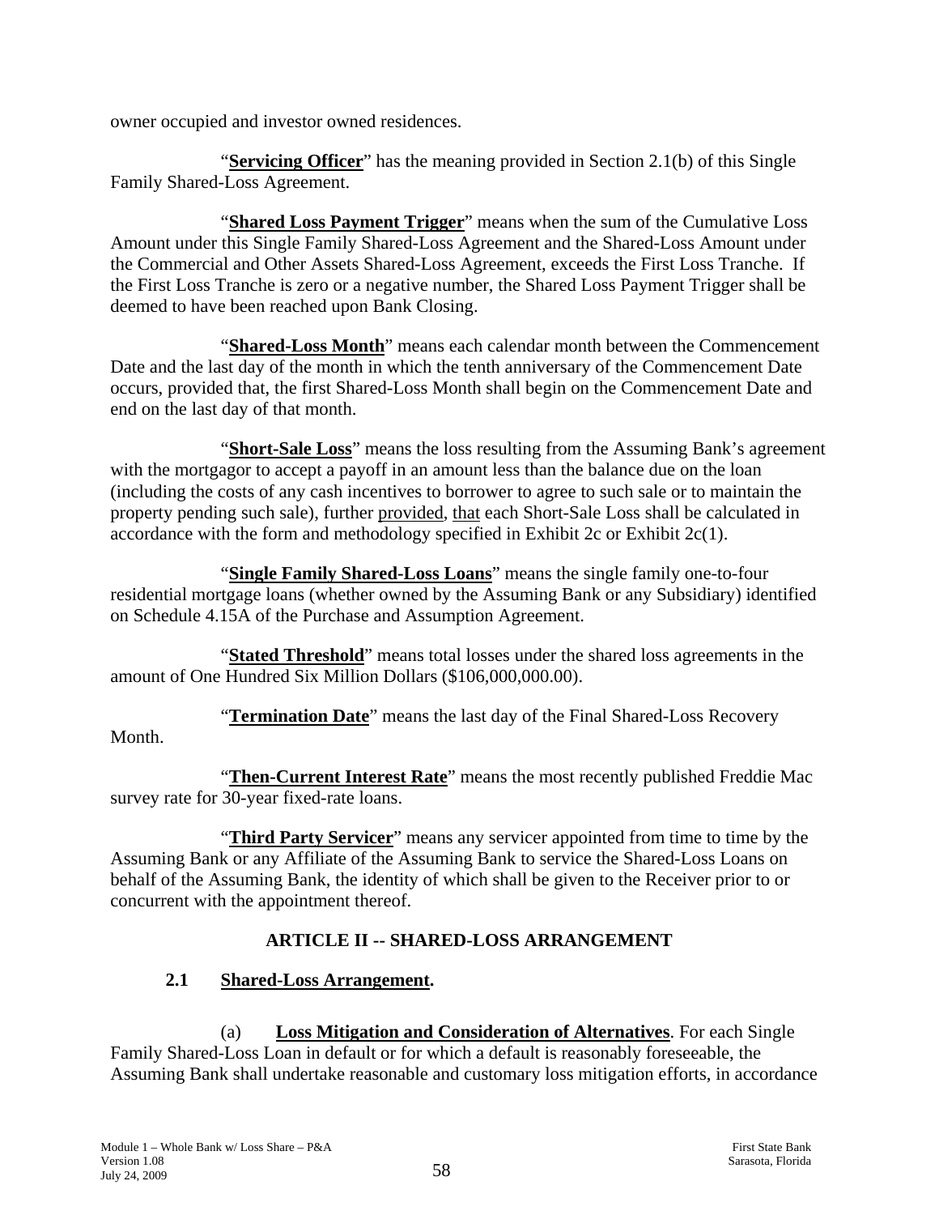owner occupied and investor owned residences.

"**Servicing Officer**" has the meaning provided in Section 2.1(b) of this Single Family Shared-Loss Agreement.

"**Shared Loss Payment Trigger**" means when the sum of the Cumulative Loss Amount under this Single Family Shared-Loss Agreement and the Shared-Loss Amount under the Commercial and Other Assets Shared-Loss Agreement, exceeds the First Loss Tranche. If the First Loss Tranche is zero or a negative number, the Shared Loss Payment Trigger shall be deemed to have been reached upon Bank Closing.

"**Shared-Loss Month**" means each calendar month between the Commencement Date and the last day of the month in which the tenth anniversary of the Commencement Date occurs, provided that, the first Shared-Loss Month shall begin on the Commencement Date and end on the last day of that month.

"**Short-Sale Loss**" means the loss resulting from the Assuming Bank's agreement with the mortgagor to accept a payoff in an amount less than the balance due on the loan (including the costs of any cash incentives to borrower to agree to such sale or to maintain the property pending such sale), further provided, that each Short-Sale Loss shall be calculated in accordance with the form and methodology specified in Exhibit 2c or Exhibit 2c(1).

"**Single Family Shared-Loss Loans**" means the single family one-to-four residential mortgage loans (whether owned by the Assuming Bank or any Subsidiary) identified on Schedule 4.15A of the Purchase and Assumption Agreement.

"**Stated Threshold**" means total losses under the shared loss agreements in the amount of One Hundred Six Million Dollars ($106,000,000.00).

"**Termination Date**" means the last day of the Final Shared-Loss Recovery Month.

"**Then-Current Interest Rate**" means the most recently published Freddie Mac survey rate for 30-year fixed-rate loans.

"**Third Party Servicer**" means any servicer appointed from time to time by the Assuming Bank or any Affiliate of the Assuming Bank to service the Shared-Loss Loans on behalf of the Assuming Bank, the identity of which shall be given to the Receiver prior to or concurrent with the appointment thereof.

## ARTICLE II -- SHARED-LOSS ARRANGEMENT

### 2.1 Shared-Loss Arrangement.

(a) **Loss Mitigation and Consideration of Alternatives**. For each Single Family Shared-Loss Loan in default or for which a default is reasonably foreseeable, the Assuming Bank shall undertake reasonable and customary loss mitigation efforts, in accordance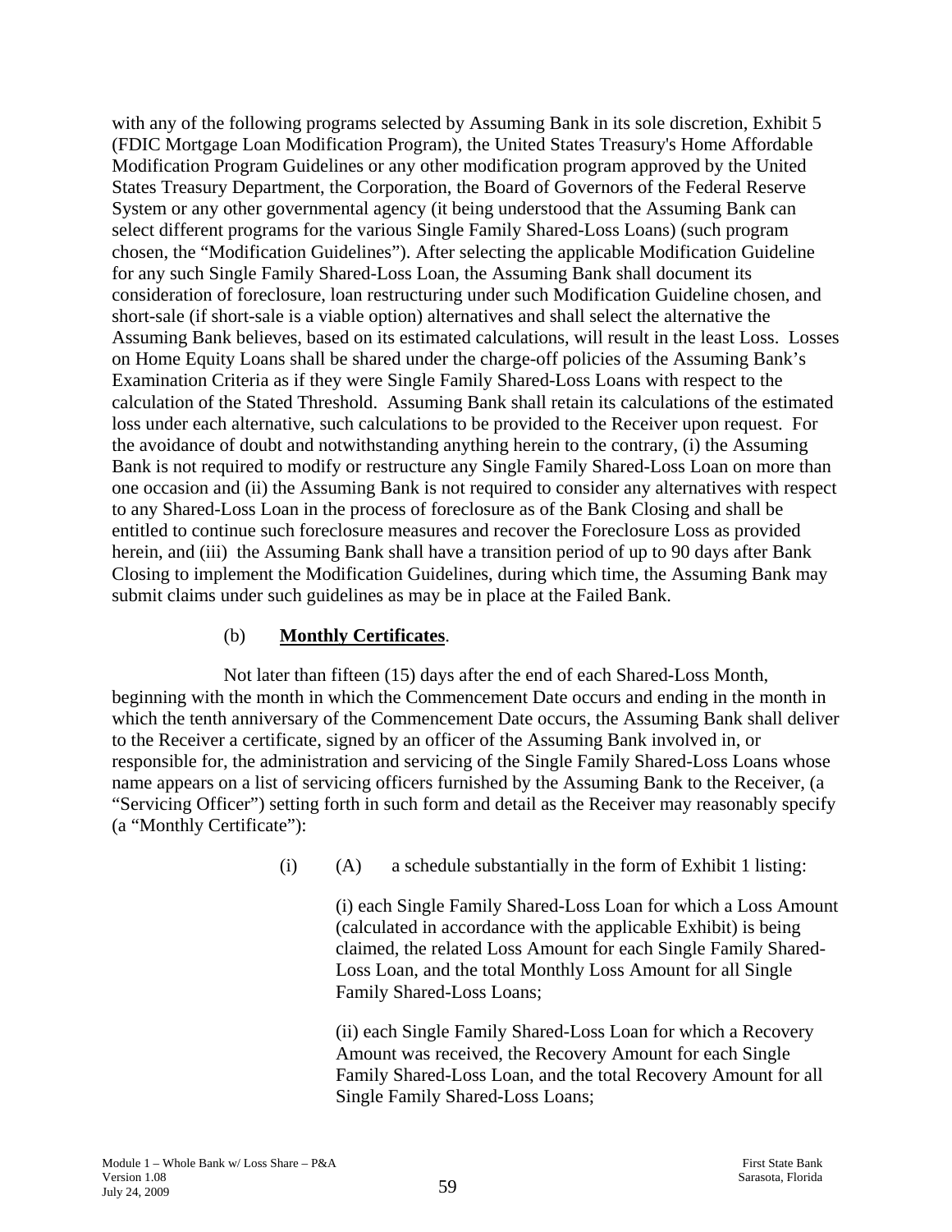with any of the following programs selected by Assuming Bank in its sole discretion, Exhibit 5 (FDIC Mortgage Loan Modification Program), the United States Treasury's Home Affordable Modification Program Guidelines or any other modification program approved by the United States Treasury Department, the Corporation, the Board of Governors of the Federal Reserve System or any other governmental agency (it being understood that the Assuming Bank can select different programs for the various Single Family Shared-Loss Loans) (such program chosen, the "Modification Guidelines"). After selecting the applicable Modification Guideline for any such Single Family Shared-Loss Loan, the Assuming Bank shall document its consideration of foreclosure, loan restructuring under such Modification Guideline chosen, and short-sale (if short-sale is a viable option) alternatives and shall select the alternative the Assuming Bank believes, based on its estimated calculations, will result in the least Loss. Losses on Home Equity Loans shall be shared under the charge-off policies of the Assuming Bank's Examination Criteria as if they were Single Family Shared-Loss Loans with respect to the calculation of the Stated Threshold. Assuming Bank shall retain its calculations of the estimated loss under each alternative, such calculations to be provided to the Receiver upon request. For the avoidance of doubt and notwithstanding anything herein to the contrary, (i) the Assuming Bank is not required to modify or restructure any Single Family Shared-Loss Loan on more than one occasion and (ii) the Assuming Bank is not required to consider any alternatives with respect to any Shared-Loss Loan in the process of foreclosure as of the Bank Closing and shall be entitled to continue such foreclosure measures and recover the Foreclosure Loss as provided herein, and (iii) the Assuming Bank shall have a transition period of up to 90 days after Bank Closing to implement the Modification Guidelines, during which time, the Assuming Bank may submit claims under such guidelines as may be in place at the Failed Bank.

(b) **Monthly Certificates**.

Not later than fifteen (15) days after the end of each Shared-Loss Month, beginning with the month in which the Commencement Date occurs and ending in the month in which the tenth anniversary of the Commencement Date occurs, the Assuming Bank shall deliver to the Receiver a certificate, signed by an officer of the Assuming Bank involved in, or responsible for, the administration and servicing of the Single Family Shared-Loss Loans whose name appears on a list of servicing officers furnished by the Assuming Bank to the Receiver, (a "Servicing Officer") setting forth in such form and detail as the Receiver may reasonably specify (a "Monthly Certificate"):

(i) (A) a schedule substantially in the form of Exhibit 1 listing:

(i) each Single Family Shared-Loss Loan for which a Loss Amount (calculated in accordance with the applicable Exhibit) is being claimed, the related Loss Amount for each Single Family Shared-Loss Loan, and the total Monthly Loss Amount for all Single Family Shared-Loss Loans;

(ii) each Single Family Shared-Loss Loan for which a Recovery Amount was received, the Recovery Amount for each Single Family Shared-Loss Loan, and the total Recovery Amount for all Single Family Shared-Loss Loans;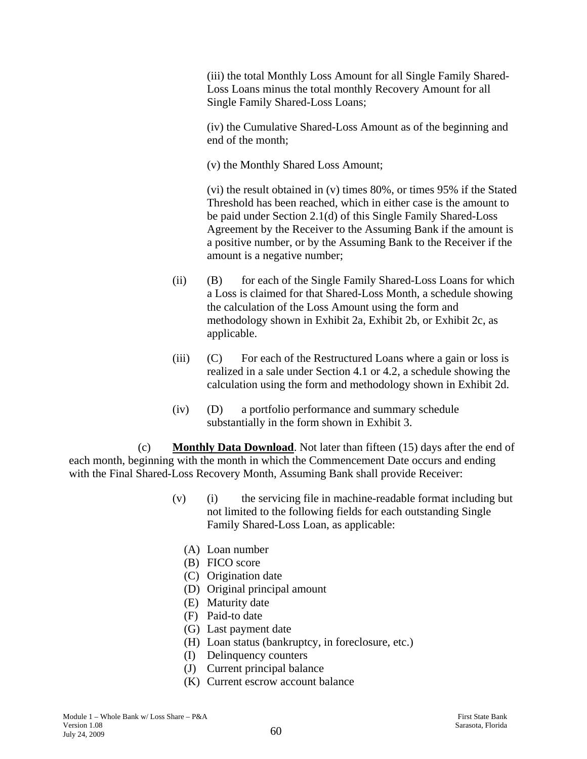(iii) the total Monthly Loss Amount for all Single Family Shared-Loss Loans minus the total monthly Recovery Amount for all Single Family Shared-Loss Loans;

(iv) the Cumulative Shared-Loss Amount as of the beginning and end of the month;

(v) the Monthly Shared Loss Amount;

(vi) the result obtained in (v) times 80%, or times 95% if the Stated Threshold has been reached, which in either case is the amount to be paid under Section 2.1(d) of this Single Family Shared-Loss Agreement by the Receiver to the Assuming Bank if the amount is a positive number, or by the Assuming Bank to the Receiver if the amount is a negative number;

(ii) (B) for each of the Single Family Shared-Loss Loans for which a Loss is claimed for that Shared-Loss Month, a schedule showing the calculation of the Loss Amount using the form and methodology shown in Exhibit 2a, Exhibit 2b, or Exhibit 2c, as applicable.

(iii) (C) For each of the Restructured Loans where a gain or loss is realized in a sale under Section 4.1 or 4.2, a schedule showing the calculation using the form and methodology shown in Exhibit 2d.

(iv) (D) a portfolio performance and summary schedule substantially in the form shown in Exhibit 3.

(c) **Monthly Data Download**. Not later than fifteen (15) days after the end of each month, beginning with the month in which the Commencement Date occurs and ending with the Final Shared-Loss Recovery Month, Assuming Bank shall provide Receiver:

(v) (i) the servicing file in machine-readable format including but not limited to the following fields for each outstanding Single Family Shared-Loss Loan, as applicable:

(A) Loan number
(B) FICO score
(C) Origination date
(D) Original principal amount
(E) Maturity date
(F) Paid-to date
(G) Last payment date
(H) Loan status (bankruptcy, in foreclosure, etc.)
(I) Delinquency counters
(J) Current principal balance
(K) Current escrow account balance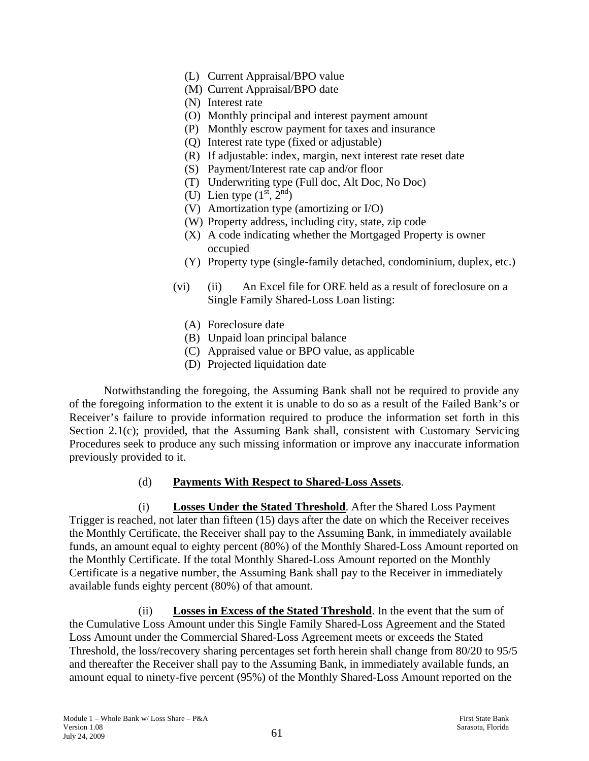(L) Current Appraisal/BPO value
(M) Current Appraisal/BPO date
(N) Interest rate
(O) Monthly principal and interest payment amount
(P) Monthly escrow payment for taxes and insurance
(Q) Interest rate type (fixed or adjustable)
(R) If adjustable: index, margin, next interest rate reset date
(S) Payment/Interest rate cap and/or floor
(T) Underwriting type (Full doc, Alt Doc, No Doc)
(U) Lien type (1st, 2nd)
(V) Amortization type (amortizing or I/O)
(W) Property address, including city, state, zip code
(X) A code indicating whether the Mortgaged Property is owner occupied
(Y) Property type (single-family detached, condominium, duplex, etc.)

(vi) (ii) An Excel file for ORE held as a result of foreclosure on a Single Family Shared-Loss Loan listing:

(A) Foreclosure date
(B) Unpaid loan principal balance
(C) Appraised value or BPO value, as applicable
(D) Projected liquidation date

Notwithstanding the foregoing, the Assuming Bank shall not be required to provide any of the foregoing information to the extent it is unable to do so as a result of the Failed Bank's or Receiver's failure to provide information required to produce the information set forth in this Section 2.1(c); provided, that the Assuming Bank shall, consistent with Customary Servicing Procedures seek to produce any such missing information or improve any inaccurate information previously provided to it.

(d) **Payments With Respect to Shared-Loss Assets**.

(i) **Losses Under the Stated Threshold**. After the Shared Loss Payment Trigger is reached, not later than fifteen (15) days after the date on which the Receiver receives the Monthly Certificate, the Receiver shall pay to the Assuming Bank, in immediately available funds, an amount equal to eighty percent (80%) of the Monthly Shared-Loss Amount reported on the Monthly Certificate. If the total Monthly Shared-Loss Amount reported on the Monthly Certificate is a negative number, the Assuming Bank shall pay to the Receiver in immediately available funds eighty percent (80%) of that amount.

(ii) **Losses in Excess of the Stated Threshold**. In the event that the sum of the Cumulative Loss Amount under this Single Family Shared-Loss Agreement and the Stated Loss Amount under the Commercial Shared-Loss Agreement meets or exceeds the Stated Threshold, the loss/recovery sharing percentages set forth herein shall change from 80/20 to 95/5 and thereafter the Receiver shall pay to the Assuming Bank, in immediately available funds, an amount equal to ninety-five percent (95%) of the Monthly Shared-Loss Amount reported on the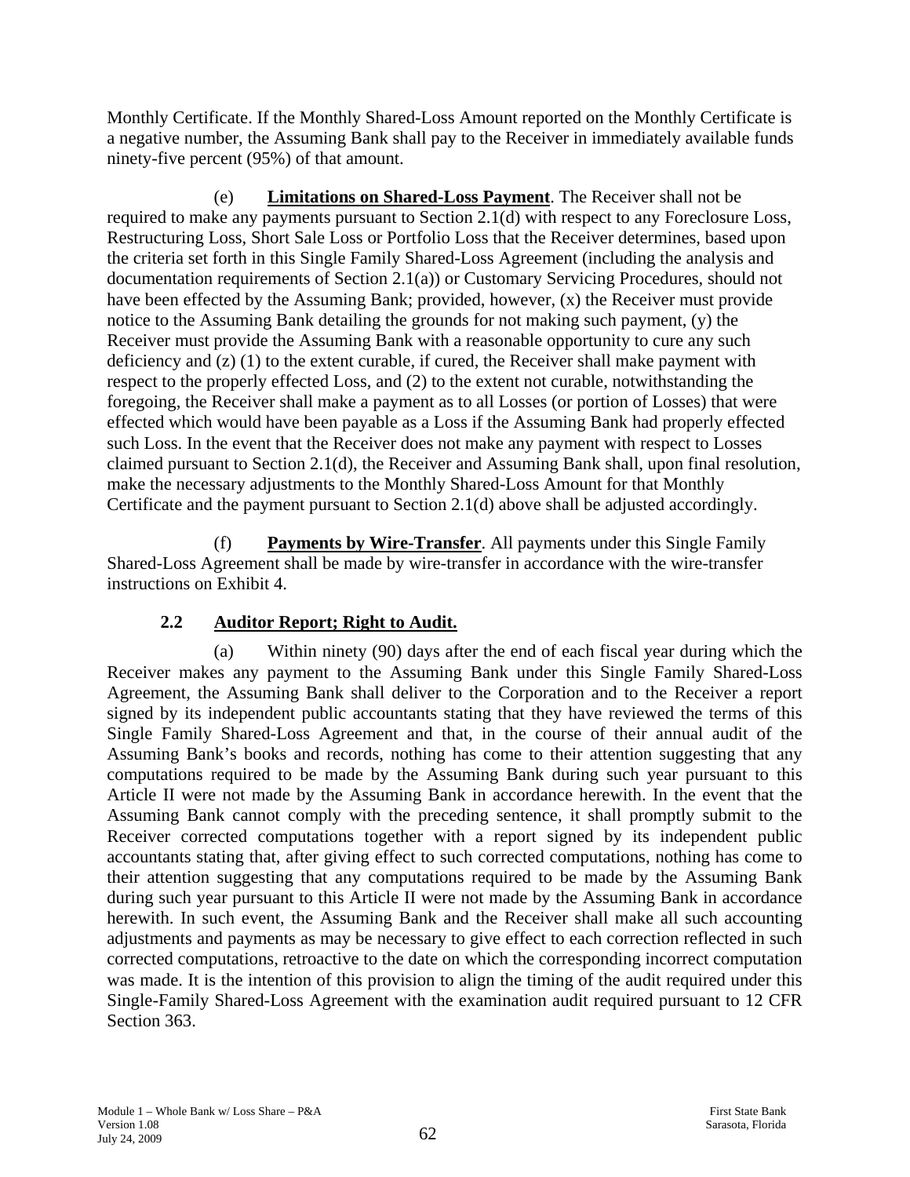Monthly Certificate. If the Monthly Shared-Loss Amount reported on the Monthly Certificate is a negative number, the Assuming Bank shall pay to the Receiver in immediately available funds ninety-five percent (95%) of that amount.

(e) **Limitations on Shared-Loss Payment**. The Receiver shall not be required to make any payments pursuant to Section 2.1(d) with respect to any Foreclosure Loss, Restructuring Loss, Short Sale Loss or Portfolio Loss that the Receiver determines, based upon the criteria set forth in this Single Family Shared-Loss Agreement (including the analysis and documentation requirements of Section 2.1(a)) or Customary Servicing Procedures, should not have been effected by the Assuming Bank; provided, however, (x) the Receiver must provide notice to the Assuming Bank detailing the grounds for not making such payment, (y) the Receiver must provide the Assuming Bank with a reasonable opportunity to cure any such deficiency and (z) (1) to the extent curable, if cured, the Receiver shall make payment with respect to the properly effected Loss, and (2) to the extent not curable, notwithstanding the foregoing, the Receiver shall make a payment as to all Losses (or portion of Losses) that were effected which would have been payable as a Loss if the Assuming Bank had properly effected such Loss. In the event that the Receiver does not make any payment with respect to Losses claimed pursuant to Section 2.1(d), the Receiver and Assuming Bank shall, upon final resolution, make the necessary adjustments to the Monthly Shared-Loss Amount for that Monthly Certificate and the payment pursuant to Section 2.1(d) above shall be adjusted accordingly.

(f) **Payments by Wire-Transfer**. All payments under this Single Family Shared-Loss Agreement shall be made by wire-transfer in accordance with the wire-transfer instructions on Exhibit 4.

## 2.2 Auditor Report; Right to Audit.

(a) Within ninety (90) days after the end of each fiscal year during which the Receiver makes any payment to the Assuming Bank under this Single Family Shared-Loss Agreement, the Assuming Bank shall deliver to the Corporation and to the Receiver a report signed by its independent public accountants stating that they have reviewed the terms of this Single Family Shared-Loss Agreement and that, in the course of their annual audit of the Assuming Bank's books and records, nothing has come to their attention suggesting that any computations required to be made by the Assuming Bank during such year pursuant to this Article II were not made by the Assuming Bank in accordance herewith. In the event that the Assuming Bank cannot comply with the preceding sentence, it shall promptly submit to the Receiver corrected computations together with a report signed by its independent public accountants stating that, after giving effect to such corrected computations, nothing has come to their attention suggesting that any computations required to be made by the Assuming Bank during such year pursuant to this Article II were not made by the Assuming Bank in accordance herewith. In such event, the Assuming Bank and the Receiver shall make all such accounting adjustments and payments as may be necessary to give effect to each correction reflected in such corrected computations, retroactive to the date on which the corresponding incorrect computation was made. It is the intention of this provision to align the timing of the audit required under this Single-Family Shared-Loss Agreement with the examination audit required pursuant to 12 CFR Section 363.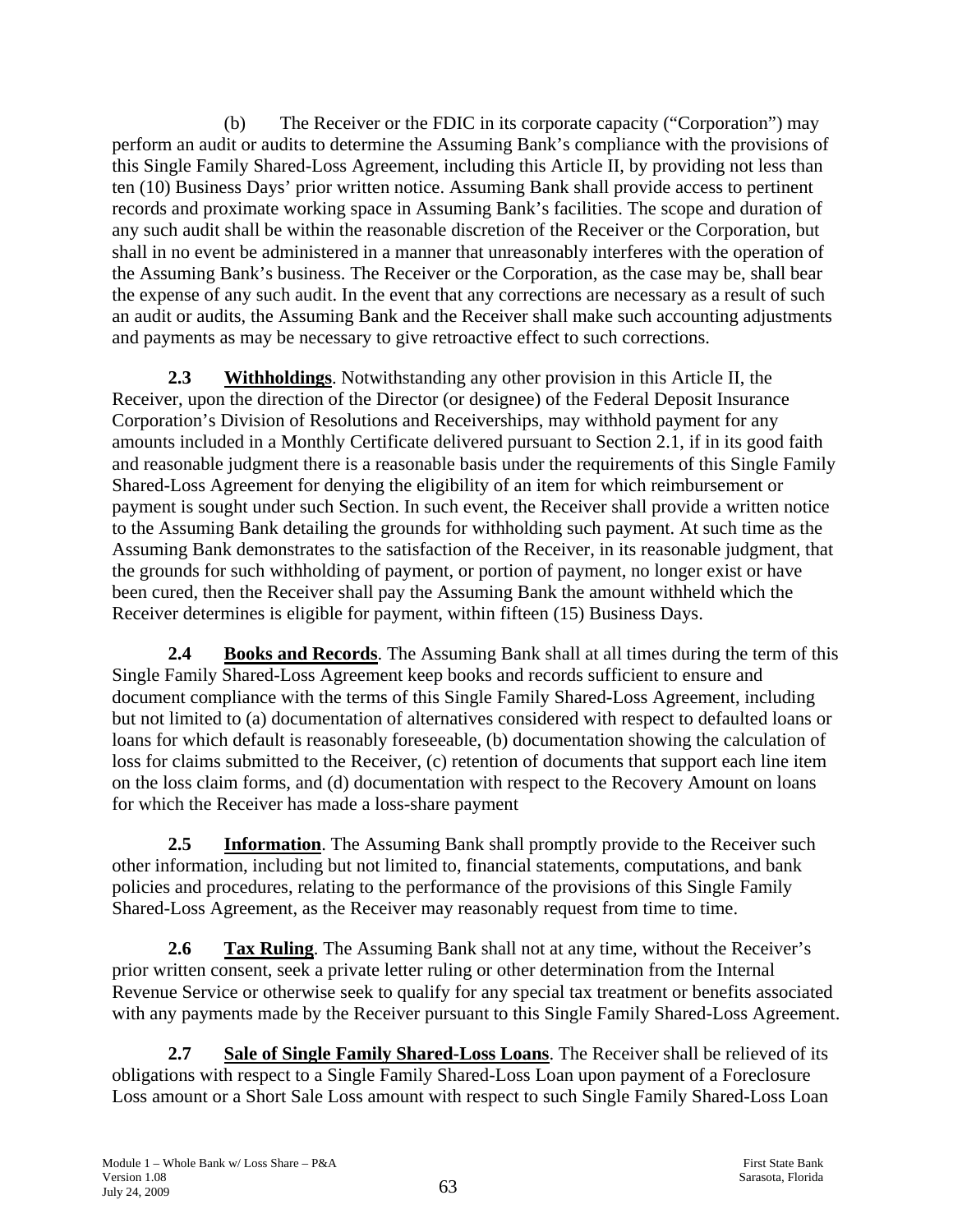(b) The Receiver or the FDIC in its corporate capacity ("Corporation") may perform an audit or audits to determine the Assuming Bank's compliance with the provisions of this Single Family Shared-Loss Agreement, including this Article II, by providing not less than ten (10) Business Days' prior written notice. Assuming Bank shall provide access to pertinent records and proximate working space in Assuming Bank's facilities. The scope and duration of any such audit shall be within the reasonable discretion of the Receiver or the Corporation, but shall in no event be administered in a manner that unreasonably interferes with the operation of the Assuming Bank's business. The Receiver or the Corporation, as the case may be, shall bear the expense of any such audit. In the event that any corrections are necessary as a result of such an audit or audits, the Assuming Bank and the Receiver shall make such accounting adjustments and payments as may be necessary to give retroactive effect to such corrections.

**2.3 Withholdings**. Notwithstanding any other provision in this Article II, the Receiver, upon the direction of the Director (or designee) of the Federal Deposit Insurance Corporation's Division of Resolutions and Receiverships, may withhold payment for any amounts included in a Monthly Certificate delivered pursuant to Section 2.1, if in its good faith and reasonable judgment there is a reasonable basis under the requirements of this Single Family Shared-Loss Agreement for denying the eligibility of an item for which reimbursement or payment is sought under such Section. In such event, the Receiver shall provide a written notice to the Assuming Bank detailing the grounds for withholding such payment. At such time as the Assuming Bank demonstrates to the satisfaction of the Receiver, in its reasonable judgment, that the grounds for such withholding of payment, or portion of payment, no longer exist or have been cured, then the Receiver shall pay the Assuming Bank the amount withheld which the Receiver determines is eligible for payment, within fifteen (15) Business Days.

**2.4 Books and Records**. The Assuming Bank shall at all times during the term of this Single Family Shared-Loss Agreement keep books and records sufficient to ensure and document compliance with the terms of this Single Family Shared-Loss Agreement, including but not limited to (a) documentation of alternatives considered with respect to defaulted loans or loans for which default is reasonably foreseeable, (b) documentation showing the calculation of loss for claims submitted to the Receiver, (c) retention of documents that support each line item on the loss claim forms, and (d) documentation with respect to the Recovery Amount on loans for which the Receiver has made a loss-share payment

**2.5 Information**. The Assuming Bank shall promptly provide to the Receiver such other information, including but not limited to, financial statements, computations, and bank policies and procedures, relating to the performance of the provisions of this Single Family Shared-Loss Agreement, as the Receiver may reasonably request from time to time.

**2.6 Tax Ruling**. The Assuming Bank shall not at any time, without the Receiver's prior written consent, seek a private letter ruling or other determination from the Internal Revenue Service or otherwise seek to qualify for any special tax treatment or benefits associated with any payments made by the Receiver pursuant to this Single Family Shared-Loss Agreement.

**2.7 Sale of Single Family Shared-Loss Loans**. The Receiver shall be relieved of its obligations with respect to a Single Family Shared-Loss Loan upon payment of a Foreclosure Loss amount or a Short Sale Loss amount with respect to such Single Family Shared-Loss Loan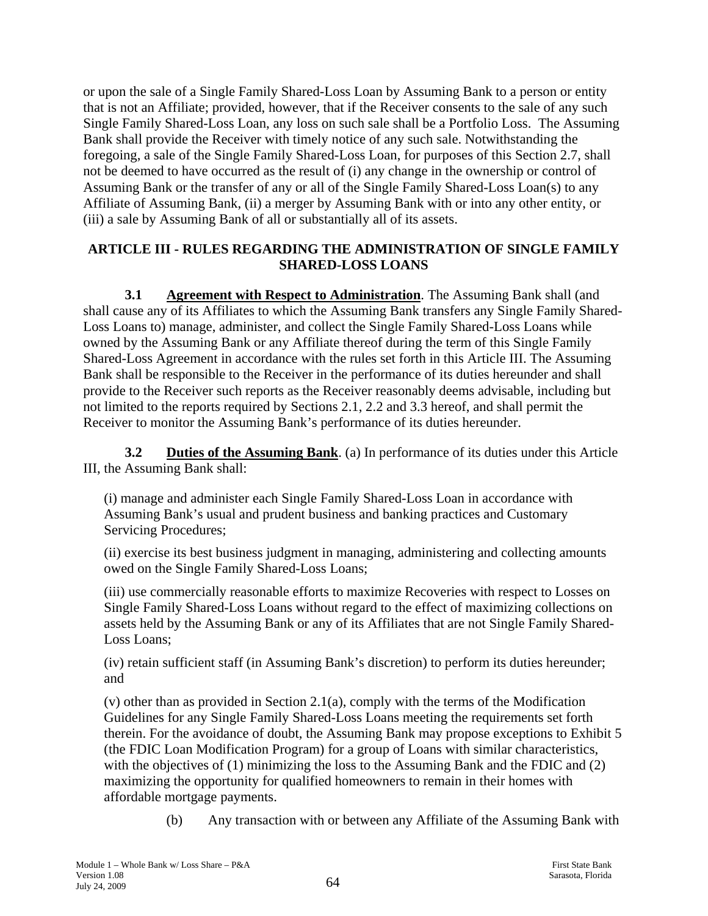or upon the sale of a Single Family Shared-Loss Loan by Assuming Bank to a person or entity that is not an Affiliate; provided, however, that if the Receiver consents to the sale of any such Single Family Shared-Loss Loan, any loss on such sale shall be a Portfolio Loss. The Assuming Bank shall provide the Receiver with timely notice of any such sale. Notwithstanding the foregoing, a sale of the Single Family Shared-Loss Loan, for purposes of this Section 2.7, shall not be deemed to have occurred as the result of (i) any change in the ownership or control of Assuming Bank or the transfer of any or all of the Single Family Shared-Loss Loan(s) to any Affiliate of Assuming Bank, (ii) a merger by Assuming Bank with or into any other entity, or (iii) a sale by Assuming Bank of all or substantially all of its assets.

## ARTICLE III - RULES REGARDING THE ADMINISTRATION OF SINGLE FAMILY SHARED-LOSS LOANS

**3.1 Agreement with Respect to Administration**. The Assuming Bank shall (and shall cause any of its Affiliates to which the Assuming Bank transfers any Single Family Shared-Loss Loans to) manage, administer, and collect the Single Family Shared-Loss Loans while owned by the Assuming Bank or any Affiliate thereof during the term of this Single Family Shared-Loss Agreement in accordance with the rules set forth in this Article III. The Assuming Bank shall be responsible to the Receiver in the performance of its duties hereunder and shall provide to the Receiver such reports as the Receiver reasonably deems advisable, including but not limited to the reports required by Sections 2.1, 2.2 and 3.3 hereof, and shall permit the Receiver to monitor the Assuming Bank's performance of its duties hereunder.

**3.2 Duties of the Assuming Bank**. (a) In performance of its duties under this Article III, the Assuming Bank shall:

(i) manage and administer each Single Family Shared-Loss Loan in accordance with Assuming Bank's usual and prudent business and banking practices and Customary Servicing Procedures;

(ii) exercise its best business judgment in managing, administering and collecting amounts owed on the Single Family Shared-Loss Loans;

(iii) use commercially reasonable efforts to maximize Recoveries with respect to Losses on Single Family Shared-Loss Loans without regard to the effect of maximizing collections on assets held by the Assuming Bank or any of its Affiliates that are not Single Family Shared-Loss Loans;

(iv) retain sufficient staff (in Assuming Bank's discretion) to perform its duties hereunder; and

(v) other than as provided in Section 2.1(a), comply with the terms of the Modification Guidelines for any Single Family Shared-Loss Loans meeting the requirements set forth therein. For the avoidance of doubt, the Assuming Bank may propose exceptions to Exhibit 5 (the FDIC Loan Modification Program) for a group of Loans with similar characteristics, with the objectives of (1) minimizing the loss to the Assuming Bank and the FDIC and (2) maximizing the opportunity for qualified homeowners to remain in their homes with affordable mortgage payments.

(b) Any transaction with or between any Affiliate of the Assuming Bank with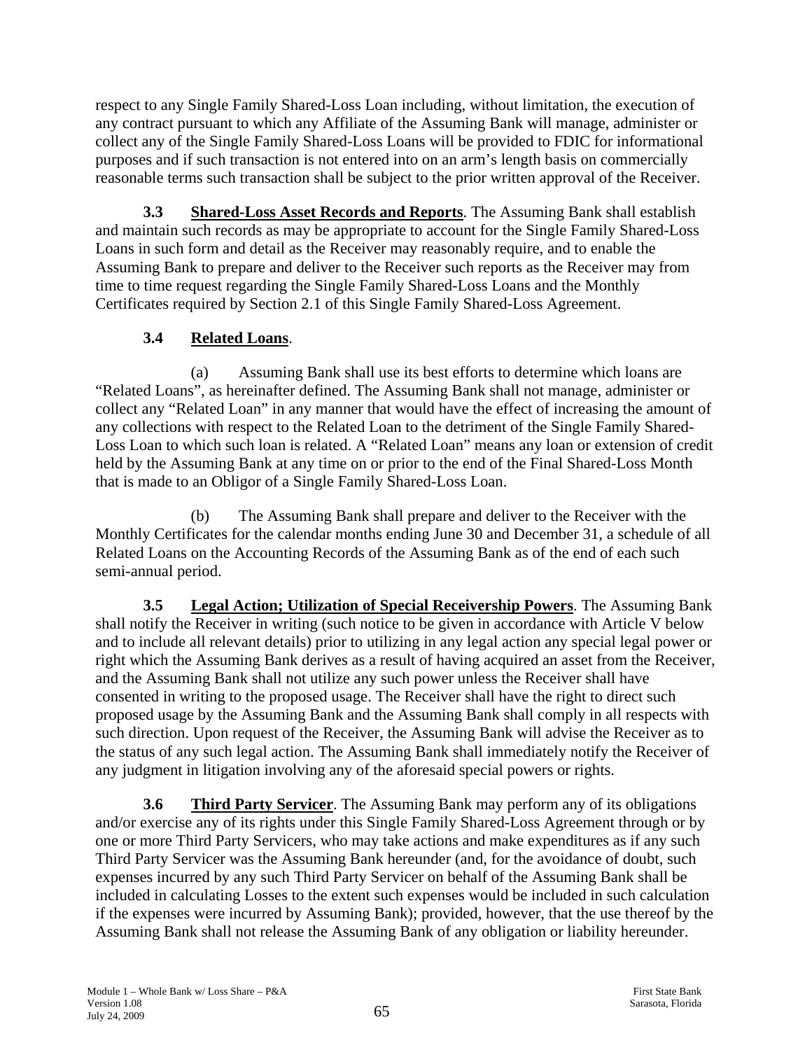respect to any Single Family Shared-Loss Loan including, without limitation, the execution of any contract pursuant to which any Affiliate of the Assuming Bank will manage, administer or collect any of the Single Family Shared-Loss Loans will be provided to FDIC for informational purposes and if such transaction is not entered into on an arm's length basis on commercially reasonable terms such transaction shall be subject to the prior written approval of the Receiver.

**3.3 Shared-Loss Asset Records and Reports**. The Assuming Bank shall establish and maintain such records as may be appropriate to account for the Single Family Shared-Loss Loans in such form and detail as the Receiver may reasonably require, and to enable the Assuming Bank to prepare and deliver to the Receiver such reports as the Receiver may from time to time request regarding the Single Family Shared-Loss Loans and the Monthly Certificates required by Section 2.1 of this Single Family Shared-Loss Agreement.

**3.4 Related Loans**.

(a) Assuming Bank shall use its best efforts to determine which loans are "Related Loans", as hereinafter defined. The Assuming Bank shall not manage, administer or collect any "Related Loan" in any manner that would have the effect of increasing the amount of any collections with respect to the Related Loan to the detriment of the Single Family Shared-Loss Loan to which such loan is related. A "Related Loan" means any loan or extension of credit held by the Assuming Bank at any time on or prior to the end of the Final Shared-Loss Month that is made to an Obligor of a Single Family Shared-Loss Loan.

(b) The Assuming Bank shall prepare and deliver to the Receiver with the Monthly Certificates for the calendar months ending June 30 and December 31, a schedule of all Related Loans on the Accounting Records of the Assuming Bank as of the end of each such semi-annual period.

**3.5 Legal Action; Utilization of Special Receivership Powers**. The Assuming Bank shall notify the Receiver in writing (such notice to be given in accordance with Article V below and to include all relevant details) prior to utilizing in any legal action any special legal power or right which the Assuming Bank derives as a result of having acquired an asset from the Receiver, and the Assuming Bank shall not utilize any such power unless the Receiver shall have consented in writing to the proposed usage. The Receiver shall have the right to direct such proposed usage by the Assuming Bank and the Assuming Bank shall comply in all respects with such direction. Upon request of the Receiver, the Assuming Bank will advise the Receiver as to the status of any such legal action. The Assuming Bank shall immediately notify the Receiver of any judgment in litigation involving any of the aforesaid special powers or rights.

**3.6 Third Party Servicer**. The Assuming Bank may perform any of its obligations and/or exercise any of its rights under this Single Family Shared-Loss Agreement through or by one or more Third Party Servicers, who may take actions and make expenditures as if any such Third Party Servicer was the Assuming Bank hereunder (and, for the avoidance of doubt, such expenses incurred by any such Third Party Servicer on behalf of the Assuming Bank shall be included in calculating Losses to the extent such expenses would be included in such calculation if the expenses were incurred by Assuming Bank); provided, however, that the use thereof by the Assuming Bank shall not release the Assuming Bank of any obligation or liability hereunder.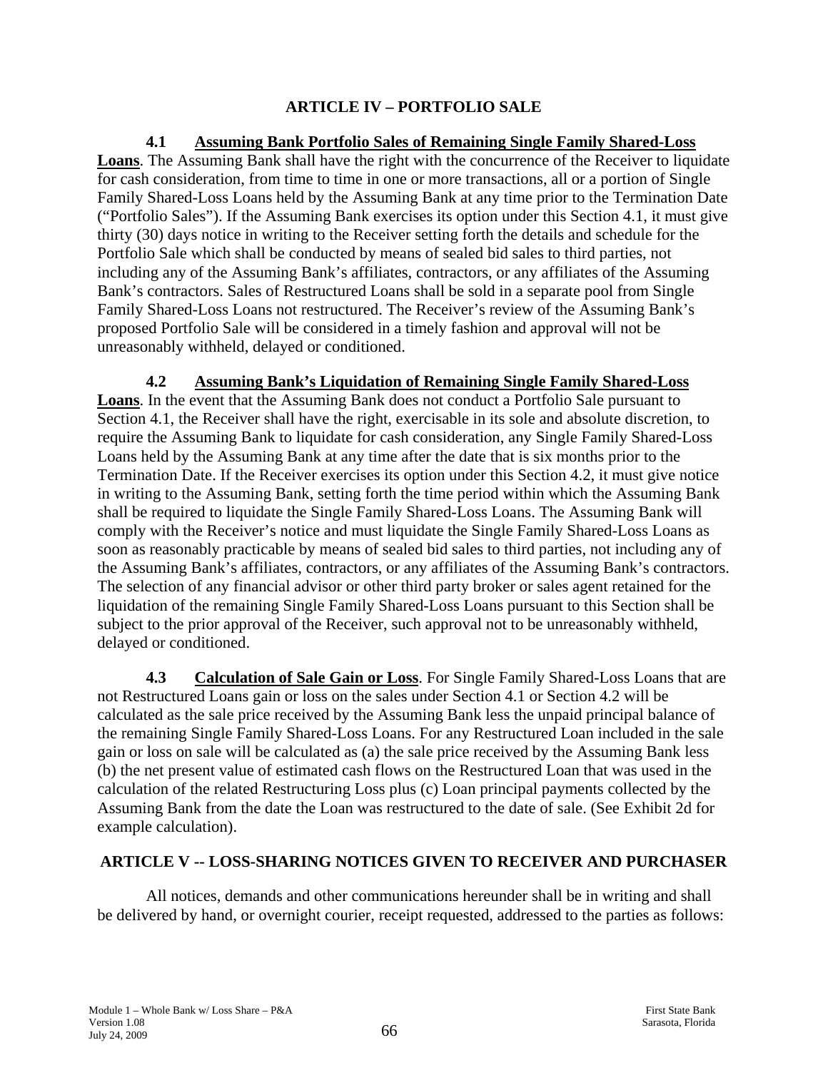## ARTICLE IV – PORTFOLIO SALE

**4.1 <u>Assuming Bank Portfolio Sales of Remaining Single Family Shared-Loss Loans</u>**. The Assuming Bank shall have the right with the concurrence of the Receiver to liquidate for cash consideration, from time to time in one or more transactions, all or a portion of Single Family Shared-Loss Loans held by the Assuming Bank at any time prior to the Termination Date ("Portfolio Sales"). If the Assuming Bank exercises its option under this Section 4.1, it must give thirty (30) days notice in writing to the Receiver setting forth the details and schedule for the Portfolio Sale which shall be conducted by means of sealed bid sales to third parties, not including any of the Assuming Bank's affiliates, contractors, or any affiliates of the Assuming Bank's contractors. Sales of Restructured Loans shall be sold in a separate pool from Single Family Shared-Loss Loans not restructured. The Receiver's review of the Assuming Bank's proposed Portfolio Sale will be considered in a timely fashion and approval will not be unreasonably withheld, delayed or conditioned.

**4.2 <u>Assuming Bank's Liquidation of Remaining Single Family Shared-Loss Loans</u>**. In the event that the Assuming Bank does not conduct a Portfolio Sale pursuant to Section 4.1, the Receiver shall have the right, exercisable in its sole and absolute discretion, to require the Assuming Bank to liquidate for cash consideration, any Single Family Shared-Loss Loans held by the Assuming Bank at any time after the date that is six months prior to the Termination Date. If the Receiver exercises its option under this Section 4.2, it must give notice in writing to the Assuming Bank, setting forth the time period within which the Assuming Bank shall be required to liquidate the Single Family Shared-Loss Loans. The Assuming Bank will comply with the Receiver's notice and must liquidate the Single Family Shared-Loss Loans as soon as reasonably practicable by means of sealed bid sales to third parties, not including any of the Assuming Bank's affiliates, contractors, or any affiliates of the Assuming Bank's contractors. The selection of any financial advisor or other third party broker or sales agent retained for the liquidation of the remaining Single Family Shared-Loss Loans pursuant to this Section shall be subject to the prior approval of the Receiver, such approval not to be unreasonably withheld, delayed or conditioned.

**4.3 <u>Calculation of Sale Gain or Loss</u>**. For Single Family Shared-Loss Loans that are not Restructured Loans gain or loss on the sales under Section 4.1 or Section 4.2 will be calculated as the sale price received by the Assuming Bank less the unpaid principal balance of the remaining Single Family Shared-Loss Loans. For any Restructured Loan included in the sale gain or loss on sale will be calculated as (a) the sale price received by the Assuming Bank less (b) the net present value of estimated cash flows on the Restructured Loan that was used in the calculation of the related Restructuring Loss plus (c) Loan principal payments collected by the Assuming Bank from the date the Loan was restructured to the date of sale. (See Exhibit 2d for example calculation).

## ARTICLE V -- LOSS-SHARING NOTICES GIVEN TO RECEIVER AND PURCHASER

All notices, demands and other communications hereunder shall be in writing and shall be delivered by hand, or overnight courier, receipt requested, addressed to the parties as follows: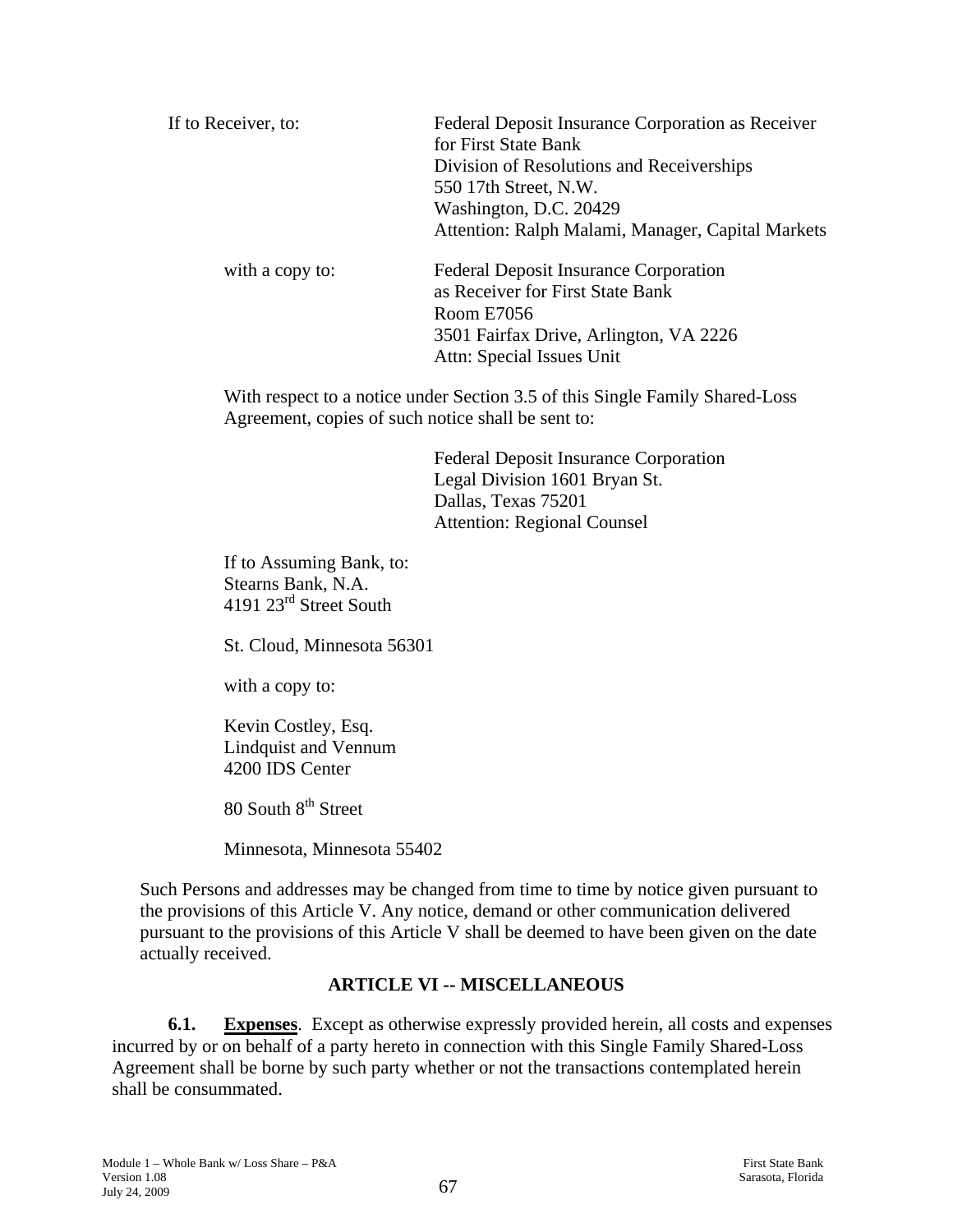If to Receiver, to: Federal Deposit Insurance Corporation as Receiver for First State Bank
Division of Resolutions and Receiverships
550 17th Street, N.W.
Washington, D.C. 20429
Attention: Ralph Malami, Manager, Capital Markets

with a copy to: Federal Deposit Insurance Corporation
as Receiver for First State Bank
Room E7056
3501 Fairfax Drive, Arlington, VA 2226
Attn: Special Issues Unit

With respect to a notice under Section 3.5 of this Single Family Shared-Loss Agreement, copies of such notice shall be sent to:

Federal Deposit Insurance Corporation
Legal Division 1601 Bryan St.
Dallas, Texas 75201
Attention: Regional Counsel

If to Assuming Bank, to:
Stearns Bank, N.A.
4191 23rd Street South

St. Cloud, Minnesota 56301

with a copy to:

Kevin Costley, Esq.
Lindquist and Vennum
4200 IDS Center

80 South 8th Street

Minnesota, Minnesota 55402

Such Persons and addresses may be changed from time to time by notice given pursuant to the provisions of this Article V. Any notice, demand or other communication delivered pursuant to the provisions of this Article V shall be deemed to have been given on the date actually received.

## ARTICLE VI -- MISCELLANEOUS

**6.1. Expenses**. Except as otherwise expressly provided herein, all costs and expenses incurred by or on behalf of a party hereto in connection with this Single Family Shared-Loss Agreement shall be borne by such party whether or not the transactions contemplated herein shall be consummated.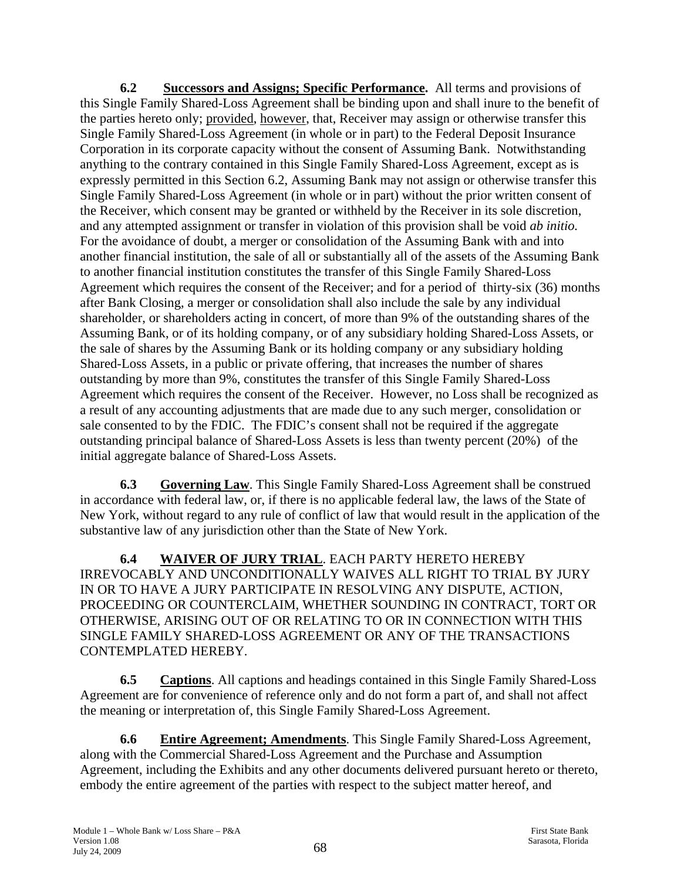**6.2 Successors and Assigns; Specific Performance.** All terms and provisions of this Single Family Shared-Loss Agreement shall be binding upon and shall inure to the benefit of the parties hereto only; provided, however, that, Receiver may assign or otherwise transfer this Single Family Shared-Loss Agreement (in whole or in part) to the Federal Deposit Insurance Corporation in its corporate capacity without the consent of Assuming Bank. Notwithstanding anything to the contrary contained in this Single Family Shared-Loss Agreement, except as is expressly permitted in this Section 6.2, Assuming Bank may not assign or otherwise transfer this Single Family Shared-Loss Agreement (in whole or in part) without the prior written consent of the Receiver, which consent may be granted or withheld by the Receiver in its sole discretion, and any attempted assignment or transfer in violation of this provision shall be void *ab initio.* For the avoidance of doubt, a merger or consolidation of the Assuming Bank with and into another financial institution, the sale of all or substantially all of the assets of the Assuming Bank to another financial institution constitutes the transfer of this Single Family Shared-Loss Agreement which requires the consent of the Receiver; and for a period of thirty-six (36) months after Bank Closing, a merger or consolidation shall also include the sale by any individual shareholder, or shareholders acting in concert, of more than 9% of the outstanding shares of the Assuming Bank, or of its holding company, or of any subsidiary holding Shared-Loss Assets, or the sale of shares by the Assuming Bank or its holding company or any subsidiary holding Shared-Loss Assets, in a public or private offering, that increases the number of shares outstanding by more than 9%, constitutes the transfer of this Single Family Shared-Loss Agreement which requires the consent of the Receiver. However, no Loss shall be recognized as a result of any accounting adjustments that are made due to any such merger, consolidation or sale consented to by the FDIC. The FDIC's consent shall not be required if the aggregate outstanding principal balance of Shared-Loss Assets is less than twenty percent (20%) of the initial aggregate balance of Shared-Loss Assets.

**6.3 Governing Law**. This Single Family Shared-Loss Agreement shall be construed in accordance with federal law, or, if there is no applicable federal law, the laws of the State of New York, without regard to any rule of conflict of law that would result in the application of the substantive law of any jurisdiction other than the State of New York.

**6.4 WAIVER OF JURY TRIAL**. EACH PARTY HERETO HEREBY IRREVOCABLY AND UNCONDITIONALLY WAIVES ALL RIGHT TO TRIAL BY JURY IN OR TO HAVE A JURY PARTICIPATE IN RESOLVING ANY DISPUTE, ACTION, PROCEEDING OR COUNTERCLAIM, WHETHER SOUNDING IN CONTRACT, TORT OR OTHERWISE, ARISING OUT OF OR RELATING TO OR IN CONNECTION WITH THIS SINGLE FAMILY SHARED-LOSS AGREEMENT OR ANY OF THE TRANSACTIONS CONTEMPLATED HEREBY.

**6.5 Captions**. All captions and headings contained in this Single Family Shared-Loss Agreement are for convenience of reference only and do not form a part of, and shall not affect the meaning or interpretation of, this Single Family Shared-Loss Agreement.

**6.6 Entire Agreement; Amendments**. This Single Family Shared-Loss Agreement, along with the Commercial Shared-Loss Agreement and the Purchase and Assumption Agreement, including the Exhibits and any other documents delivered pursuant hereto or thereto, embody the entire agreement of the parties with respect to the subject matter hereof, and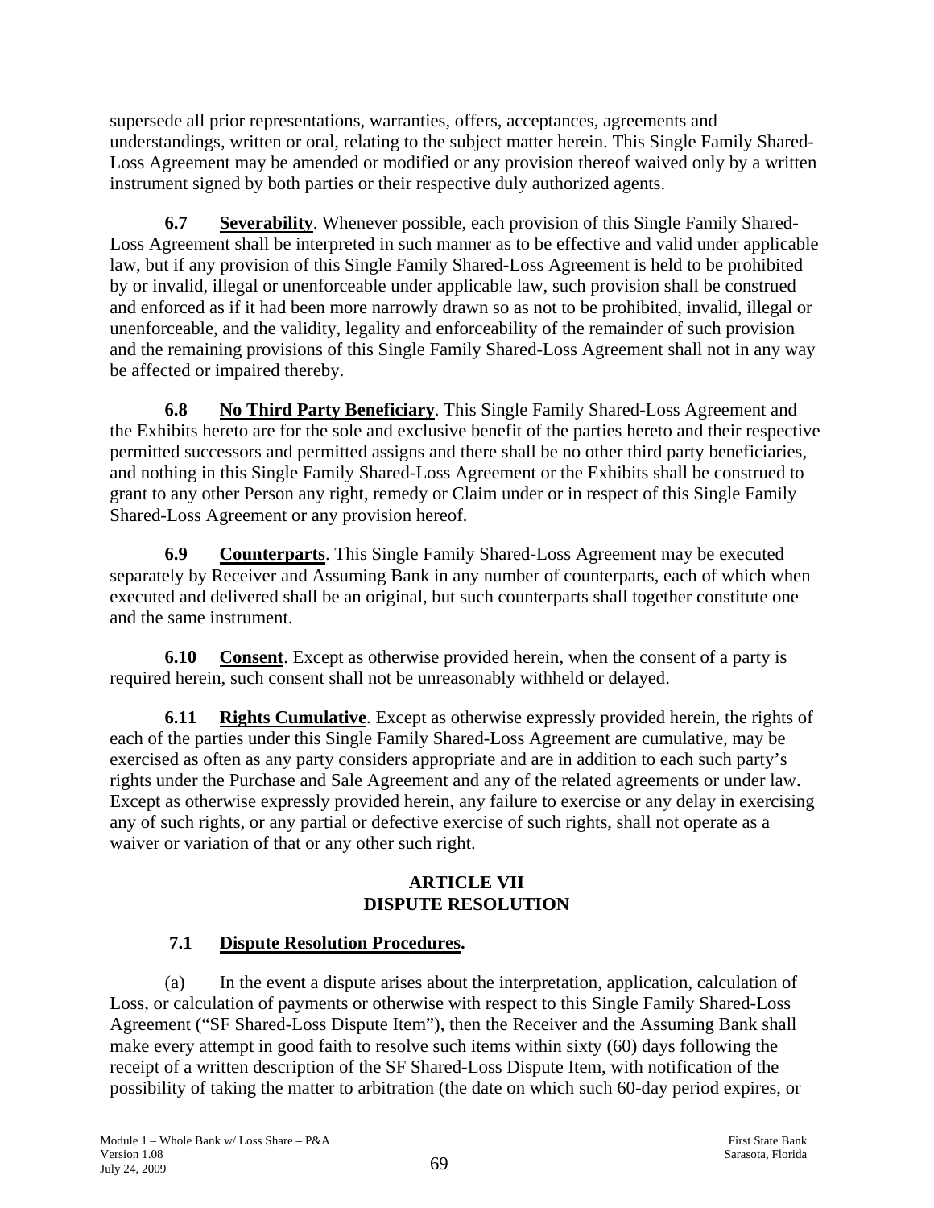supersede all prior representations, warranties, offers, acceptances, agreements and understandings, written or oral, relating to the subject matter herein. This Single Family Shared-Loss Agreement may be amended or modified or any provision thereof waived only by a written instrument signed by both parties or their respective duly authorized agents.

**6.7 Severability**. Whenever possible, each provision of this Single Family Shared-Loss Agreement shall be interpreted in such manner as to be effective and valid under applicable law, but if any provision of this Single Family Shared-Loss Agreement is held to be prohibited by or invalid, illegal or unenforceable under applicable law, such provision shall be construed and enforced as if it had been more narrowly drawn so as not to be prohibited, invalid, illegal or unenforceable, and the validity, legality and enforceability of the remainder of such provision and the remaining provisions of this Single Family Shared-Loss Agreement shall not in any way be affected or impaired thereby.

**6.8 No Third Party Beneficiary**. This Single Family Shared-Loss Agreement and the Exhibits hereto are for the sole and exclusive benefit of the parties hereto and their respective permitted successors and permitted assigns and there shall be no other third party beneficiaries, and nothing in this Single Family Shared-Loss Agreement or the Exhibits shall be construed to grant to any other Person any right, remedy or Claim under or in respect of this Single Family Shared-Loss Agreement or any provision hereof.

**6.9 Counterparts**. This Single Family Shared-Loss Agreement may be executed separately by Receiver and Assuming Bank in any number of counterparts, each of which when executed and delivered shall be an original, but such counterparts shall together constitute one and the same instrument.

**6.10 Consent**. Except as otherwise provided herein, when the consent of a party is required herein, such consent shall not be unreasonably withheld or delayed.

**6.11 Rights Cumulative**. Except as otherwise expressly provided herein, the rights of each of the parties under this Single Family Shared-Loss Agreement are cumulative, may be exercised as often as any party considers appropriate and are in addition to each such party's rights under the Purchase and Sale Agreement and any of the related agreements or under law. Except as otherwise expressly provided herein, any failure to exercise or any delay in exercising any of such rights, or any partial or defective exercise of such rights, shall not operate as a waiver or variation of that or any other such right.

## ARTICLE VII
## DISPUTE RESOLUTION

### 7.1 Dispute Resolution Procedures.

(a) In the event a dispute arises about the interpretation, application, calculation of Loss, or calculation of payments or otherwise with respect to this Single Family Shared-Loss Agreement ("SF Shared-Loss Dispute Item"), then the Receiver and the Assuming Bank shall make every attempt in good faith to resolve such items within sixty (60) days following the receipt of a written description of the SF Shared-Loss Dispute Item, with notification of the possibility of taking the matter to arbitration (the date on which such 60-day period expires, or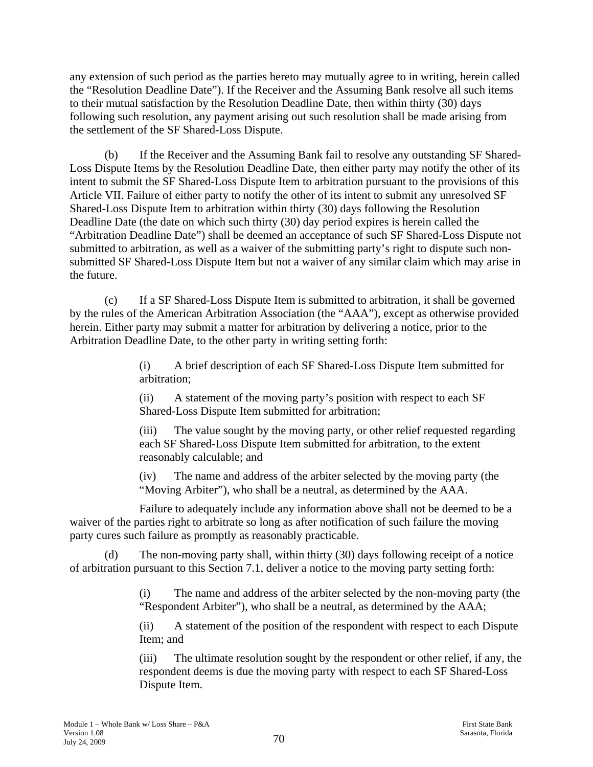any extension of such period as the parties hereto may mutually agree to in writing, herein called the "Resolution Deadline Date"). If the Receiver and the Assuming Bank resolve all such items to their mutual satisfaction by the Resolution Deadline Date, then within thirty (30) days following such resolution, any payment arising out such resolution shall be made arising from the settlement of the SF Shared-Loss Dispute.

(b) If the Receiver and the Assuming Bank fail to resolve any outstanding SF Shared-Loss Dispute Items by the Resolution Deadline Date, then either party may notify the other of its intent to submit the SF Shared-Loss Dispute Item to arbitration pursuant to the provisions of this Article VII. Failure of either party to notify the other of its intent to submit any unresolved SF Shared-Loss Dispute Item to arbitration within thirty (30) days following the Resolution Deadline Date (the date on which such thirty (30) day period expires is herein called the "Arbitration Deadline Date") shall be deemed an acceptance of such SF Shared-Loss Dispute not submitted to arbitration, as well as a waiver of the submitting party's right to dispute such non-submitted SF Shared-Loss Dispute Item but not a waiver of any similar claim which may arise in the future.

(c) If a SF Shared-Loss Dispute Item is submitted to arbitration, it shall be governed by the rules of the American Arbitration Association (the "AAA"), except as otherwise provided herein. Either party may submit a matter for arbitration by delivering a notice, prior to the Arbitration Deadline Date, to the other party in writing setting forth:

(i) A brief description of each SF Shared-Loss Dispute Item submitted for arbitration;

(ii) A statement of the moving party's position with respect to each SF Shared-Loss Dispute Item submitted for arbitration;

(iii) The value sought by the moving party, or other relief requested regarding each SF Shared-Loss Dispute Item submitted for arbitration, to the extent reasonably calculable; and

(iv) The name and address of the arbiter selected by the moving party (the "Moving Arbiter"), who shall be a neutral, as determined by the AAA.

Failure to adequately include any information above shall not be deemed to be a waiver of the parties right to arbitrate so long as after notification of such failure the moving party cures such failure as promptly as reasonably practicable.

(d) The non-moving party shall, within thirty (30) days following receipt of a notice of arbitration pursuant to this Section 7.1, deliver a notice to the moving party setting forth:

(i) The name and address of the arbiter selected by the non-moving party (the "Respondent Arbiter"), who shall be a neutral, as determined by the AAA;

(ii) A statement of the position of the respondent with respect to each Dispute Item; and

(iii) The ultimate resolution sought by the respondent or other relief, if any, the respondent deems is due the moving party with respect to each SF Shared-Loss Dispute Item.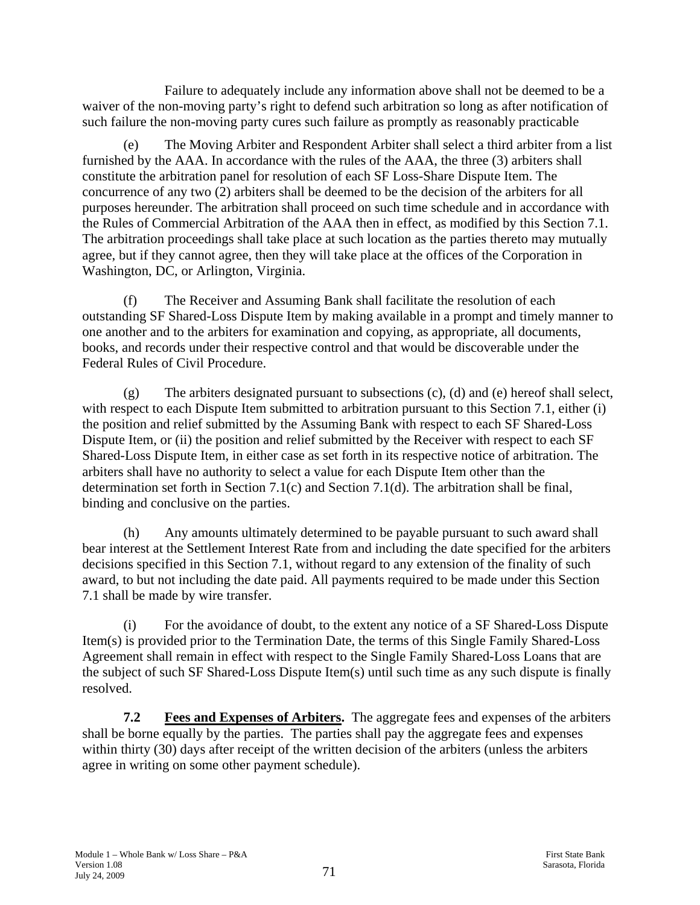Failure to adequately include any information above shall not be deemed to be a waiver of the non-moving party's right to defend such arbitration so long as after notification of such failure the non-moving party cures such failure as promptly as reasonably practicable

(e) The Moving Arbiter and Respondent Arbiter shall select a third arbiter from a list furnished by the AAA. In accordance with the rules of the AAA, the three (3) arbiters shall constitute the arbitration panel for resolution of each SF Loss-Share Dispute Item. The concurrence of any two (2) arbiters shall be deemed to be the decision of the arbiters for all purposes hereunder. The arbitration shall proceed on such time schedule and in accordance with the Rules of Commercial Arbitration of the AAA then in effect, as modified by this Section 7.1. The arbitration proceedings shall take place at such location as the parties thereto may mutually agree, but if they cannot agree, then they will take place at the offices of the Corporation in Washington, DC, or Arlington, Virginia.

(f) The Receiver and Assuming Bank shall facilitate the resolution of each outstanding SF Shared-Loss Dispute Item by making available in a prompt and timely manner to one another and to the arbiters for examination and copying, as appropriate, all documents, books, and records under their respective control and that would be discoverable under the Federal Rules of Civil Procedure.

(g) The arbiters designated pursuant to subsections (c), (d) and (e) hereof shall select, with respect to each Dispute Item submitted to arbitration pursuant to this Section 7.1, either (i) the position and relief submitted by the Assuming Bank with respect to each SF Shared-Loss Dispute Item, or (ii) the position and relief submitted by the Receiver with respect to each SF Shared-Loss Dispute Item, in either case as set forth in its respective notice of arbitration. The arbiters shall have no authority to select a value for each Dispute Item other than the determination set forth in Section 7.1(c) and Section 7.1(d). The arbitration shall be final, binding and conclusive on the parties.

(h) Any amounts ultimately determined to be payable pursuant to such award shall bear interest at the Settlement Interest Rate from and including the date specified for the arbiters decisions specified in this Section 7.1, without regard to any extension of the finality of such award, to but not including the date paid. All payments required to be made under this Section 7.1 shall be made by wire transfer.

(i) For the avoidance of doubt, to the extent any notice of a SF Shared-Loss Dispute Item(s) is provided prior to the Termination Date, the terms of this Single Family Shared-Loss Agreement shall remain in effect with respect to the Single Family Shared-Loss Loans that are the subject of such SF Shared-Loss Dispute Item(s) until such time as any such dispute is finally resolved.

**7.2 Fees and Expenses of Arbiters.** The aggregate fees and expenses of the arbiters shall be borne equally by the parties. The parties shall pay the aggregate fees and expenses within thirty (30) days after receipt of the written decision of the arbiters (unless the arbiters agree in writing on some other payment schedule).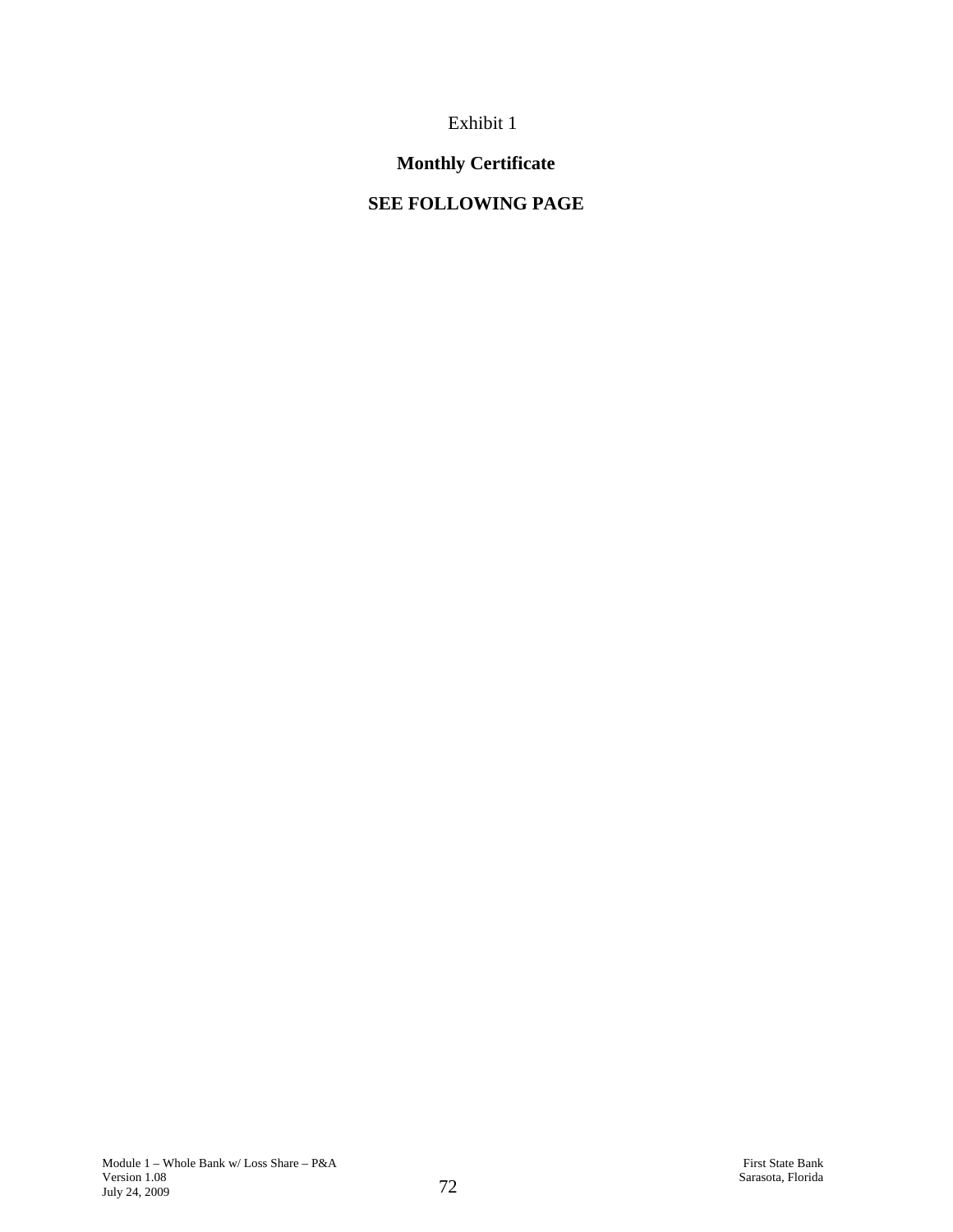Exhibit 1

# Monthly Certificate

**SEE FOLLOWING PAGE**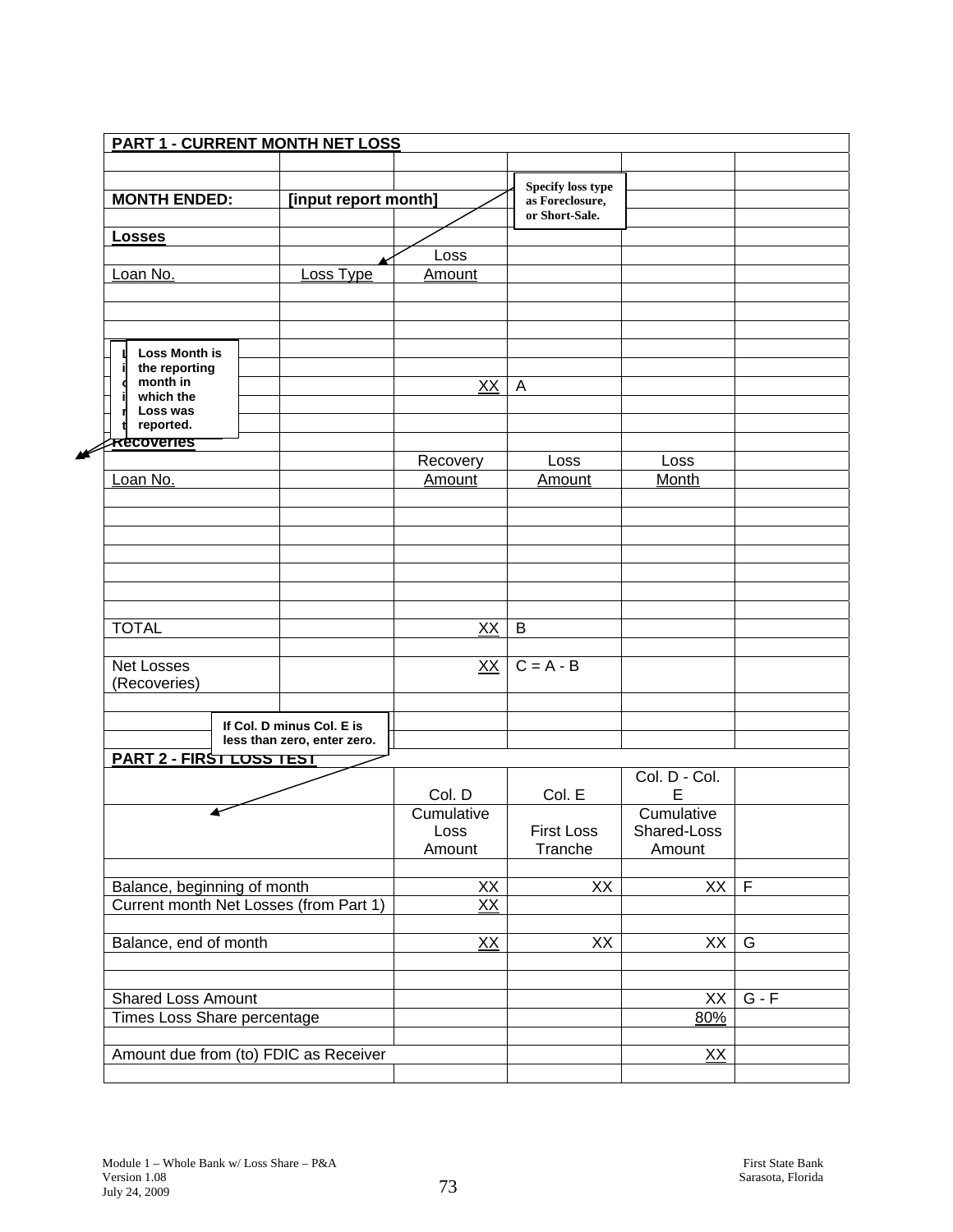**PART 1 - CURRENT MONTH NET LOSS**

| | | | | | |
|---|---|---|---|---|---|
| **MONTH ENDED:** | **[input report month]** | | | | |
| **Losses** | | | | | |
| | | Loss | | | |
| Loan No. | Loss Type | Amount | | | |
| | | | | | |
| | | | | | |
| | | | | | |
| | | XX | A | | |
| | | | | | |
| **Recoveries** | | | | | |
| | | Recovery | Loss | Loss | |
| Loan No. | | Amount | Amount | Month | |
| | | | | | |
| | | | | | |
| | | | | | |
| TOTAL | | XX | B | | |
| | | | | | |
| Net Losses (Recoveries) | | XX | C = A - B | | |

Specify loss type as Foreclosure, or Short-Sale.

Loss Month is the reporting month in which the Loss was reported.

If Col. D minus Col. E is less than zero, enter zero.

**PART 2 - FIRST LOSS TEST**

| | Col. D | Col. E | Col. D - Col. E | |
|---|---|---|---|---|
| | Cumulative Loss Amount | First Loss Tranche | Cumulative Shared-Loss Amount | |
| | | | | |
| Balance, beginning of month | XX | XX | XX | F |
| Current month Net Losses (from Part 1) | XX | | | |
| | | | | |
| Balance, end of month | XX | XX | XX | G |
| | | | | |
| Shared Loss Amount | | | XX | G - F |
| Times Loss Share percentage | | | 80% | |
| | | | | |
| Amount due from (to) FDIC as Receiver | | | XX | |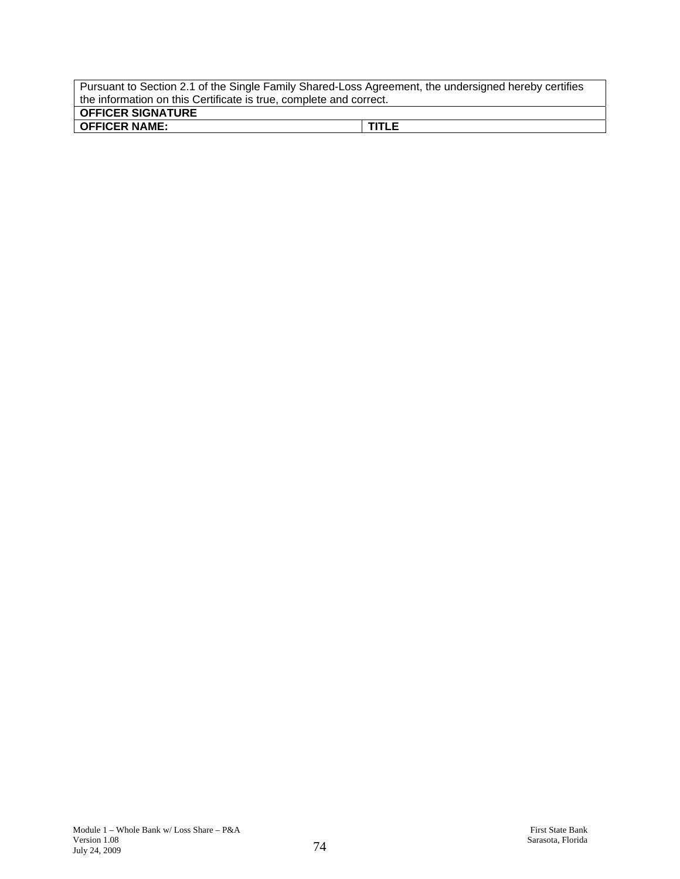| Pursuant to Section 2.1 of the Single Family Shared-Loss Agreement, the undersigned hereby certifies the information on this Certificate is true, complete and correct. | |
| --- | --- |
| **OFFICER SIGNATURE** | |
| **OFFICER NAME:** | **TITLE** |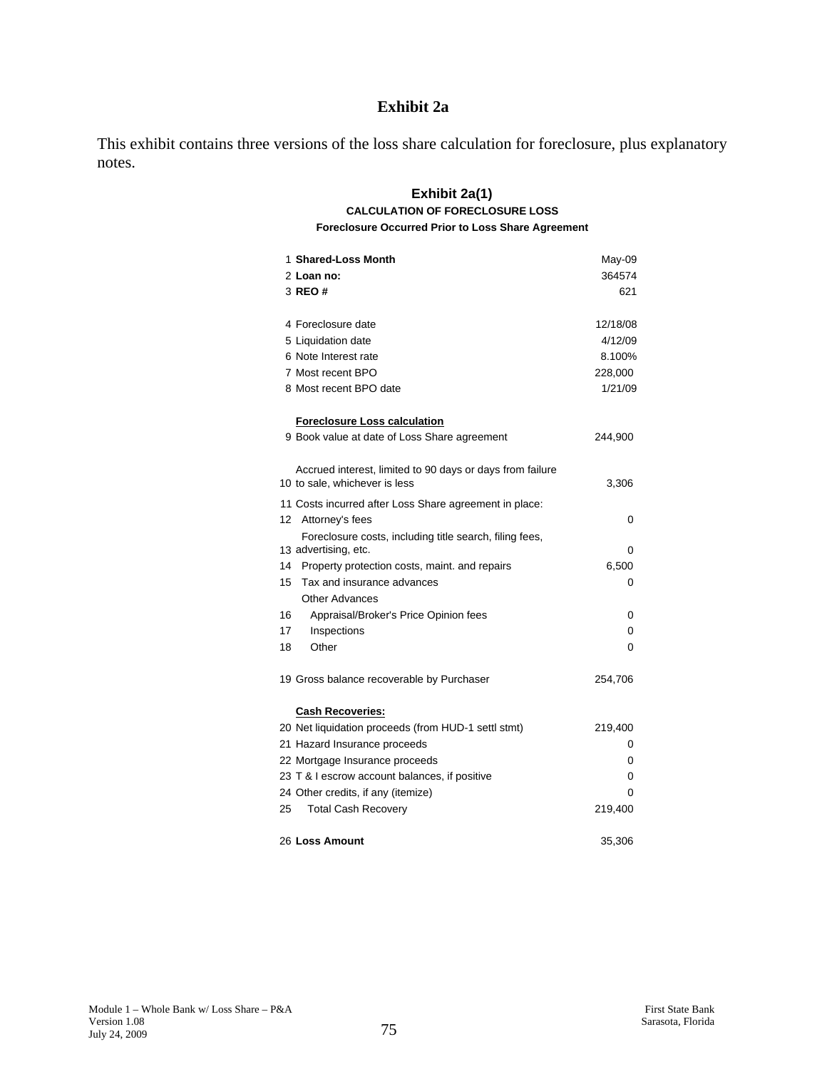# Exhibit 2a

This exhibit contains three versions of the loss share calculation for foreclosure, plus explanatory notes.

## Exhibit 2a(1)

### CALCULATION OF FORECLOSURE LOSS

**Foreclosure Occurred Prior to Loss Share Agreement**

| | | |
|---|---|---|
| 1 | **Shared-Loss Month** | May-09 |
| 2 | **Loan no:** | 364574 |
| 3 | **REO #** | 621 |
| | | |
| 4 | Foreclosure date | 12/18/08 |
| 5 | Liquidation date | 4/12/09 |
| 6 | Note Interest rate | 8.100% |
| 7 | Most recent BPO | 228,000 |
| 8 | Most recent BPO date | 1/21/09 |
| | | |
| | **Foreclosure Loss calculation** | |
| 9 | Book value at date of Loss Share agreement | 244,900 |
| | | |
| 10 | Accrued interest, limited to 90 days or days from failure to sale, whichever is less | 3,306 |
| 11 | Costs incurred after Loss Share agreement in place: | |
| 12 | Attorney's fees | 0 |
| 13 | Foreclosure costs, including title search, filing fees, advertising, etc. | 0 |
| 14 | Property protection costs, maint. and repairs | 6,500 |
| 15 | Tax and insurance advances | 0 |
| | Other Advances | |
| 16 | Appraisal/Broker's Price Opinion fees | 0 |
| 17 | Inspections | 0 |
| 18 | Other | 0 |
| | | |
| 19 | Gross balance recoverable by Purchaser | 254,706 |
| | | |
| | **Cash Recoveries:** | |
| 20 | Net liquidation proceeds (from HUD-1 settl stmt) | 219,400 |
| 21 | Hazard Insurance proceeds | 0 |
| 22 | Mortgage Insurance proceeds | 0 |
| 23 | T & I escrow account balances, if positive | 0 |
| 24 | Other credits, if any (itemize) | 0 |
| 25 | Total Cash Recovery | 219,400 |
| | | |
| 26 | **Loss Amount** | 35,306 |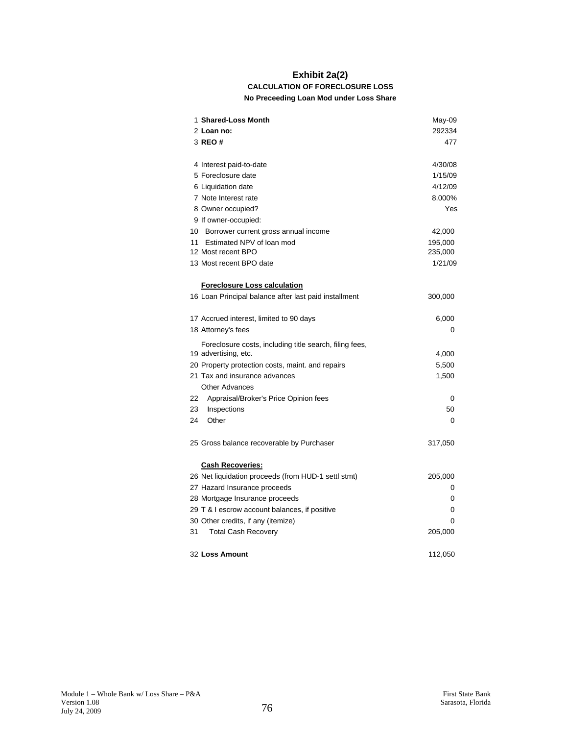# Exhibit 2a(2)

## CALCULATION OF FORECLOSURE LOSS

### No Preceeding Loan Mod under Loss Share

| # | Item | Value |
|---|---|---|
| 1 | **Shared-Loss Month** | May-09 |
| 2 | **Loan no:** | 292334 |
| 3 | **REO #** | 477 |
| | | |
| 4 | Interest paid-to-date | 4/30/08 |
| 5 | Foreclosure date | 1/15/09 |
| 6 | Liquidation date | 4/12/09 |
| 7 | Note Interest rate | 8.000% |
| 8 | Owner occupied? | Yes |
| 9 | If owner-occupied: | |
| 10 | Borrower current gross annual income | 42,000 |
| 11 | Estimated NPV of loan mod | 195,000 |
| 12 | Most recent BPO | 235,000 |
| 13 | Most recent BPO date | 1/21/09 |
| | | |
| | **Foreclosure Loss calculation** | |
| 16 | Loan Principal balance after last paid installment | 300,000 |
| | | |
| 17 | Accrued interest, limited to 90 days | 6,000 |
| 18 | Attorney's fees | 0 |
| 19 | Foreclosure costs, including title search, filing fees, advertising, etc. | 4,000 |
| 20 | Property protection costs, maint. and repairs | 5,500 |
| 21 | Tax and insurance advances | 1,500 |
| | Other Advances | |
| 22 | Appraisal/Broker's Price Opinion fees | 0 |
| 23 | Inspections | 50 |
| 24 | Other | 0 |
| | | |
| 25 | Gross balance recoverable by Purchaser | 317,050 |
| | | |
| | **Cash Recoveries:** | |
| 26 | Net liquidation proceeds (from HUD-1 settl stmt) | 205,000 |
| 27 | Hazard Insurance proceeds | 0 |
| 28 | Mortgage Insurance proceeds | 0 |
| 29 | T & I escrow account balances, if positive | 0 |
| 30 | Other credits, if any (itemize) | 0 |
| 31 | Total Cash Recovery | 205,000 |
| | | |
| 32 | **Loss Amount** | 112,050 |

Module 1 – Whole Bank w/ Loss Share – P&A
Version 1.08
July 24, 2009

First State Bank
Sarasota, Florida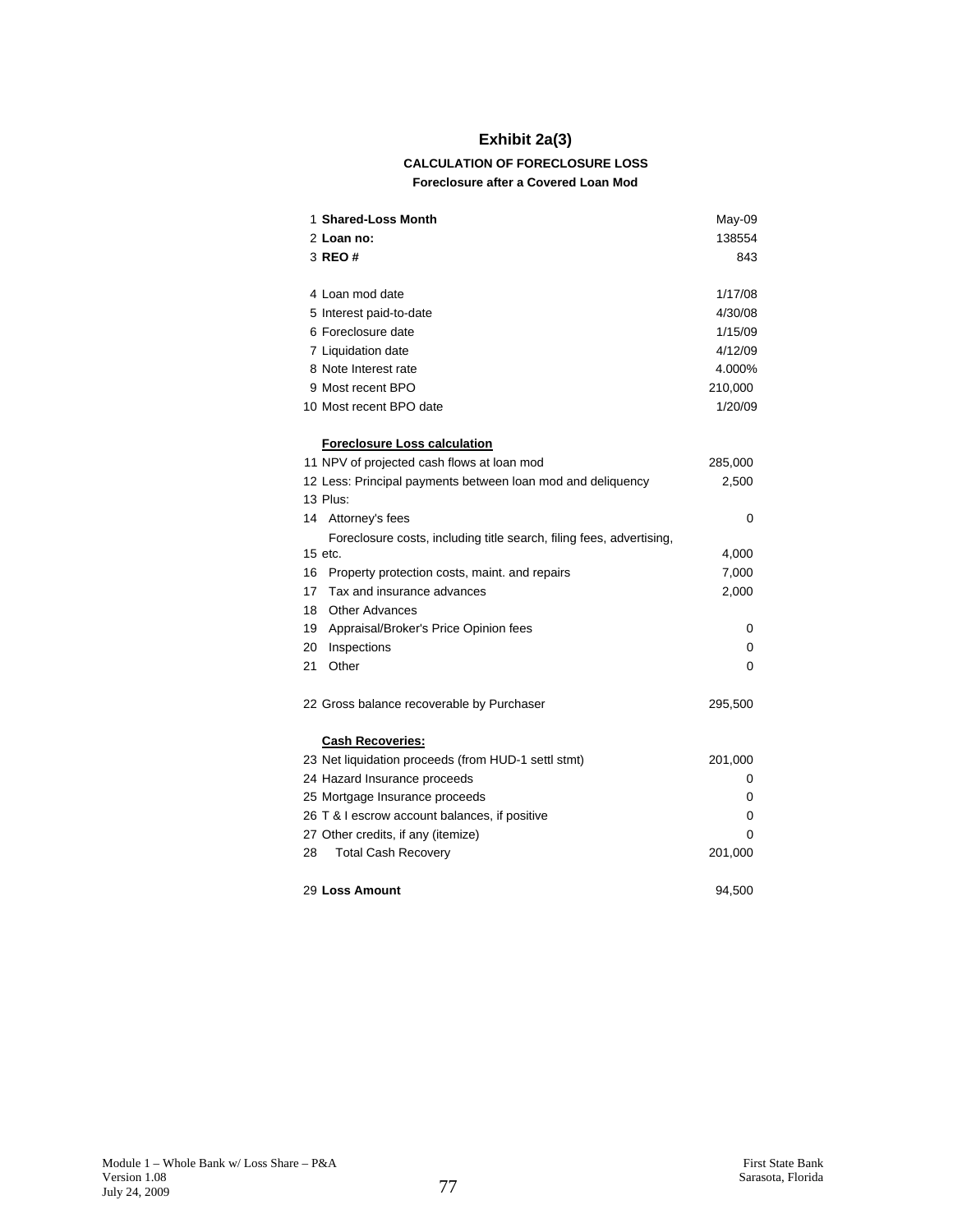# Exhibit 2a(3)

### CALCULATION OF FORECLOSURE LOSS

#### Foreclosure after a Covered Loan Mod

| # | Item | Value |
|---|---|---|
| 1 | **Shared-Loss Month** | May-09 |
| 2 | **Loan no:** | 138554 |
| 3 | **REO #** | 843 |
| | | |
| 4 | Loan mod date | 1/17/08 |
| 5 | Interest paid-to-date | 4/30/08 |
| 6 | Foreclosure date | 1/15/09 |
| 7 | Liquidation date | 4/12/09 |
| 8 | Note Interest rate | 4.000% |
| 9 | Most recent BPO | 210,000 |
| 10 | Most recent BPO date | 1/20/09 |
| | | |
| | **Foreclosure Loss calculation** | |
| 11 | NPV of projected cash flows at loan mod | 285,000 |
| 12 | Less: Principal payments between loan mod and deliquency | 2,500 |
| 13 | Plus: | |
| 14 | Attorney's fees | 0 |
| 15 | Foreclosure costs, including title search, filing fees, advertising, etc. | 4,000 |
| 16 | Property protection costs, maint. and repairs | 7,000 |
| 17 | Tax and insurance advances | 2,000 |
| 18 | Other Advances | |
| 19 | Appraisal/Broker's Price Opinion fees | 0 |
| 20 | Inspections | 0 |
| 21 | Other | 0 |
| | | |
| 22 | Gross balance recoverable by Purchaser | 295,500 |
| | | |
| | **Cash Recoveries:** | |
| 23 | Net liquidation proceeds (from HUD-1 settl stmt) | 201,000 |
| 24 | Hazard Insurance proceeds | 0 |
| 25 | Mortgage Insurance proceeds | 0 |
| 26 | T & I escrow account balances, if positive | 0 |
| 27 | Other credits, if any (itemize) | 0 |
| 28 | Total Cash Recovery | 201,000 |
| | | |
| 29 | **Loss Amount** | 94,500 |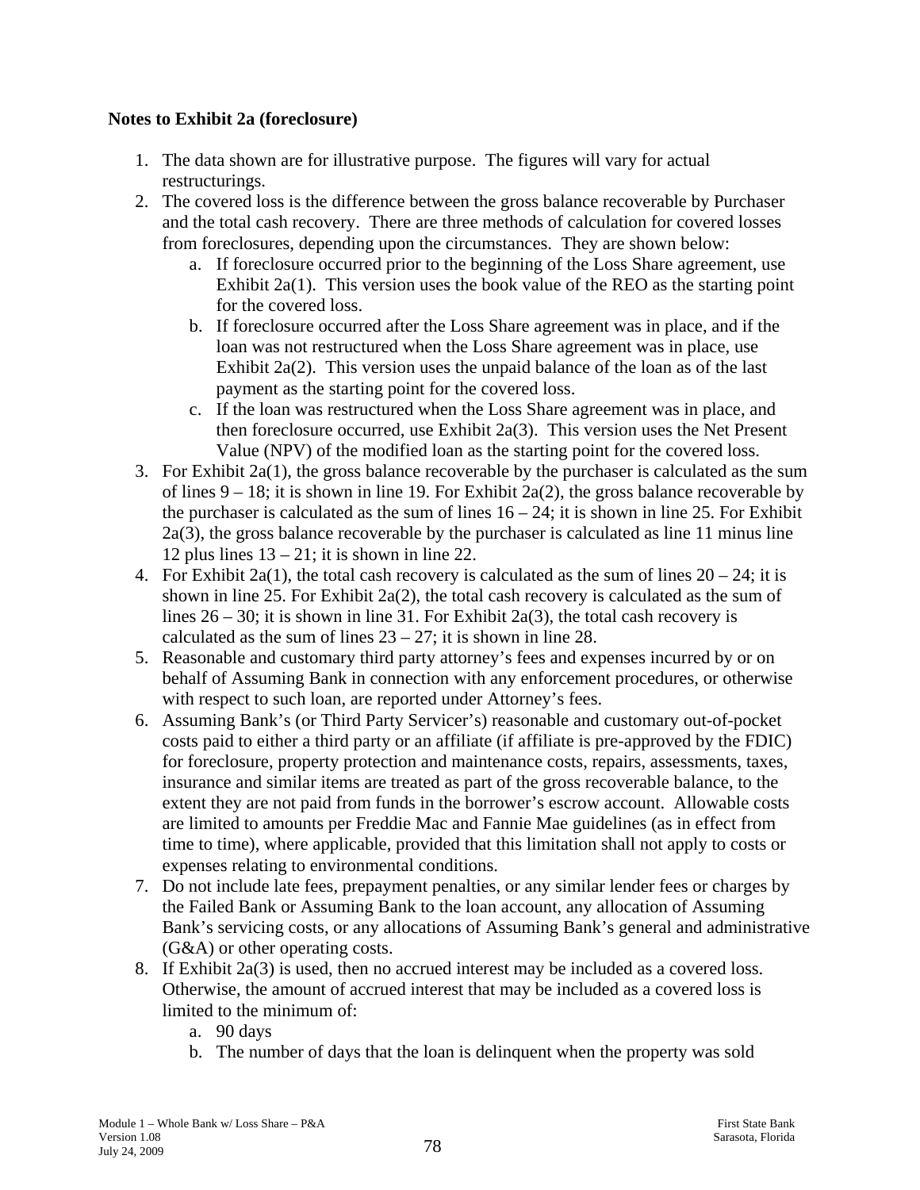**Notes to Exhibit 2a (foreclosure)**

1. The data shown are for illustrative purpose. The figures will vary for actual restructurings.
2. The covered loss is the difference between the gross balance recoverable by Purchaser and the total cash recovery. There are three methods of calculation for covered losses from foreclosures, depending upon the circumstances. They are shown below:
   a. If foreclosure occurred prior to the beginning of the Loss Share agreement, use Exhibit 2a(1). This version uses the book value of the REO as the starting point for the covered loss.
   b. If foreclosure occurred after the Loss Share agreement was in place, and if the loan was not restructured when the Loss Share agreement was in place, use Exhibit 2a(2). This version uses the unpaid balance of the loan as of the last payment as the starting point for the covered loss.
   c. If the loan was restructured when the Loss Share agreement was in place, and then foreclosure occurred, use Exhibit 2a(3). This version uses the Net Present Value (NPV) of the modified loan as the starting point for the covered loss.
3. For Exhibit 2a(1), the gross balance recoverable by the purchaser is calculated as the sum of lines 9 – 18; it is shown in line 19. For Exhibit 2a(2), the gross balance recoverable by the purchaser is calculated as the sum of lines 16 – 24; it is shown in line 25. For Exhibit 2a(3), the gross balance recoverable by the purchaser is calculated as line 11 minus line 12 plus lines 13 – 21; it is shown in line 22.
4. For Exhibit 2a(1), the total cash recovery is calculated as the sum of lines 20 – 24; it is shown in line 25. For Exhibit 2a(2), the total cash recovery is calculated as the sum of lines 26 – 30; it is shown in line 31. For Exhibit 2a(3), the total cash recovery is calculated as the sum of lines 23 – 27; it is shown in line 28.
5. Reasonable and customary third party attorney's fees and expenses incurred by or on behalf of Assuming Bank in connection with any enforcement procedures, or otherwise with respect to such loan, are reported under Attorney's fees.
6. Assuming Bank's (or Third Party Servicer's) reasonable and customary out-of-pocket costs paid to either a third party or an affiliate (if affiliate is pre-approved by the FDIC) for foreclosure, property protection and maintenance costs, repairs, assessments, taxes, insurance and similar items are treated as part of the gross recoverable balance, to the extent they are not paid from funds in the borrower's escrow account. Allowable costs are limited to amounts per Freddie Mac and Fannie Mae guidelines (as in effect from time to time), where applicable, provided that this limitation shall not apply to costs or expenses relating to environmental conditions.
7. Do not include late fees, prepayment penalties, or any similar lender fees or charges by the Failed Bank or Assuming Bank to the loan account, any allocation of Assuming Bank's servicing costs, or any allocations of Assuming Bank's general and administrative (G&A) or other operating costs.
8. If Exhibit 2a(3) is used, then no accrued interest may be included as a covered loss. Otherwise, the amount of accrued interest that may be included as a covered loss is limited to the minimum of:
   a. 90 days
   b. The number of days that the loan is delinquent when the property was sold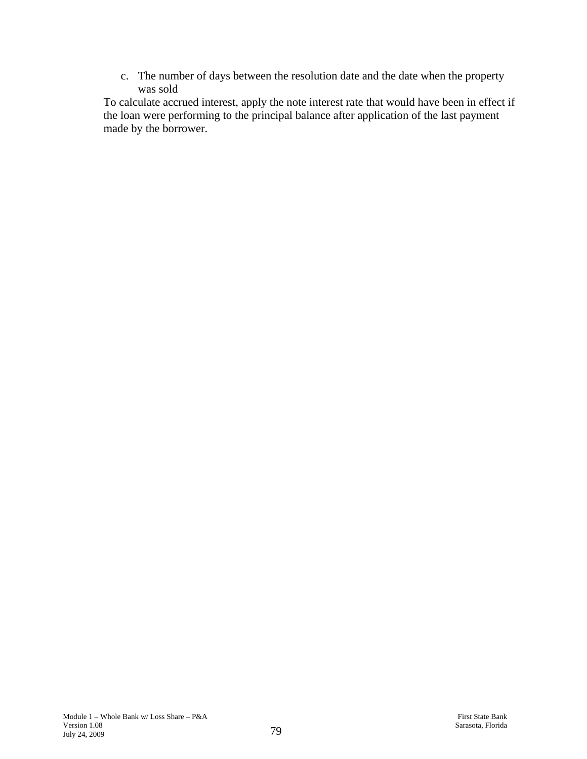c. The number of days between the resolution date and the date when the property was sold

To calculate accrued interest, apply the note interest rate that would have been in effect if the loan were performing to the principal balance after application of the last payment made by the borrower.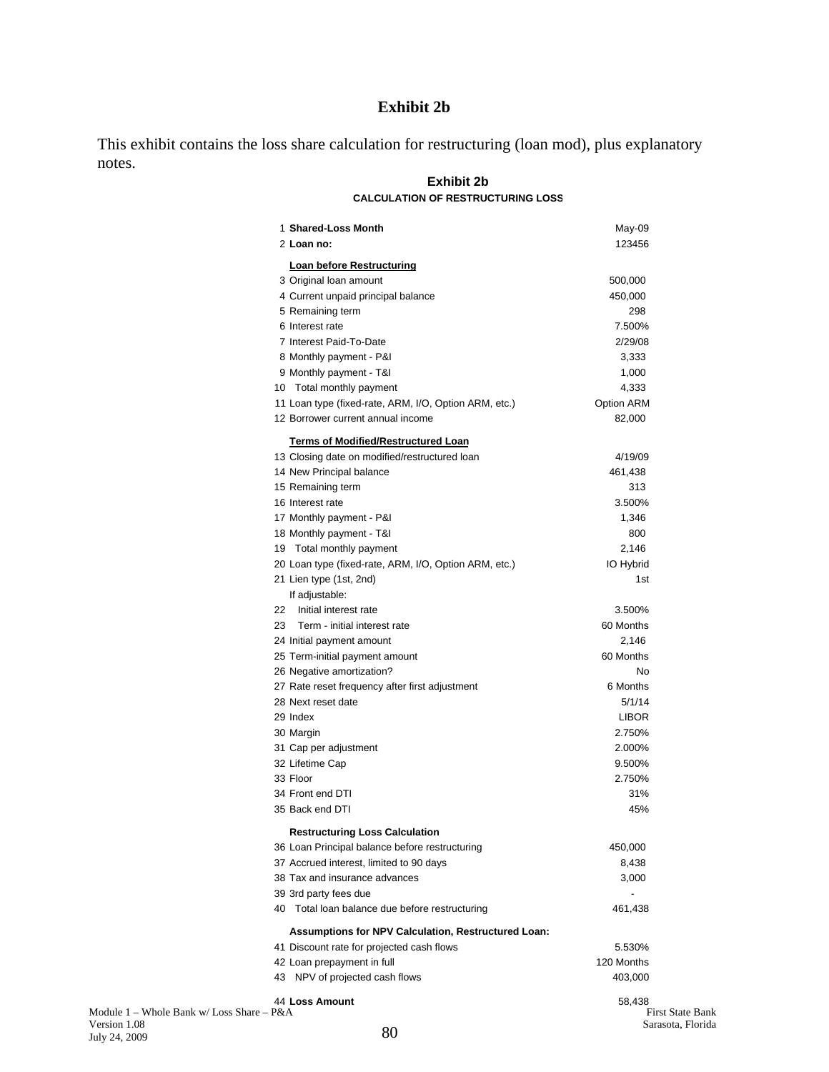# Exhibit 2b

This exhibit contains the loss share calculation for restructuring (loan mod), plus explanatory notes.

## Exhibit 2b

### CALCULATION OF RESTRUCTURING LOSS

| # | Item | Value |
|---|---|---|
| 1 | **Shared-Loss Month** | May-09 |
| 2 | **Loan no:** | 123456 |
| | **Loan before Restructuring** | |
| 3 | Original loan amount | 500,000 |
| 4 | Current unpaid principal balance | 450,000 |
| 5 | Remaining term | 298 |
| 6 | Interest rate | 7.500% |
| 7 | Interest Paid-To-Date | 2/29/08 |
| 8 | Monthly payment - P&I | 3,333 |
| 9 | Monthly payment - T&I | 1,000 |
| 10 | Total monthly payment | 4,333 |
| 11 | Loan type (fixed-rate, ARM, I/O, Option ARM, etc.) | Option ARM |
| 12 | Borrower current annual income | 82,000 |
| | **Terms of Modified/Restructured Loan** | |
| 13 | Closing date on modified/restructured loan | 4/19/09 |
| 14 | New Principal balance | 461,438 |
| 15 | Remaining term | 313 |
| 16 | Interest rate | 3.500% |
| 17 | Monthly payment - P&I | 1,346 |
| 18 | Monthly payment - T&I | 800 |
| 19 | Total monthly payment | 2,146 |
| 20 | Loan type (fixed-rate, ARM, I/O, Option ARM, etc.) | IO Hybrid |
| 21 | Lien type (1st, 2nd) | 1st |
| | If adjustable: | |
| 22 | Initial interest rate | 3.500% |
| 23 | Term - initial interest rate | 60 Months |
| 24 | Initial payment amount | 2,146 |
| 25 | Term-initial payment amount | 60 Months |
| 26 | Negative amortization? | No |
| 27 | Rate reset frequency after first adjustment | 6 Months |
| 28 | Next reset date | 5/1/14 |
| 29 | Index | LIBOR |
| 30 | Margin | 2.750% |
| 31 | Cap per adjustment | 2.000% |
| 32 | Lifetime Cap | 9.500% |
| 33 | Floor | 2.750% |
| 34 | Front end DTI | 31% |
| 35 | Back end DTI | 45% |
| | **Restructuring Loss Calculation** | |
| 36 | Loan Principal balance before restructuring | 450,000 |
| 37 | Accrued interest, limited to 90 days | 8,438 |
| 38 | Tax and insurance advances | 3,000 |
| 39 | 3rd party fees due | - |
| 40 | Total loan balance due before restructuring | 461,438 |
| | **Assumptions for NPV Calculation, Restructured Loan:** | |
| 41 | Discount rate for projected cash flows | 5.530% |
| 42 | Loan prepayment in full | 120 Months |
| 43 | NPV of projected cash flows | 403,000 |
| 44 | **Loss Amount** | 58,438 |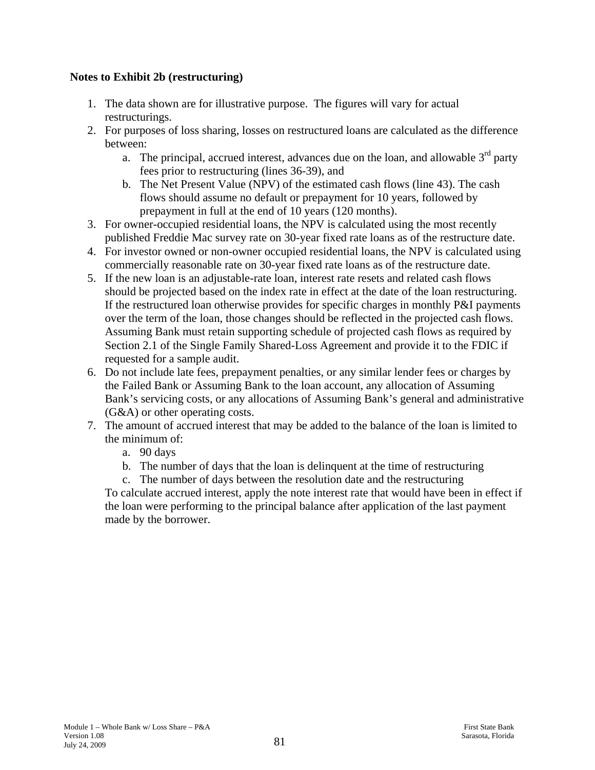**Notes to Exhibit 2b (restructuring)**

1. The data shown are for illustrative purpose. The figures will vary for actual restructurings.
2. For purposes of loss sharing, losses on restructured loans are calculated as the difference between:
    a. The principal, accrued interest, advances due on the loan, and allowable 3rd party fees prior to restructuring (lines 36-39), and
    b. The Net Present Value (NPV) of the estimated cash flows (line 43). The cash flows should assume no default or prepayment for 10 years, followed by prepayment in full at the end of 10 years (120 months).
3. For owner-occupied residential loans, the NPV is calculated using the most recently published Freddie Mac survey rate on 30-year fixed rate loans as of the restructure date.
4. For investor owned or non-owner occupied residential loans, the NPV is calculated using commercially reasonable rate on 30-year fixed rate loans as of the restructure date.
5. If the new loan is an adjustable-rate loan, interest rate resets and related cash flows should be projected based on the index rate in effect at the date of the loan restructuring. If the restructured loan otherwise provides for specific charges in monthly P&I payments over the term of the loan, those changes should be reflected in the projected cash flows. Assuming Bank must retain supporting schedule of projected cash flows as required by Section 2.1 of the Single Family Shared-Loss Agreement and provide it to the FDIC if requested for a sample audit.
6. Do not include late fees, prepayment penalties, or any similar lender fees or charges by the Failed Bank or Assuming Bank to the loan account, any allocation of Assuming Bank's servicing costs, or any allocations of Assuming Bank's general and administrative (G&A) or other operating costs.
7. The amount of accrued interest that may be added to the balance of the loan is limited to the minimum of:
    a. 90 days
    b. The number of days that the loan is delinquent at the time of restructuring
    c. The number of days between the resolution date and the restructuring

   To calculate accrued interest, apply the note interest rate that would have been in effect if the loan were performing to the principal balance after application of the last payment made by the borrower.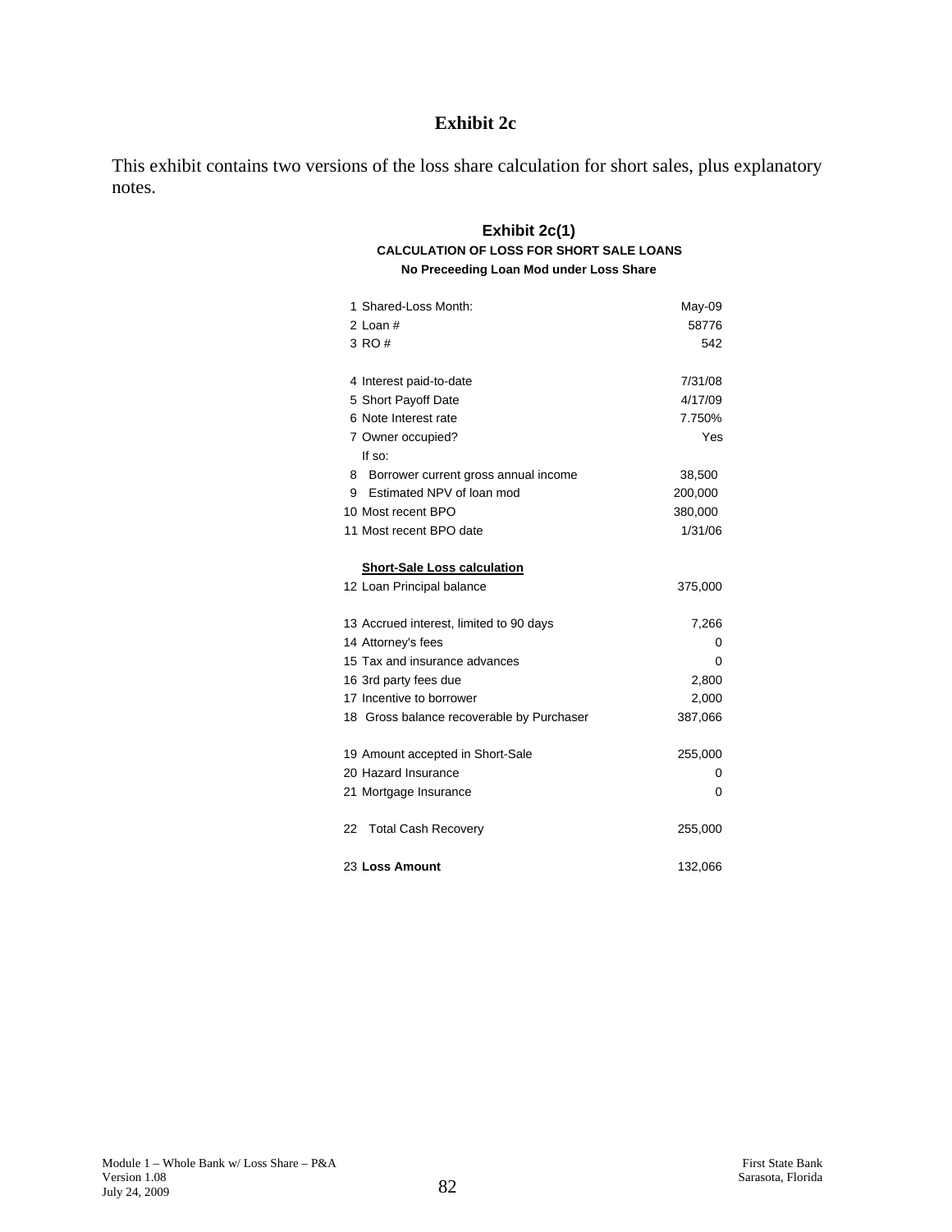# Exhibit 2c

This exhibit contains two versions of the loss share calculation for short sales, plus explanatory notes.

## Exhibit 2c(1)

**CALCULATION OF LOSS FOR SHORT SALE LOANS**

**No Preceeding Loan Mod under Loss Share**

| | |
|---|---|
| 1 Shared-Loss Month: | May-09 |
| 2 Loan # | 58776 |
| 3 RO # | 542 |
| | |
| 4 Interest paid-to-date | 7/31/08 |
| 5 Short Payoff Date | 4/17/09 |
| 6 Note Interest rate | 7.750% |
| 7 Owner occupied? | Yes |
| If so: | |
| 8 Borrower current gross annual income | 38,500 |
| 9 Estimated NPV of loan mod | 200,000 |
| 10 Most recent BPO | 380,000 |
| 11 Most recent BPO date | 1/31/06 |
| | |
| **Short-Sale Loss calculation** | |
| 12 Loan Principal balance | 375,000 |
| | |
| 13 Accrued interest, limited to 90 days | 7,266 |
| 14 Attorney's fees | 0 |
| 15 Tax and insurance advances | 0 |
| 16 3rd party fees due | 2,800 |
| 17 Incentive to borrower | 2,000 |
| 18 Gross balance recoverable by Purchaser | 387,066 |
| | |
| 19 Amount accepted in Short-Sale | 255,000 |
| 20 Hazard Insurance | 0 |
| 21 Mortgage Insurance | 0 |
| | |
| 22 Total Cash Recovery | 255,000 |
| | |
| 23 **Loss Amount** | 132,066 |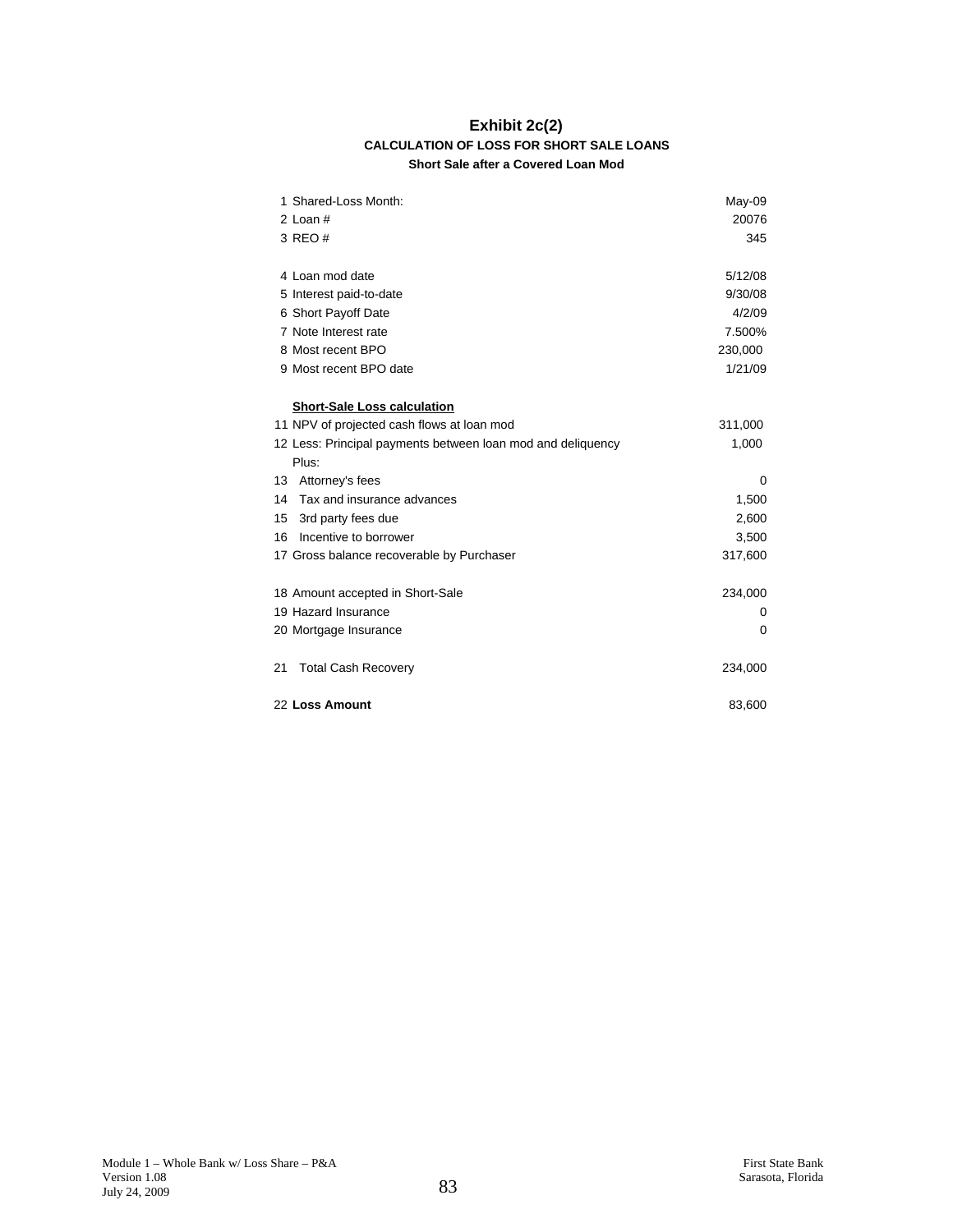# Exhibit 2c(2)

### CALCULATION OF LOSS FOR SHORT SALE LOANS

#### Short Sale after a Covered Loan Mod

| | |
|---|---:|
| 1 Shared-Loss Month: | May-09 |
| 2 Loan # | 20076 |
| 3 REO # | 345 |
| | |
| 4 Loan mod date | 5/12/08 |
| 5 Interest paid-to-date | 9/30/08 |
| 6 Short Payoff Date | 4/2/09 |
| 7 Note Interest rate | 7.500% |
| 8 Most recent BPO | 230,000 |
| 9 Most recent BPO date | 1/21/09 |
| | |
| **Short-Sale Loss calculation** | |
| 11 NPV of projected cash flows at loan mod | 311,000 |
| 12 Less: Principal payments between loan mod and deliquency | 1,000 |
| Plus: | |
| 13 Attorney's fees | 0 |
| 14 Tax and insurance advances | 1,500 |
| 15 3rd party fees due | 2,600 |
| 16 Incentive to borrower | 3,500 |
| 17 Gross balance recoverable by Purchaser | 317,600 |
| | |
| 18 Amount accepted in Short-Sale | 234,000 |
| 19 Hazard Insurance | 0 |
| 20 Mortgage Insurance | 0 |
| | |
| 21 Total Cash Recovery | 234,000 |
| | |
| 22 **Loss Amount** | 83,600 |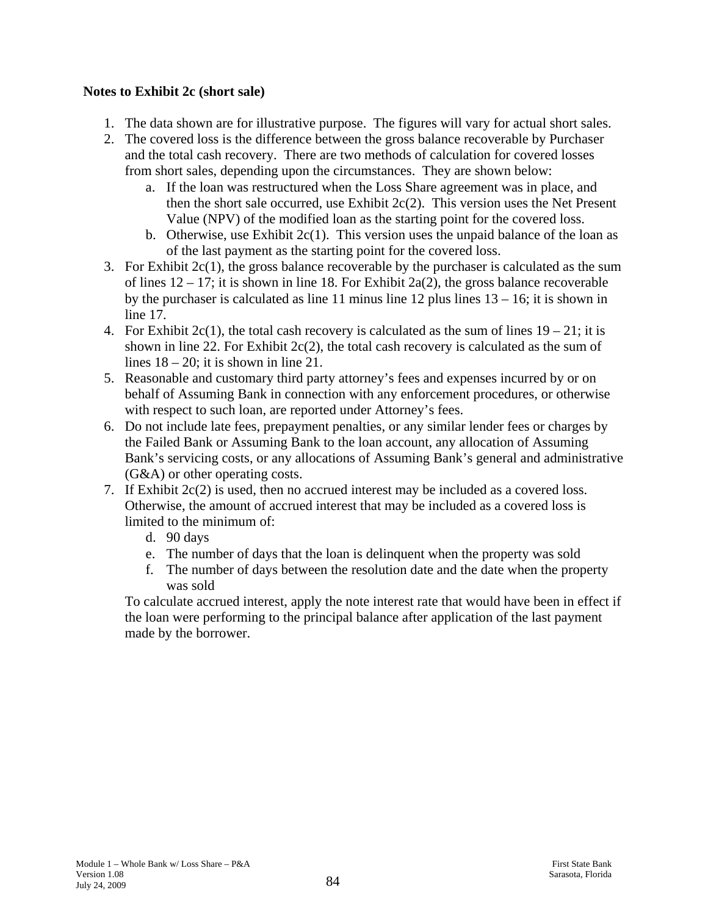**Notes to Exhibit 2c (short sale)**

1. The data shown are for illustrative purpose. The figures will vary for actual short sales.
2. The covered loss is the difference between the gross balance recoverable by Purchaser and the total cash recovery. There are two methods of calculation for covered losses from short sales, depending upon the circumstances. They are shown below:
    a. If the loan was restructured when the Loss Share agreement was in place, and then the short sale occurred, use Exhibit 2c(2). This version uses the Net Present Value (NPV) of the modified loan as the starting point for the covered loss.
    b. Otherwise, use Exhibit 2c(1). This version uses the unpaid balance of the loan as of the last payment as the starting point for the covered loss.
3. For Exhibit 2c(1), the gross balance recoverable by the purchaser is calculated as the sum of lines 12 – 17; it is shown in line 18. For Exhibit 2a(2), the gross balance recoverable by the purchaser is calculated as line 11 minus line 12 plus lines 13 – 16; it is shown in line 17.
4. For Exhibit 2c(1), the total cash recovery is calculated as the sum of lines 19 – 21; it is shown in line 22. For Exhibit 2c(2), the total cash recovery is calculated as the sum of lines 18 – 20; it is shown in line 21.
5. Reasonable and customary third party attorney's fees and expenses incurred by or on behalf of Assuming Bank in connection with any enforcement procedures, or otherwise with respect to such loan, are reported under Attorney's fees.
6. Do not include late fees, prepayment penalties, or any similar lender fees or charges by the Failed Bank or Assuming Bank to the loan account, any allocation of Assuming Bank's servicing costs, or any allocations of Assuming Bank's general and administrative (G&A) or other operating costs.
7. If Exhibit 2c(2) is used, then no accrued interest may be included as a covered loss. Otherwise, the amount of accrued interest that may be included as a covered loss is limited to the minimum of:
    d. 90 days
    e. The number of days that the loan is delinquent when the property was sold
    f. The number of days between the resolution date and the date when the property was sold

    To calculate accrued interest, apply the note interest rate that would have been in effect if the loan were performing to the principal balance after application of the last payment made by the borrower.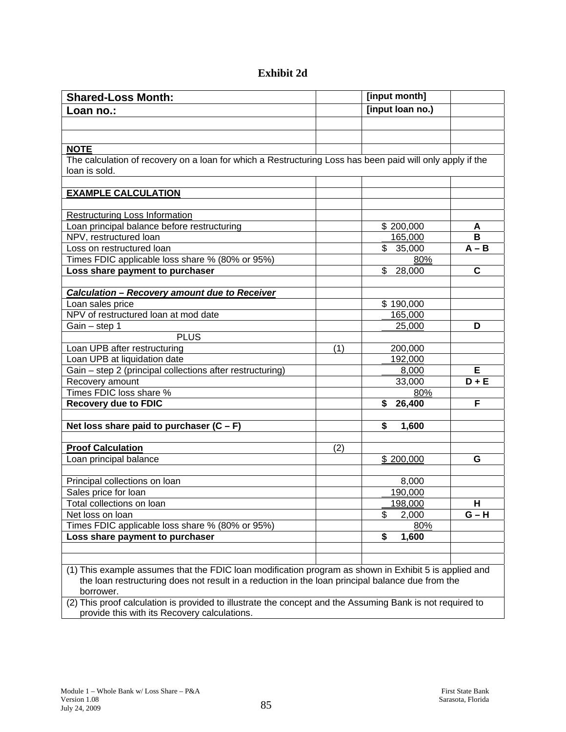# Exhibit 2d

| Shared-Loss Month: | | [input month] | |
|---|---|---|---|
| Loan no.: | | [input loan no.) | |
| | | | |
| | | | |
| **NOTE** | | | |
| The calculation of recovery on a loan for which a Restructuring Loss has been paid will only apply if the loan is sold. | | | |
| | | | |
| **EXAMPLE CALCULATION** | | | |
| | | | |
| Restructuring Loss Information | | | |
| Loan principal balance before restructuring | | $ 200,000 | A |
| NPV, restructured loan | | 165,000 | B |
| Loss on restructured loan | | $ 35,000 | A – B |
| Times FDIC applicable loss share % (80% or 95%) | | 80% | |
| **Loss share payment to purchaser** | | $ 28,000 | C |
| | | | |
| ***Calculation – Recovery amount due to Receiver*** | | | |
| Loan sales price | | $ 190,000 | |
| NPV of restructured loan at mod date | | 165,000 | |
| Gain – step 1 | | 25,000 | D |
| PLUS | | | |
| Loan UPB after restructuring | (1) | 200,000 | |
| Loan UPB at liquidation date | | 192,000 | |
| Gain – step 2 (principal collections after restructuring) | | 8,000 | E |
| Recovery amount | | 33,000 | D + E |
| Times FDIC loss share % | | 80% | |
| **Recovery due to FDIC** | | **$ 26,400** | F |
| | | | |
| **Net loss share paid to purchaser (C – F)** | | **$ 1,600** | |
| | | | |
| **Proof Calculation** | (2) | | |
| Loan principal balance | | $ 200,000 | G |
| | | | |
| Principal collections on loan | | 8,000 | |
| Sales price for loan | | 190,000 | |
| Total collections on loan | | 198,000 | H |
| Net loss on loan | | $ 2,000 | G – H |
| Times FDIC applicable loss share % (80% or 95%) | | 80% | |
| **Loss share payment to purchaser** | | **$ 1,600** | |
| | | | |
| | | | |
| (1) This example assumes that the FDIC loan modification program as shown in Exhibit 5 is applied and the loan restructuring does not result in a reduction in the loan principal balance due from the borrower. | | | |
| (2) This proof calculation is provided to illustrate the concept and the Assuming Bank is not required to provide this with its Recovery calculations. | | | |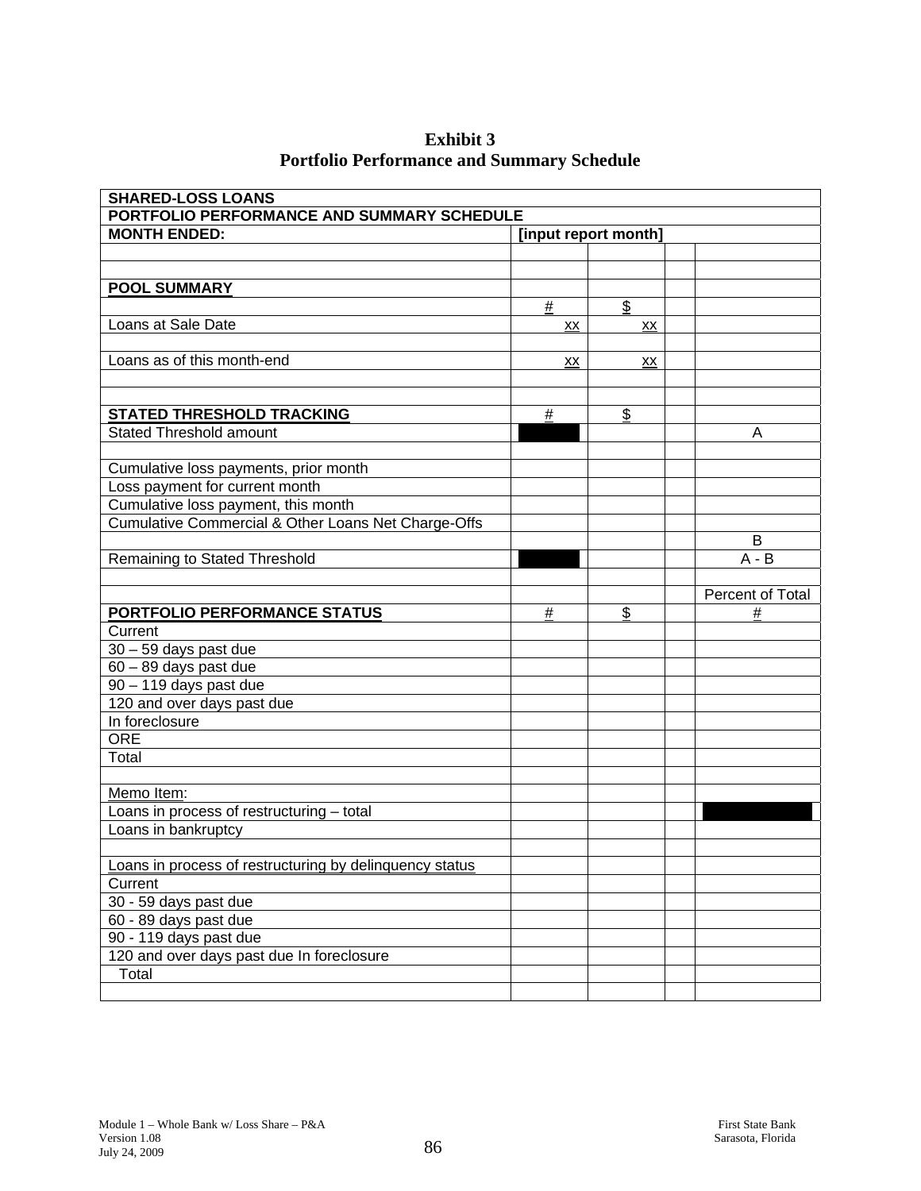**Exhibit 3**
**Portfolio Performance and Summary Schedule**

| **SHARED-LOSS LOANS** | | | | |
|---|---|---|---|---|
| **PORTFOLIO PERFORMANCE AND SUMMARY SCHEDULE** | | | | |
| **MONTH ENDED:** | **[input report month]** | | | |
| | | | | |
| | | | | |
| **POOL SUMMARY** | | | | |
| | # | $ | | |
| Loans at Sale Date | xx | xx | | |
| | | | | |
| Loans as of this month-end | xx | xx | | |
| | | | | |
| | | | | |
| **STATED THRESHOLD TRACKING** | # | $ | | |
| Stated Threshold amount | | | | A |
| | | | | |
| Cumulative loss payments, prior month | | | | |
| Loss payment for current month | | | | |
| Cumulative loss payment, this month | | | | |
| Cumulative Commercial & Other Loans Net Charge-Offs | | | | |
| | | | | B |
| Remaining to Stated Threshold | | | | A - B |
| | | | | |
| | | | | Percent of Total |
| **PORTFOLIO PERFORMANCE STATUS** | # | $ | | # |
| Current | | | | |
| 30 – 59 days past due | | | | |
| 60 – 89 days past due | | | | |
| 90 – 119 days past due | | | | |
| 120 and over days past due | | | | |
| In foreclosure | | | | |
| ORE | | | | |
| Total | | | | |
| | | | | |
| Memo Item: | | | | |
| Loans in process of restructuring – total | | | | |
| Loans in bankruptcy | | | | |
| | | | | |
| Loans in process of restructuring by delinquency status | | | | |
| Current | | | | |
| 30 - 59 days past due | | | | |
| 60 - 89 days past due | | | | |
| 90 - 119 days past due | | | | |
| 120 and over days past due In foreclosure | | | | |
| Total | | | | |
| | | | | |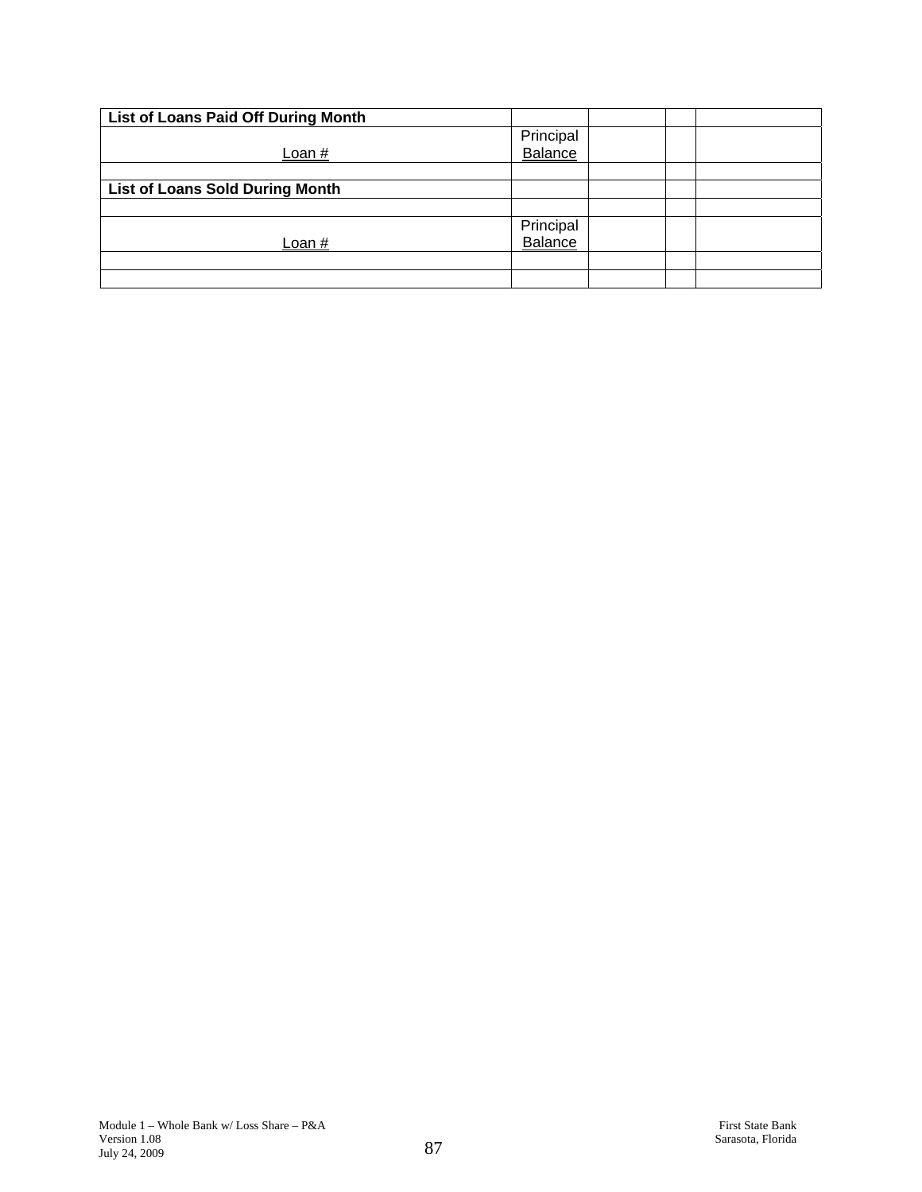| List of Loans Paid Off During Month | | | | |
|---|---|---|---|---|
| Loan # | Principal Balance | | | |
| | | | | |
| **List of Loans Sold During Month** | | | | |
| | | | | |
| Loan # | Principal Balance | | | |
| | | | | |
| | | | | |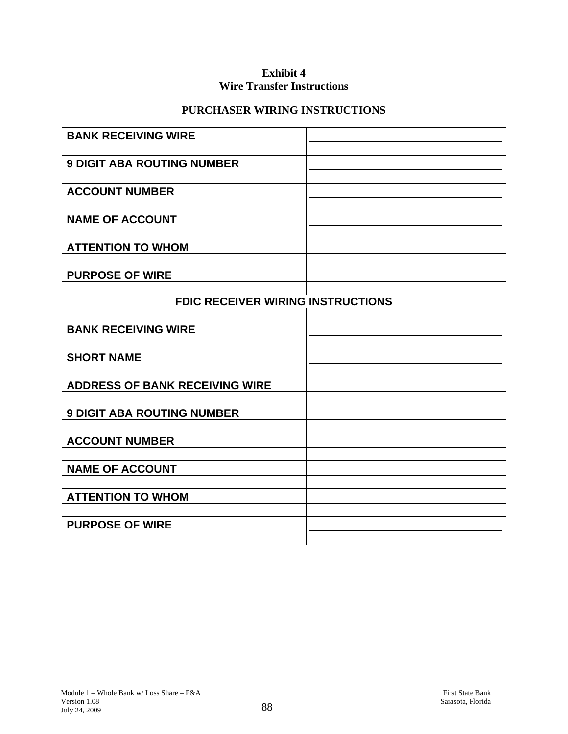**Exhibit 4**
**Wire Transfer Instructions**

**PURCHASER WIRING INSTRUCTIONS**

| | |
|---|---|
| **BANK RECEIVING WIRE** | |
| | |
| **9 DIGIT ABA ROUTING NUMBER** | |
| | |
| **ACCOUNT NUMBER** | |
| | |
| **NAME OF ACCOUNT** | |
| | |
| **ATTENTION TO WHOM** | |
| | |
| **PURPOSE OF WIRE** | |
| | |
| **FDIC RECEIVER WIRING INSTRUCTIONS** | |
| | |
| **BANK RECEIVING WIRE** | |
| | |
| **SHORT NAME** | |
| | |
| **ADDRESS OF BANK RECEIVING WIRE** | |
| | |
| **9 DIGIT ABA ROUTING NUMBER** | |
| | |
| **ACCOUNT NUMBER** | |
| | |
| **NAME OF ACCOUNT** | |
| | |
| **ATTENTION TO WHOM** | |
| | |
| **PURPOSE OF WIRE** | |
| | |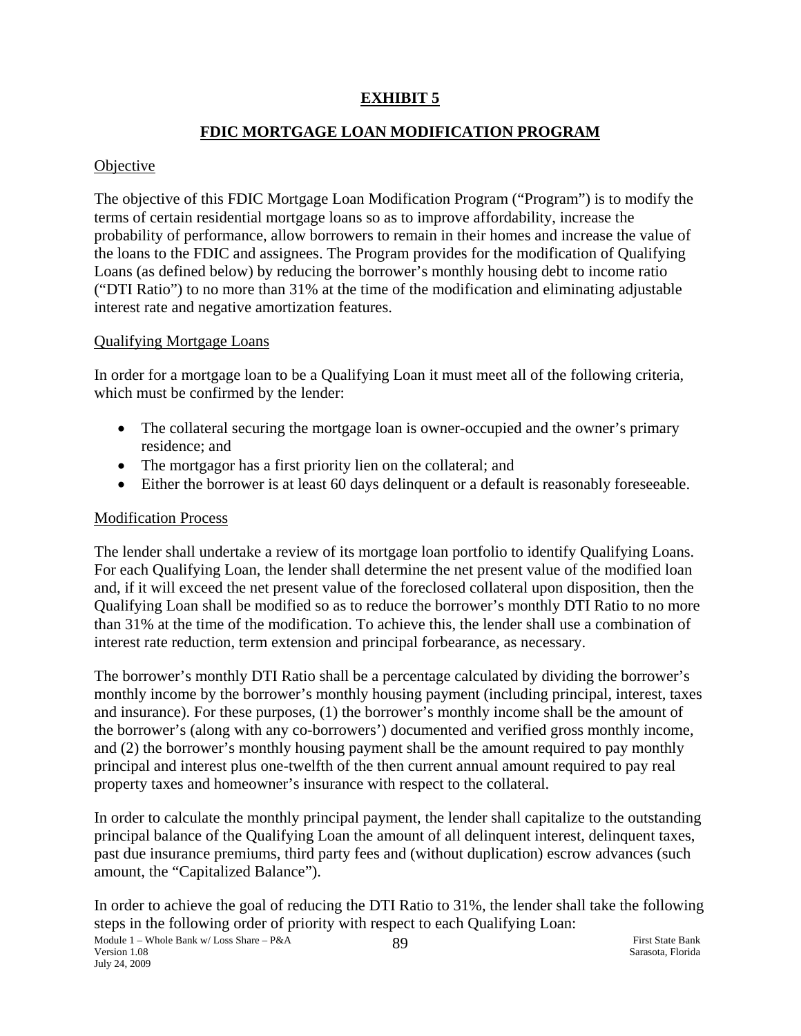# EXHIBIT 5

## FDIC MORTGAGE LOAN MODIFICATION PROGRAM

Objective

The objective of this FDIC Mortgage Loan Modification Program ("Program") is to modify the terms of certain residential mortgage loans so as to improve affordability, increase the probability of performance, allow borrowers to remain in their homes and increase the value of the loans to the FDIC and assignees. The Program provides for the modification of Qualifying Loans (as defined below) by reducing the borrower's monthly housing debt to income ratio ("DTI Ratio") to no more than 31% at the time of the modification and eliminating adjustable interest rate and negative amortization features.

Qualifying Mortgage Loans

In order for a mortgage loan to be a Qualifying Loan it must meet all of the following criteria, which must be confirmed by the lender:

- The collateral securing the mortgage loan is owner-occupied and the owner's primary residence; and
- The mortgagor has a first priority lien on the collateral; and
- Either the borrower is at least 60 days delinquent or a default is reasonably foreseeable.

Modification Process

The lender shall undertake a review of its mortgage loan portfolio to identify Qualifying Loans. For each Qualifying Loan, the lender shall determine the net present value of the modified loan and, if it will exceed the net present value of the foreclosed collateral upon disposition, then the Qualifying Loan shall be modified so as to reduce the borrower's monthly DTI Ratio to no more than 31% at the time of the modification. To achieve this, the lender shall use a combination of interest rate reduction, term extension and principal forbearance, as necessary.

The borrower's monthly DTI Ratio shall be a percentage calculated by dividing the borrower's monthly income by the borrower's monthly housing payment (including principal, interest, taxes and insurance). For these purposes, (1) the borrower's monthly income shall be the amount of the borrower's (along with any co-borrowers') documented and verified gross monthly income, and (2) the borrower's monthly housing payment shall be the amount required to pay monthly principal and interest plus one-twelfth of the then current annual amount required to pay real property taxes and homeowner's insurance with respect to the collateral.

In order to calculate the monthly principal payment, the lender shall capitalize to the outstanding principal balance of the Qualifying Loan the amount of all delinquent interest, delinquent taxes, past due insurance premiums, third party fees and (without duplication) escrow advances (such amount, the "Capitalized Balance").

In order to achieve the goal of reducing the DTI Ratio to 31%, the lender shall take the following steps in the following order of priority with respect to each Qualifying Loan: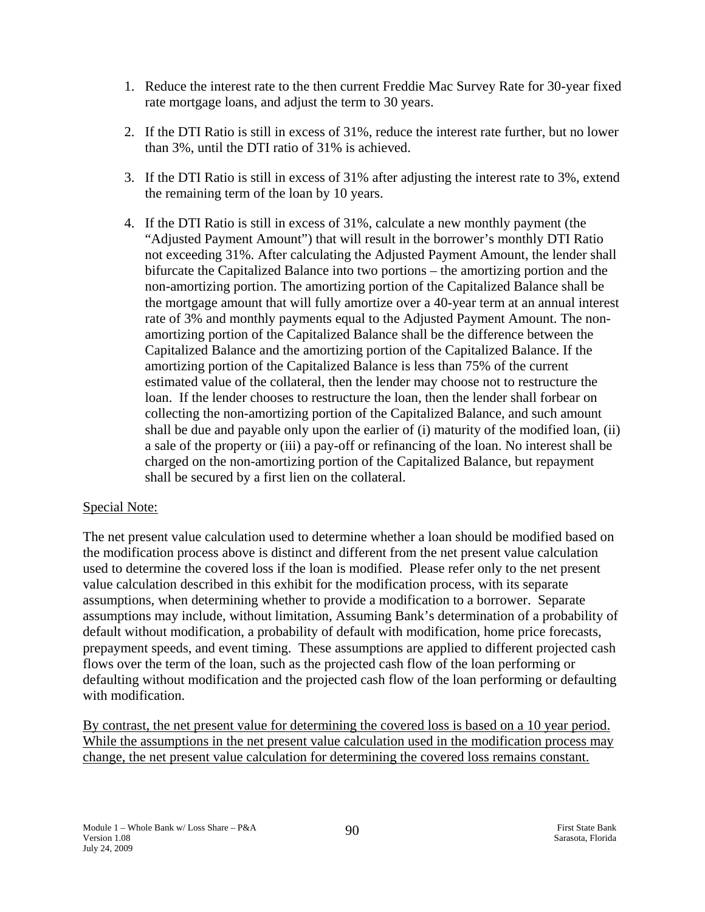1. Reduce the interest rate to the then current Freddie Mac Survey Rate for 30-year fixed rate mortgage loans, and adjust the term to 30 years.

2. If the DTI Ratio is still in excess of 31%, reduce the interest rate further, but no lower than 3%, until the DTI ratio of 31% is achieved.

3. If the DTI Ratio is still in excess of 31% after adjusting the interest rate to 3%, extend the remaining term of the loan by 10 years.

4. If the DTI Ratio is still in excess of 31%, calculate a new monthly payment (the "Adjusted Payment Amount") that will result in the borrower's monthly DTI Ratio not exceeding 31%. After calculating the Adjusted Payment Amount, the lender shall bifurcate the Capitalized Balance into two portions – the amortizing portion and the non-amortizing portion. The amortizing portion of the Capitalized Balance shall be the mortgage amount that will fully amortize over a 40-year term at an annual interest rate of 3% and monthly payments equal to the Adjusted Payment Amount. The non-amortizing portion of the Capitalized Balance shall be the difference between the Capitalized Balance and the amortizing portion of the Capitalized Balance. If the amortizing portion of the Capitalized Balance is less than 75% of the current estimated value of the collateral, then the lender may choose not to restructure the loan. If the lender chooses to restructure the loan, then the lender shall forbear on collecting the non-amortizing portion of the Capitalized Balance, and such amount shall be due and payable only upon the earlier of (i) maturity of the modified loan, (ii) a sale of the property or (iii) a pay-off or refinancing of the loan. No interest shall be charged on the non-amortizing portion of the Capitalized Balance, but repayment shall be secured by a first lien on the collateral.

<u>Special Note:</u>

The net present value calculation used to determine whether a loan should be modified based on the modification process above is distinct and different from the net present value calculation used to determine the covered loss if the loan is modified. Please refer only to the net present value calculation described in this exhibit for the modification process, with its separate assumptions, when determining whether to provide a modification to a borrower. Separate assumptions may include, without limitation, Assuming Bank's determination of a probability of default without modification, a probability of default with modification, home price forecasts, prepayment speeds, and event timing. These assumptions are applied to different projected cash flows over the term of the loan, such as the projected cash flow of the loan performing or defaulting without modification and the projected cash flow of the loan performing or defaulting with modification.

<u>By contrast, the net present value for determining the covered loss is based on a 10 year period. While the assumptions in the net present value calculation used in the modification process may change, the net present value calculation for determining the covered loss remains constant.</u>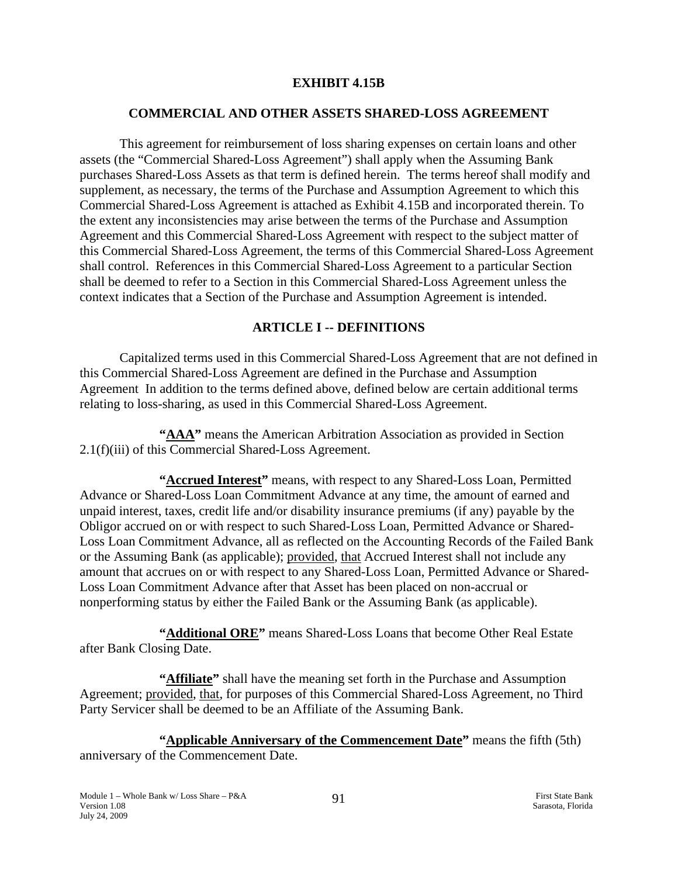**EXHIBIT 4.15B**

**COMMERCIAL AND OTHER ASSETS SHARED-LOSS AGREEMENT**

This agreement for reimbursement of loss sharing expenses on certain loans and other assets (the "Commercial Shared-Loss Agreement") shall apply when the Assuming Bank purchases Shared-Loss Assets as that term is defined herein. The terms hereof shall modify and supplement, as necessary, the terms of the Purchase and Assumption Agreement to which this Commercial Shared-Loss Agreement is attached as Exhibit 4.15B and incorporated therein. To the extent any inconsistencies may arise between the terms of the Purchase and Assumption Agreement and this Commercial Shared-Loss Agreement with respect to the subject matter of this Commercial Shared-Loss Agreement, the terms of this Commercial Shared-Loss Agreement shall control. References in this Commercial Shared-Loss Agreement to a particular Section shall be deemed to refer to a Section in this Commercial Shared-Loss Agreement unless the context indicates that a Section of the Purchase and Assumption Agreement is intended.

**ARTICLE I -- DEFINITIONS**

Capitalized terms used in this Commercial Shared-Loss Agreement that are not defined in this Commercial Shared-Loss Agreement are defined in the Purchase and Assumption Agreement In addition to the terms defined above, defined below are certain additional terms relating to loss-sharing, as used in this Commercial Shared-Loss Agreement.

**"AAA"** means the American Arbitration Association as provided in Section 2.1(f)(iii) of this Commercial Shared-Loss Agreement.

**"Accrued Interest"** means, with respect to any Shared-Loss Loan, Permitted Advance or Shared-Loss Loan Commitment Advance at any time, the amount of earned and unpaid interest, taxes, credit life and/or disability insurance premiums (if any) payable by the Obligor accrued on or with respect to such Shared-Loss Loan, Permitted Advance or Shared-Loss Loan Commitment Advance, all as reflected on the Accounting Records of the Failed Bank or the Assuming Bank (as applicable); provided, that Accrued Interest shall not include any amount that accrues on or with respect to any Shared-Loss Loan, Permitted Advance or Shared-Loss Loan Commitment Advance after that Asset has been placed on non-accrual or nonperforming status by either the Failed Bank or the Assuming Bank (as applicable).

**"Additional ORE"** means Shared-Loss Loans that become Other Real Estate after Bank Closing Date.

**"Affiliate"** shall have the meaning set forth in the Purchase and Assumption Agreement; provided, that, for purposes of this Commercial Shared-Loss Agreement, no Third Party Servicer shall be deemed to be an Affiliate of the Assuming Bank.

**"Applicable Anniversary of the Commencement Date"** means the fifth (5th) anniversary of the Commencement Date.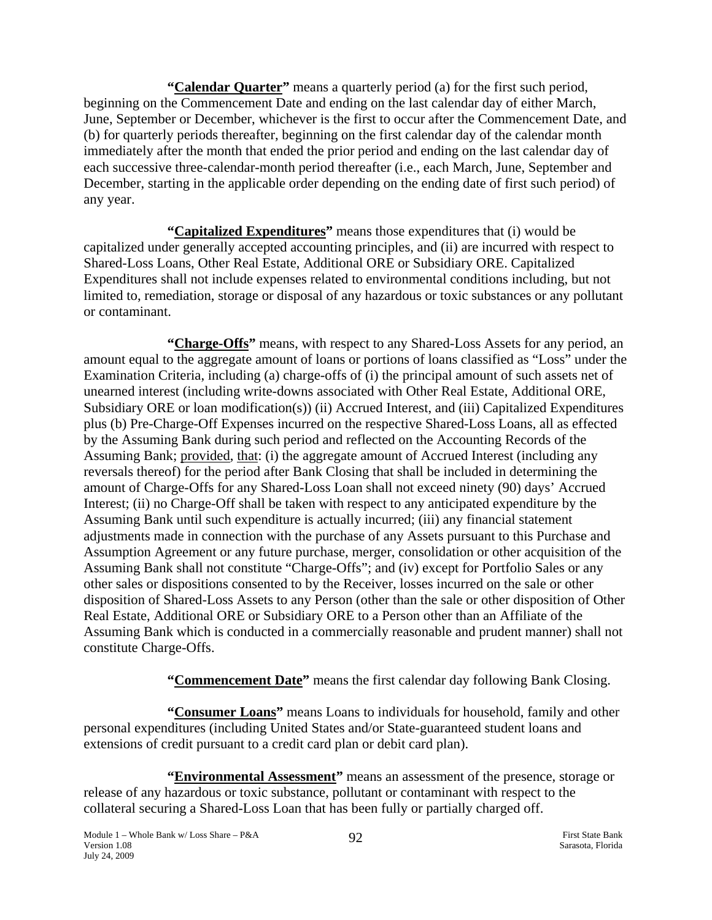**"<u>Calendar Quarter</u>"** means a quarterly period (a) for the first such period, beginning on the Commencement Date and ending on the last calendar day of either March, June, September or December, whichever is the first to occur after the Commencement Date, and (b) for quarterly periods thereafter, beginning on the first calendar day of the calendar month immediately after the month that ended the prior period and ending on the last calendar day of each successive three-calendar-month period thereafter (i.e., each March, June, September and December, starting in the applicable order depending on the ending date of first such period) of any year.

**"<u>Capitalized Expenditures</u>"** means those expenditures that (i) would be capitalized under generally accepted accounting principles, and (ii) are incurred with respect to Shared-Loss Loans, Other Real Estate, Additional ORE or Subsidiary ORE. Capitalized Expenditures shall not include expenses related to environmental conditions including, but not limited to, remediation, storage or disposal of any hazardous or toxic substances or any pollutant or contaminant.

**"<u>Charge-Offs</u>"** means, with respect to any Shared-Loss Assets for any period, an amount equal to the aggregate amount of loans or portions of loans classified as "Loss" under the Examination Criteria, including (a) charge-offs of (i) the principal amount of such assets net of unearned interest (including write-downs associated with Other Real Estate, Additional ORE, Subsidiary ORE or loan modification(s)) (ii) Accrued Interest, and (iii) Capitalized Expenditures plus (b) Pre-Charge-Off Expenses incurred on the respective Shared-Loss Loans, all as effected by the Assuming Bank during such period and reflected on the Accounting Records of the Assuming Bank; <u>provided</u>, <u>that</u>: (i) the aggregate amount of Accrued Interest (including any reversals thereof) for the period after Bank Closing that shall be included in determining the amount of Charge-Offs for any Shared-Loss Loan shall not exceed ninety (90) days' Accrued Interest; (ii) no Charge-Off shall be taken with respect to any anticipated expenditure by the Assuming Bank until such expenditure is actually incurred; (iii) any financial statement adjustments made in connection with the purchase of any Assets pursuant to this Purchase and Assumption Agreement or any future purchase, merger, consolidation or other acquisition of the Assuming Bank shall not constitute "Charge-Offs"; and (iv) except for Portfolio Sales or any other sales or dispositions consented to by the Receiver, losses incurred on the sale or other disposition of Shared-Loss Assets to any Person (other than the sale or other disposition of Other Real Estate, Additional ORE or Subsidiary ORE to a Person other than an Affiliate of the Assuming Bank which is conducted in a commercially reasonable and prudent manner) shall not constitute Charge-Offs.

**"<u>Commencement Date</u>"** means the first calendar day following Bank Closing.

**"<u>Consumer Loans</u>"** means Loans to individuals for household, family and other personal expenditures (including United States and/or State-guaranteed student loans and extensions of credit pursuant to a credit card plan or debit card plan).

**"<u>Environmental Assessment</u>"** means an assessment of the presence, storage or release of any hazardous or toxic substance, pollutant or contaminant with respect to the collateral securing a Shared-Loss Loan that has been fully or partially charged off.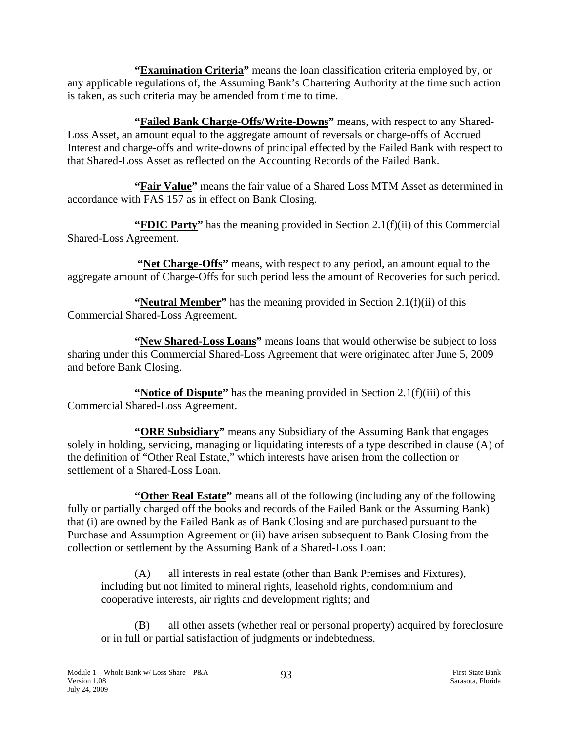**"Examination Criteria"** means the loan classification criteria employed by, or any applicable regulations of, the Assuming Bank's Chartering Authority at the time such action is taken, as such criteria may be amended from time to time.

**"Failed Bank Charge-Offs/Write-Downs"** means, with respect to any Shared-Loss Asset, an amount equal to the aggregate amount of reversals or charge-offs of Accrued Interest and charge-offs and write-downs of principal effected by the Failed Bank with respect to that Shared-Loss Asset as reflected on the Accounting Records of the Failed Bank.

**"Fair Value"** means the fair value of a Shared Loss MTM Asset as determined in accordance with FAS 157 as in effect on Bank Closing.

**"FDIC Party"** has the meaning provided in Section 2.1(f)(ii) of this Commercial Shared-Loss Agreement.

**"Net Charge-Offs"** means, with respect to any period, an amount equal to the aggregate amount of Charge-Offs for such period less the amount of Recoveries for such period.

**"Neutral Member"** has the meaning provided in Section 2.1(f)(ii) of this Commercial Shared-Loss Agreement.

**"New Shared-Loss Loans"** means loans that would otherwise be subject to loss sharing under this Commercial Shared-Loss Agreement that were originated after June 5, 2009 and before Bank Closing.

**"Notice of Dispute"** has the meaning provided in Section 2.1(f)(iii) of this Commercial Shared-Loss Agreement.

**"ORE Subsidiary"** means any Subsidiary of the Assuming Bank that engages solely in holding, servicing, managing or liquidating interests of a type described in clause (A) of the definition of "Other Real Estate," which interests have arisen from the collection or settlement of a Shared-Loss Loan.

**"Other Real Estate"** means all of the following (including any of the following fully or partially charged off the books and records of the Failed Bank or the Assuming Bank) that (i) are owned by the Failed Bank as of Bank Closing and are purchased pursuant to the Purchase and Assumption Agreement or (ii) have arisen subsequent to Bank Closing from the collection or settlement by the Assuming Bank of a Shared-Loss Loan:

(A) all interests in real estate (other than Bank Premises and Fixtures), including but not limited to mineral rights, leasehold rights, condominium and cooperative interests, air rights and development rights; and

(B) all other assets (whether real or personal property) acquired by foreclosure or in full or partial satisfaction of judgments or indebtedness.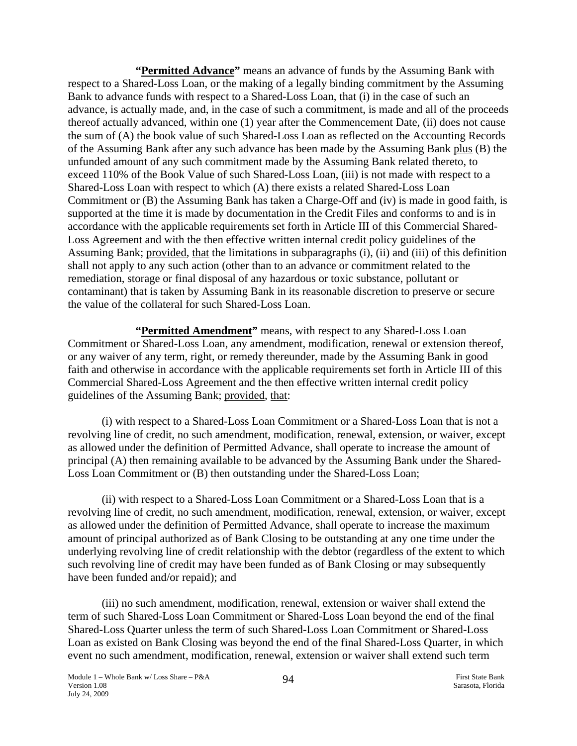**"Permitted Advance"** means an advance of funds by the Assuming Bank with respect to a Shared-Loss Loan, or the making of a legally binding commitment by the Assuming Bank to advance funds with respect to a Shared-Loss Loan, that (i) in the case of such an advance, is actually made, and, in the case of such a commitment, is made and all of the proceeds thereof actually advanced, within one (1) year after the Commencement Date, (ii) does not cause the sum of (A) the book value of such Shared-Loss Loan as reflected on the Accounting Records of the Assuming Bank after any such advance has been made by the Assuming Bank plus (B) the unfunded amount of any such commitment made by the Assuming Bank related thereto, to exceed 110% of the Book Value of such Shared-Loss Loan, (iii) is not made with respect to a Shared-Loss Loan with respect to which (A) there exists a related Shared-Loss Loan Commitment or (B) the Assuming Bank has taken a Charge-Off and (iv) is made in good faith, is supported at the time it is made by documentation in the Credit Files and conforms to and is in accordance with the applicable requirements set forth in Article III of this Commercial Shared-Loss Agreement and with the then effective written internal credit policy guidelines of the Assuming Bank; provided, that the limitations in subparagraphs (i), (ii) and (iii) of this definition shall not apply to any such action (other than to an advance or commitment related to the remediation, storage or final disposal of any hazardous or toxic substance, pollutant or contaminant) that is taken by Assuming Bank in its reasonable discretion to preserve or secure the value of the collateral for such Shared-Loss Loan.

**"Permitted Amendment"** means, with respect to any Shared-Loss Loan Commitment or Shared-Loss Loan, any amendment, modification, renewal or extension thereof, or any waiver of any term, right, or remedy thereunder, made by the Assuming Bank in good faith and otherwise in accordance with the applicable requirements set forth in Article III of this Commercial Shared-Loss Agreement and the then effective written internal credit policy guidelines of the Assuming Bank; provided, that:

(i) with respect to a Shared-Loss Loan Commitment or a Shared-Loss Loan that is not a revolving line of credit, no such amendment, modification, renewal, extension, or waiver, except as allowed under the definition of Permitted Advance, shall operate to increase the amount of principal (A) then remaining available to be advanced by the Assuming Bank under the Shared-Loss Loan Commitment or (B) then outstanding under the Shared-Loss Loan;

(ii) with respect to a Shared-Loss Loan Commitment or a Shared-Loss Loan that is a revolving line of credit, no such amendment, modification, renewal, extension, or waiver, except as allowed under the definition of Permitted Advance, shall operate to increase the maximum amount of principal authorized as of Bank Closing to be outstanding at any one time under the underlying revolving line of credit relationship with the debtor (regardless of the extent to which such revolving line of credit may have been funded as of Bank Closing or may subsequently have been funded and/or repaid); and

(iii) no such amendment, modification, renewal, extension or waiver shall extend the term of such Shared-Loss Loan Commitment or Shared-Loss Loan beyond the end of the final Shared-Loss Quarter unless the term of such Shared-Loss Loan Commitment or Shared-Loss Loan as existed on Bank Closing was beyond the end of the final Shared-Loss Quarter, in which event no such amendment, modification, renewal, extension or waiver shall extend such term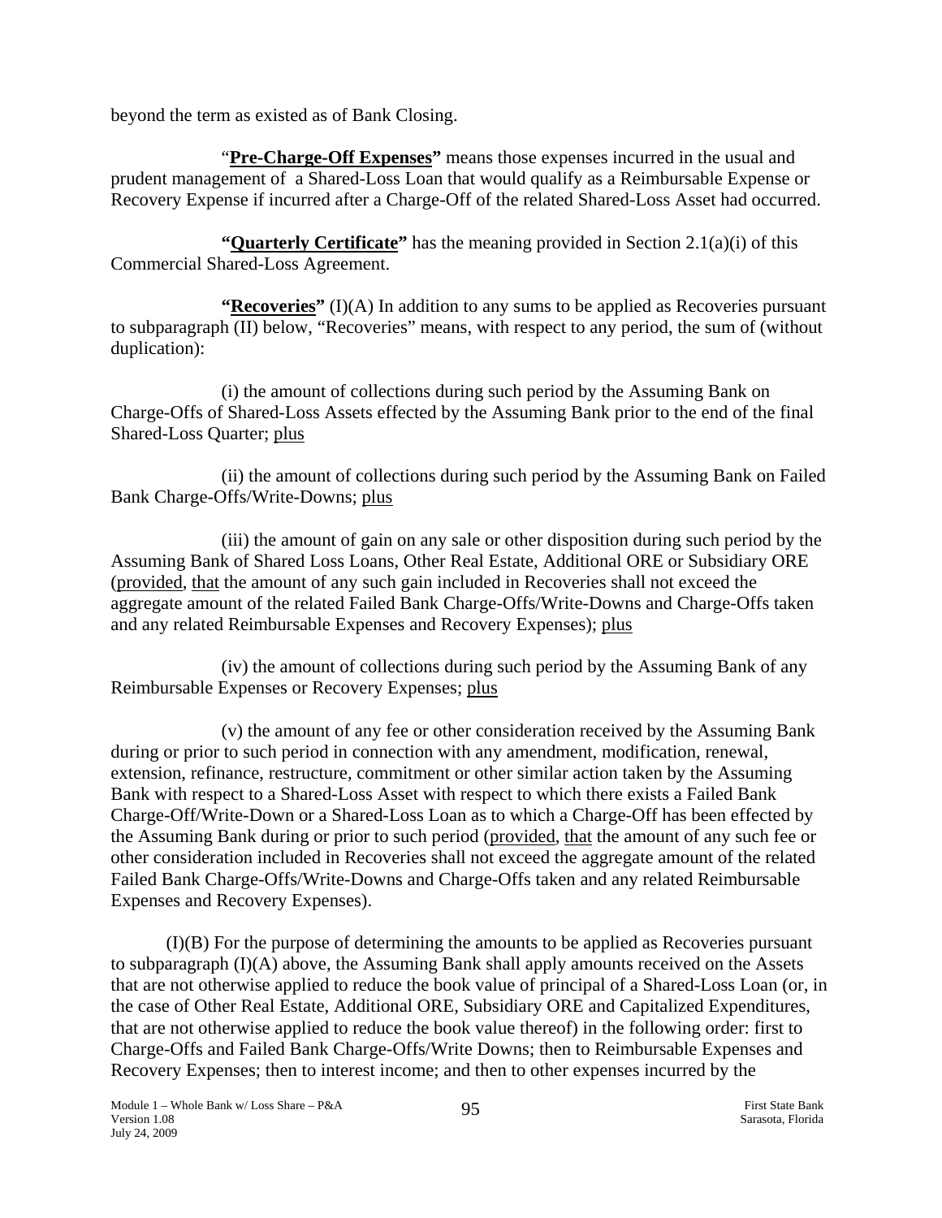beyond the term as existed as of Bank Closing.

"**<u>Pre-Charge-Off Expenses</u>**" means those expenses incurred in the usual and prudent management of a Shared-Loss Loan that would qualify as a Reimbursable Expense or Recovery Expense if incurred after a Charge-Off of the related Shared-Loss Asset had occurred.

**"<u>Quarterly Certificate</u>"** has the meaning provided in Section 2.1(a)(i) of this Commercial Shared-Loss Agreement.

**"<u>Recoveries</u>"** (I)(A) In addition to any sums to be applied as Recoveries pursuant to subparagraph (II) below, "Recoveries" means, with respect to any period, the sum of (without duplication):

(i) the amount of collections during such period by the Assuming Bank on Charge-Offs of Shared-Loss Assets effected by the Assuming Bank prior to the end of the final Shared-Loss Quarter; <u>plus</u>

(ii) the amount of collections during such period by the Assuming Bank on Failed Bank Charge-Offs/Write-Downs; <u>plus</u>

(iii) the amount of gain on any sale or other disposition during such period by the Assuming Bank of Shared Loss Loans, Other Real Estate, Additional ORE or Subsidiary ORE (<u>provided</u>, <u>that</u> the amount of any such gain included in Recoveries shall not exceed the aggregate amount of the related Failed Bank Charge-Offs/Write-Downs and Charge-Offs taken and any related Reimbursable Expenses and Recovery Expenses); <u>plus</u>

(iv) the amount of collections during such period by the Assuming Bank of any Reimbursable Expenses or Recovery Expenses; <u>plus</u>

(v) the amount of any fee or other consideration received by the Assuming Bank during or prior to such period in connection with any amendment, modification, renewal, extension, refinance, restructure, commitment or other similar action taken by the Assuming Bank with respect to a Shared-Loss Asset with respect to which there exists a Failed Bank Charge-Off/Write-Down or a Shared-Loss Loan as to which a Charge-Off has been effected by the Assuming Bank during or prior to such period (<u>provided</u>, <u>that</u> the amount of any such fee or other consideration included in Recoveries shall not exceed the aggregate amount of the related Failed Bank Charge-Offs/Write-Downs and Charge-Offs taken and any related Reimbursable Expenses and Recovery Expenses).

(I)(B) For the purpose of determining the amounts to be applied as Recoveries pursuant to subparagraph (I)(A) above, the Assuming Bank shall apply amounts received on the Assets that are not otherwise applied to reduce the book value of principal of a Shared-Loss Loan (or, in the case of Other Real Estate, Additional ORE, Subsidiary ORE and Capitalized Expenditures, that are not otherwise applied to reduce the book value thereof) in the following order: first to Charge-Offs and Failed Bank Charge-Offs/Write Downs; then to Reimbursable Expenses and Recovery Expenses; then to interest income; and then to other expenses incurred by the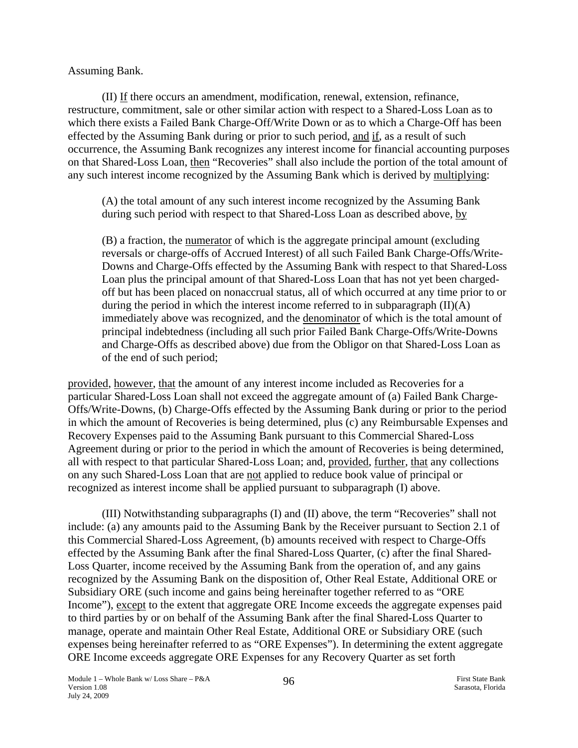Assuming Bank.

(II) If there occurs an amendment, modification, renewal, extension, refinance, restructure, commitment, sale or other similar action with respect to a Shared-Loss Loan as to which there exists a Failed Bank Charge-Off/Write Down or as to which a Charge-Off has been effected by the Assuming Bank during or prior to such period, and if, as a result of such occurrence, the Assuming Bank recognizes any interest income for financial accounting purposes on that Shared-Loss Loan, then "Recoveries" shall also include the portion of the total amount of any such interest income recognized by the Assuming Bank which is derived by multiplying:

(A) the total amount of any such interest income recognized by the Assuming Bank during such period with respect to that Shared-Loss Loan as described above, by

(B) a fraction, the numerator of which is the aggregate principal amount (excluding reversals or charge-offs of Accrued Interest) of all such Failed Bank Charge-Offs/Write-Downs and Charge-Offs effected by the Assuming Bank with respect to that Shared-Loss Loan plus the principal amount of that Shared-Loss Loan that has not yet been charged-off but has been placed on nonaccrual status, all of which occurred at any time prior to or during the period in which the interest income referred to in subparagraph (II)(A) immediately above was recognized, and the denominator of which is the total amount of principal indebtedness (including all such prior Failed Bank Charge-Offs/Write-Downs and Charge-Offs as described above) due from the Obligor on that Shared-Loss Loan as of the end of such period;

provided, however, that the amount of any interest income included as Recoveries for a particular Shared-Loss Loan shall not exceed the aggregate amount of (a) Failed Bank Charge-Offs/Write-Downs, (b) Charge-Offs effected by the Assuming Bank during or prior to the period in which the amount of Recoveries is being determined, plus (c) any Reimbursable Expenses and Recovery Expenses paid to the Assuming Bank pursuant to this Commercial Shared-Loss Agreement during or prior to the period in which the amount of Recoveries is being determined, all with respect to that particular Shared-Loss Loan; and, provided, further, that any collections on any such Shared-Loss Loan that are not applied to reduce book value of principal or recognized as interest income shall be applied pursuant to subparagraph (I) above.

(III) Notwithstanding subparagraphs (I) and (II) above, the term "Recoveries" shall not include: (a) any amounts paid to the Assuming Bank by the Receiver pursuant to Section 2.1 of this Commercial Shared-Loss Agreement, (b) amounts received with respect to Charge-Offs effected by the Assuming Bank after the final Shared-Loss Quarter, (c) after the final Shared-Loss Quarter, income received by the Assuming Bank from the operation of, and any gains recognized by the Assuming Bank on the disposition of, Other Real Estate, Additional ORE or Subsidiary ORE (such income and gains being hereinafter together referred to as "ORE Income"), except to the extent that aggregate ORE Income exceeds the aggregate expenses paid to third parties by or on behalf of the Assuming Bank after the final Shared-Loss Quarter to manage, operate and maintain Other Real Estate, Additional ORE or Subsidiary ORE (such expenses being hereinafter referred to as "ORE Expenses"). In determining the extent aggregate ORE Income exceeds aggregate ORE Expenses for any Recovery Quarter as set forth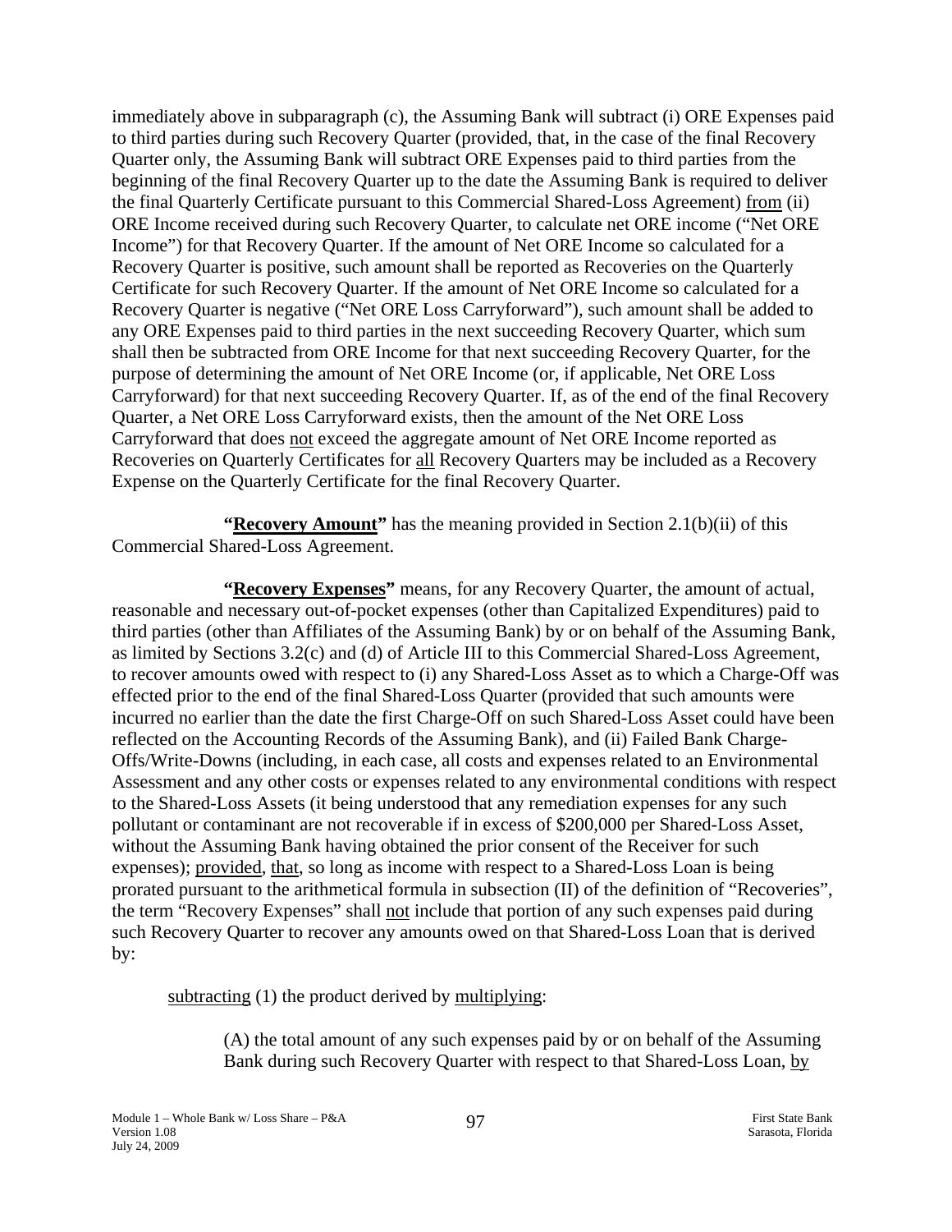immediately above in subparagraph (c), the Assuming Bank will subtract (i) ORE Expenses paid to third parties during such Recovery Quarter (provided, that, in the case of the final Recovery Quarter only, the Assuming Bank will subtract ORE Expenses paid to third parties from the beginning of the final Recovery Quarter up to the date the Assuming Bank is required to deliver the final Quarterly Certificate pursuant to this Commercial Shared-Loss Agreement) from (ii) ORE Income received during such Recovery Quarter, to calculate net ORE income ("Net ORE Income") for that Recovery Quarter. If the amount of Net ORE Income so calculated for a Recovery Quarter is positive, such amount shall be reported as Recoveries on the Quarterly Certificate for such Recovery Quarter. If the amount of Net ORE Income so calculated for a Recovery Quarter is negative ("Net ORE Loss Carryforward"), such amount shall be added to any ORE Expenses paid to third parties in the next succeeding Recovery Quarter, which sum shall then be subtracted from ORE Income for that next succeeding Recovery Quarter, for the purpose of determining the amount of Net ORE Income (or, if applicable, Net ORE Loss Carryforward) for that next succeeding Recovery Quarter. If, as of the end of the final Recovery Quarter, a Net ORE Loss Carryforward exists, then the amount of the Net ORE Loss Carryforward that does not exceed the aggregate amount of Net ORE Income reported as Recoveries on Quarterly Certificates for all Recovery Quarters may be included as a Recovery Expense on the Quarterly Certificate for the final Recovery Quarter.

**"Recovery Amount"** has the meaning provided in Section 2.1(b)(ii) of this Commercial Shared-Loss Agreement.

**"Recovery Expenses"** means, for any Recovery Quarter, the amount of actual, reasonable and necessary out-of-pocket expenses (other than Capitalized Expenditures) paid to third parties (other than Affiliates of the Assuming Bank) by or on behalf of the Assuming Bank, as limited by Sections 3.2(c) and (d) of Article III to this Commercial Shared-Loss Agreement, to recover amounts owed with respect to (i) any Shared-Loss Asset as to which a Charge-Off was effected prior to the end of the final Shared-Loss Quarter (provided that such amounts were incurred no earlier than the date the first Charge-Off on such Shared-Loss Asset could have been reflected on the Accounting Records of the Assuming Bank), and (ii) Failed Bank Charge-Offs/Write-Downs (including, in each case, all costs and expenses related to an Environmental Assessment and any other costs or expenses related to any environmental conditions with respect to the Shared-Loss Assets (it being understood that any remediation expenses for any such pollutant or contaminant are not recoverable if in excess of $200,000 per Shared-Loss Asset, without the Assuming Bank having obtained the prior consent of the Receiver for such expenses); provided, that, so long as income with respect to a Shared-Loss Loan is being prorated pursuant to the arithmetical formula in subsection (II) of the definition of "Recoveries", the term "Recovery Expenses" shall not include that portion of any such expenses paid during such Recovery Quarter to recover any amounts owed on that Shared-Loss Loan that is derived by:

subtracting (1) the product derived by multiplying:

(A) the total amount of any such expenses paid by or on behalf of the Assuming Bank during such Recovery Quarter with respect to that Shared-Loss Loan, by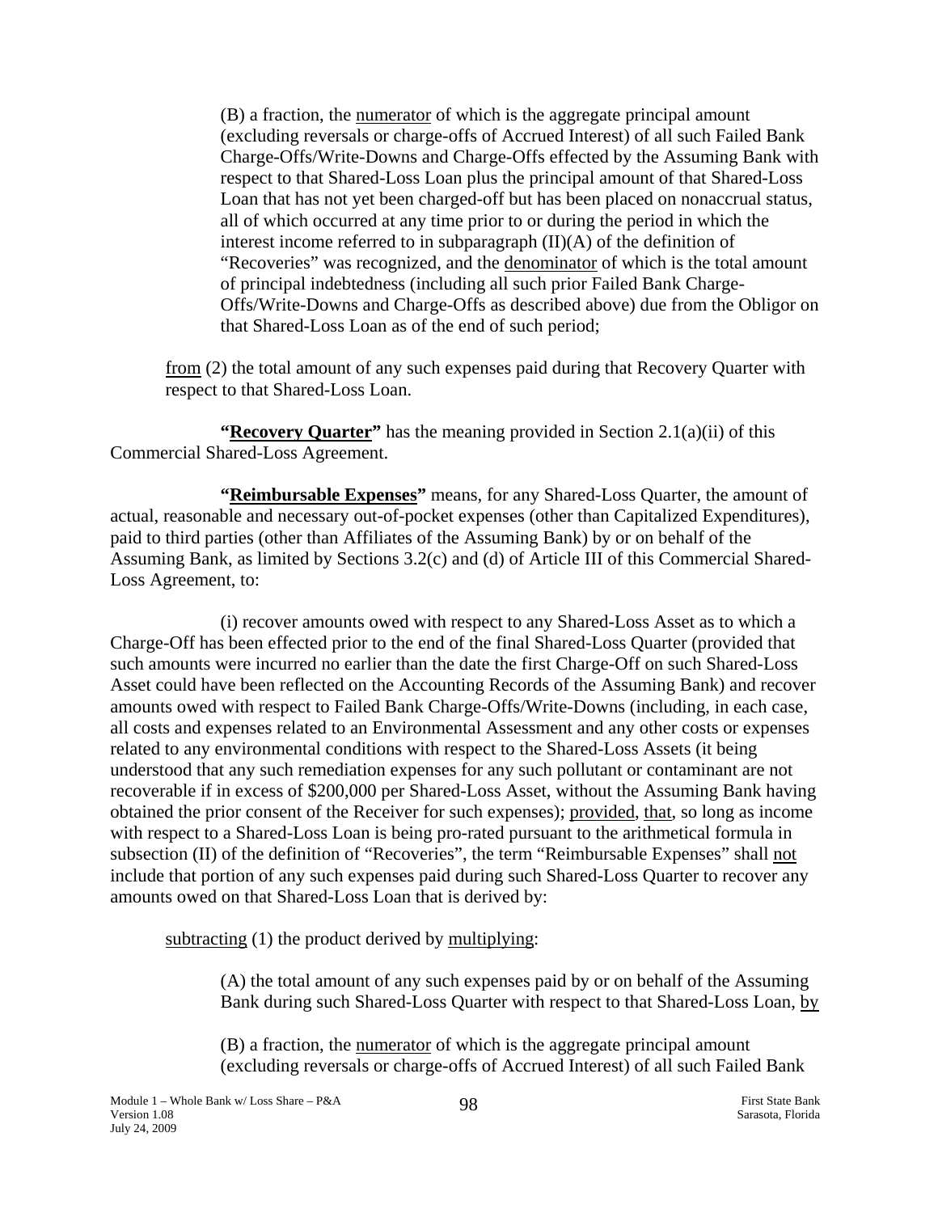(B) a fraction, the numerator of which is the aggregate principal amount (excluding reversals or charge-offs of Accrued Interest) of all such Failed Bank Charge-Offs/Write-Downs and Charge-Offs effected by the Assuming Bank with respect to that Shared-Loss Loan plus the principal amount of that Shared-Loss Loan that has not yet been charged-off but has been placed on nonaccrual status, all of which occurred at any time prior to or during the period in which the interest income referred to in subparagraph (II)(A) of the definition of "Recoveries" was recognized, and the denominator of which is the total amount of principal indebtedness (including all such prior Failed Bank Charge-Offs/Write-Downs and Charge-Offs as described above) due from the Obligor on that Shared-Loss Loan as of the end of such period;

from (2) the total amount of any such expenses paid during that Recovery Quarter with respect to that Shared-Loss Loan.

**"Recovery Quarter"** has the meaning provided in Section 2.1(a)(ii) of this Commercial Shared-Loss Agreement.

**"Reimbursable Expenses"** means, for any Shared-Loss Quarter, the amount of actual, reasonable and necessary out-of-pocket expenses (other than Capitalized Expenditures), paid to third parties (other than Affiliates of the Assuming Bank) by or on behalf of the Assuming Bank, as limited by Sections 3.2(c) and (d) of Article III of this Commercial Shared-Loss Agreement, to:

(i) recover amounts owed with respect to any Shared-Loss Asset as to which a Charge-Off has been effected prior to the end of the final Shared-Loss Quarter (provided that such amounts were incurred no earlier than the date the first Charge-Off on such Shared-Loss Asset could have been reflected on the Accounting Records of the Assuming Bank) and recover amounts owed with respect to Failed Bank Charge-Offs/Write-Downs (including, in each case, all costs and expenses related to an Environmental Assessment and any other costs or expenses related to any environmental conditions with respect to the Shared-Loss Assets (it being understood that any such remediation expenses for any such pollutant or contaminant are not recoverable if in excess of $200,000 per Shared-Loss Asset, without the Assuming Bank having obtained the prior consent of the Receiver for such expenses); provided, that, so long as income with respect to a Shared-Loss Loan is being pro-rated pursuant to the arithmetical formula in subsection (II) of the definition of "Recoveries", the term "Reimbursable Expenses" shall not include that portion of any such expenses paid during such Shared-Loss Quarter to recover any amounts owed on that Shared-Loss Loan that is derived by:

subtracting (1) the product derived by multiplying:

(A) the total amount of any such expenses paid by or on behalf of the Assuming Bank during such Shared-Loss Quarter with respect to that Shared-Loss Loan, by

(B) a fraction, the numerator of which is the aggregate principal amount (excluding reversals or charge-offs of Accrued Interest) of all such Failed Bank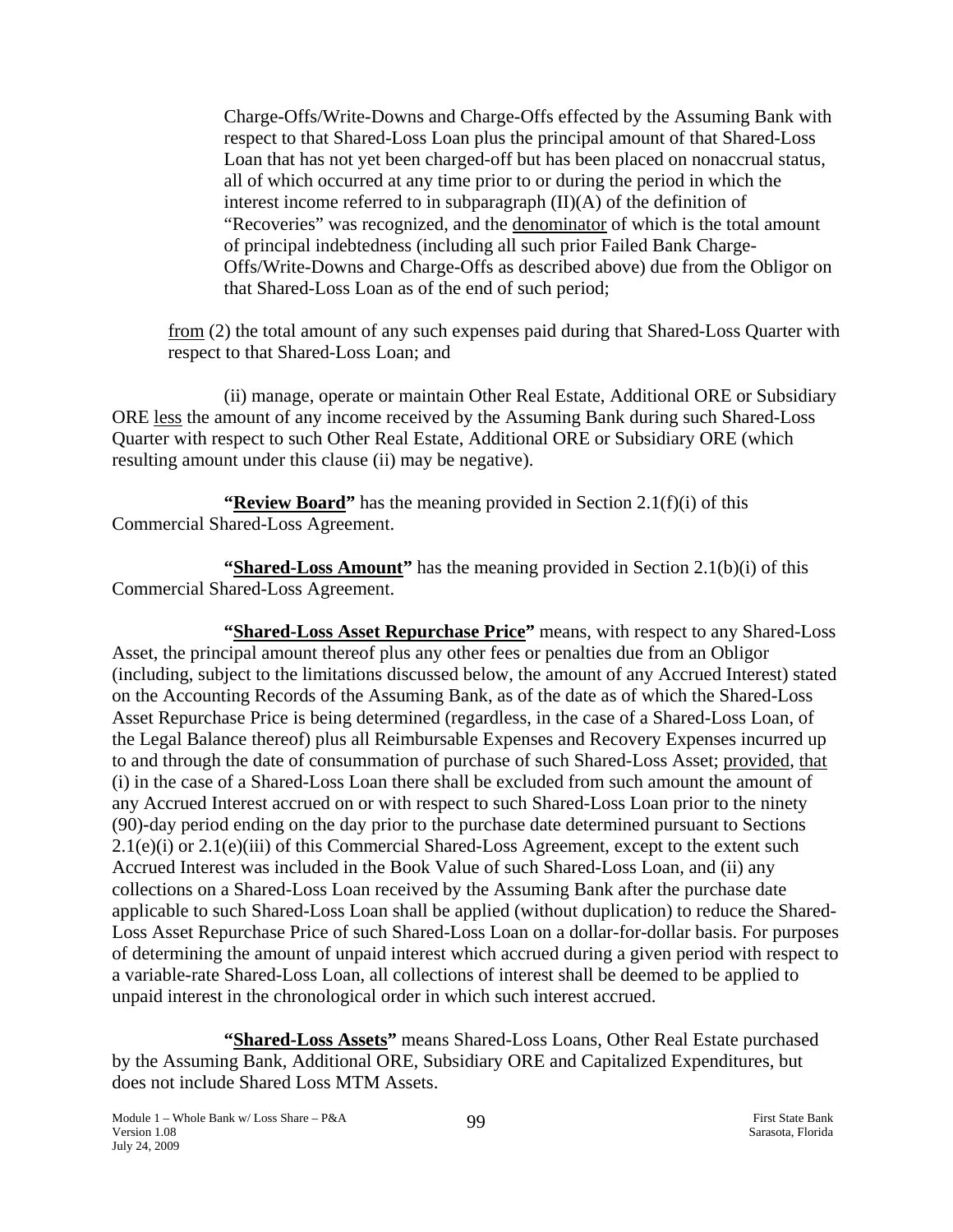Charge-Offs/Write-Downs and Charge-Offs effected by the Assuming Bank with respect to that Shared-Loss Loan plus the principal amount of that Shared-Loss Loan that has not yet been charged-off but has been placed on nonaccrual status, all of which occurred at any time prior to or during the period in which the interest income referred to in subparagraph (II)(A) of the definition of "Recoveries" was recognized, and the denominator of which is the total amount of principal indebtedness (including all such prior Failed Bank Charge-Offs/Write-Downs and Charge-Offs as described above) due from the Obligor on that Shared-Loss Loan as of the end of such period;

from (2) the total amount of any such expenses paid during that Shared-Loss Quarter with respect to that Shared-Loss Loan; and

(ii) manage, operate or maintain Other Real Estate, Additional ORE or Subsidiary ORE less the amount of any income received by the Assuming Bank during such Shared-Loss Quarter with respect to such Other Real Estate, Additional ORE or Subsidiary ORE (which resulting amount under this clause (ii) may be negative).

**"Review Board"** has the meaning provided in Section 2.1(f)(i) of this Commercial Shared-Loss Agreement.

**"Shared-Loss Amount"** has the meaning provided in Section 2.1(b)(i) of this Commercial Shared-Loss Agreement.

**"Shared-Loss Asset Repurchase Price"** means, with respect to any Shared-Loss Asset, the principal amount thereof plus any other fees or penalties due from an Obligor (including, subject to the limitations discussed below, the amount of any Accrued Interest) stated on the Accounting Records of the Assuming Bank, as of the date as of which the Shared-Loss Asset Repurchase Price is being determined (regardless, in the case of a Shared-Loss Loan, of the Legal Balance thereof) plus all Reimbursable Expenses and Recovery Expenses incurred up to and through the date of consummation of purchase of such Shared-Loss Asset; provided, that (i) in the case of a Shared-Loss Loan there shall be excluded from such amount the amount of any Accrued Interest accrued on or with respect to such Shared-Loss Loan prior to the ninety (90)-day period ending on the day prior to the purchase date determined pursuant to Sections 2.1(e)(i) or 2.1(e)(iii) of this Commercial Shared-Loss Agreement, except to the extent such Accrued Interest was included in the Book Value of such Shared-Loss Loan, and (ii) any collections on a Shared-Loss Loan received by the Assuming Bank after the purchase date applicable to such Shared-Loss Loan shall be applied (without duplication) to reduce the Shared-Loss Asset Repurchase Price of such Shared-Loss Loan on a dollar-for-dollar basis. For purposes of determining the amount of unpaid interest which accrued during a given period with respect to a variable-rate Shared-Loss Loan, all collections of interest shall be deemed to be applied to unpaid interest in the chronological order in which such interest accrued.

**"Shared-Loss Assets"** means Shared-Loss Loans, Other Real Estate purchased by the Assuming Bank, Additional ORE, Subsidiary ORE and Capitalized Expenditures, but does not include Shared Loss MTM Assets.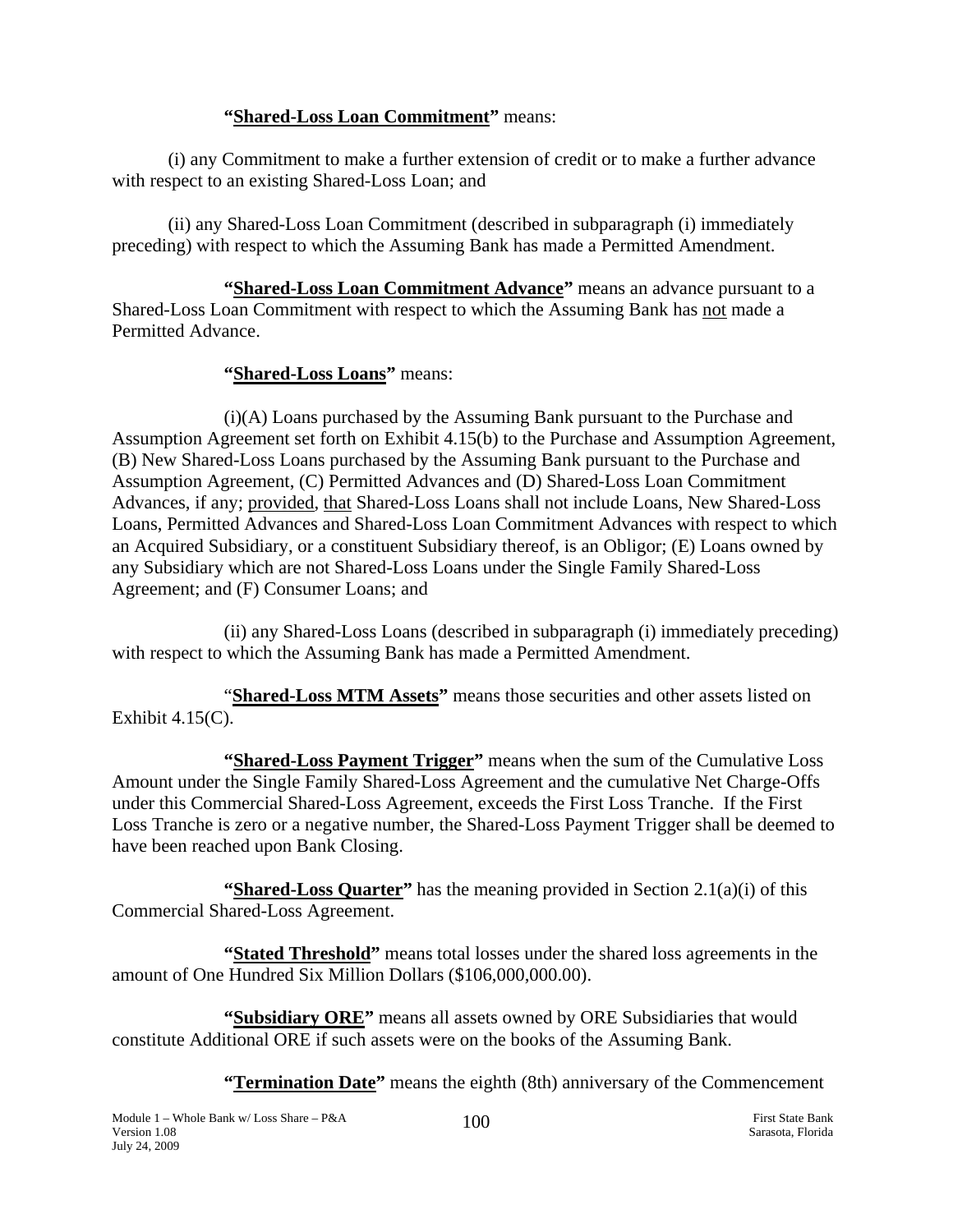**"<u>Shared-Loss Loan Commitment</u>"** means:

(i) any Commitment to make a further extension of credit or to make a further advance with respect to an existing Shared-Loss Loan; and

(ii) any Shared-Loss Loan Commitment (described in subparagraph (i) immediately preceding) with respect to which the Assuming Bank has made a Permitted Amendment.

**"<u>Shared-Loss Loan Commitment Advance</u>"** means an advance pursuant to a Shared-Loss Loan Commitment with respect to which the Assuming Bank has <u>not</u> made a Permitted Advance.

**"<u>Shared-Loss Loans</u>"** means:

(i)(A) Loans purchased by the Assuming Bank pursuant to the Purchase and Assumption Agreement set forth on Exhibit 4.15(b) to the Purchase and Assumption Agreement, (B) New Shared-Loss Loans purchased by the Assuming Bank pursuant to the Purchase and Assumption Agreement, (C) Permitted Advances and (D) Shared-Loss Loan Commitment Advances, if any; <u>provided</u>, <u>that</u> Shared-Loss Loans shall not include Loans, New Shared-Loss Loans, Permitted Advances and Shared-Loss Loan Commitment Advances with respect to which an Acquired Subsidiary, or a constituent Subsidiary thereof, is an Obligor; (E) Loans owned by any Subsidiary which are not Shared-Loss Loans under the Single Family Shared-Loss Agreement; and (F) Consumer Loans; and

(ii) any Shared-Loss Loans (described in subparagraph (i) immediately preceding) with respect to which the Assuming Bank has made a Permitted Amendment.

"**<u>Shared-Loss MTM Assets</u>"** means those securities and other assets listed on Exhibit 4.15(C).

**"<u>Shared-Loss Payment Trigger</u>"** means when the sum of the Cumulative Loss Amount under the Single Family Shared-Loss Agreement and the cumulative Net Charge-Offs under this Commercial Shared-Loss Agreement, exceeds the First Loss Tranche. If the First Loss Tranche is zero or a negative number, the Shared-Loss Payment Trigger shall be deemed to have been reached upon Bank Closing.

**"<u>Shared-Loss Quarter</u>"** has the meaning provided in Section 2.1(a)(i) of this Commercial Shared-Loss Agreement.

**"<u>Stated Threshold</u>"** means total losses under the shared loss agreements in the amount of One Hundred Six Million Dollars ($106,000,000.00).

**"<u>Subsidiary ORE</u>"** means all assets owned by ORE Subsidiaries that would constitute Additional ORE if such assets were on the books of the Assuming Bank.

**"<u>Termination Date</u>"** means the eighth (8th) anniversary of the Commencement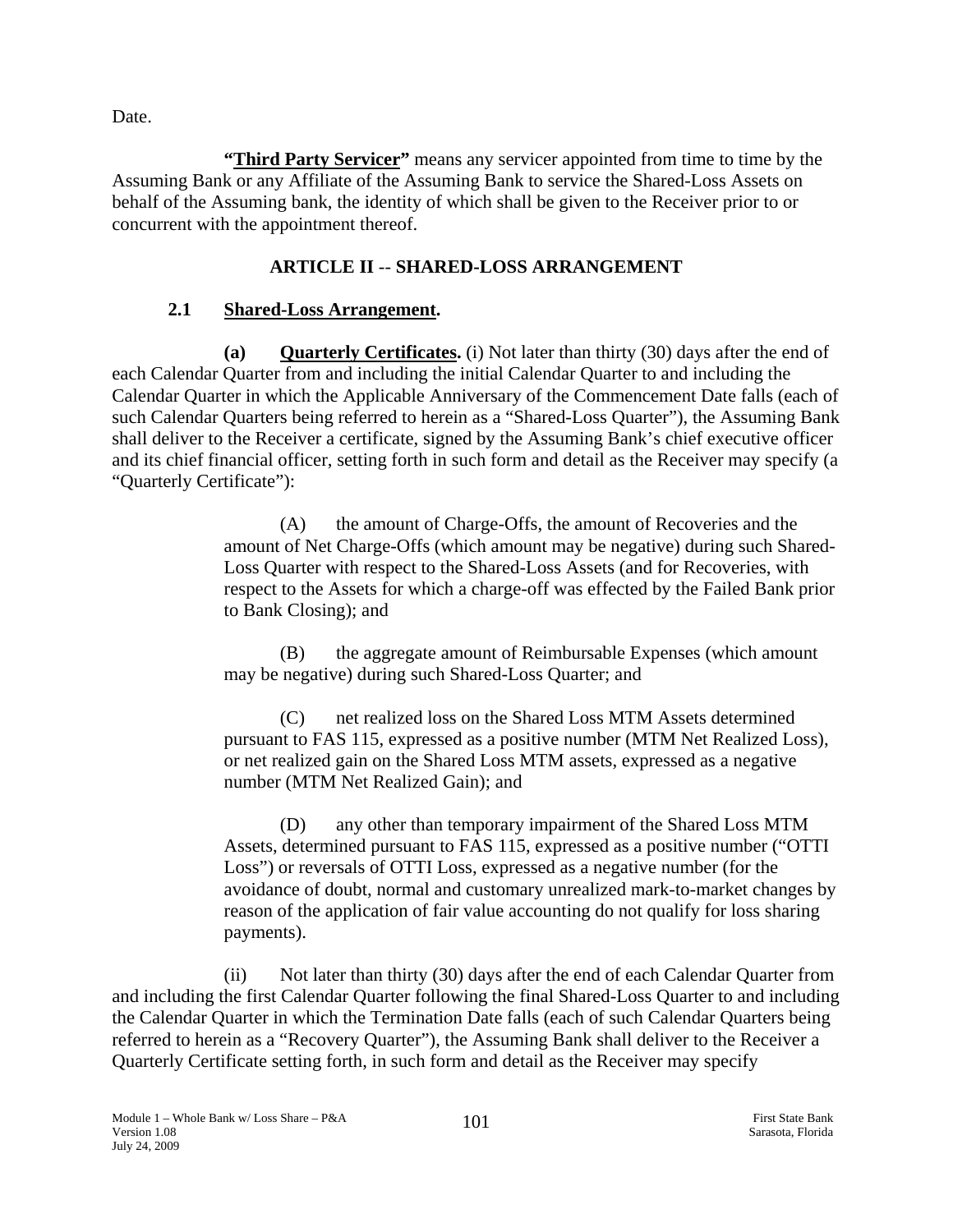Date.

**"Third Party Servicer"** means any servicer appointed from time to time by the Assuming Bank or any Affiliate of the Assuming Bank to service the Shared-Loss Assets on behalf of the Assuming bank, the identity of which shall be given to the Receiver prior to or concurrent with the appointment thereof.

## ARTICLE II -- SHARED-LOSS ARRANGEMENT

### 2.1 Shared-Loss Arrangement.

**(a) Quarterly Certificates.** (i) Not later than thirty (30) days after the end of each Calendar Quarter from and including the initial Calendar Quarter to and including the Calendar Quarter in which the Applicable Anniversary of the Commencement Date falls (each of such Calendar Quarters being referred to herein as a "Shared-Loss Quarter"), the Assuming Bank shall deliver to the Receiver a certificate, signed by the Assuming Bank's chief executive officer and its chief financial officer, setting forth in such form and detail as the Receiver may specify (a "Quarterly Certificate"):

(A) the amount of Charge-Offs, the amount of Recoveries and the amount of Net Charge-Offs (which amount may be negative) during such Shared-Loss Quarter with respect to the Shared-Loss Assets (and for Recoveries, with respect to the Assets for which a charge-off was effected by the Failed Bank prior to Bank Closing); and

(B) the aggregate amount of Reimbursable Expenses (which amount may be negative) during such Shared-Loss Quarter; and

(C) net realized loss on the Shared Loss MTM Assets determined pursuant to FAS 115, expressed as a positive number (MTM Net Realized Loss), or net realized gain on the Shared Loss MTM assets, expressed as a negative number (MTM Net Realized Gain); and

(D) any other than temporary impairment of the Shared Loss MTM Assets, determined pursuant to FAS 115, expressed as a positive number ("OTTI Loss") or reversals of OTTI Loss, expressed as a negative number (for the avoidance of doubt, normal and customary unrealized mark-to-market changes by reason of the application of fair value accounting do not qualify for loss sharing payments).

(ii) Not later than thirty (30) days after the end of each Calendar Quarter from and including the first Calendar Quarter following the final Shared-Loss Quarter to and including the Calendar Quarter in which the Termination Date falls (each of such Calendar Quarters being referred to herein as a "Recovery Quarter"), the Assuming Bank shall deliver to the Receiver a Quarterly Certificate setting forth, in such form and detail as the Receiver may specify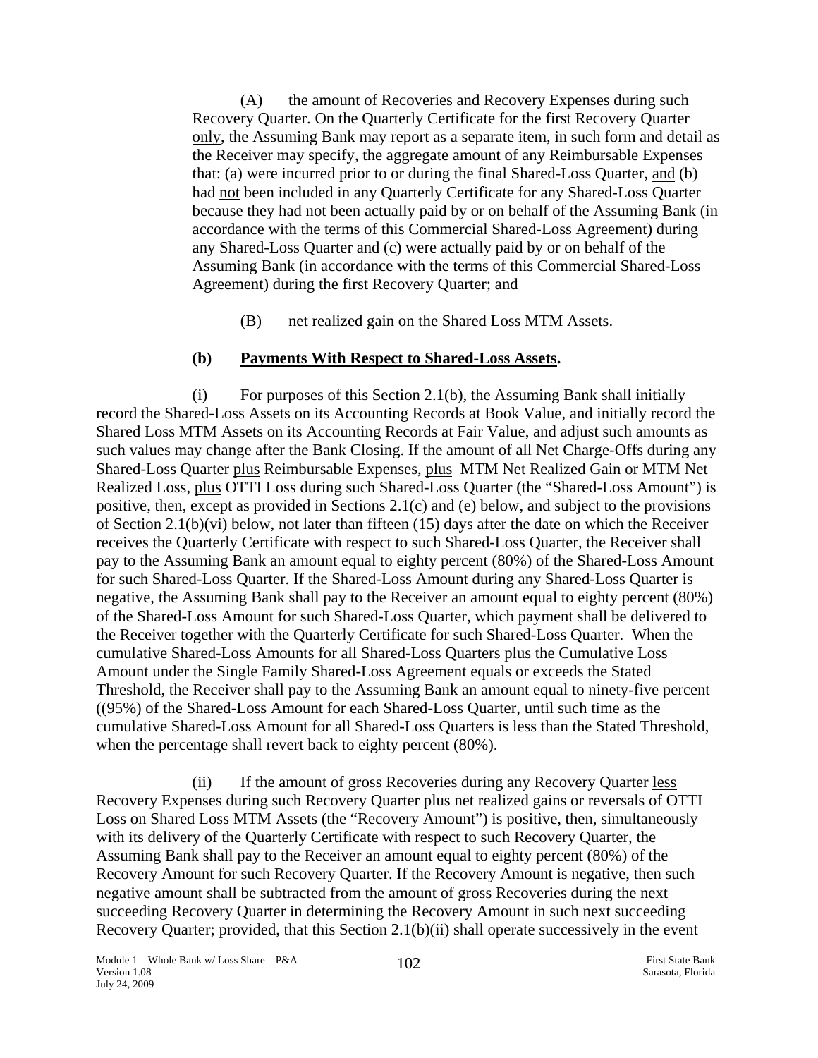(A) the amount of Recoveries and Recovery Expenses during such Recovery Quarter. On the Quarterly Certificate for the first Recovery Quarter only, the Assuming Bank may report as a separate item, in such form and detail as the Receiver may specify, the aggregate amount of any Reimbursable Expenses that: (a) were incurred prior to or during the final Shared-Loss Quarter, and (b) had not been included in any Quarterly Certificate for any Shared-Loss Quarter because they had not been actually paid by or on behalf of the Assuming Bank (in accordance with the terms of this Commercial Shared-Loss Agreement) during any Shared-Loss Quarter and (c) were actually paid by or on behalf of the Assuming Bank (in accordance with the terms of this Commercial Shared-Loss Agreement) during the first Recovery Quarter; and

(B) net realized gain on the Shared Loss MTM Assets.

**(b) Payments With Respect to Shared-Loss Assets.**

(i) For purposes of this Section 2.1(b), the Assuming Bank shall initially record the Shared-Loss Assets on its Accounting Records at Book Value, and initially record the Shared Loss MTM Assets on its Accounting Records at Fair Value, and adjust such amounts as such values may change after the Bank Closing. If the amount of all Net Charge-Offs during any Shared-Loss Quarter plus Reimbursable Expenses, plus MTM Net Realized Gain or MTM Net Realized Loss, plus OTTI Loss during such Shared-Loss Quarter (the "Shared-Loss Amount") is positive, then, except as provided in Sections 2.1(c) and (e) below, and subject to the provisions of Section 2.1(b)(vi) below, not later than fifteen (15) days after the date on which the Receiver receives the Quarterly Certificate with respect to such Shared-Loss Quarter, the Receiver shall pay to the Assuming Bank an amount equal to eighty percent (80%) of the Shared-Loss Amount for such Shared-Loss Quarter. If the Shared-Loss Amount during any Shared-Loss Quarter is negative, the Assuming Bank shall pay to the Receiver an amount equal to eighty percent (80%) of the Shared-Loss Amount for such Shared-Loss Quarter, which payment shall be delivered to the Receiver together with the Quarterly Certificate for such Shared-Loss Quarter. When the cumulative Shared-Loss Amounts for all Shared-Loss Quarters plus the Cumulative Loss Amount under the Single Family Shared-Loss Agreement equals or exceeds the Stated Threshold, the Receiver shall pay to the Assuming Bank an amount equal to ninety-five percent ((95%) of the Shared-Loss Amount for each Shared-Loss Quarter, until such time as the cumulative Shared-Loss Amount for all Shared-Loss Quarters is less than the Stated Threshold, when the percentage shall revert back to eighty percent (80%).

(ii) If the amount of gross Recoveries during any Recovery Quarter less Recovery Expenses during such Recovery Quarter plus net realized gains or reversals of OTTI Loss on Shared Loss MTM Assets (the "Recovery Amount") is positive, then, simultaneously with its delivery of the Quarterly Certificate with respect to such Recovery Quarter, the Assuming Bank shall pay to the Receiver an amount equal to eighty percent (80%) of the Recovery Amount for such Recovery Quarter. If the Recovery Amount is negative, then such negative amount shall be subtracted from the amount of gross Recoveries during the next succeeding Recovery Quarter in determining the Recovery Amount in such next succeeding Recovery Quarter; provided, that this Section 2.1(b)(ii) shall operate successively in the event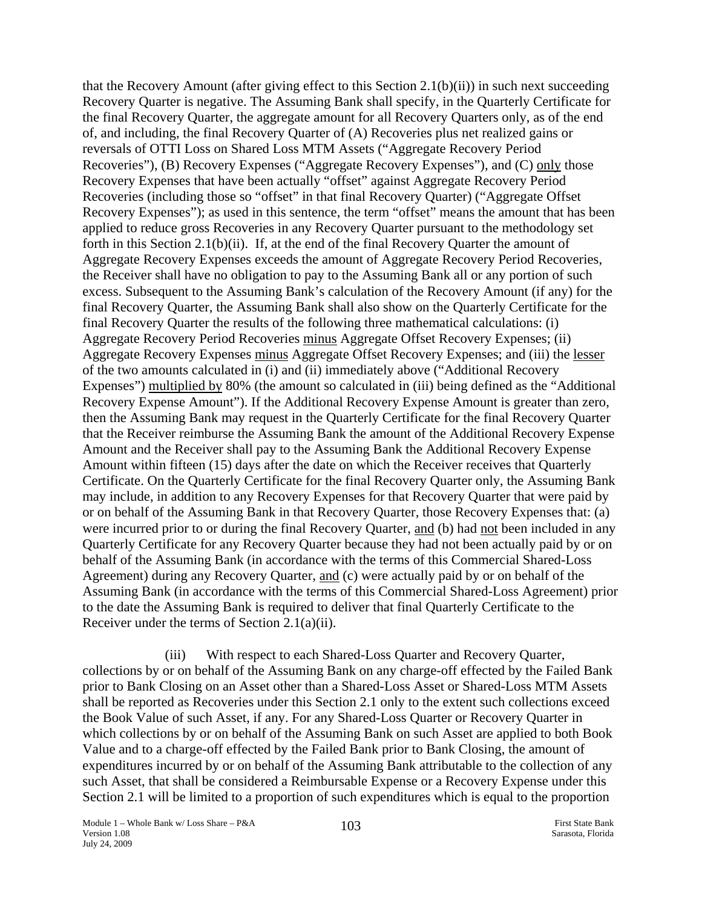that the Recovery Amount (after giving effect to this Section 2.1(b)(ii)) in such next succeeding Recovery Quarter is negative. The Assuming Bank shall specify, in the Quarterly Certificate for the final Recovery Quarter, the aggregate amount for all Recovery Quarters only, as of the end of, and including, the final Recovery Quarter of (A) Recoveries plus net realized gains or reversals of OTTI Loss on Shared Loss MTM Assets ("Aggregate Recovery Period Recoveries"), (B) Recovery Expenses ("Aggregate Recovery Expenses"), and (C) only those Recovery Expenses that have been actually "offset" against Aggregate Recovery Period Recoveries (including those so "offset" in that final Recovery Quarter) ("Aggregate Offset Recovery Expenses"); as used in this sentence, the term "offset" means the amount that has been applied to reduce gross Recoveries in any Recovery Quarter pursuant to the methodology set forth in this Section 2.1(b)(ii). If, at the end of the final Recovery Quarter the amount of Aggregate Recovery Expenses exceeds the amount of Aggregate Recovery Period Recoveries, the Receiver shall have no obligation to pay to the Assuming Bank all or any portion of such excess. Subsequent to the Assuming Bank's calculation of the Recovery Amount (if any) for the final Recovery Quarter, the Assuming Bank shall also show on the Quarterly Certificate for the final Recovery Quarter the results of the following three mathematical calculations: (i) Aggregate Recovery Period Recoveries minus Aggregate Offset Recovery Expenses; (ii) Aggregate Recovery Expenses minus Aggregate Offset Recovery Expenses; and (iii) the lesser of the two amounts calculated in (i) and (ii) immediately above ("Additional Recovery Expenses") multiplied by 80% (the amount so calculated in (iii) being defined as the "Additional Recovery Expense Amount"). If the Additional Recovery Expense Amount is greater than zero, then the Assuming Bank may request in the Quarterly Certificate for the final Recovery Quarter that the Receiver reimburse the Assuming Bank the amount of the Additional Recovery Expense Amount and the Receiver shall pay to the Assuming Bank the Additional Recovery Expense Amount within fifteen (15) days after the date on which the Receiver receives that Quarterly Certificate. On the Quarterly Certificate for the final Recovery Quarter only, the Assuming Bank may include, in addition to any Recovery Expenses for that Recovery Quarter that were paid by or on behalf of the Assuming Bank in that Recovery Quarter, those Recovery Expenses that: (a) were incurred prior to or during the final Recovery Quarter, and (b) had not been included in any Quarterly Certificate for any Recovery Quarter because they had not been actually paid by or on behalf of the Assuming Bank (in accordance with the terms of this Commercial Shared-Loss Agreement) during any Recovery Quarter, and (c) were actually paid by or on behalf of the Assuming Bank (in accordance with the terms of this Commercial Shared-Loss Agreement) prior to the date the Assuming Bank is required to deliver that final Quarterly Certificate to the Receiver under the terms of Section 2.1(a)(ii).

(iii) With respect to each Shared-Loss Quarter and Recovery Quarter, collections by or on behalf of the Assuming Bank on any charge-off effected by the Failed Bank prior to Bank Closing on an Asset other than a Shared-Loss Asset or Shared-Loss MTM Assets shall be reported as Recoveries under this Section 2.1 only to the extent such collections exceed the Book Value of such Asset, if any. For any Shared-Loss Quarter or Recovery Quarter in which collections by or on behalf of the Assuming Bank on such Asset are applied to both Book Value and to a charge-off effected by the Failed Bank prior to Bank Closing, the amount of expenditures incurred by or on behalf of the Assuming Bank attributable to the collection of any such Asset, that shall be considered a Reimbursable Expense or a Recovery Expense under this Section 2.1 will be limited to a proportion of such expenditures which is equal to the proportion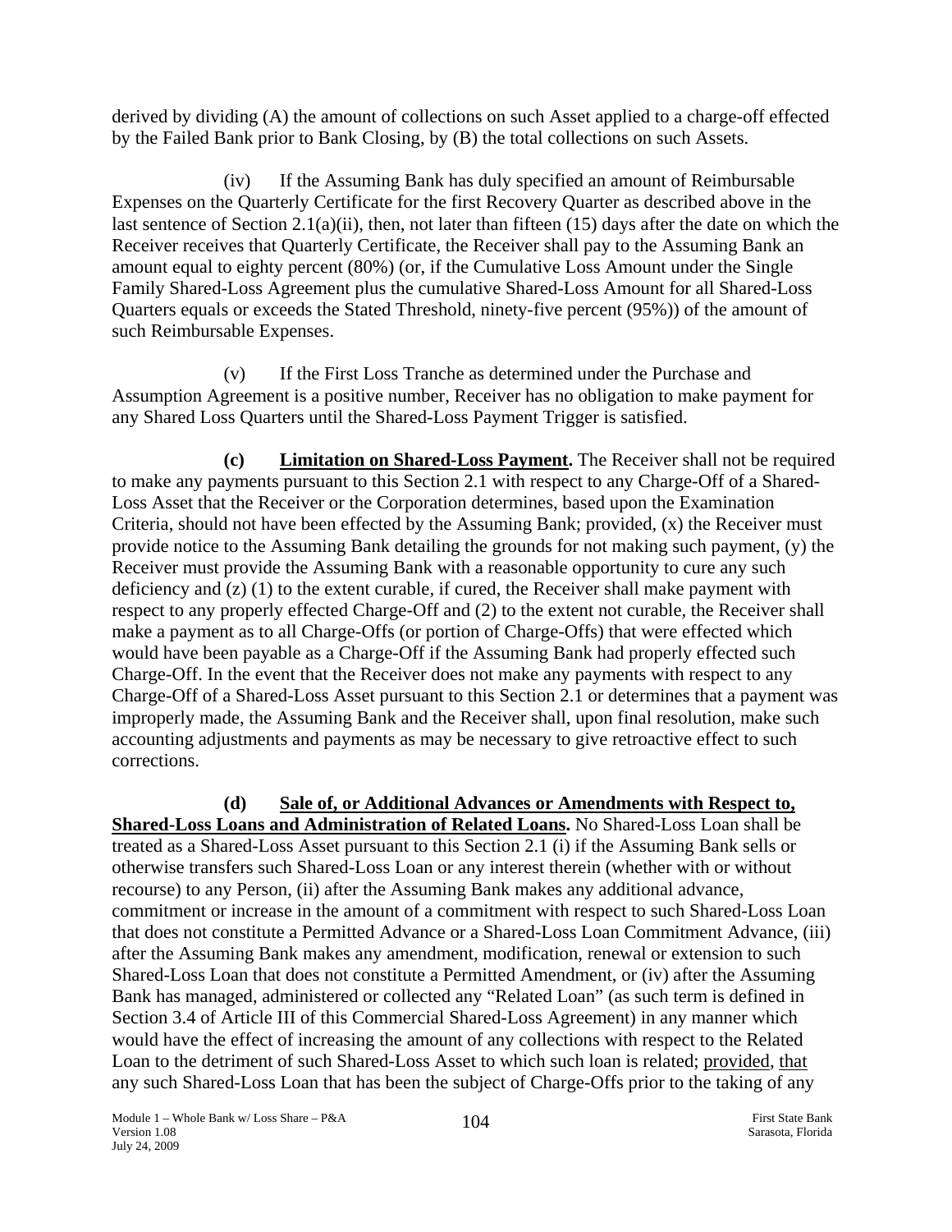derived by dividing (A) the amount of collections on such Asset applied to a charge-off effected by the Failed Bank prior to Bank Closing, by (B) the total collections on such Assets.

(iv) If the Assuming Bank has duly specified an amount of Reimbursable Expenses on the Quarterly Certificate for the first Recovery Quarter as described above in the last sentence of Section 2.1(a)(ii), then, not later than fifteen (15) days after the date on which the Receiver receives that Quarterly Certificate, the Receiver shall pay to the Assuming Bank an amount equal to eighty percent (80%) (or, if the Cumulative Loss Amount under the Single Family Shared-Loss Agreement plus the cumulative Shared-Loss Amount for all Shared-Loss Quarters equals or exceeds the Stated Threshold, ninety-five percent (95%)) of the amount of such Reimbursable Expenses.

(v) If the First Loss Tranche as determined under the Purchase and Assumption Agreement is a positive number, Receiver has no obligation to make payment for any Shared Loss Quarters until the Shared-Loss Payment Trigger is satisfied.

**(c) Limitation on Shared-Loss Payment.** The Receiver shall not be required to make any payments pursuant to this Section 2.1 with respect to any Charge-Off of a Shared-Loss Asset that the Receiver or the Corporation determines, based upon the Examination Criteria, should not have been effected by the Assuming Bank; provided, (x) the Receiver must provide notice to the Assuming Bank detailing the grounds for not making such payment, (y) the Receiver must provide the Assuming Bank with a reasonable opportunity to cure any such deficiency and (z) (1) to the extent curable, if cured, the Receiver shall make payment with respect to any properly effected Charge-Off and (2) to the extent not curable, the Receiver shall make a payment as to all Charge-Offs (or portion of Charge-Offs) that were effected which would have been payable as a Charge-Off if the Assuming Bank had properly effected such Charge-Off. In the event that the Receiver does not make any payments with respect to any Charge-Off of a Shared-Loss Asset pursuant to this Section 2.1 or determines that a payment was improperly made, the Assuming Bank and the Receiver shall, upon final resolution, make such accounting adjustments and payments as may be necessary to give retroactive effect to such corrections.

**(d) Sale of, or Additional Advances or Amendments with Respect to, Shared-Loss Loans and Administration of Related Loans.** No Shared-Loss Loan shall be treated as a Shared-Loss Asset pursuant to this Section 2.1 (i) if the Assuming Bank sells or otherwise transfers such Shared-Loss Loan or any interest therein (whether with or without recourse) to any Person, (ii) after the Assuming Bank makes any additional advance, commitment or increase in the amount of a commitment with respect to such Shared-Loss Loan that does not constitute a Permitted Advance or a Shared-Loss Loan Commitment Advance, (iii) after the Assuming Bank makes any amendment, modification, renewal or extension to such Shared-Loss Loan that does not constitute a Permitted Amendment, or (iv) after the Assuming Bank has managed, administered or collected any "Related Loan" (as such term is defined in Section 3.4 of Article III of this Commercial Shared-Loss Agreement) in any manner which would have the effect of increasing the amount of any collections with respect to the Related Loan to the detriment of such Shared-Loss Asset to which such loan is related; provided, that any such Shared-Loss Loan that has been the subject of Charge-Offs prior to the taking of any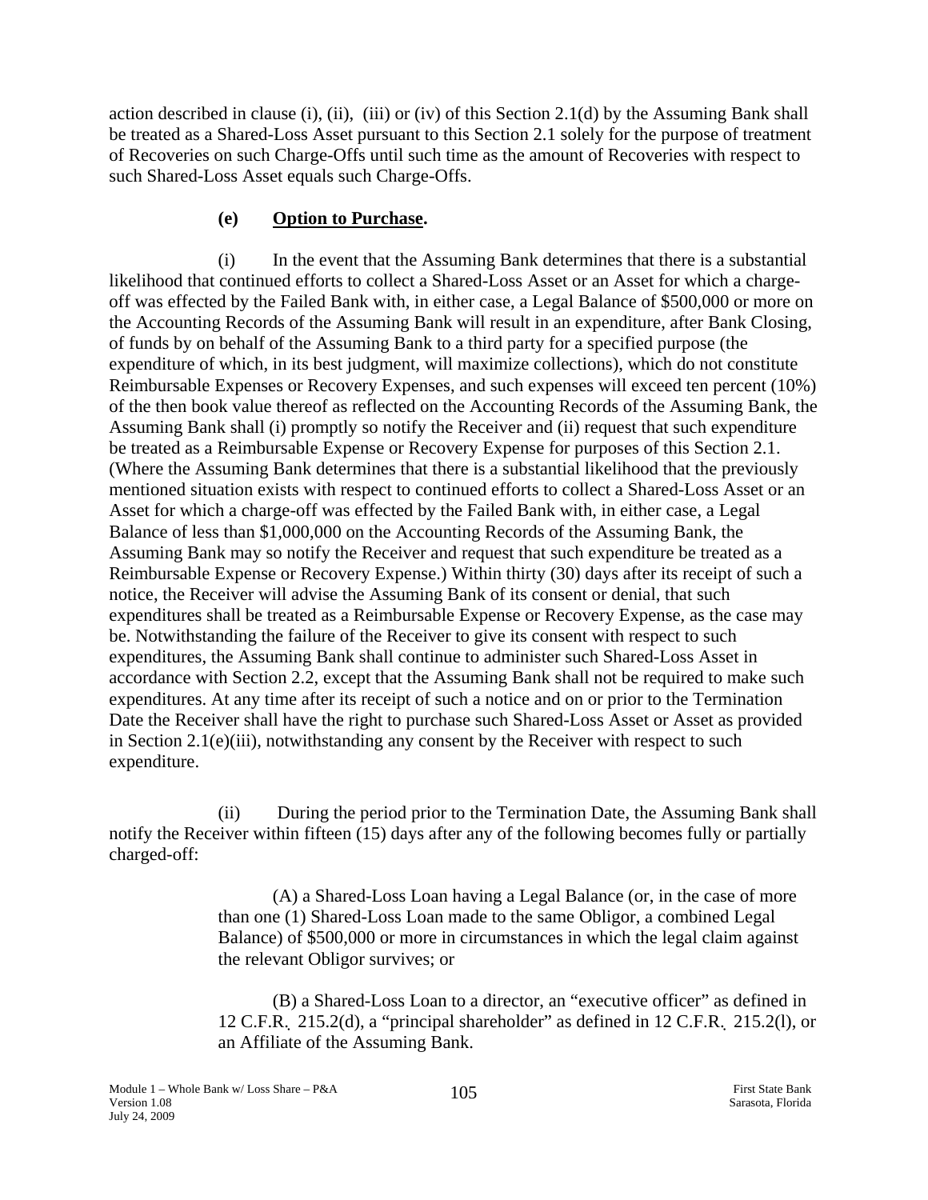action described in clause (i), (ii), (iii) or (iv) of this Section 2.1(d) by the Assuming Bank shall be treated as a Shared-Loss Asset pursuant to this Section 2.1 solely for the purpose of treatment of Recoveries on such Charge-Offs until such time as the amount of Recoveries with respect to such Shared-Loss Asset equals such Charge-Offs.

**(e) Option to Purchase.**

(i) In the event that the Assuming Bank determines that there is a substantial likelihood that continued efforts to collect a Shared-Loss Asset or an Asset for which a charge-off was effected by the Failed Bank with, in either case, a Legal Balance of $500,000 or more on the Accounting Records of the Assuming Bank will result in an expenditure, after Bank Closing, of funds by on behalf of the Assuming Bank to a third party for a specified purpose (the expenditure of which, in its best judgment, will maximize collections), which do not constitute Reimbursable Expenses or Recovery Expenses, and such expenses will exceed ten percent (10%) of the then book value thereof as reflected on the Accounting Records of the Assuming Bank, the Assuming Bank shall (i) promptly so notify the Receiver and (ii) request that such expenditure be treated as a Reimbursable Expense or Recovery Expense for purposes of this Section 2.1. (Where the Assuming Bank determines that there is a substantial likelihood that the previously mentioned situation exists with respect to continued efforts to collect a Shared-Loss Asset or an Asset for which a charge-off was effected by the Failed Bank with, in either case, a Legal Balance of less than $1,000,000 on the Accounting Records of the Assuming Bank, the Assuming Bank may so notify the Receiver and request that such expenditure be treated as a Reimbursable Expense or Recovery Expense.) Within thirty (30) days after its receipt of such a notice, the Receiver will advise the Assuming Bank of its consent or denial, that such expenditures shall be treated as a Reimbursable Expense or Recovery Expense, as the case may be. Notwithstanding the failure of the Receiver to give its consent with respect to such expenditures, the Assuming Bank shall continue to administer such Shared-Loss Asset in accordance with Section 2.2, except that the Assuming Bank shall not be required to make such expenditures. At any time after its receipt of such a notice and on or prior to the Termination Date the Receiver shall have the right to purchase such Shared-Loss Asset or Asset as provided in Section 2.1(e)(iii), notwithstanding any consent by the Receiver with respect to such expenditure.

(ii) During the period prior to the Termination Date, the Assuming Bank shall notify the Receiver within fifteen (15) days after any of the following becomes fully or partially charged-off:

> (A) a Shared-Loss Loan having a Legal Balance (or, in the case of more than one (1) Shared-Loss Loan made to the same Obligor, a combined Legal Balance) of $500,000 or more in circumstances in which the legal claim against the relevant Obligor survives; or
>
> (B) a Shared-Loss Loan to a director, an "executive officer" as defined in 12 C.F.R. 215.2(d), a "principal shareholder" as defined in 12 C.F.R. 215.2(l), or an Affiliate of the Assuming Bank.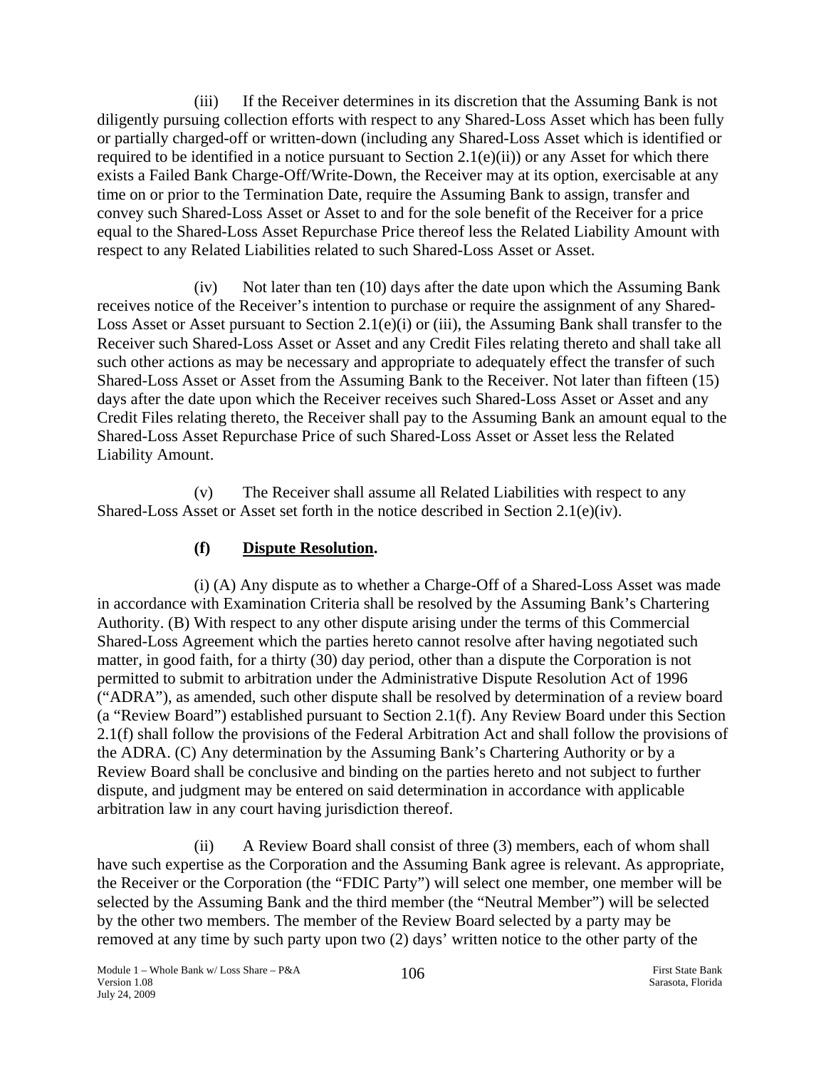(iii) If the Receiver determines in its discretion that the Assuming Bank is not diligently pursuing collection efforts with respect to any Shared-Loss Asset which has been fully or partially charged-off or written-down (including any Shared-Loss Asset which is identified or required to be identified in a notice pursuant to Section 2.1(e)(ii)) or any Asset for which there exists a Failed Bank Charge-Off/Write-Down, the Receiver may at its option, exercisable at any time on or prior to the Termination Date, require the Assuming Bank to assign, transfer and convey such Shared-Loss Asset or Asset to and for the sole benefit of the Receiver for a price equal to the Shared-Loss Asset Repurchase Price thereof less the Related Liability Amount with respect to any Related Liabilities related to such Shared-Loss Asset or Asset.

(iv) Not later than ten (10) days after the date upon which the Assuming Bank receives notice of the Receiver's intention to purchase or require the assignment of any Shared-Loss Asset or Asset pursuant to Section 2.1(e)(i) or (iii), the Assuming Bank shall transfer to the Receiver such Shared-Loss Asset or Asset and any Credit Files relating thereto and shall take all such other actions as may be necessary and appropriate to adequately effect the transfer of such Shared-Loss Asset or Asset from the Assuming Bank to the Receiver. Not later than fifteen (15) days after the date upon which the Receiver receives such Shared-Loss Asset or Asset and any Credit Files relating thereto, the Receiver shall pay to the Assuming Bank an amount equal to the Shared-Loss Asset Repurchase Price of such Shared-Loss Asset or Asset less the Related Liability Amount.

(v) The Receiver shall assume all Related Liabilities with respect to any Shared-Loss Asset or Asset set forth in the notice described in Section 2.1(e)(iv).

**(f) Dispute Resolution.**

(i) (A) Any dispute as to whether a Charge-Off of a Shared-Loss Asset was made in accordance with Examination Criteria shall be resolved by the Assuming Bank's Chartering Authority. (B) With respect to any other dispute arising under the terms of this Commercial Shared-Loss Agreement which the parties hereto cannot resolve after having negotiated such matter, in good faith, for a thirty (30) day period, other than a dispute the Corporation is not permitted to submit to arbitration under the Administrative Dispute Resolution Act of 1996 ("ADRA"), as amended, such other dispute shall be resolved by determination of a review board (a "Review Board") established pursuant to Section 2.1(f). Any Review Board under this Section 2.1(f) shall follow the provisions of the Federal Arbitration Act and shall follow the provisions of the ADRA. (C) Any determination by the Assuming Bank's Chartering Authority or by a Review Board shall be conclusive and binding on the parties hereto and not subject to further dispute, and judgment may be entered on said determination in accordance with applicable arbitration law in any court having jurisdiction thereof.

(ii) A Review Board shall consist of three (3) members, each of whom shall have such expertise as the Corporation and the Assuming Bank agree is relevant. As appropriate, the Receiver or the Corporation (the "FDIC Party") will select one member, one member will be selected by the Assuming Bank and the third member (the "Neutral Member") will be selected by the other two members. The member of the Review Board selected by a party may be removed at any time by such party upon two (2) days' written notice to the other party of the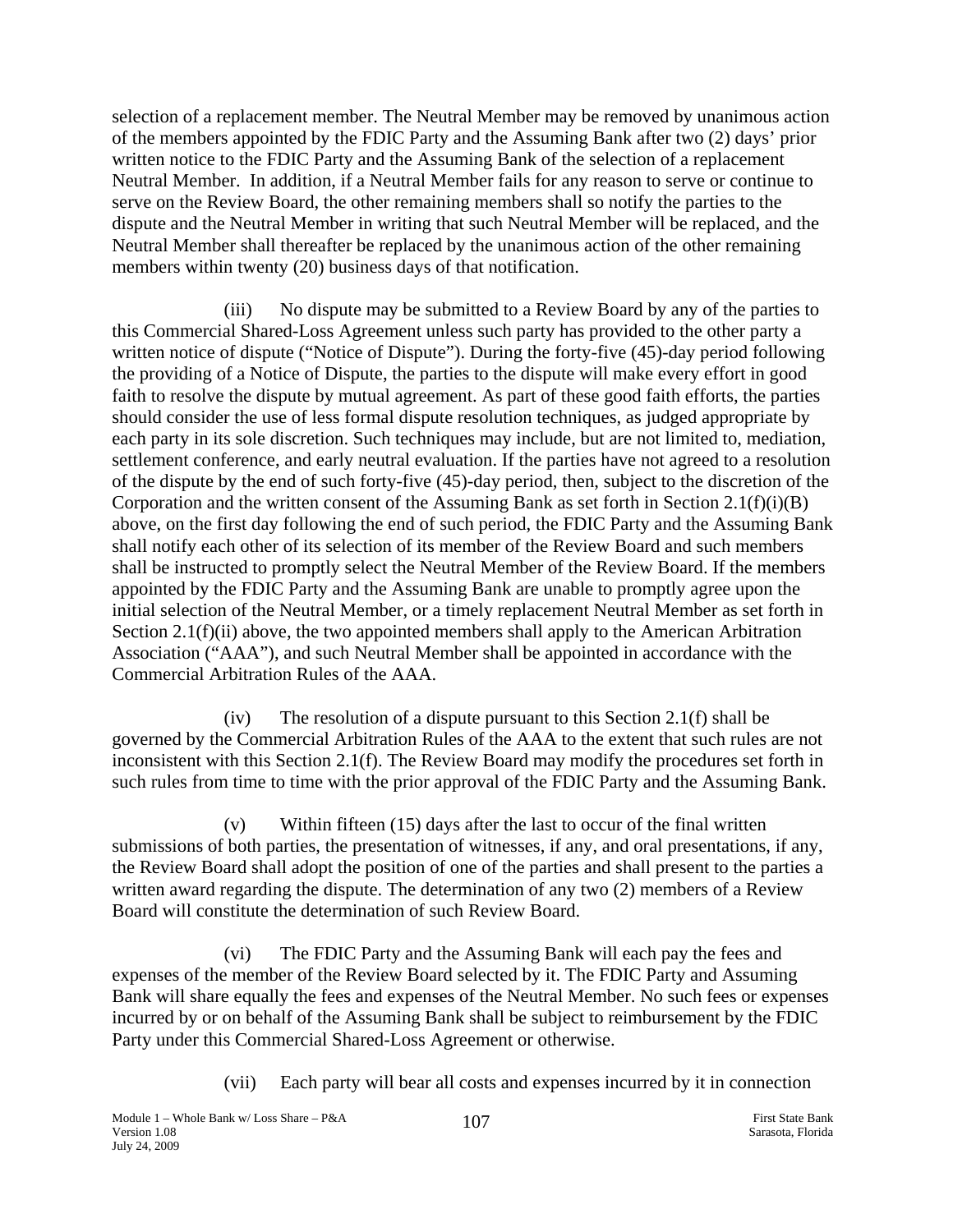selection of a replacement member. The Neutral Member may be removed by unanimous action of the members appointed by the FDIC Party and the Assuming Bank after two (2) days' prior written notice to the FDIC Party and the Assuming Bank of the selection of a replacement Neutral Member. In addition, if a Neutral Member fails for any reason to serve or continue to serve on the Review Board, the other remaining members shall so notify the parties to the dispute and the Neutral Member in writing that such Neutral Member will be replaced, and the Neutral Member shall thereafter be replaced by the unanimous action of the other remaining members within twenty (20) business days of that notification.

(iii) No dispute may be submitted to a Review Board by any of the parties to this Commercial Shared-Loss Agreement unless such party has provided to the other party a written notice of dispute ("Notice of Dispute"). During the forty-five (45)-day period following the providing of a Notice of Dispute, the parties to the dispute will make every effort in good faith to resolve the dispute by mutual agreement. As part of these good faith efforts, the parties should consider the use of less formal dispute resolution techniques, as judged appropriate by each party in its sole discretion. Such techniques may include, but are not limited to, mediation, settlement conference, and early neutral evaluation. If the parties have not agreed to a resolution of the dispute by the end of such forty-five (45)-day period, then, subject to the discretion of the Corporation and the written consent of the Assuming Bank as set forth in Section 2.1(f)(i)(B) above, on the first day following the end of such period, the FDIC Party and the Assuming Bank shall notify each other of its selection of its member of the Review Board and such members shall be instructed to promptly select the Neutral Member of the Review Board. If the members appointed by the FDIC Party and the Assuming Bank are unable to promptly agree upon the initial selection of the Neutral Member, or a timely replacement Neutral Member as set forth in Section 2.1(f)(ii) above, the two appointed members shall apply to the American Arbitration Association ("AAA"), and such Neutral Member shall be appointed in accordance with the Commercial Arbitration Rules of the AAA.

(iv) The resolution of a dispute pursuant to this Section 2.1(f) shall be governed by the Commercial Arbitration Rules of the AAA to the extent that such rules are not inconsistent with this Section 2.1(f). The Review Board may modify the procedures set forth in such rules from time to time with the prior approval of the FDIC Party and the Assuming Bank.

(v) Within fifteen (15) days after the last to occur of the final written submissions of both parties, the presentation of witnesses, if any, and oral presentations, if any, the Review Board shall adopt the position of one of the parties and shall present to the parties a written award regarding the dispute. The determination of any two (2) members of a Review Board will constitute the determination of such Review Board.

(vi) The FDIC Party and the Assuming Bank will each pay the fees and expenses of the member of the Review Board selected by it. The FDIC Party and Assuming Bank will share equally the fees and expenses of the Neutral Member. No such fees or expenses incurred by or on behalf of the Assuming Bank shall be subject to reimbursement by the FDIC Party under this Commercial Shared-Loss Agreement or otherwise.

(vii) Each party will bear all costs and expenses incurred by it in connection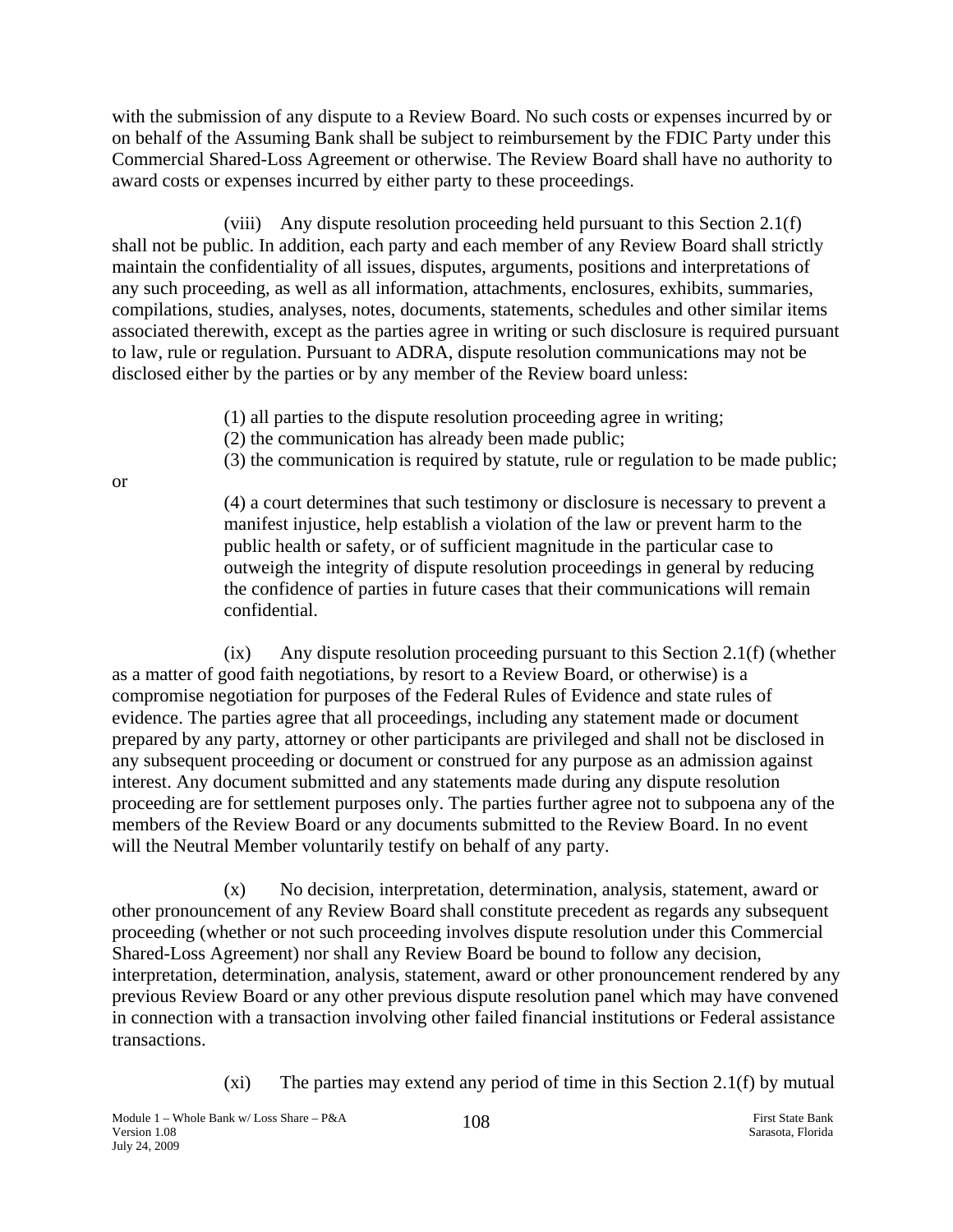with the submission of any dispute to a Review Board. No such costs or expenses incurred by or on behalf of the Assuming Bank shall be subject to reimbursement by the FDIC Party under this Commercial Shared-Loss Agreement or otherwise. The Review Board shall have no authority to award costs or expenses incurred by either party to these proceedings.

(viii) Any dispute resolution proceeding held pursuant to this Section 2.1(f) shall not be public. In addition, each party and each member of any Review Board shall strictly maintain the confidentiality of all issues, disputes, arguments, positions and interpretations of any such proceeding, as well as all information, attachments, enclosures, exhibits, summaries, compilations, studies, analyses, notes, documents, statements, schedules and other similar items associated therewith, except as the parties agree in writing or such disclosure is required pursuant to law, rule or regulation. Pursuant to ADRA, dispute resolution communications may not be disclosed either by the parties or by any member of the Review board unless:

(1) all parties to the dispute resolution proceeding agree in writing;
(2) the communication has already been made public;
(3) the communication is required by statute, rule or regulation to be made public;

or

(4) a court determines that such testimony or disclosure is necessary to prevent a manifest injustice, help establish a violation of the law or prevent harm to the public health or safety, or of sufficient magnitude in the particular case to outweigh the integrity of dispute resolution proceedings in general by reducing the confidence of parties in future cases that their communications will remain confidential.

(ix) Any dispute resolution proceeding pursuant to this Section 2.1(f) (whether as a matter of good faith negotiations, by resort to a Review Board, or otherwise) is a compromise negotiation for purposes of the Federal Rules of Evidence and state rules of evidence. The parties agree that all proceedings, including any statement made or document prepared by any party, attorney or other participants are privileged and shall not be disclosed in any subsequent proceeding or document or construed for any purpose as an admission against interest. Any document submitted and any statements made during any dispute resolution proceeding are for settlement purposes only. The parties further agree not to subpoena any of the members of the Review Board or any documents submitted to the Review Board. In no event will the Neutral Member voluntarily testify on behalf of any party.

(x) No decision, interpretation, determination, analysis, statement, award or other pronouncement of any Review Board shall constitute precedent as regards any subsequent proceeding (whether or not such proceeding involves dispute resolution under this Commercial Shared-Loss Agreement) nor shall any Review Board be bound to follow any decision, interpretation, determination, analysis, statement, award or other pronouncement rendered by any previous Review Board or any other previous dispute resolution panel which may have convened in connection with a transaction involving other failed financial institutions or Federal assistance transactions.

(xi) The parties may extend any period of time in this Section 2.1(f) by mutual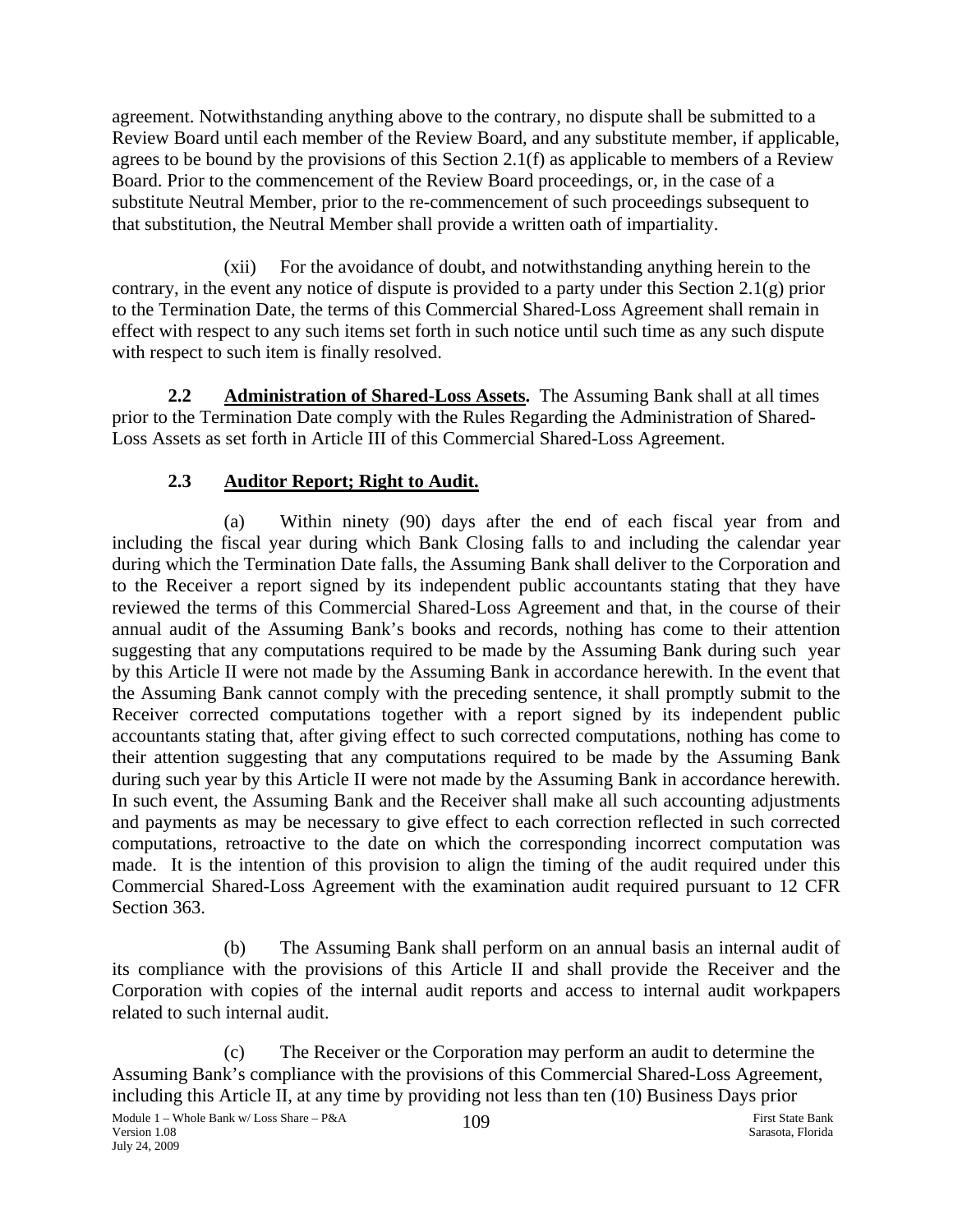agreement. Notwithstanding anything above to the contrary, no dispute shall be submitted to a Review Board until each member of the Review Board, and any substitute member, if applicable, agrees to be bound by the provisions of this Section 2.1(f) as applicable to members of a Review Board. Prior to the commencement of the Review Board proceedings, or, in the case of a substitute Neutral Member, prior to the re-commencement of such proceedings subsequent to that substitution, the Neutral Member shall provide a written oath of impartiality.

(xii) For the avoidance of doubt, and notwithstanding anything herein to the contrary, in the event any notice of dispute is provided to a party under this Section 2.1(g) prior to the Termination Date, the terms of this Commercial Shared-Loss Agreement shall remain in effect with respect to any such items set forth in such notice until such time as any such dispute with respect to such item is finally resolved.

**2.2 Administration of Shared-Loss Assets.** The Assuming Bank shall at all times prior to the Termination Date comply with the Rules Regarding the Administration of Shared-Loss Assets as set forth in Article III of this Commercial Shared-Loss Agreement.

**2.3 Auditor Report; Right to Audit.**

(a) Within ninety (90) days after the end of each fiscal year from and including the fiscal year during which Bank Closing falls to and including the calendar year during which the Termination Date falls, the Assuming Bank shall deliver to the Corporation and to the Receiver a report signed by its independent public accountants stating that they have reviewed the terms of this Commercial Shared-Loss Agreement and that, in the course of their annual audit of the Assuming Bank's books and records, nothing has come to their attention suggesting that any computations required to be made by the Assuming Bank during such year by this Article II were not made by the Assuming Bank in accordance herewith. In the event that the Assuming Bank cannot comply with the preceding sentence, it shall promptly submit to the Receiver corrected computations together with a report signed by its independent public accountants stating that, after giving effect to such corrected computations, nothing has come to their attention suggesting that any computations required to be made by the Assuming Bank during such year by this Article II were not made by the Assuming Bank in accordance herewith. In such event, the Assuming Bank and the Receiver shall make all such accounting adjustments and payments as may be necessary to give effect to each correction reflected in such corrected computations, retroactive to the date on which the corresponding incorrect computation was made. It is the intention of this provision to align the timing of the audit required under this Commercial Shared-Loss Agreement with the examination audit required pursuant to 12 CFR Section 363.

(b) The Assuming Bank shall perform on an annual basis an internal audit of its compliance with the provisions of this Article II and shall provide the Receiver and the Corporation with copies of the internal audit reports and access to internal audit workpapers related to such internal audit.

(c) The Receiver or the Corporation may perform an audit to determine the Assuming Bank's compliance with the provisions of this Commercial Shared-Loss Agreement, including this Article II, at any time by providing not less than ten (10) Business Days prior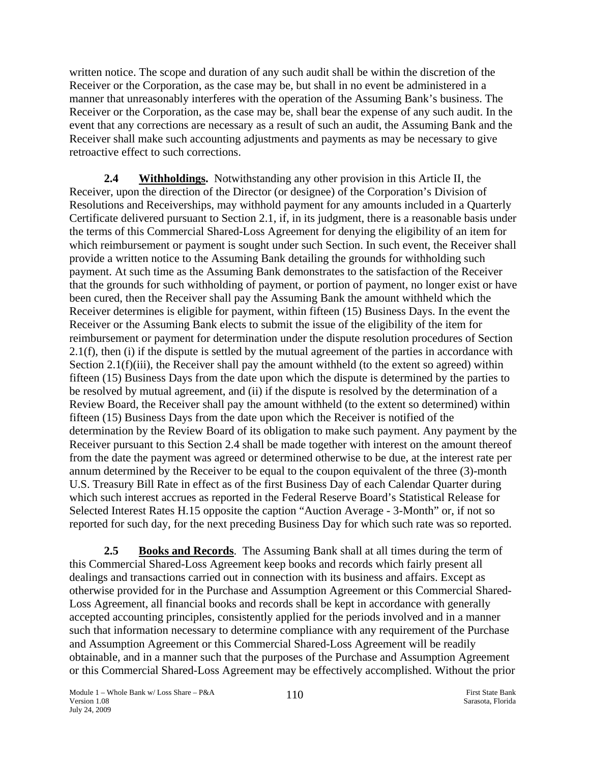written notice. The scope and duration of any such audit shall be within the discretion of the Receiver or the Corporation, as the case may be, but shall in no event be administered in a manner that unreasonably interferes with the operation of the Assuming Bank's business. The Receiver or the Corporation, as the case may be, shall bear the expense of any such audit. In the event that any corrections are necessary as a result of such an audit, the Assuming Bank and the Receiver shall make such accounting adjustments and payments as may be necessary to give retroactive effect to such corrections.

**2.4 Withholdings.** Notwithstanding any other provision in this Article II, the Receiver, upon the direction of the Director (or designee) of the Corporation's Division of Resolutions and Receiverships, may withhold payment for any amounts included in a Quarterly Certificate delivered pursuant to Section 2.1, if, in its judgment, there is a reasonable basis under the terms of this Commercial Shared-Loss Agreement for denying the eligibility of an item for which reimbursement or payment is sought under such Section. In such event, the Receiver shall provide a written notice to the Assuming Bank detailing the grounds for withholding such payment. At such time as the Assuming Bank demonstrates to the satisfaction of the Receiver that the grounds for such withholding of payment, or portion of payment, no longer exist or have been cured, then the Receiver shall pay the Assuming Bank the amount withheld which the Receiver determines is eligible for payment, within fifteen (15) Business Days. In the event the Receiver or the Assuming Bank elects to submit the issue of the eligibility of the item for reimbursement or payment for determination under the dispute resolution procedures of Section 2.1(f), then (i) if the dispute is settled by the mutual agreement of the parties in accordance with Section 2.1(f)(iii), the Receiver shall pay the amount withheld (to the extent so agreed) within fifteen (15) Business Days from the date upon which the dispute is determined by the parties to be resolved by mutual agreement, and (ii) if the dispute is resolved by the determination of a Review Board, the Receiver shall pay the amount withheld (to the extent so determined) within fifteen (15) Business Days from the date upon which the Receiver is notified of the determination by the Review Board of its obligation to make such payment. Any payment by the Receiver pursuant to this Section 2.4 shall be made together with interest on the amount thereof from the date the payment was agreed or determined otherwise to be due, at the interest rate per annum determined by the Receiver to be equal to the coupon equivalent of the three (3)-month U.S. Treasury Bill Rate in effect as of the first Business Day of each Calendar Quarter during which such interest accrues as reported in the Federal Reserve Board's Statistical Release for Selected Interest Rates H.15 opposite the caption "Auction Average - 3-Month" or, if not so reported for such day, for the next preceding Business Day for which such rate was so reported.

**2.5 Books and Records**. The Assuming Bank shall at all times during the term of this Commercial Shared-Loss Agreement keep books and records which fairly present all dealings and transactions carried out in connection with its business and affairs. Except as otherwise provided for in the Purchase and Assumption Agreement or this Commercial Shared-Loss Agreement, all financial books and records shall be kept in accordance with generally accepted accounting principles, consistently applied for the periods involved and in a manner such that information necessary to determine compliance with any requirement of the Purchase and Assumption Agreement or this Commercial Shared-Loss Agreement will be readily obtainable, and in a manner such that the purposes of the Purchase and Assumption Agreement or this Commercial Shared-Loss Agreement may be effectively accomplished. Without the prior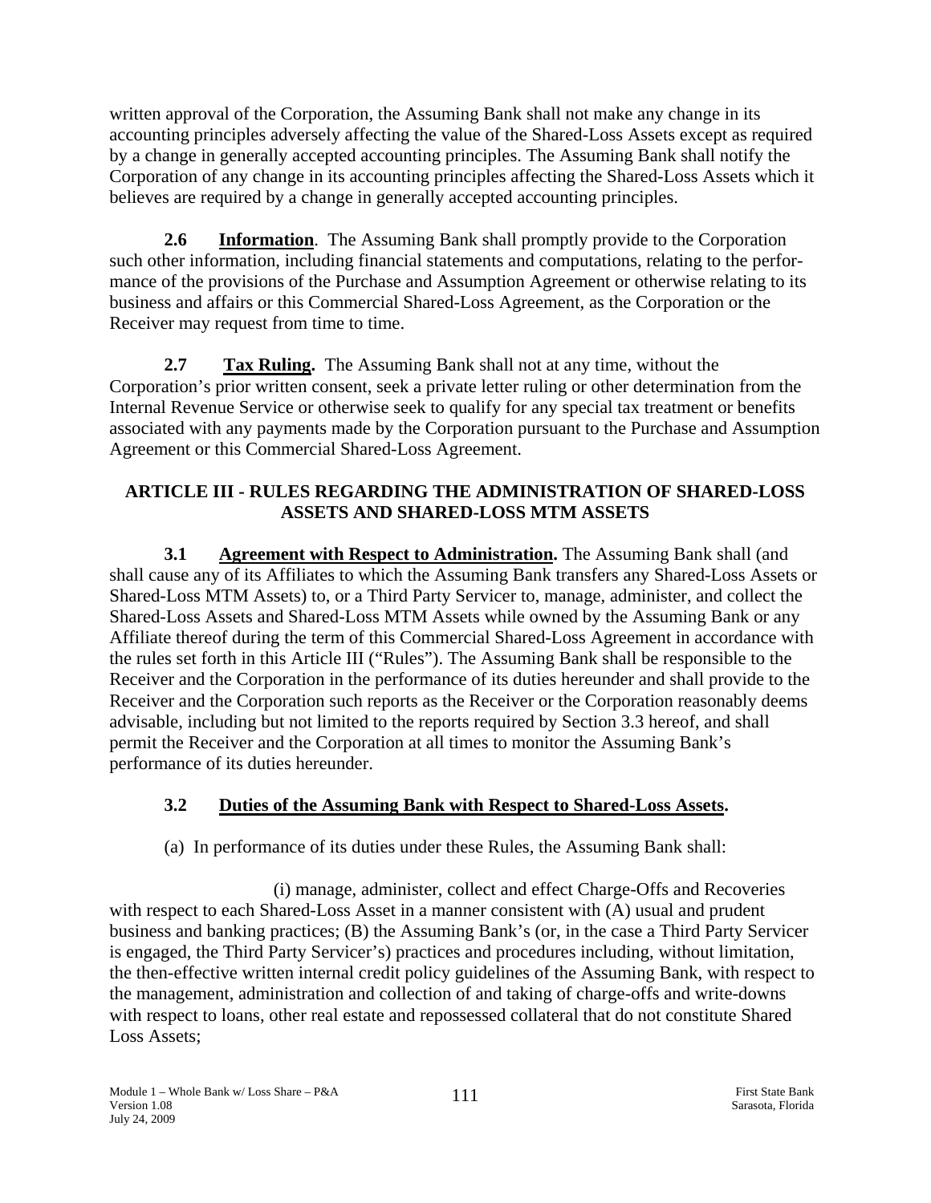written approval of the Corporation, the Assuming Bank shall not make any change in its accounting principles adversely affecting the value of the Shared-Loss Assets except as required by a change in generally accepted accounting principles. The Assuming Bank shall notify the Corporation of any change in its accounting principles affecting the Shared-Loss Assets which it believes are required by a change in generally accepted accounting principles.

**2.6** **Information**. The Assuming Bank shall promptly provide to the Corporation such other information, including financial statements and computations, relating to the performance of the provisions of the Purchase and Assumption Agreement or otherwise relating to its business and affairs or this Commercial Shared-Loss Agreement, as the Corporation or the Receiver may request from time to time.

**2.7** **Tax Ruling.** The Assuming Bank shall not at any time, without the Corporation's prior written consent, seek a private letter ruling or other determination from the Internal Revenue Service or otherwise seek to qualify for any special tax treatment or benefits associated with any payments made by the Corporation pursuant to the Purchase and Assumption Agreement or this Commercial Shared-Loss Agreement.

## ARTICLE III - RULES REGARDING THE ADMINISTRATION OF SHARED-LOSS ASSETS AND SHARED-LOSS MTM ASSETS

**3.1** **Agreement with Respect to Administration.** The Assuming Bank shall (and shall cause any of its Affiliates to which the Assuming Bank transfers any Shared-Loss Assets or Shared-Loss MTM Assets) to, or a Third Party Servicer to, manage, administer, and collect the Shared-Loss Assets and Shared-Loss MTM Assets while owned by the Assuming Bank or any Affiliate thereof during the term of this Commercial Shared-Loss Agreement in accordance with the rules set forth in this Article III ("Rules"). The Assuming Bank shall be responsible to the Receiver and the Corporation in the performance of its duties hereunder and shall provide to the Receiver and the Corporation such reports as the Receiver or the Corporation reasonably deems advisable, including but not limited to the reports required by Section 3.3 hereof, and shall permit the Receiver and the Corporation at all times to monitor the Assuming Bank's performance of its duties hereunder.

**3.2** **Duties of the Assuming Bank with Respect to Shared-Loss Assets.**

(a) In performance of its duties under these Rules, the Assuming Bank shall:

(i) manage, administer, collect and effect Charge-Offs and Recoveries with respect to each Shared-Loss Asset in a manner consistent with (A) usual and prudent business and banking practices; (B) the Assuming Bank's (or, in the case a Third Party Servicer is engaged, the Third Party Servicer's) practices and procedures including, without limitation, the then-effective written internal credit policy guidelines of the Assuming Bank, with respect to the management, administration and collection of and taking of charge-offs and write-downs with respect to loans, other real estate and repossessed collateral that do not constitute Shared Loss Assets;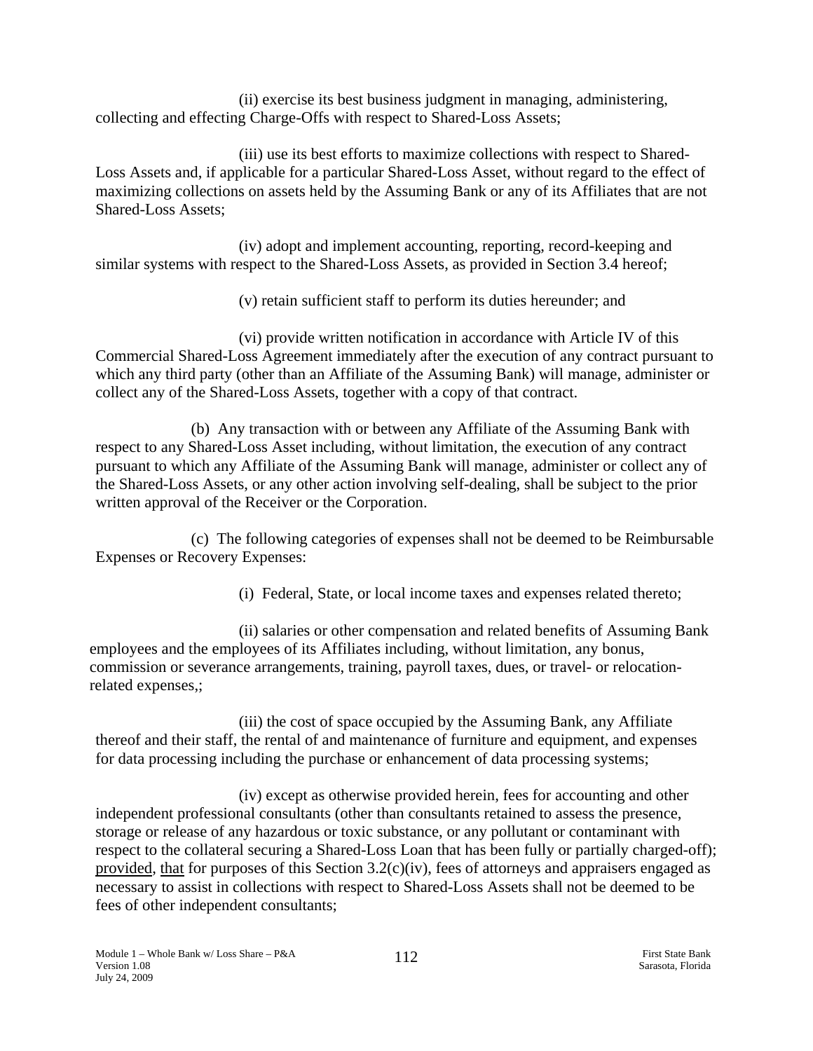(ii) exercise its best business judgment in managing, administering, collecting and effecting Charge-Offs with respect to Shared-Loss Assets;

(iii) use its best efforts to maximize collections with respect to Shared-Loss Assets and, if applicable for a particular Shared-Loss Asset, without regard to the effect of maximizing collections on assets held by the Assuming Bank or any of its Affiliates that are not Shared-Loss Assets;

(iv) adopt and implement accounting, reporting, record-keeping and similar systems with respect to the Shared-Loss Assets, as provided in Section 3.4 hereof;

(v) retain sufficient staff to perform its duties hereunder; and

(vi) provide written notification in accordance with Article IV of this Commercial Shared-Loss Agreement immediately after the execution of any contract pursuant to which any third party (other than an Affiliate of the Assuming Bank) will manage, administer or collect any of the Shared-Loss Assets, together with a copy of that contract.

(b) Any transaction with or between any Affiliate of the Assuming Bank with respect to any Shared-Loss Asset including, without limitation, the execution of any contract pursuant to which any Affiliate of the Assuming Bank will manage, administer or collect any of the Shared-Loss Assets, or any other action involving self-dealing, shall be subject to the prior written approval of the Receiver or the Corporation.

(c) The following categories of expenses shall not be deemed to be Reimbursable Expenses or Recovery Expenses:

(i) Federal, State, or local income taxes and expenses related thereto;

(ii) salaries or other compensation and related benefits of Assuming Bank employees and the employees of its Affiliates including, without limitation, any bonus, commission or severance arrangements, training, payroll taxes, dues, or travel- or relocation-related expenses,;

(iii) the cost of space occupied by the Assuming Bank, any Affiliate thereof and their staff, the rental of and maintenance of furniture and equipment, and expenses for data processing including the purchase or enhancement of data processing systems;

(iv) except as otherwise provided herein, fees for accounting and other independent professional consultants (other than consultants retained to assess the presence, storage or release of any hazardous or toxic substance, or any pollutant or contaminant with respect to the collateral securing a Shared-Loss Loan that has been fully or partially charged-off); provided, that for purposes of this Section 3.2(c)(iv), fees of attorneys and appraisers engaged as necessary to assist in collections with respect to Shared-Loss Assets shall not be deemed to be fees of other independent consultants;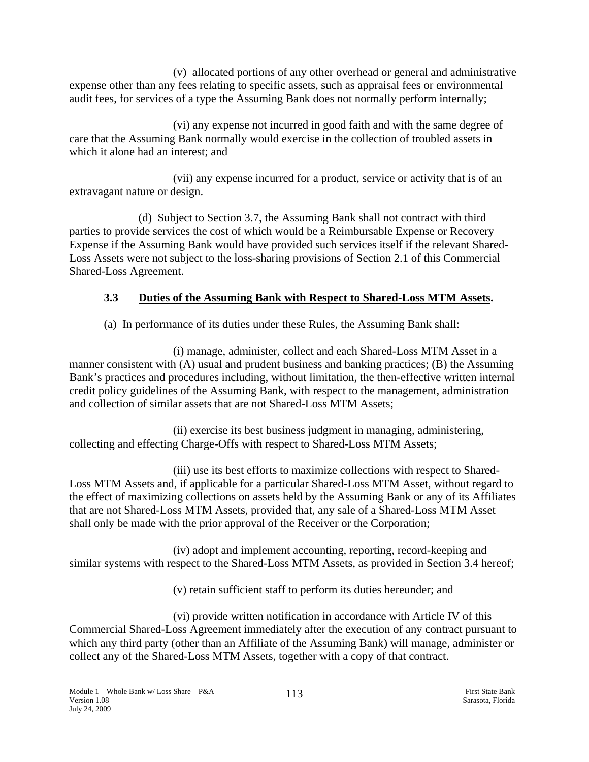(v) allocated portions of any other overhead or general and administrative expense other than any fees relating to specific assets, such as appraisal fees or environmental audit fees, for services of a type the Assuming Bank does not normally perform internally;

(vi) any expense not incurred in good faith and with the same degree of care that the Assuming Bank normally would exercise in the collection of troubled assets in which it alone had an interest; and

(vii) any expense incurred for a product, service or activity that is of an extravagant nature or design.

(d) Subject to Section 3.7, the Assuming Bank shall not contract with third parties to provide services the cost of which would be a Reimbursable Expense or Recovery Expense if the Assuming Bank would have provided such services itself if the relevant Shared-Loss Assets were not subject to the loss-sharing provisions of Section 2.1 of this Commercial Shared-Loss Agreement.

**3.3 Duties of the Assuming Bank with Respect to Shared-Loss MTM Assets.**

(a) In performance of its duties under these Rules, the Assuming Bank shall:

(i) manage, administer, collect and each Shared-Loss MTM Asset in a manner consistent with (A) usual and prudent business and banking practices; (B) the Assuming Bank's practices and procedures including, without limitation, the then-effective written internal credit policy guidelines of the Assuming Bank, with respect to the management, administration and collection of similar assets that are not Shared-Loss MTM Assets;

(ii) exercise its best business judgment in managing, administering, collecting and effecting Charge-Offs with respect to Shared-Loss MTM Assets;

(iii) use its best efforts to maximize collections with respect to Shared-Loss MTM Assets and, if applicable for a particular Shared-Loss MTM Asset, without regard to the effect of maximizing collections on assets held by the Assuming Bank or any of its Affiliates that are not Shared-Loss MTM Assets, provided that, any sale of a Shared-Loss MTM Asset shall only be made with the prior approval of the Receiver or the Corporation;

(iv) adopt and implement accounting, reporting, record-keeping and similar systems with respect to the Shared-Loss MTM Assets, as provided in Section 3.4 hereof;

(v) retain sufficient staff to perform its duties hereunder; and

(vi) provide written notification in accordance with Article IV of this Commercial Shared-Loss Agreement immediately after the execution of any contract pursuant to which any third party (other than an Affiliate of the Assuming Bank) will manage, administer or collect any of the Shared-Loss MTM Assets, together with a copy of that contract.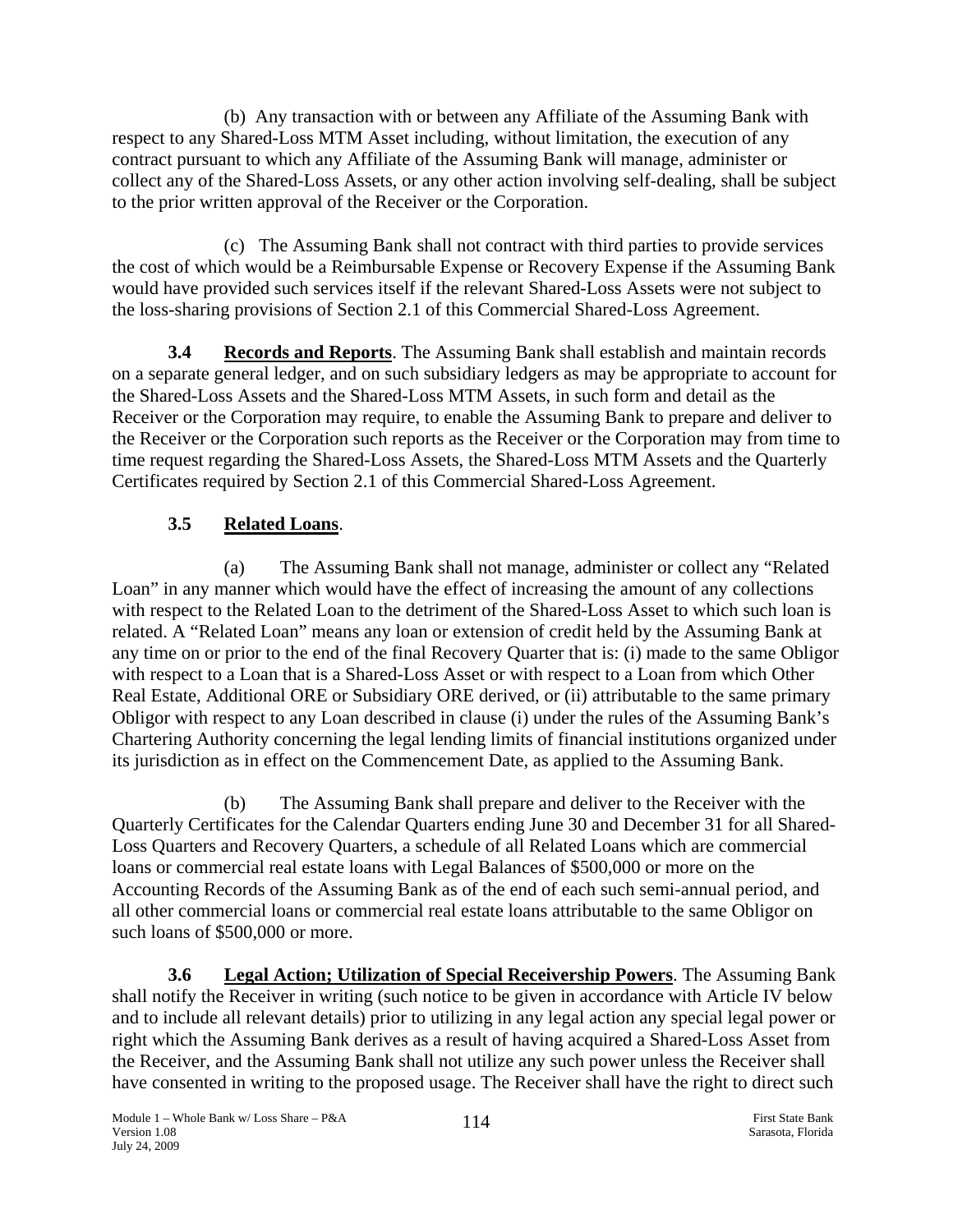(b) Any transaction with or between any Affiliate of the Assuming Bank with respect to any Shared-Loss MTM Asset including, without limitation, the execution of any contract pursuant to which any Affiliate of the Assuming Bank will manage, administer or collect any of the Shared-Loss Assets, or any other action involving self-dealing, shall be subject to the prior written approval of the Receiver or the Corporation.

(c) The Assuming Bank shall not contract with third parties to provide services the cost of which would be a Reimbursable Expense or Recovery Expense if the Assuming Bank would have provided such services itself if the relevant Shared-Loss Assets were not subject to the loss-sharing provisions of Section 2.1 of this Commercial Shared-Loss Agreement.

**3.4 Records and Reports**. The Assuming Bank shall establish and maintain records on a separate general ledger, and on such subsidiary ledgers as may be appropriate to account for the Shared-Loss Assets and the Shared-Loss MTM Assets, in such form and detail as the Receiver or the Corporation may require, to enable the Assuming Bank to prepare and deliver to the Receiver or the Corporation such reports as the Receiver or the Corporation may from time to time request regarding the Shared-Loss Assets, the Shared-Loss MTM Assets and the Quarterly Certificates required by Section 2.1 of this Commercial Shared-Loss Agreement.

**3.5 Related Loans**.

(a) The Assuming Bank shall not manage, administer or collect any "Related Loan" in any manner which would have the effect of increasing the amount of any collections with respect to the Related Loan to the detriment of the Shared-Loss Asset to which such loan is related. A "Related Loan" means any loan or extension of credit held by the Assuming Bank at any time on or prior to the end of the final Recovery Quarter that is: (i) made to the same Obligor with respect to a Loan that is a Shared-Loss Asset or with respect to a Loan from which Other Real Estate, Additional ORE or Subsidiary ORE derived, or (ii) attributable to the same primary Obligor with respect to any Loan described in clause (i) under the rules of the Assuming Bank's Chartering Authority concerning the legal lending limits of financial institutions organized under its jurisdiction as in effect on the Commencement Date, as applied to the Assuming Bank.

(b) The Assuming Bank shall prepare and deliver to the Receiver with the Quarterly Certificates for the Calendar Quarters ending June 30 and December 31 for all Shared-Loss Quarters and Recovery Quarters, a schedule of all Related Loans which are commercial loans or commercial real estate loans with Legal Balances of $500,000 or more on the Accounting Records of the Assuming Bank as of the end of each such semi-annual period, and all other commercial loans or commercial real estate loans attributable to the same Obligor on such loans of $500,000 or more.

**3.6 Legal Action; Utilization of Special Receivership Powers**. The Assuming Bank shall notify the Receiver in writing (such notice to be given in accordance with Article IV below and to include all relevant details) prior to utilizing in any legal action any special legal power or right which the Assuming Bank derives as a result of having acquired a Shared-Loss Asset from the Receiver, and the Assuming Bank shall not utilize any such power unless the Receiver shall have consented in writing to the proposed usage. The Receiver shall have the right to direct such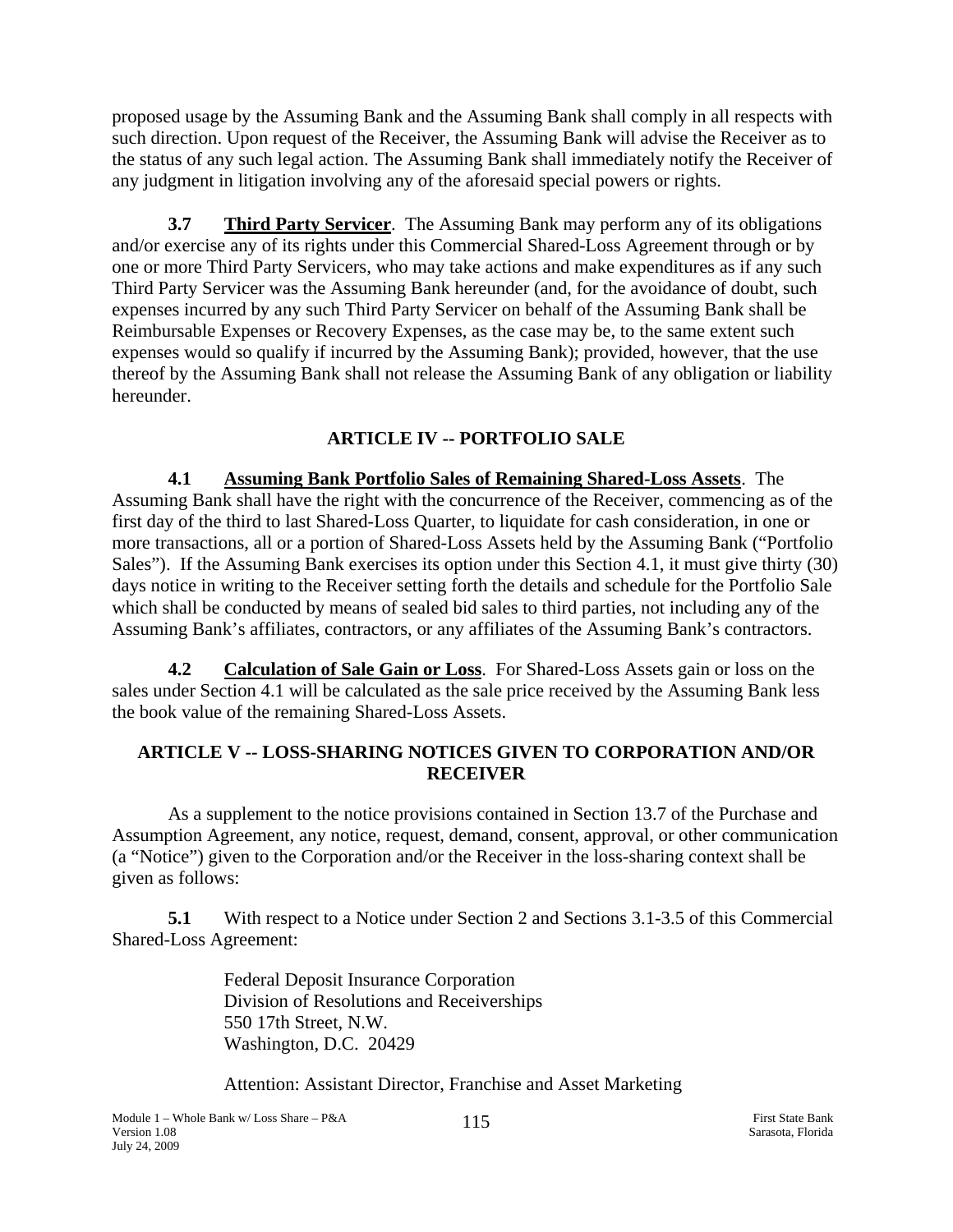proposed usage by the Assuming Bank and the Assuming Bank shall comply in all respects with such direction. Upon request of the Receiver, the Assuming Bank will advise the Receiver as to the status of any such legal action. The Assuming Bank shall immediately notify the Receiver of any judgment in litigation involving any of the aforesaid special powers or rights.

**3.7 Third Party Servicer**. The Assuming Bank may perform any of its obligations and/or exercise any of its rights under this Commercial Shared-Loss Agreement through or by one or more Third Party Servicers, who may take actions and make expenditures as if any such Third Party Servicer was the Assuming Bank hereunder (and, for the avoidance of doubt, such expenses incurred by any such Third Party Servicer on behalf of the Assuming Bank shall be Reimbursable Expenses or Recovery Expenses, as the case may be, to the same extent such expenses would so qualify if incurred by the Assuming Bank); provided, however, that the use thereof by the Assuming Bank shall not release the Assuming Bank of any obligation or liability hereunder.

## ARTICLE IV -- PORTFOLIO SALE

**4.1 Assuming Bank Portfolio Sales of Remaining Shared-Loss Assets**. The Assuming Bank shall have the right with the concurrence of the Receiver, commencing as of the first day of the third to last Shared-Loss Quarter, to liquidate for cash consideration, in one or more transactions, all or a portion of Shared-Loss Assets held by the Assuming Bank ("Portfolio Sales"). If the Assuming Bank exercises its option under this Section 4.1, it must give thirty (30) days notice in writing to the Receiver setting forth the details and schedule for the Portfolio Sale which shall be conducted by means of sealed bid sales to third parties, not including any of the Assuming Bank's affiliates, contractors, or any affiliates of the Assuming Bank's contractors.

**4.2 Calculation of Sale Gain or Loss**. For Shared-Loss Assets gain or loss on the sales under Section 4.1 will be calculated as the sale price received by the Assuming Bank less the book value of the remaining Shared-Loss Assets.

## ARTICLE V -- LOSS-SHARING NOTICES GIVEN TO CORPORATION AND/OR RECEIVER

As a supplement to the notice provisions contained in Section 13.7 of the Purchase and Assumption Agreement, any notice, request, demand, consent, approval, or other communication (a "Notice") given to the Corporation and/or the Receiver in the loss-sharing context shall be given as follows:

**5.1** With respect to a Notice under Section 2 and Sections 3.1-3.5 of this Commercial Shared-Loss Agreement:

Federal Deposit Insurance Corporation
Division of Resolutions and Receiverships
550 17th Street, N.W.
Washington, D.C. 20429

Attention: Assistant Director, Franchise and Asset Marketing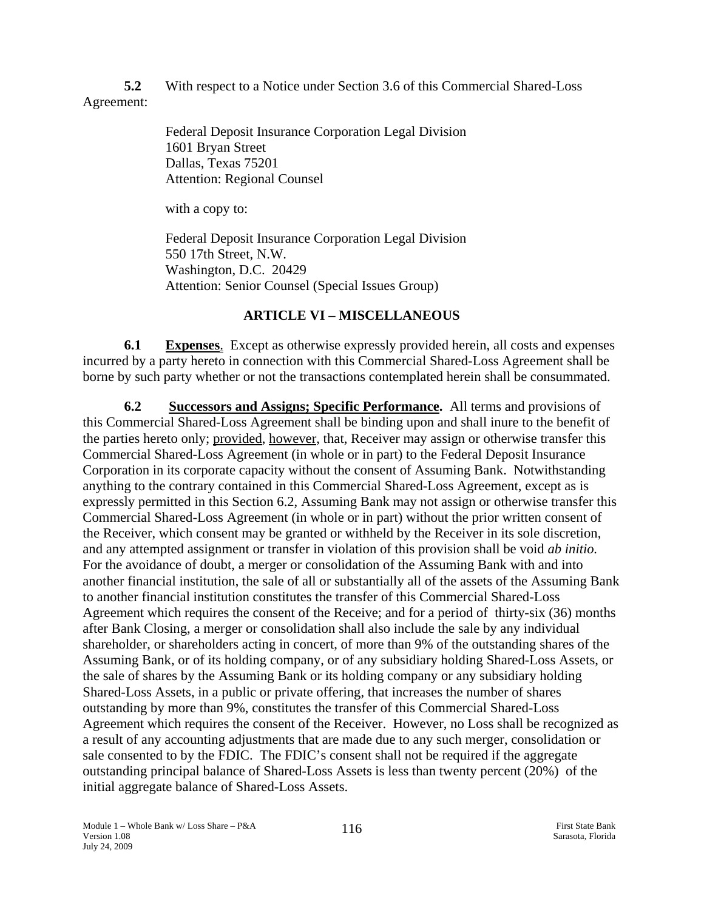**5.2** With respect to a Notice under Section 3.6 of this Commercial Shared-Loss Agreement:

Federal Deposit Insurance Corporation Legal Division
1601 Bryan Street
Dallas, Texas 75201
Attention: Regional Counsel

with a copy to:

Federal Deposit Insurance Corporation Legal Division
550 17th Street, N.W.
Washington, D.C. 20429
Attention: Senior Counsel (Special Issues Group)

## ARTICLE VI – MISCELLANEOUS

**6.1** **Expenses**. Except as otherwise expressly provided herein, all costs and expenses incurred by a party hereto in connection with this Commercial Shared-Loss Agreement shall be borne by such party whether or not the transactions contemplated herein shall be consummated.

**6.2** **Successors and Assigns; Specific Performance.** All terms and provisions of this Commercial Shared-Loss Agreement shall be binding upon and shall inure to the benefit of the parties hereto only; provided, however, that, Receiver may assign or otherwise transfer this Commercial Shared-Loss Agreement (in whole or in part) to the Federal Deposit Insurance Corporation in its corporate capacity without the consent of Assuming Bank. Notwithstanding anything to the contrary contained in this Commercial Shared-Loss Agreement, except as is expressly permitted in this Section 6.2, Assuming Bank may not assign or otherwise transfer this Commercial Shared-Loss Agreement (in whole or in part) without the prior written consent of the Receiver, which consent may be granted or withheld by the Receiver in its sole discretion, and any attempted assignment or transfer in violation of this provision shall be void *ab initio.* For the avoidance of doubt, a merger or consolidation of the Assuming Bank with and into another financial institution, the sale of all or substantially all of the assets of the Assuming Bank to another financial institution constitutes the transfer of this Commercial Shared-Loss Agreement which requires the consent of the Receive; and for a period of thirty-six (36) months after Bank Closing, a merger or consolidation shall also include the sale by any individual shareholder, or shareholders acting in concert, of more than 9% of the outstanding shares of the Assuming Bank, or of its holding company, or of any subsidiary holding Shared-Loss Assets, or the sale of shares by the Assuming Bank or its holding company or any subsidiary holding Shared-Loss Assets, in a public or private offering, that increases the number of shares outstanding by more than 9%, constitutes the transfer of this Commercial Shared-Loss Agreement which requires the consent of the Receiver. However, no Loss shall be recognized as a result of any accounting adjustments that are made due to any such merger, consolidation or sale consented to by the FDIC. The FDIC's consent shall not be required if the aggregate outstanding principal balance of Shared-Loss Assets is less than twenty percent (20%) of the initial aggregate balance of Shared-Loss Assets.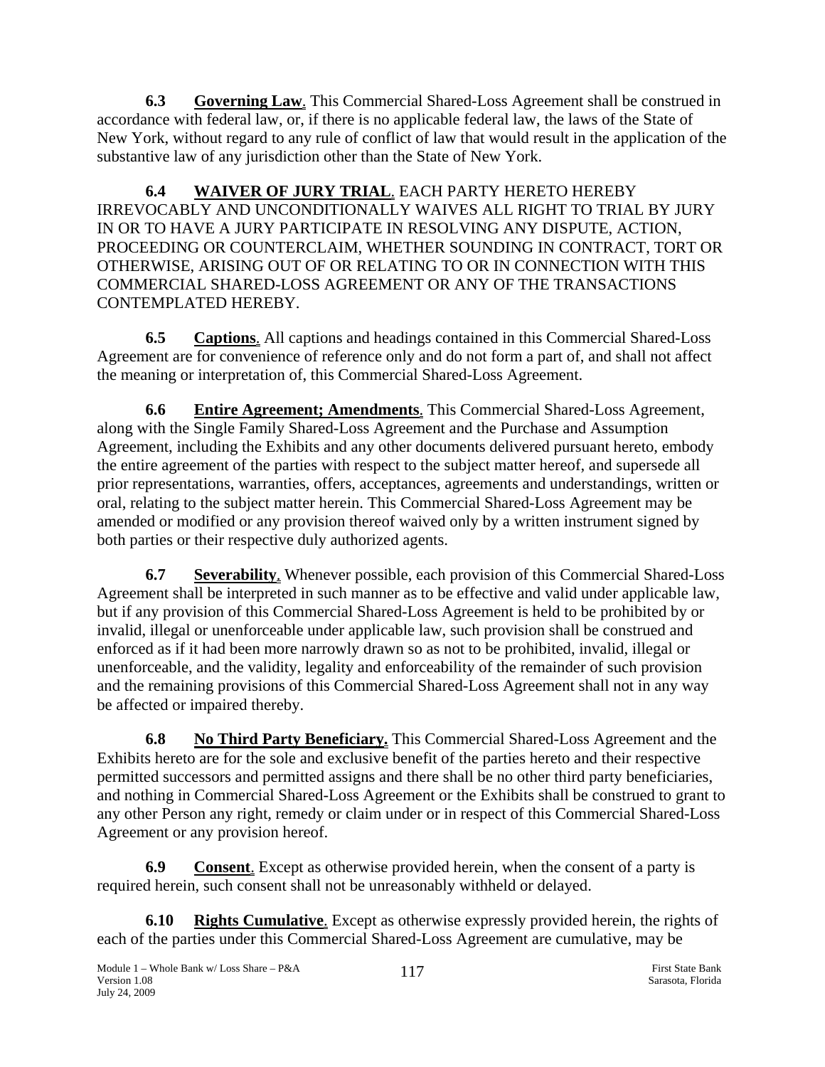**6.3 Governing Law**. This Commercial Shared-Loss Agreement shall be construed in accordance with federal law, or, if there is no applicable federal law, the laws of the State of New York, without regard to any rule of conflict of law that would result in the application of the substantive law of any jurisdiction other than the State of New York.

**6.4 WAIVER OF JURY TRIAL**. EACH PARTY HERETO HEREBY IRREVOCABLY AND UNCONDITIONALLY WAIVES ALL RIGHT TO TRIAL BY JURY IN OR TO HAVE A JURY PARTICIPATE IN RESOLVING ANY DISPUTE, ACTION, PROCEEDING OR COUNTERCLAIM, WHETHER SOUNDING IN CONTRACT, TORT OR OTHERWISE, ARISING OUT OF OR RELATING TO OR IN CONNECTION WITH THIS COMMERCIAL SHARED-LOSS AGREEMENT OR ANY OF THE TRANSACTIONS CONTEMPLATED HEREBY.

**6.5 Captions**. All captions and headings contained in this Commercial Shared-Loss Agreement are for convenience of reference only and do not form a part of, and shall not affect the meaning or interpretation of, this Commercial Shared-Loss Agreement.

**6.6 Entire Agreement; Amendments**. This Commercial Shared-Loss Agreement, along with the Single Family Shared-Loss Agreement and the Purchase and Assumption Agreement, including the Exhibits and any other documents delivered pursuant hereto, embody the entire agreement of the parties with respect to the subject matter hereof, and supersede all prior representations, warranties, offers, acceptances, agreements and understandings, written or oral, relating to the subject matter herein. This Commercial Shared-Loss Agreement may be amended or modified or any provision thereof waived only by a written instrument signed by both parties or their respective duly authorized agents.

**6.7 Severability**. Whenever possible, each provision of this Commercial Shared-Loss Agreement shall be interpreted in such manner as to be effective and valid under applicable law, but if any provision of this Commercial Shared-Loss Agreement is held to be prohibited by or invalid, illegal or unenforceable under applicable law, such provision shall be construed and enforced as if it had been more narrowly drawn so as not to be prohibited, invalid, illegal or unenforceable, and the validity, legality and enforceability of the remainder of such provision and the remaining provisions of this Commercial Shared-Loss Agreement shall not in any way be affected or impaired thereby.

**6.8 No Third Party Beneficiary.** This Commercial Shared-Loss Agreement and the Exhibits hereto are for the sole and exclusive benefit of the parties hereto and their respective permitted successors and permitted assigns and there shall be no other third party beneficiaries, and nothing in Commercial Shared-Loss Agreement or the Exhibits shall be construed to grant to any other Person any right, remedy or claim under or in respect of this Commercial Shared-Loss Agreement or any provision hereof.

**6.9 Consent**. Except as otherwise provided herein, when the consent of a party is required herein, such consent shall not be unreasonably withheld or delayed.

**6.10 Rights Cumulative**. Except as otherwise expressly provided herein, the rights of each of the parties under this Commercial Shared-Loss Agreement are cumulative, may be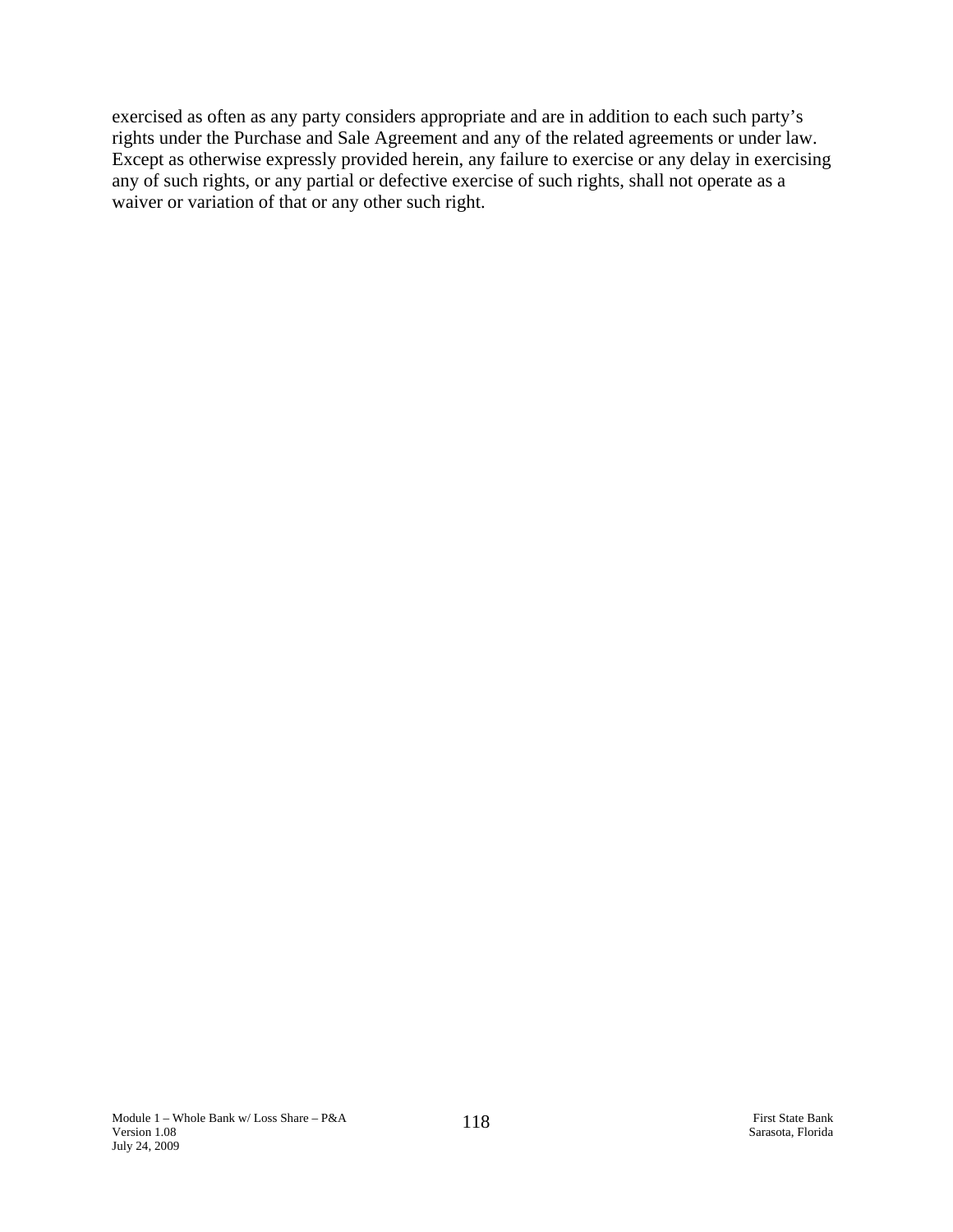exercised as often as any party considers appropriate and are in addition to each such party's rights under the Purchase and Sale Agreement and any of the related agreements or under law. Except as otherwise expressly provided herein, any failure to exercise or any delay in exercising any of such rights, or any partial or defective exercise of such rights, shall not operate as a waiver or variation of that or any other such right.